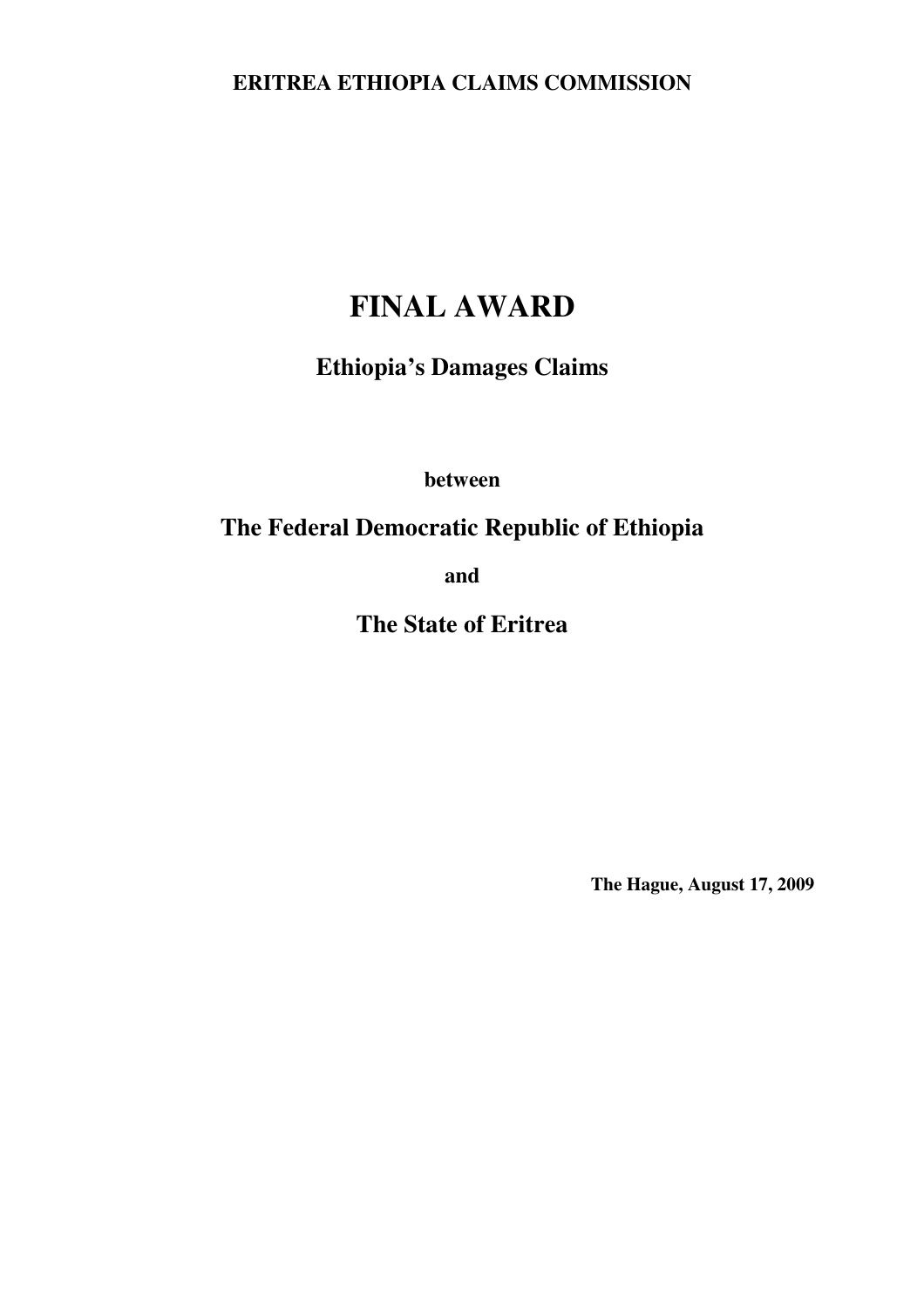**ERITREA ETHIOPIA CLAIMS COMMISSION**

# FINAL AWARD

## Ethiopia's Damages Claims

**between**

## The Federal Democratic Republic of Ethiopia

**and**

## The State of Eritrea

**The Hague, August 17, 2009**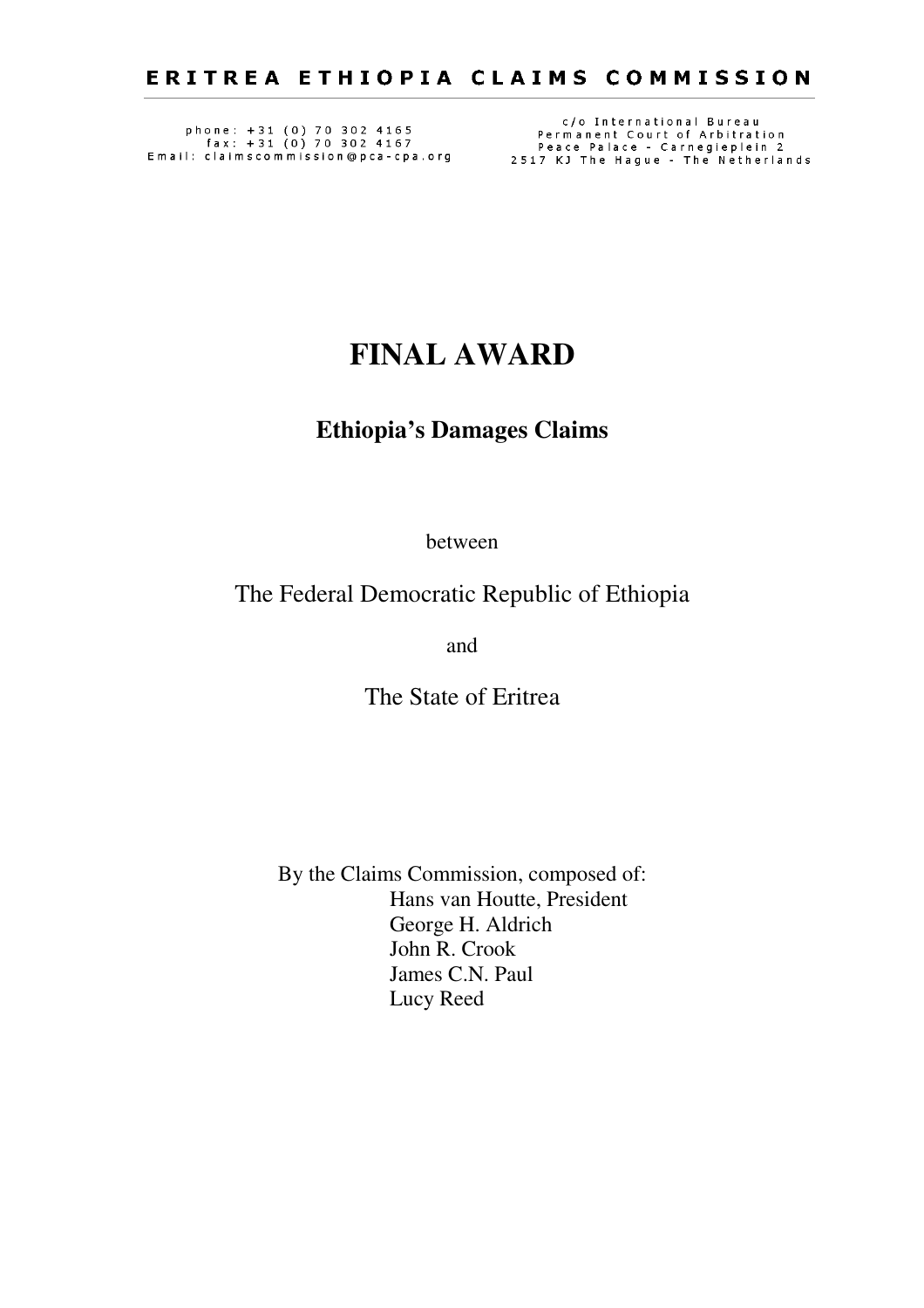ERITREA ETHIOPIA CLAIMS COMMISSION

phone: +31 (0) 70 302 4165
fax: +31 (0) 70 302 4167
Email: claimscommission@pca-cpa.org

c/o International Bureau
Permanent Court of Arbitration
Peace Palace - Carnegieplein 2
2517 KJ The Hague - The Netherlands

# FINAL AWARD

## Ethiopia's Damages Claims

between

The Federal Democratic Republic of Ethiopia

and

The State of Eritrea

By the Claims Commission, composed of:
Hans van Houtte, President
George H. Aldrich
John R. Crook
James C.N. Paul
Lucy Reed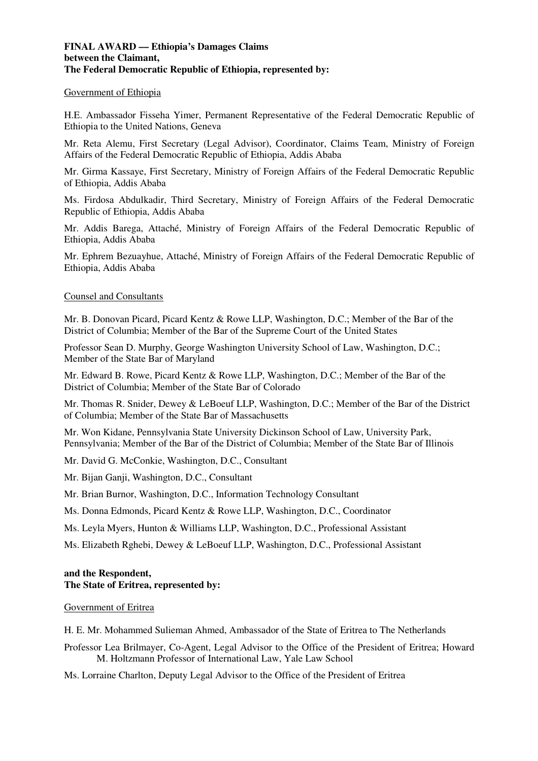**FINAL AWARD — Ethiopia's Damages Claims**
**between the Claimant,**
**The Federal Democratic Republic of Ethiopia, represented by:**

Government of Ethiopia

H.E. Ambassador Fisseha Yimer, Permanent Representative of the Federal Democratic Republic of Ethiopia to the United Nations, Geneva

Mr. Reta Alemu, First Secretary (Legal Advisor), Coordinator, Claims Team, Ministry of Foreign Affairs of the Federal Democratic Republic of Ethiopia, Addis Ababa

Mr. Girma Kassaye, First Secretary, Ministry of Foreign Affairs of the Federal Democratic Republic of Ethiopia, Addis Ababa

Ms. Firdosa Abdulkadir, Third Secretary, Ministry of Foreign Affairs of the Federal Democratic Republic of Ethiopia, Addis Ababa

Mr. Addis Barega, Attaché, Ministry of Foreign Affairs of the Federal Democratic Republic of Ethiopia, Addis Ababa

Mr. Ephrem Bezuayhue, Attaché, Ministry of Foreign Affairs of the Federal Democratic Republic of Ethiopia, Addis Ababa

Counsel and Consultants

Mr. B. Donovan Picard, Picard Kentz & Rowe LLP, Washington, D.C.; Member of the Bar of the District of Columbia; Member of the Bar of the Supreme Court of the United States

Professor Sean D. Murphy, George Washington University School of Law, Washington, D.C.; Member of the State Bar of Maryland

Mr. Edward B. Rowe, Picard Kentz & Rowe LLP, Washington, D.C.; Member of the Bar of the District of Columbia; Member of the State Bar of Colorado

Mr. Thomas R. Snider, Dewey & LeBoeuf LLP, Washington, D.C.; Member of the Bar of the District of Columbia; Member of the State Bar of Massachusetts

Mr. Won Kidane, Pennsylvania State University Dickinson School of Law, University Park, Pennsylvania; Member of the Bar of the District of Columbia; Member of the State Bar of Illinois

Mr. David G. McConkie, Washington, D.C., Consultant

Mr. Bijan Ganji, Washington, D.C., Consultant

Mr. Brian Burnor, Washington, D.C., Information Technology Consultant

Ms. Donna Edmonds, Picard Kentz & Rowe LLP, Washington, D.C., Coordinator

Ms. Leyla Myers, Hunton & Williams LLP, Washington, D.C., Professional Assistant

Ms. Elizabeth Rghebi, Dewey & LeBoeuf LLP, Washington, D.C., Professional Assistant

**and the Respondent,**
**The State of Eritrea, represented by:**

Government of Eritrea

H. E. Mr. Mohammed Sulieman Ahmed, Ambassador of the State of Eritrea to The Netherlands

Professor Lea Brilmayer, Co-Agent, Legal Advisor to the Office of the President of Eritrea; Howard M. Holtzmann Professor of International Law, Yale Law School

Ms. Lorraine Charlton, Deputy Legal Advisor to the Office of the President of Eritrea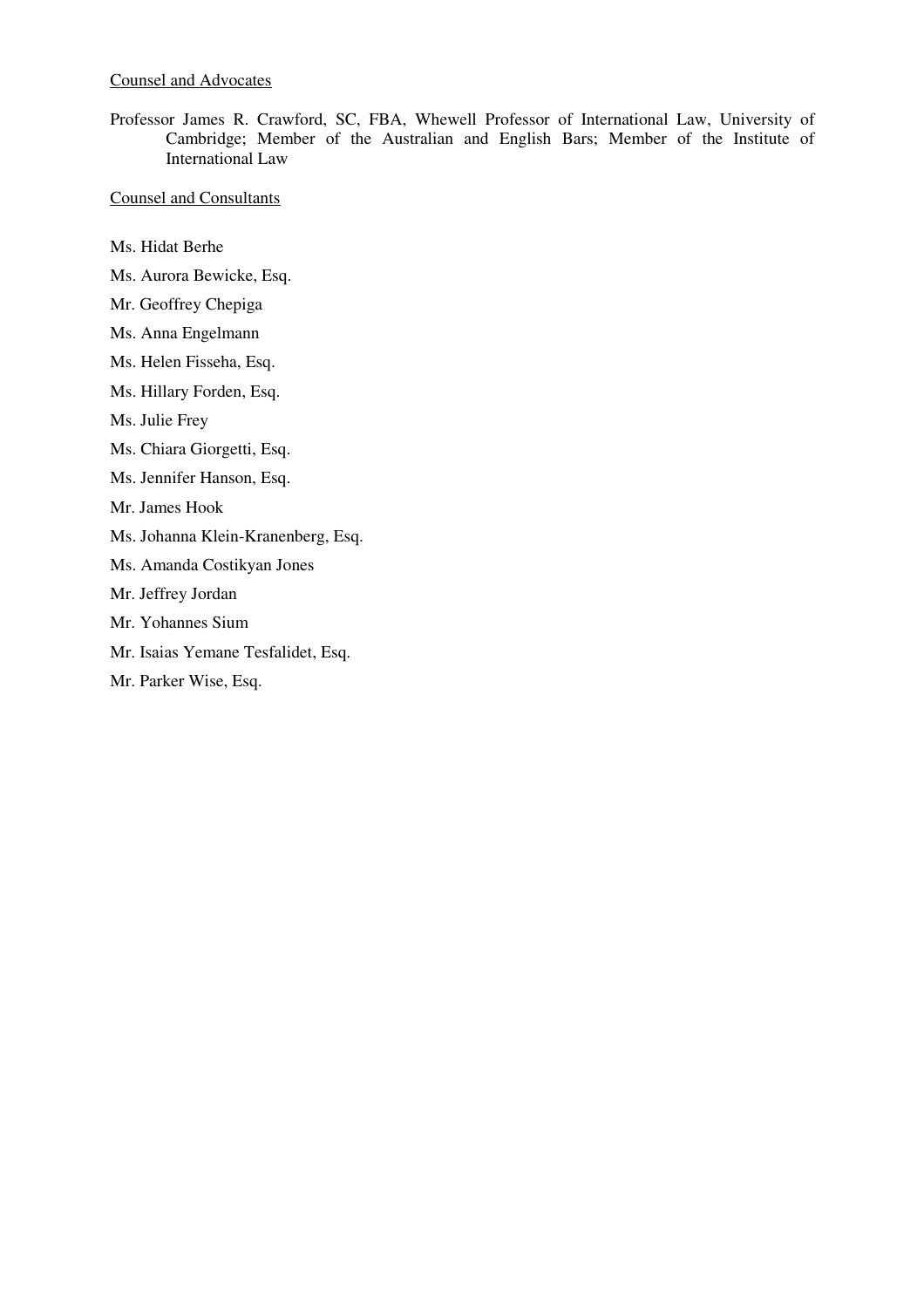Counsel and Advocates

Professor James R. Crawford, SC, FBA, Whewell Professor of International Law, University of Cambridge; Member of the Australian and English Bars; Member of the Institute of International Law

Counsel and Consultants

Ms. Hidat Berhe

Ms. Aurora Bewicke, Esq.

Mr. Geoffrey Chepiga

Ms. Anna Engelmann

Ms. Helen Fisseha, Esq.

Ms. Hillary Forden, Esq.

Ms. Julie Frey

Ms. Chiara Giorgetti, Esq.

Ms. Jennifer Hanson, Esq.

Mr. James Hook

Ms. Johanna Klein-Kranenberg, Esq.

Ms. Amanda Costikyan Jones

Mr. Jeffrey Jordan

Mr. Yohannes Sium

Mr. Isaias Yemane Tesfalidet, Esq.

Mr. Parker Wise, Esq.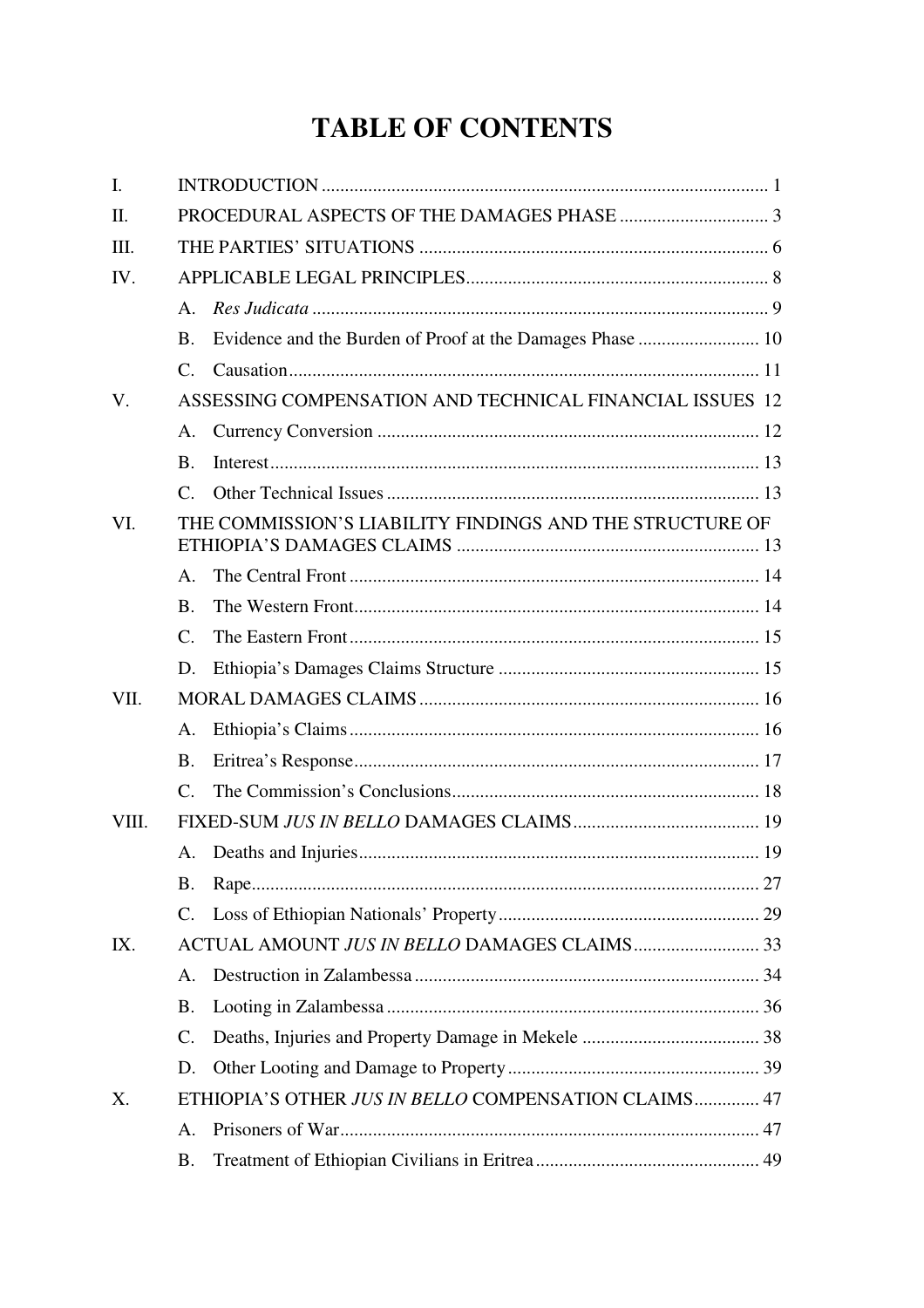# TABLE OF CONTENTS

I. INTRODUCTION ............................................................................................... 1

II. PROCEDURAL ASPECTS OF THE DAMAGES PHASE ................................ 3

III. THE PARTIES' SITUATIONS ........................................................................... 6

IV. APPLICABLE LEGAL PRINCIPLES ................................................................ 8

- A. *Res Judicata* .................................................................................................. 9
- B. Evidence and the Burden of Proof at the Damages Phase .......................... 10
- C. Causation ...................................................................................................... 11

V. ASSESSING COMPENSATION AND TECHNICAL FINANCIAL ISSUES 12

- A. Currency Conversion .................................................................................. 12
- B. Interest .......................................................................................................... 13
- C. Other Technical Issues ................................................................................ 13

VI. THE COMMISSION'S LIABILITY FINDINGS AND THE STRUCTURE OF ETHIOPIA'S DAMAGES CLAIMS ................................................................ 13

- A. The Central Front ........................................................................................ 14
- B. The Western Front ....................................................................................... 14
- C. The Eastern Front ........................................................................................ 15
- D. Ethiopia's Damages Claims Structure ........................................................ 15

VII. MORAL DAMAGES CLAIMS ......................................................................... 16

- A. Ethiopia's Claims ......................................................................................... 16
- B. Eritrea's Response ........................................................................................ 17
- C. The Commission's Conclusions .................................................................. 18

VIII. FIXED-SUM *JUS IN BELLO* DAMAGES CLAIMS ......................................... 19

- A. Deaths and Injuries ...................................................................................... 19
- B. Rape .............................................................................................................. 27
- C. Loss of Ethiopian Nationals' Property ........................................................ 29

IX. ACTUAL AMOUNT *JUS IN BELLO* DAMAGES CLAIMS ........................... 33

- A. Destruction in Zalambessa .......................................................................... 34
- B. Looting in Zalambessa ................................................................................ 36
- C. Deaths, Injuries and Property Damage in Mekele ...................................... 38
- D. Other Looting and Damage to Property ...................................................... 39

X. ETHIOPIA'S OTHER *JUS IN BELLO* COMPENSATION CLAIMS .............. 47

- A. Prisoners of War .......................................................................................... 47
- B. Treatment of Ethiopian Civilians in Eritrea ................................................ 49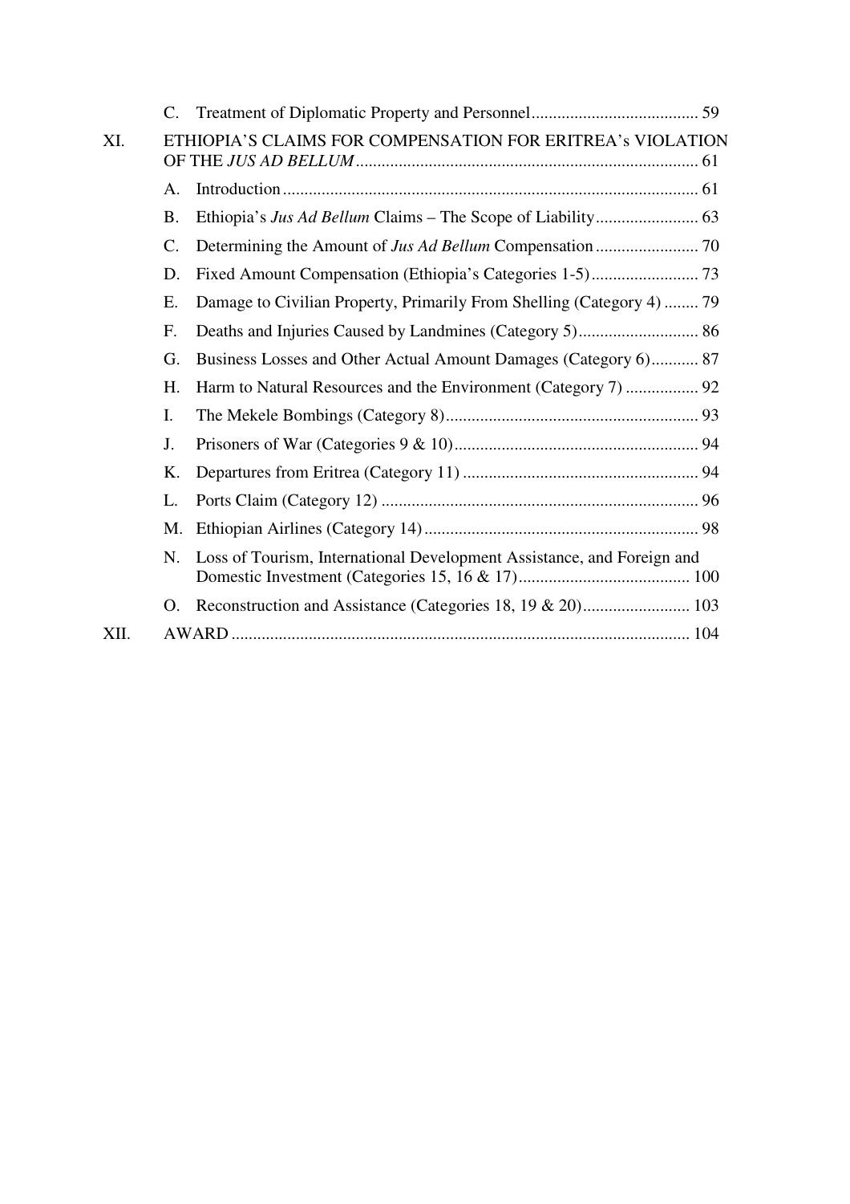- C. Treatment of Diplomatic Property and Personnel ....................................... 59

XI. ETHIOPIA'S CLAIMS FOR COMPENSATION FOR ERITREA's VIOLATION OF THE *JUS AD BELLUM* ................................................................................ 61

- A. Introduction ................................................................................................ 61
- B. Ethiopia's *Jus Ad Bellum* Claims – The Scope of Liability ........................ 63
- C. Determining the Amount of *Jus Ad Bellum* Compensation ........................ 70
- D. Fixed Amount Compensation (Ethiopia's Categories 1-5) ......................... 73
- E. Damage to Civilian Property, Primarily From Shelling (Category 4) ........ 79
- F. Deaths and Injuries Caused by Landmines (Category 5) ............................ 86
- G. Business Losses and Other Actual Amount Damages (Category 6) ........... 87
- H. Harm to Natural Resources and the Environment (Category 7) ................. 92
- I. The Mekele Bombings (Category 8) ........................................................... 93
- J. Prisoners of War (Categories 9 & 10) ......................................................... 94
- K. Departures from Eritrea (Category 11) ....................................................... 94
- L. Ports Claim (Category 12) .......................................................................... 96
- M. Ethiopian Airlines (Category 14) ................................................................ 98
- N. Loss of Tourism, International Development Assistance, and Foreign and Domestic Investment (Categories 15, 16 & 17) ........................................ 100
- O. Reconstruction and Assistance (Categories 18, 19 & 20) ......................... 103

XII. AWARD .......................................................................................................... 104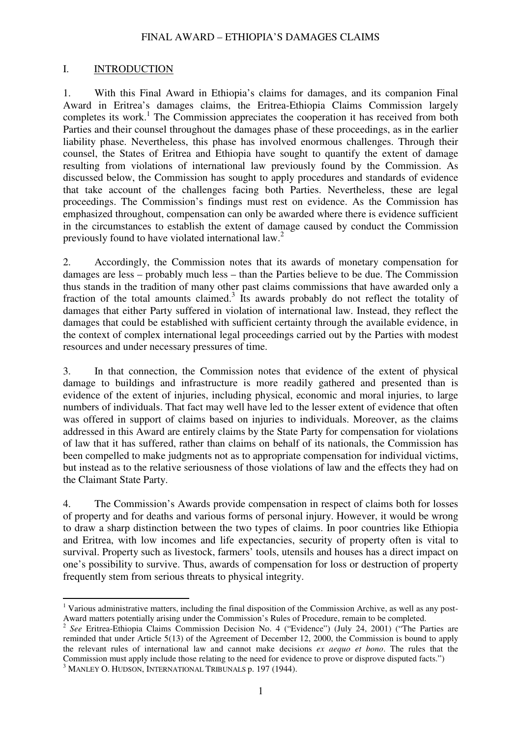## I. INTRODUCTION

1. With this Final Award in Ethiopia's claims for damages, and its companion Final Award in Eritrea's damages claims, the Eritrea-Ethiopia Claims Commission largely completes its work.[1] The Commission appreciates the cooperation it has received from both Parties and their counsel throughout the damages phase of these proceedings, as in the earlier liability phase. Nevertheless, this phase has involved enormous challenges. Through their counsel, the States of Eritrea and Ethiopia have sought to quantify the extent of damage resulting from violations of international law previously found by the Commission. As discussed below, the Commission has sought to apply procedures and standards of evidence that take account of the challenges facing both Parties. Nevertheless, these are legal proceedings. The Commission's findings must rest on evidence. As the Commission has emphasized throughout, compensation can only be awarded where there is evidence sufficient in the circumstances to establish the extent of damage caused by conduct the Commission previously found to have violated international law.[2]

2. Accordingly, the Commission notes that its awards of monetary compensation for damages are less – probably much less – than the Parties believe to be due. The Commission thus stands in the tradition of many other past claims commissions that have awarded only a fraction of the total amounts claimed.[3] Its awards probably do not reflect the totality of damages that either Party suffered in violation of international law. Instead, they reflect the damages that could be established with sufficient certainty through the available evidence, in the context of complex international legal proceedings carried out by the Parties with modest resources and under necessary pressures of time.

3. In that connection, the Commission notes that evidence of the extent of physical damage to buildings and infrastructure is more readily gathered and presented than is evidence of the extent of injuries, including physical, economic and moral injuries, to large numbers of individuals. That fact may well have led to the lesser extent of evidence that often was offered in support of claims based on injuries to individuals. Moreover, as the claims addressed in this Award are entirely claims by the State Party for compensation for violations of law that it has suffered, rather than claims on behalf of its nationals, the Commission has been compelled to make judgments not as to appropriate compensation for individual victims, but instead as to the relative seriousness of those violations of law and the effects they had on the Claimant State Party.

4. The Commission's Awards provide compensation in respect of claims both for losses of property and for deaths and various forms of personal injury. However, it would be wrong to draw a sharp distinction between the two types of claims. In poor countries like Ethiopia and Eritrea, with low incomes and life expectancies, security of property often is vital to survival. Property such as livestock, farmers' tools, utensils and houses has a direct impact on one's possibility to survive. Thus, awards of compensation for loss or destruction of property frequently stem from serious threats to physical integrity.

---

[1] Various administrative matters, including the final disposition of the Commission Archive, as well as any post-Award matters potentially arising under the Commission's Rules of Procedure, remain to be completed.

[2] *See* Eritrea-Ethiopia Claims Commission Decision No. 4 ("Evidence") (July 24, 2001) ("The Parties are reminded that under Article 5(13) of the Agreement of December 12, 2000, the Commission is bound to apply the relevant rules of international law and cannot make decisions *ex aequo et bono*. The rules that the Commission must apply include those relating to the need for evidence to prove or disprove disputed facts.")

[3] MANLEY O. HUDSON, INTERNATIONAL TRIBUNALS p. 197 (1944).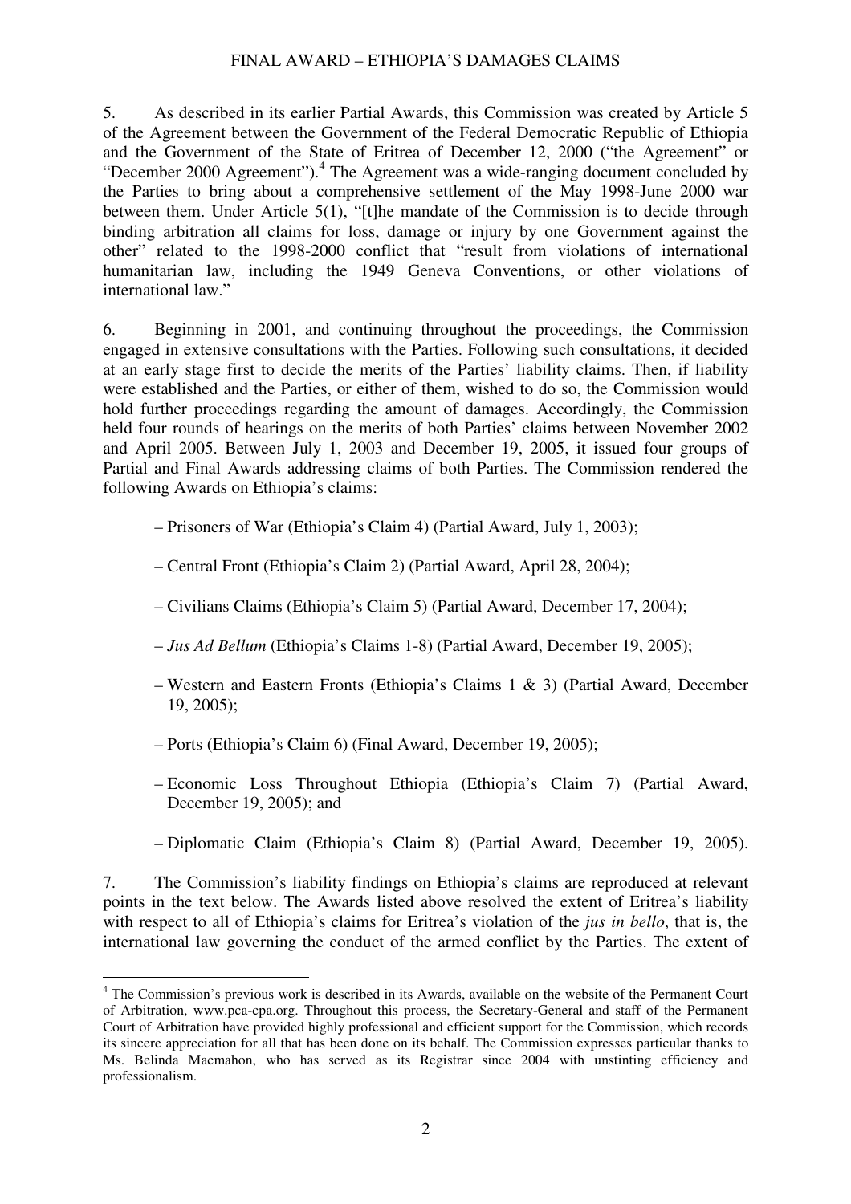5. As described in its earlier Partial Awards, this Commission was created by Article 5 of the Agreement between the Government of the Federal Democratic Republic of Ethiopia and the Government of the State of Eritrea of December 12, 2000 ("the Agreement" or "December 2000 Agreement").[4] The Agreement was a wide-ranging document concluded by the Parties to bring about a comprehensive settlement of the May 1998-June 2000 war between them. Under Article 5(1), "[t]he mandate of the Commission is to decide through binding arbitration all claims for loss, damage or injury by one Government against the other" related to the 1998-2000 conflict that "result from violations of international humanitarian law, including the 1949 Geneva Conventions, or other violations of international law."

6. Beginning in 2001, and continuing throughout the proceedings, the Commission engaged in extensive consultations with the Parties. Following such consultations, it decided at an early stage first to decide the merits of the Parties' liability claims. Then, if liability were established and the Parties, or either of them, wished to do so, the Commission would hold further proceedings regarding the amount of damages. Accordingly, the Commission held four rounds of hearings on the merits of both Parties' claims between November 2002 and April 2005. Between July 1, 2003 and December 19, 2005, it issued four groups of Partial and Final Awards addressing claims of both Parties. The Commission rendered the following Awards on Ethiopia's claims:

– Prisoners of War (Ethiopia's Claim 4) (Partial Award, July 1, 2003);

– Central Front (Ethiopia's Claim 2) (Partial Award, April 28, 2004);

– Civilians Claims (Ethiopia's Claim 5) (Partial Award, December 17, 2004);

– *Jus Ad Bellum* (Ethiopia's Claims 1-8) (Partial Award, December 19, 2005);

– Western and Eastern Fronts (Ethiopia's Claims 1 & 3) (Partial Award, December 19, 2005);

– Ports (Ethiopia's Claim 6) (Final Award, December 19, 2005);

– Economic Loss Throughout Ethiopia (Ethiopia's Claim 7) (Partial Award, December 19, 2005); and

– Diplomatic Claim (Ethiopia's Claim 8) (Partial Award, December 19, 2005).

7. The Commission's liability findings on Ethiopia's claims are reproduced at relevant points in the text below. The Awards listed above resolved the extent of Eritrea's liability with respect to all of Ethiopia's claims for Eritrea's violation of the *jus in bello*, that is, the international law governing the conduct of the armed conflict by the Parties. The extent of

[4] The Commission's previous work is described in its Awards, available on the website of the Permanent Court of Arbitration, www.pca-cpa.org. Throughout this process, the Secretary-General and staff of the Permanent Court of Arbitration have provided highly professional and efficient support for the Commission, which records its sincere appreciation for all that has been done on its behalf. The Commission expresses particular thanks to Ms. Belinda Macmahon, who has served as its Registrar since 2004 with unstinting efficiency and professionalism.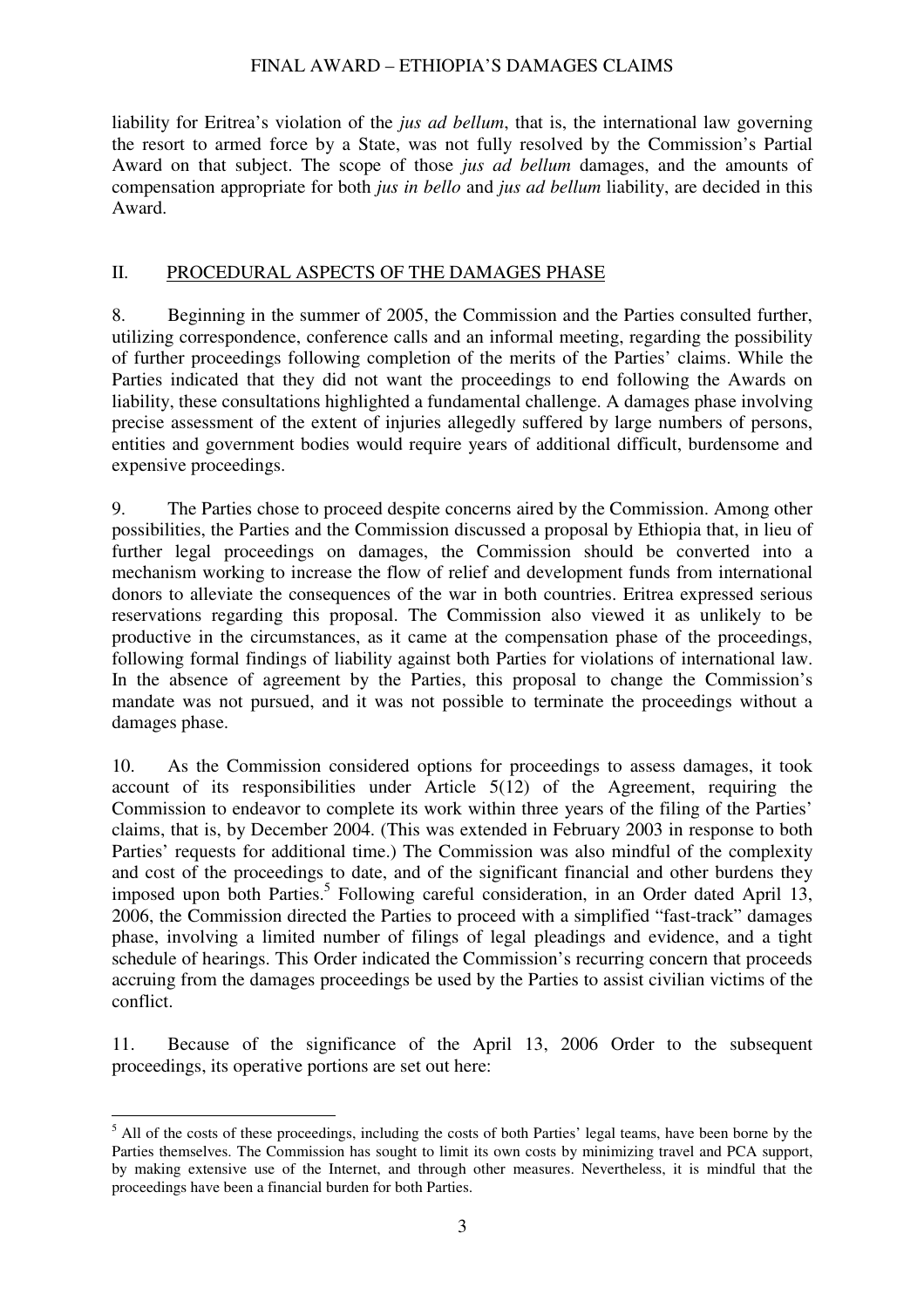liability for Eritrea's violation of the *jus ad bellum*, that is, the international law governing the resort to armed force by a State, was not fully resolved by the Commission's Partial Award on that subject. The scope of those *jus ad bellum* damages, and the amounts of compensation appropriate for both *jus in bello* and *jus ad bellum* liability, are decided in this Award.

## II. PROCEDURAL ASPECTS OF THE DAMAGES PHASE

8. Beginning in the summer of 2005, the Commission and the Parties consulted further, utilizing correspondence, conference calls and an informal meeting, regarding the possibility of further proceedings following completion of the merits of the Parties' claims. While the Parties indicated that they did not want the proceedings to end following the Awards on liability, these consultations highlighted a fundamental challenge. A damages phase involving precise assessment of the extent of injuries allegedly suffered by large numbers of persons, entities and government bodies would require years of additional difficult, burdensome and expensive proceedings.

9. The Parties chose to proceed despite concerns aired by the Commission. Among other possibilities, the Parties and the Commission discussed a proposal by Ethiopia that, in lieu of further legal proceedings on damages, the Commission should be converted into a mechanism working to increase the flow of relief and development funds from international donors to alleviate the consequences of the war in both countries. Eritrea expressed serious reservations regarding this proposal. The Commission also viewed it as unlikely to be productive in the circumstances, as it came at the compensation phase of the proceedings, following formal findings of liability against both Parties for violations of international law. In the absence of agreement by the Parties, this proposal to change the Commission's mandate was not pursued, and it was not possible to terminate the proceedings without a damages phase.

10. As the Commission considered options for proceedings to assess damages, it took account of its responsibilities under Article 5(12) of the Agreement, requiring the Commission to endeavor to complete its work within three years of the filing of the Parties' claims, that is, by December 2004. (This was extended in February 2003 in response to both Parties' requests for additional time.) The Commission was also mindful of the complexity and cost of the proceedings to date, and of the significant financial and other burdens they imposed upon both Parties.[5] Following careful consideration, in an Order dated April 13, 2006, the Commission directed the Parties to proceed with a simplified "fast-track" damages phase, involving a limited number of filings of legal pleadings and evidence, and a tight schedule of hearings. This Order indicated the Commission's recurring concern that proceeds accruing from the damages proceedings be used by the Parties to assist civilian victims of the conflict.

11. Because of the significance of the April 13, 2006 Order to the subsequent proceedings, its operative portions are set out here:

---

[5] All of the costs of these proceedings, including the costs of both Parties' legal teams, have been borne by the Parties themselves. The Commission has sought to limit its own costs by minimizing travel and PCA support, by making extensive use of the Internet, and through other measures. Nevertheless, it is mindful that the proceedings have been a financial burden for both Parties.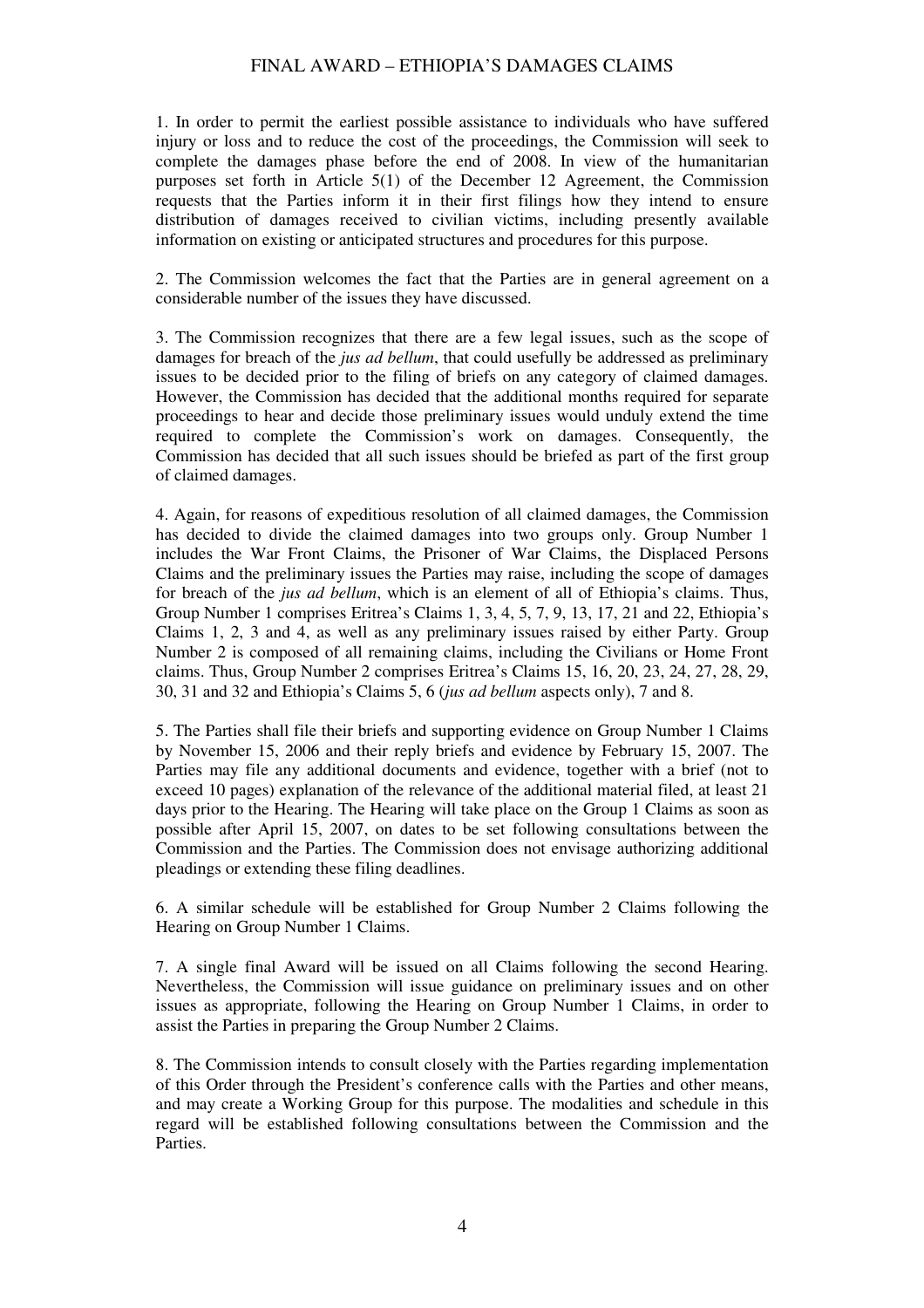1. In order to permit the earliest possible assistance to individuals who have suffered injury or loss and to reduce the cost of the proceedings, the Commission will seek to complete the damages phase before the end of 2008. In view of the humanitarian purposes set forth in Article 5(1) of the December 12 Agreement, the Commission requests that the Parties inform it in their first filings how they intend to ensure distribution of damages received to civilian victims, including presently available information on existing or anticipated structures and procedures for this purpose.

2. The Commission welcomes the fact that the Parties are in general agreement on a considerable number of the issues they have discussed.

3. The Commission recognizes that there are a few legal issues, such as the scope of damages for breach of the *jus ad bellum*, that could usefully be addressed as preliminary issues to be decided prior to the filing of briefs on any category of claimed damages. However, the Commission has decided that the additional months required for separate proceedings to hear and decide those preliminary issues would unduly extend the time required to complete the Commission's work on damages. Consequently, the Commission has decided that all such issues should be briefed as part of the first group of claimed damages.

4. Again, for reasons of expeditious resolution of all claimed damages, the Commission has decided to divide the claimed damages into two groups only. Group Number 1 includes the War Front Claims, the Prisoner of War Claims, the Displaced Persons Claims and the preliminary issues the Parties may raise, including the scope of damages for breach of the *jus ad bellum*, which is an element of all of Ethiopia's claims. Thus, Group Number 1 comprises Eritrea's Claims 1, 3, 4, 5, 7, 9, 13, 17, 21 and 22, Ethiopia's Claims 1, 2, 3 and 4, as well as any preliminary issues raised by either Party. Group Number 2 is composed of all remaining claims, including the Civilians or Home Front claims. Thus, Group Number 2 comprises Eritrea's Claims 15, 16, 20, 23, 24, 27, 28, 29, 30, 31 and 32 and Ethiopia's Claims 5, 6 (*jus ad bellum* aspects only), 7 and 8.

5. The Parties shall file their briefs and supporting evidence on Group Number 1 Claims by November 15, 2006 and their reply briefs and evidence by February 15, 2007. The Parties may file any additional documents and evidence, together with a brief (not to exceed 10 pages) explanation of the relevance of the additional material filed, at least 21 days prior to the Hearing. The Hearing will take place on the Group 1 Claims as soon as possible after April 15, 2007, on dates to be set following consultations between the Commission and the Parties. The Commission does not envisage authorizing additional pleadings or extending these filing deadlines.

6. A similar schedule will be established for Group Number 2 Claims following the Hearing on Group Number 1 Claims.

7. A single final Award will be issued on all Claims following the second Hearing. Nevertheless, the Commission will issue guidance on preliminary issues and on other issues as appropriate, following the Hearing on Group Number 1 Claims, in order to assist the Parties in preparing the Group Number 2 Claims.

8. The Commission intends to consult closely with the Parties regarding implementation of this Order through the President's conference calls with the Parties and other means, and may create a Working Group for this purpose. The modalities and schedule in this regard will be established following consultations between the Commission and the Parties.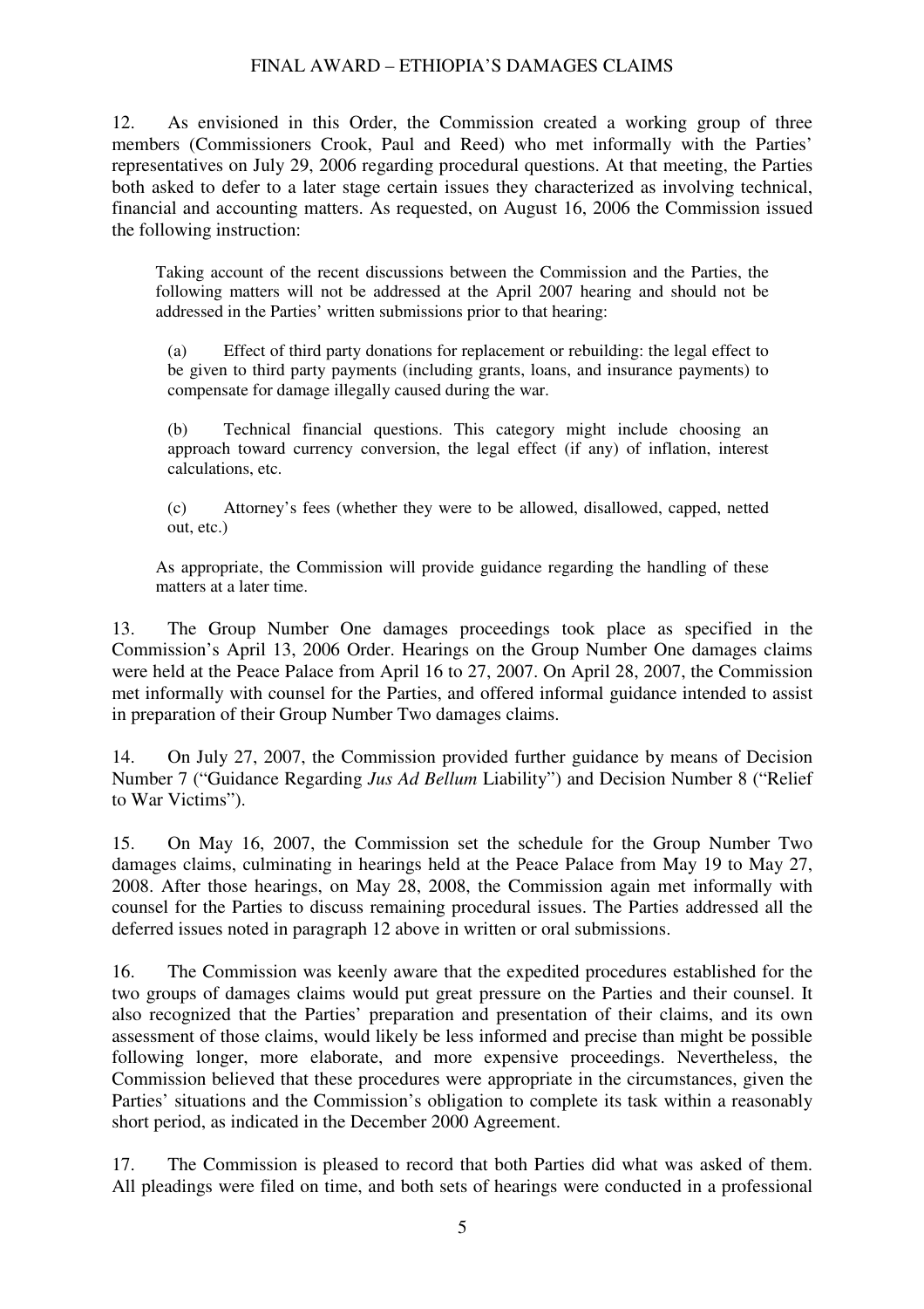12. As envisioned in this Order, the Commission created a working group of three members (Commissioners Crook, Paul and Reed) who met informally with the Parties' representatives on July 29, 2006 regarding procedural questions. At that meeting, the Parties both asked to defer to a later stage certain issues they characterized as involving technical, financial and accounting matters. As requested, on August 16, 2006 the Commission issued the following instruction:

> Taking account of the recent discussions between the Commission and the Parties, the following matters will not be addressed at the April 2007 hearing and should not be addressed in the Parties' written submissions prior to that hearing:
>
> (a) Effect of third party donations for replacement or rebuilding: the legal effect to be given to third party payments (including grants, loans, and insurance payments) to compensate for damage illegally caused during the war.
>
> (b) Technical financial questions. This category might include choosing an approach toward currency conversion, the legal effect (if any) of inflation, interest calculations, etc.
>
> (c) Attorney's fees (whether they were to be allowed, disallowed, capped, netted out, etc.)
>
> As appropriate, the Commission will provide guidance regarding the handling of these matters at a later time.

13. The Group Number One damages proceedings took place as specified in the Commission's April 13, 2006 Order. Hearings on the Group Number One damages claims were held at the Peace Palace from April 16 to 27, 2007. On April 28, 2007, the Commission met informally with counsel for the Parties, and offered informal guidance intended to assist in preparation of their Group Number Two damages claims.

14. On July 27, 2007, the Commission provided further guidance by means of Decision Number 7 ("Guidance Regarding *Jus Ad Bellum* Liability") and Decision Number 8 ("Relief to War Victims").

15. On May 16, 2007, the Commission set the schedule for the Group Number Two damages claims, culminating in hearings held at the Peace Palace from May 19 to May 27, 2008. After those hearings, on May 28, 2008, the Commission again met informally with counsel for the Parties to discuss remaining procedural issues. The Parties addressed all the deferred issues noted in paragraph 12 above in written or oral submissions.

16. The Commission was keenly aware that the expedited procedures established for the two groups of damages claims would put great pressure on the Parties and their counsel. It also recognized that the Parties' preparation and presentation of their claims, and its own assessment of those claims, would likely be less informed and precise than might be possible following longer, more elaborate, and more expensive proceedings. Nevertheless, the Commission believed that these procedures were appropriate in the circumstances, given the Parties' situations and the Commission's obligation to complete its task within a reasonably short period, as indicated in the December 2000 Agreement.

17. The Commission is pleased to record that both Parties did what was asked of them. All pleadings were filed on time, and both sets of hearings were conducted in a professional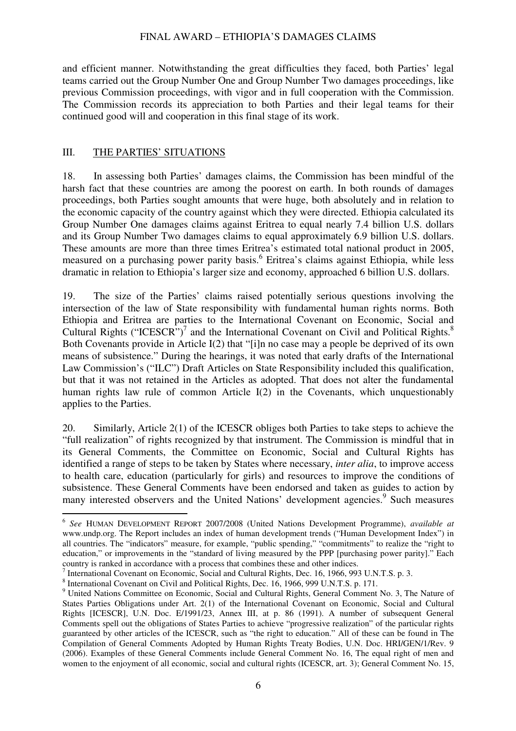and efficient manner. Notwithstanding the great difficulties they faced, both Parties' legal teams carried out the Group Number One and Group Number Two damages proceedings, like previous Commission proceedings, with vigor and in full cooperation with the Commission. The Commission records its appreciation to both Parties and their legal teams for their continued good will and cooperation in this final stage of its work.

## III. THE PARTIES' SITUATIONS

18. In assessing both Parties' damages claims, the Commission has been mindful of the harsh fact that these countries are among the poorest on earth. In both rounds of damages proceedings, both Parties sought amounts that were huge, both absolutely and in relation to the economic capacity of the country against which they were directed. Ethiopia calculated its Group Number One damages claims against Eritrea to equal nearly 7.4 billion U.S. dollars and its Group Number Two damages claims to equal approximately 6.9 billion U.S. dollars. These amounts are more than three times Eritrea's estimated total national product in 2005, measured on a purchasing power parity basis.[6] Eritrea's claims against Ethiopia, while less dramatic in relation to Ethiopia's larger size and economy, approached 6 billion U.S. dollars.

19. The size of the Parties' claims raised potentially serious questions involving the intersection of the law of State responsibility with fundamental human rights norms. Both Ethiopia and Eritrea are parties to the International Covenant on Economic, Social and Cultural Rights ("ICESCR")[7] and the International Covenant on Civil and Political Rights.[8] Both Covenants provide in Article I(2) that "[i]n no case may a people be deprived of its own means of subsistence." During the hearings, it was noted that early drafts of the International Law Commission's ("ILC") Draft Articles on State Responsibility included this qualification, but that it was not retained in the Articles as adopted. That does not alter the fundamental human rights law rule of common Article I(2) in the Covenants, which unquestionably applies to the Parties.

20. Similarly, Article 2(1) of the ICESCR obliges both Parties to take steps to achieve the "full realization" of rights recognized by that instrument. The Commission is mindful that in its General Comments, the Committee on Economic, Social and Cultural Rights has identified a range of steps to be taken by States where necessary, *inter alia*, to improve access to health care, education (particularly for girls) and resources to improve the conditions of subsistence. These General Comments have been endorsed and taken as guides to action by many interested observers and the United Nations' development agencies.[9] Such measures

---

[6] *See* HUMAN DEVELOPMENT REPORT 2007/2008 (United Nations Development Programme), *available at* www.undp.org. The Report includes an index of human development trends ("Human Development Index") in all countries. The "indicators" measure, for example, "public spending," "commitments" to realize the "right to education," or improvements in the "standard of living measured by the PPP [purchasing power parity]." Each country is ranked in accordance with a process that combines these and other indices.

[7] International Covenant on Economic, Social and Cultural Rights, Dec. 16, 1966, 993 U.N.T.S. p. 3.

[8] International Covenant on Civil and Political Rights, Dec. 16, 1966, 999 U.N.T.S. p. 171.

[9] United Nations Committee on Economic, Social and Cultural Rights, General Comment No. 3, The Nature of States Parties Obligations under Art. 2(1) of the International Covenant on Economic, Social and Cultural Rights [ICESCR], U.N. Doc. E/1991/23, Annex III, at p. 86 (1991). A number of subsequent General Comments spell out the obligations of States Parties to achieve "progressive realization" of the particular rights guaranteed by other articles of the ICESCR, such as "the right to education." All of these can be found in The Compilation of General Comments Adopted by Human Rights Treaty Bodies, U.N. Doc. HRI/GEN/1/Rev. 9 (2006). Examples of these General Comments include General Comment No. 16, The equal right of men and women to the enjoyment of all economic, social and cultural rights (ICESCR, art. 3); General Comment No. 15,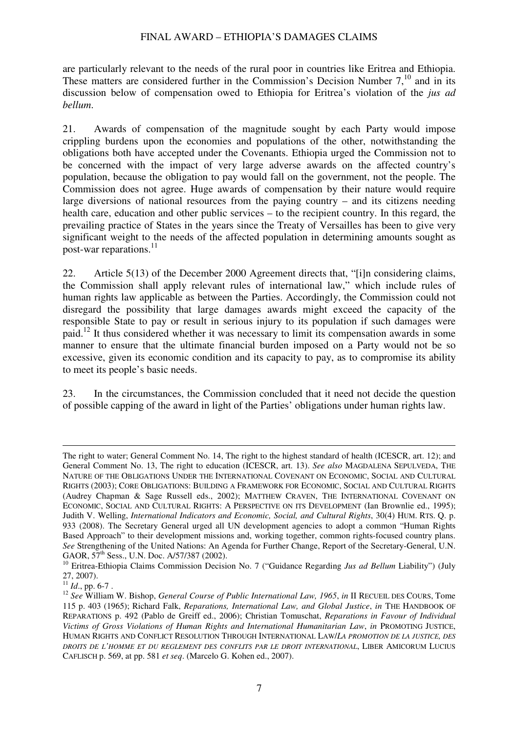are particularly relevant to the needs of the rural poor in countries like Eritrea and Ethiopia. These matters are considered further in the Commission's Decision Number 7,[10] and in its discussion below of compensation owed to Ethiopia for Eritrea's violation of the *jus ad bellum*.

21. Awards of compensation of the magnitude sought by each Party would impose crippling burdens upon the economies and populations of the other, notwithstanding the obligations both have accepted under the Covenants. Ethiopia urged the Commission not to be concerned with the impact of very large adverse awards on the affected country's population, because the obligation to pay would fall on the government, not the people. The Commission does not agree. Huge awards of compensation by their nature would require large diversions of national resources from the paying country – and its citizens needing health care, education and other public services – to the recipient country. In this regard, the prevailing practice of States in the years since the Treaty of Versailles has been to give very significant weight to the needs of the affected population in determining amounts sought as post-war reparations.[11]

22. Article 5(13) of the December 2000 Agreement directs that, "[i]n considering claims, the Commission shall apply relevant rules of international law," which include rules of human rights law applicable as between the Parties. Accordingly, the Commission could not disregard the possibility that large damages awards might exceed the capacity of the responsible State to pay or result in serious injury to its population if such damages were paid.[12] It thus considered whether it was necessary to limit its compensation awards in some manner to ensure that the ultimate financial burden imposed on a Party would not be so excessive, given its economic condition and its capacity to pay, as to compromise its ability to meet its people's basic needs.

23. In the circumstances, the Commission concluded that it need not decide the question of possible capping of the award in light of the Parties' obligations under human rights law.

---

The right to water; General Comment No. 14, The right to the highest standard of health (ICESCR, art. 12); and General Comment No. 13, The right to education (ICESCR, art. 13). *See also* MAGDALENA SEPULVEDA, THE NATURE OF THE OBLIGATIONS UNDER THE INTERNATIONAL COVENANT ON ECONOMIC, SOCIAL AND CULTURAL RIGHTS (2003); CORE OBLIGATIONS: BUILDING A FRAMEWORK FOR ECONOMIC, SOCIAL AND CULTURAL RIGHTS (Audrey Chapman & Sage Russell eds., 2002); MATTHEW CRAVEN, THE INTERNATIONAL COVENANT ON ECONOMIC, SOCIAL AND CULTURAL RIGHTS: A PERSPECTIVE ON ITS DEVELOPMENT (Ian Brownlie ed., 1995); Judith V. Welling, *International Indicators and Economic, Social, and Cultural Rights*, 30(4) HUM. RTS. Q. p. 933 (2008). The Secretary General urged all UN development agencies to adopt a common "Human Rights Based Approach" to their development missions and, working together, common rights-focused country plans. *See* Strengthening of the United Nations: An Agenda for Further Change, Report of the Secretary-General, U.N. GAOR, 57th Sess., U.N. Doc. A/57/387 (2002).

[10] Eritrea-Ethiopia Claims Commission Decision No. 7 ("Guidance Regarding *Jus ad Bellum* Liability") (July 27, 2007).

[11] *Id*., pp. 6-7 .

[12] *See* William W. Bishop, *General Course of Public International Law, 1965*, *in* II RECUEIL DES COURS, Tome 115 p. 403 (1965); Richard Falk, *Reparations, International Law, and Global Justice*, *in* THE HANDBOOK OF REPARATIONS p. 492 (Pablo de Greiff ed., 2006); Christian Tomuschat, *Reparations in Favour of Individual Victims of Gross Violations of Human Rights and International Humanitarian Law*, *in* PROMOTING JUSTICE, HUMAN RIGHTS AND CONFLICT RESOLUTION THROUGH INTERNATIONAL LAW/*LA PROMOTION DE LA JUSTICE, DES DROITS DE L'HOMME ET DU REGLEMENT DES CONFLITS PAR LE DROIT INTERNATIONAL*, LIBER AMICORUM LUCIUS CAFLISCH p. 569, at pp. 581 *et seq*. (Marcelo G. Kohen ed., 2007).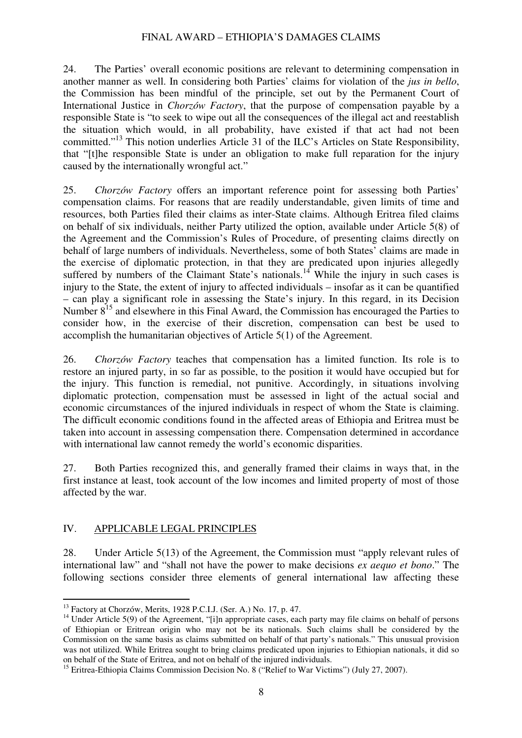24. The Parties' overall economic positions are relevant to determining compensation in another manner as well. In considering both Parties' claims for violation of the *jus in bello*, the Commission has been mindful of the principle, set out by the Permanent Court of International Justice in *Chorzów Factory*, that the purpose of compensation payable by a responsible State is "to seek to wipe out all the consequences of the illegal act and reestablish the situation which would, in all probability, have existed if that act had not been committed."[13] This notion underlies Article 31 of the ILC's Articles on State Responsibility, that "[t]he responsible State is under an obligation to make full reparation for the injury caused by the internationally wrongful act."

25. *Chorzów Factory* offers an important reference point for assessing both Parties' compensation claims. For reasons that are readily understandable, given limits of time and resources, both Parties filed their claims as inter-State claims. Although Eritrea filed claims on behalf of six individuals, neither Party utilized the option, available under Article 5(8) of the Agreement and the Commission's Rules of Procedure, of presenting claims directly on behalf of large numbers of individuals. Nevertheless, some of both States' claims are made in the exercise of diplomatic protection, in that they are predicated upon injuries allegedly suffered by numbers of the Claimant State's nationals.[14] While the injury in such cases is injury to the State, the extent of injury to affected individuals – insofar as it can be quantified – can play a significant role in assessing the State's injury. In this regard, in its Decision Number 8[15] and elsewhere in this Final Award, the Commission has encouraged the Parties to consider how, in the exercise of their discretion, compensation can best be used to accomplish the humanitarian objectives of Article 5(1) of the Agreement.

26. *Chorzów Factory* teaches that compensation has a limited function. Its role is to restore an injured party, in so far as possible, to the position it would have occupied but for the injury. This function is remedial, not punitive. Accordingly, in situations involving diplomatic protection, compensation must be assessed in light of the actual social and economic circumstances of the injured individuals in respect of whom the State is claiming. The difficult economic conditions found in the affected areas of Ethiopia and Eritrea must be taken into account in assessing compensation there. Compensation determined in accordance with international law cannot remedy the world's economic disparities.

27. Both Parties recognized this, and generally framed their claims in ways that, in the first instance at least, took account of the low incomes and limited property of most of those affected by the war.

## IV. APPLICABLE LEGAL PRINCIPLES

28. Under Article 5(13) of the Agreement, the Commission must "apply relevant rules of international law" and "shall not have the power to make decisions *ex aequo et bono*." The following sections consider three elements of general international law affecting these

---

[13] Factory at Chorzów, Merits, 1928 P.C.I.J. (Ser. A.) No. 17, p. 47.

[14] Under Article 5(9) of the Agreement, "[i]n appropriate cases, each party may file claims on behalf of persons of Ethiopian or Eritrean origin who may not be its nationals. Such claims shall be considered by the Commission on the same basis as claims submitted on behalf of that party's nationals." This unusual provision was not utilized. While Eritrea sought to bring claims predicated upon injuries to Ethiopian nationals, it did so on behalf of the State of Eritrea, and not on behalf of the injured individuals.

[15] Eritrea-Ethiopia Claims Commission Decision No. 8 ("Relief to War Victims") (July 27, 2007).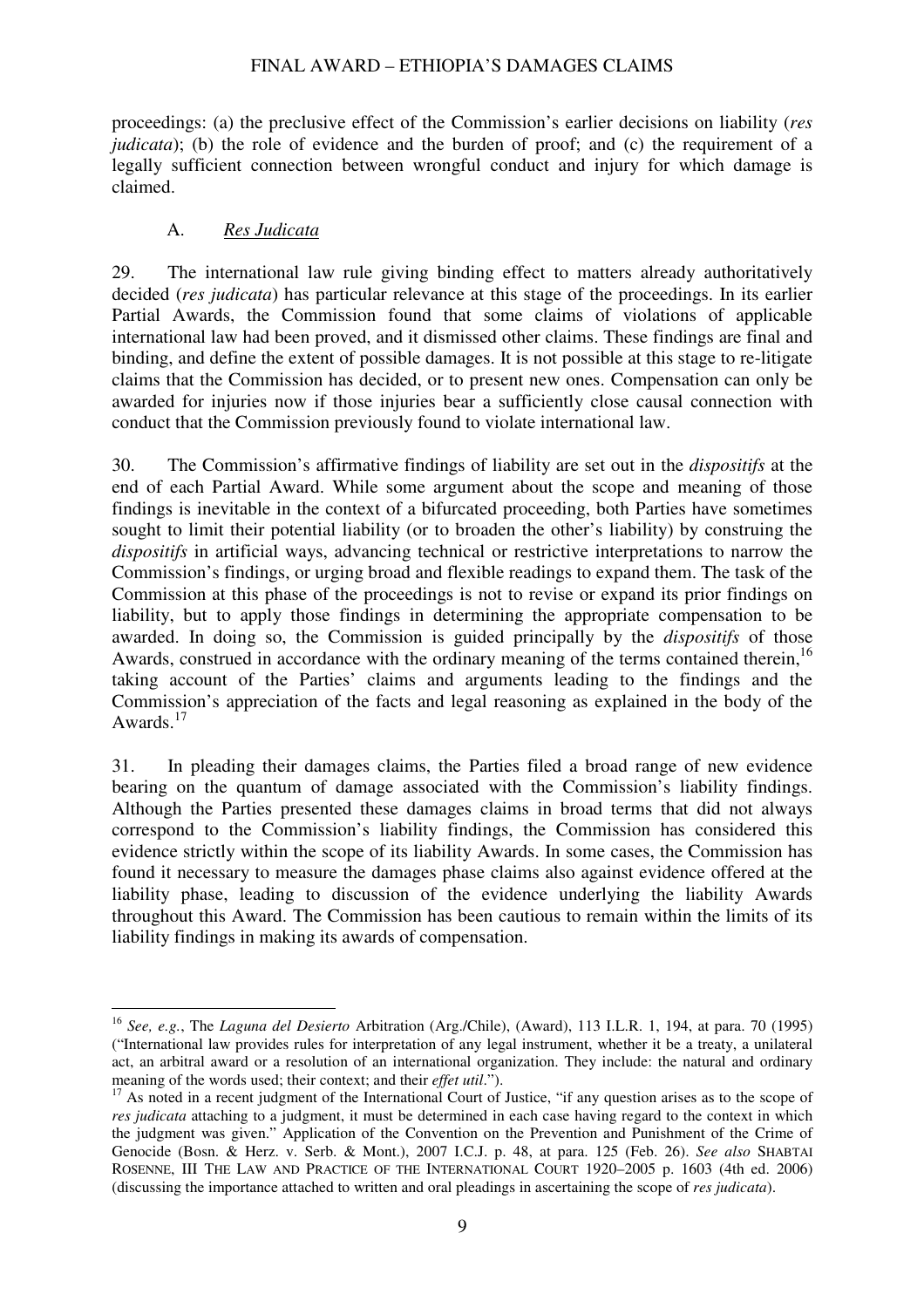proceedings: (a) the preclusive effect of the Commission's earlier decisions on liability (*res judicata*); (b) the role of evidence and the burden of proof; and (c) the requirement of a legally sufficient connection between wrongful conduct and injury for which damage is claimed.

### A. *Res Judicata*

29. The international law rule giving binding effect to matters already authoritatively decided (*res judicata*) has particular relevance at this stage of the proceedings. In its earlier Partial Awards, the Commission found that some claims of violations of applicable international law had been proved, and it dismissed other claims. These findings are final and binding, and define the extent of possible damages. It is not possible at this stage to re-litigate claims that the Commission has decided, or to present new ones. Compensation can only be awarded for injuries now if those injuries bear a sufficiently close causal connection with conduct that the Commission previously found to violate international law.

30. The Commission's affirmative findings of liability are set out in the *dispositifs* at the end of each Partial Award. While some argument about the scope and meaning of those findings is inevitable in the context of a bifurcated proceeding, both Parties have sometimes sought to limit their potential liability (or to broaden the other's liability) by construing the *dispositifs* in artificial ways, advancing technical or restrictive interpretations to narrow the Commission's findings, or urging broad and flexible readings to expand them. The task of the Commission at this phase of the proceedings is not to revise or expand its prior findings on liability, but to apply those findings in determining the appropriate compensation to be awarded. In doing so, the Commission is guided principally by the *dispositifs* of those Awards, construed in accordance with the ordinary meaning of the terms contained therein,[16] taking account of the Parties' claims and arguments leading to the findings and the Commission's appreciation of the facts and legal reasoning as explained in the body of the Awards.[17]

31. In pleading their damages claims, the Parties filed a broad range of new evidence bearing on the quantum of damage associated with the Commission's liability findings. Although the Parties presented these damages claims in broad terms that did not always correspond to the Commission's liability findings, the Commission has considered this evidence strictly within the scope of its liability Awards. In some cases, the Commission has found it necessary to measure the damages phase claims also against evidence offered at the liability phase, leading to discussion of the evidence underlying the liability Awards throughout this Award. The Commission has been cautious to remain within the limits of its liability findings in making its awards of compensation.

---

[16] *See, e.g.*, The *Laguna del Desierto* Arbitration (Arg./Chile), (Award), 113 I.L.R. 1, 194, at para. 70 (1995) ("International law provides rules for interpretation of any legal instrument, whether it be a treaty, a unilateral act, an arbitral award or a resolution of an international organization. They include: the natural and ordinary meaning of the words used; their context; and their *effet util*.").

[17] As noted in a recent judgment of the International Court of Justice, "if any question arises as to the scope of *res judicata* attaching to a judgment, it must be determined in each case having regard to the context in which the judgment was given." Application of the Convention on the Prevention and Punishment of the Crime of Genocide (Bosn. & Herz. v. Serb. & Mont.), 2007 I.C.J. p. 48, at para. 125 (Feb. 26). *See also* SHABTAI ROSENNE, III THE LAW AND PRACTICE OF THE INTERNATIONAL COURT 1920–2005 p. 1603 (4th ed. 2006) (discussing the importance attached to written and oral pleadings in ascertaining the scope of *res judicata*).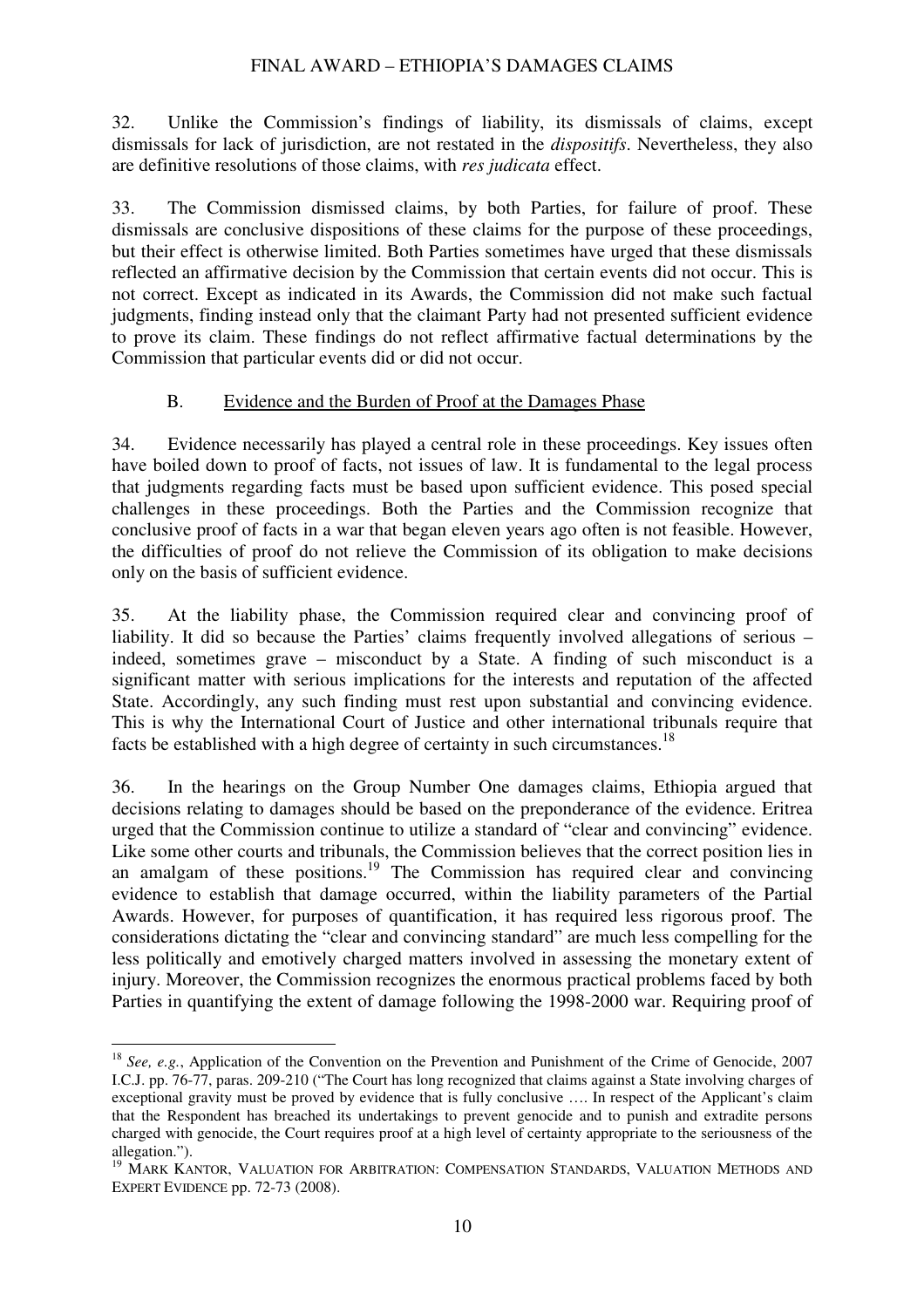32. Unlike the Commission's findings of liability, its dismissals of claims, except dismissals for lack of jurisdiction, are not restated in the *dispositifs*. Nevertheless, they also are definitive resolutions of those claims, with *res judicata* effect.

33. The Commission dismissed claims, by both Parties, for failure of proof. These dismissals are conclusive dispositions of these claims for the purpose of these proceedings, but their effect is otherwise limited. Both Parties sometimes have urged that these dismissals reflected an affirmative decision by the Commission that certain events did not occur. This is not correct. Except as indicated in its Awards, the Commission did not make such factual judgments, finding instead only that the claimant Party had not presented sufficient evidence to prove its claim. These findings do not reflect affirmative factual determinations by the Commission that particular events did or did not occur.

### B. Evidence and the Burden of Proof at the Damages Phase

34. Evidence necessarily has played a central role in these proceedings. Key issues often have boiled down to proof of facts, not issues of law. It is fundamental to the legal process that judgments regarding facts must be based upon sufficient evidence. This posed special challenges in these proceedings. Both the Parties and the Commission recognize that conclusive proof of facts in a war that began eleven years ago often is not feasible. However, the difficulties of proof do not relieve the Commission of its obligation to make decisions only on the basis of sufficient evidence.

35. At the liability phase, the Commission required clear and convincing proof of liability. It did so because the Parties' claims frequently involved allegations of serious – indeed, sometimes grave – misconduct by a State. A finding of such misconduct is a significant matter with serious implications for the interests and reputation of the affected State. Accordingly, any such finding must rest upon substantial and convincing evidence. This is why the International Court of Justice and other international tribunals require that facts be established with a high degree of certainty in such circumstances.[18]

36. In the hearings on the Group Number One damages claims, Ethiopia argued that decisions relating to damages should be based on the preponderance of the evidence. Eritrea urged that the Commission continue to utilize a standard of "clear and convincing" evidence. Like some other courts and tribunals, the Commission believes that the correct position lies in an amalgam of these positions.[19] The Commission has required clear and convincing evidence to establish that damage occurred, within the liability parameters of the Partial Awards. However, for purposes of quantification, it has required less rigorous proof. The considerations dictating the "clear and convincing standard" are much less compelling for the less politically and emotively charged matters involved in assessing the monetary extent of injury. Moreover, the Commission recognizes the enormous practical problems faced by both Parties in quantifying the extent of damage following the 1998-2000 war. Requiring proof of

---

[18] *See, e.g.*, Application of the Convention on the Prevention and Punishment of the Crime of Genocide, 2007 I.C.J. pp. 76-77, paras. 209-210 ("The Court has long recognized that claims against a State involving charges of exceptional gravity must be proved by evidence that is fully conclusive …. In respect of the Applicant's claim that the Respondent has breached its undertakings to prevent genocide and to punish and extradite persons charged with genocide, the Court requires proof at a high level of certainty appropriate to the seriousness of the allegation.").

[19] MARK KANTOR, VALUATION FOR ARBITRATION: COMPENSATION STANDARDS, VALUATION METHODS AND EXPERT EVIDENCE pp. 72-73 (2008).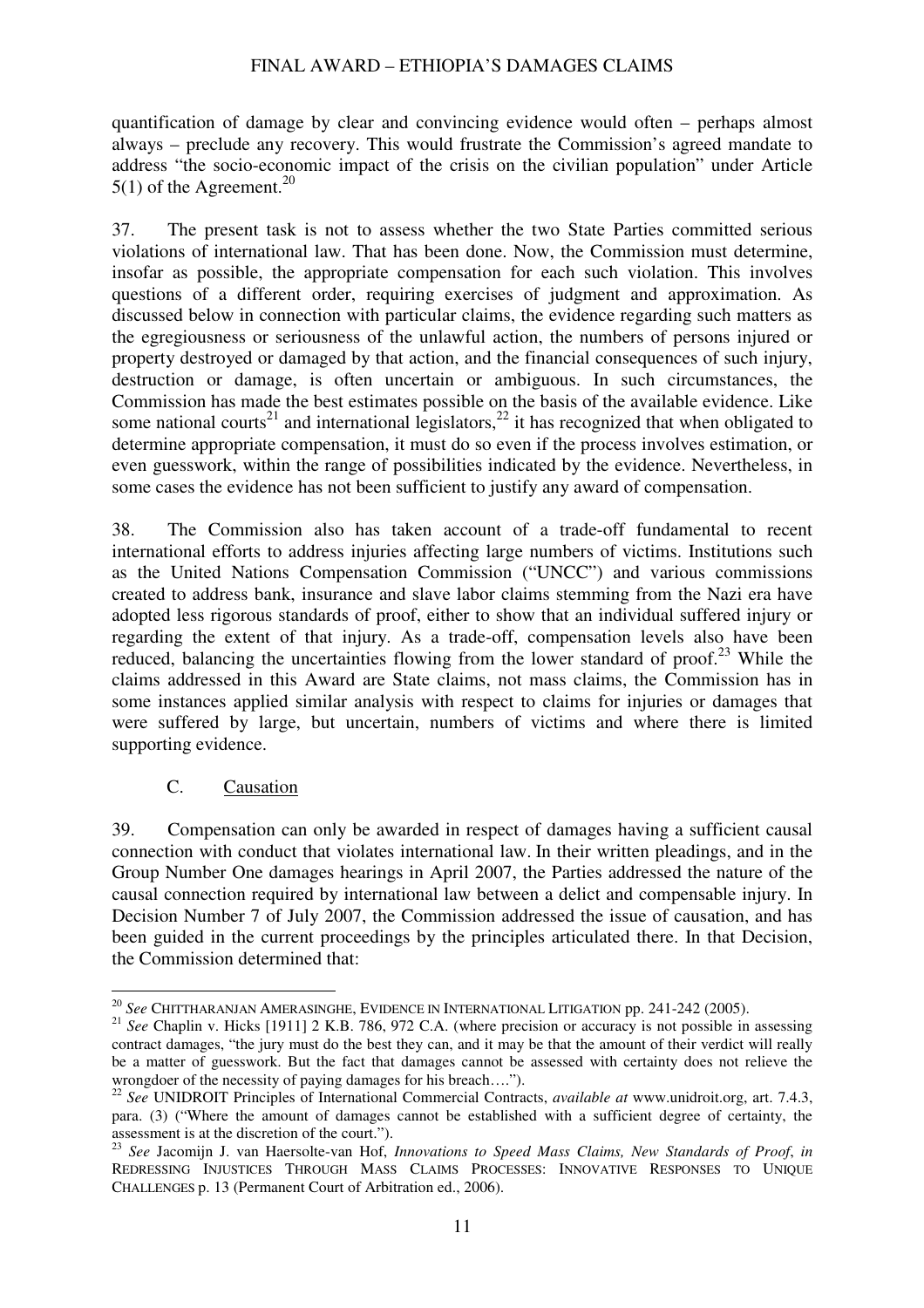quantification of damage by clear and convincing evidence would often – perhaps almost always – preclude any recovery. This would frustrate the Commission's agreed mandate to address "the socio-economic impact of the crisis on the civilian population" under Article 5(1) of the Agreement.[20]

37. The present task is not to assess whether the two State Parties committed serious violations of international law. That has been done. Now, the Commission must determine, insofar as possible, the appropriate compensation for each such violation. This involves questions of a different order, requiring exercises of judgment and approximation. As discussed below in connection with particular claims, the evidence regarding such matters as the egregiousness or seriousness of the unlawful action, the numbers of persons injured or property destroyed or damaged by that action, and the financial consequences of such injury, destruction or damage, is often uncertain or ambiguous. In such circumstances, the Commission has made the best estimates possible on the basis of the available evidence. Like some national courts[21] and international legislators,[22] it has recognized that when obligated to determine appropriate compensation, it must do so even if the process involves estimation, or even guesswork, within the range of possibilities indicated by the evidence. Nevertheless, in some cases the evidence has not been sufficient to justify any award of compensation.

38. The Commission also has taken account of a trade-off fundamental to recent international efforts to address injuries affecting large numbers of victims. Institutions such as the United Nations Compensation Commission ("UNCC") and various commissions created to address bank, insurance and slave labor claims stemming from the Nazi era have adopted less rigorous standards of proof, either to show that an individual suffered injury or regarding the extent of that injury. As a trade-off, compensation levels also have been reduced, balancing the uncertainties flowing from the lower standard of proof.[23] While the claims addressed in this Award are State claims, not mass claims, the Commission has in some instances applied similar analysis with respect to claims for injuries or damages that were suffered by large, but uncertain, numbers of victims and where there is limited supporting evidence.

## C. Causation

39. Compensation can only be awarded in respect of damages having a sufficient causal connection with conduct that violates international law. In their written pleadings, and in the Group Number One damages hearings in April 2007, the Parties addressed the nature of the causal connection required by international law between a delict and compensable injury. In Decision Number 7 of July 2007, the Commission addressed the issue of causation, and has been guided in the current proceedings by the principles articulated there. In that Decision, the Commission determined that:

---

[20] *See* CHITTHARANJAN AMERASINGHE, EVIDENCE IN INTERNATIONAL LITIGATION pp. 241-242 (2005).

[21] *See* Chaplin v. Hicks [1911] 2 K.B. 786, 972 C.A. (where precision or accuracy is not possible in assessing contract damages, "the jury must do the best they can, and it may be that the amount of their verdict will really be a matter of guesswork. But the fact that damages cannot be assessed with certainty does not relieve the wrongdoer of the necessity of paying damages for his breach….").

[22] *See* UNIDROIT Principles of International Commercial Contracts, *available at* www.unidroit.org, art. 7.4.3, para. (3) ("Where the amount of damages cannot be established with a sufficient degree of certainty, the assessment is at the discretion of the court.").

[23] *See* Jacomijn J. van Haersolte-van Hof, *Innovations to Speed Mass Claims, New Standards of Proof*, *in* REDRESSING INJUSTICES THROUGH MASS CLAIMS PROCESSES: INNOVATIVE RESPONSES TO UNIQUE CHALLENGES p. 13 (Permanent Court of Arbitration ed., 2006).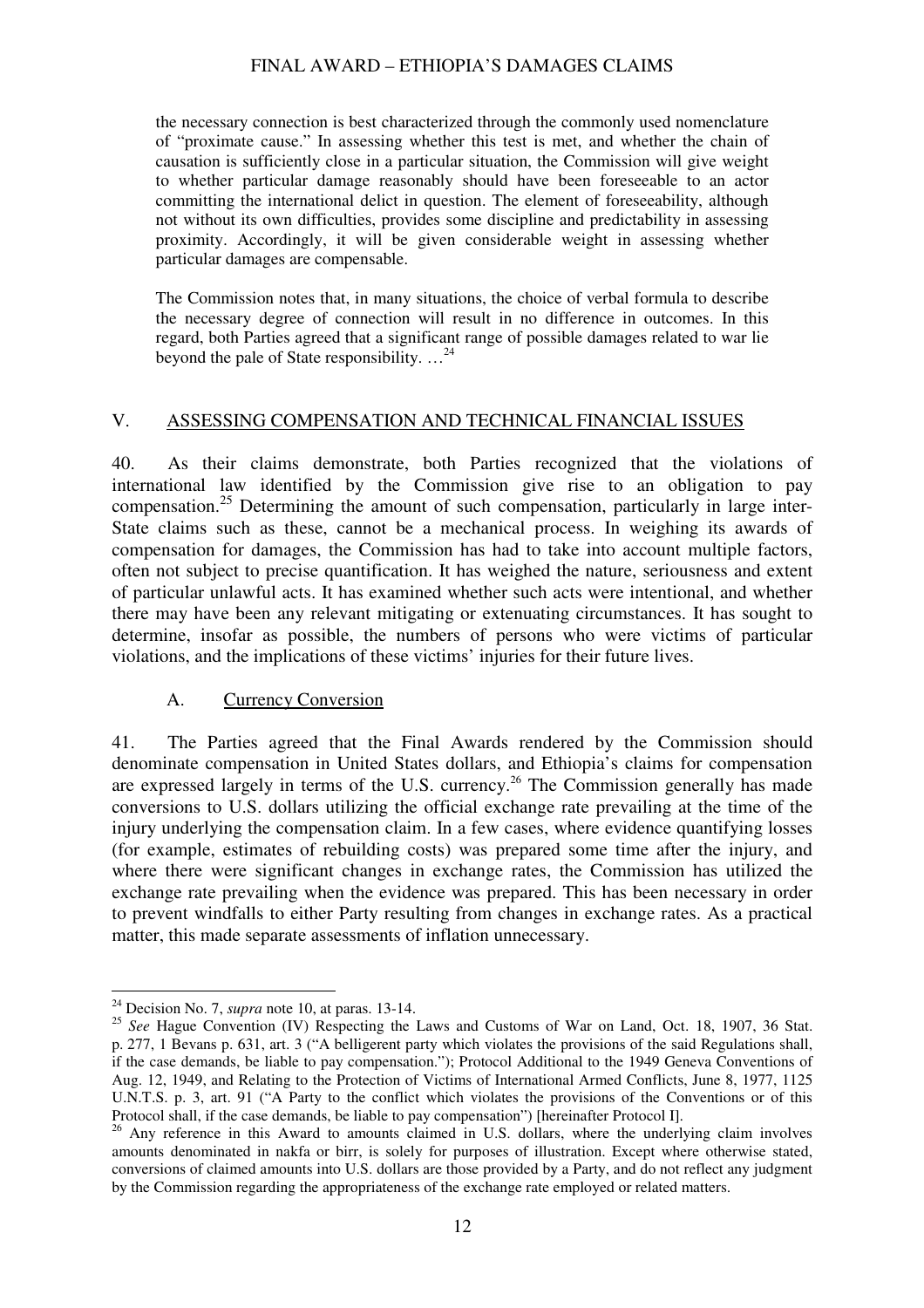> the necessary connection is best characterized through the commonly used nomenclature of "proximate cause." In assessing whether this test is met, and whether the chain of causation is sufficiently close in a particular situation, the Commission will give weight to whether particular damage reasonably should have been foreseeable to an actor committing the international delict in question. The element of foreseeability, although not without its own difficulties, provides some discipline and predictability in assessing proximity. Accordingly, it will be given considerable weight in assessing whether particular damages are compensable.
>
> The Commission notes that, in many situations, the choice of verbal formula to describe the necessary degree of connection will result in no difference in outcomes. In this regard, both Parties agreed that a significant range of possible damages related to war lie beyond the pale of State responsibility. …[24]

## V. ASSESSING COMPENSATION AND TECHNICAL FINANCIAL ISSUES

40. As their claims demonstrate, both Parties recognized that the violations of international law identified by the Commission give rise to an obligation to pay compensation.[25] Determining the amount of such compensation, particularly in large inter-State claims such as these, cannot be a mechanical process. In weighing its awards of compensation for damages, the Commission has had to take into account multiple factors, often not subject to precise quantification. It has weighed the nature, seriousness and extent of particular unlawful acts. It has examined whether such acts were intentional, and whether there may have been any relevant mitigating or extenuating circumstances. It has sought to determine, insofar as possible, the numbers of persons who were victims of particular violations, and the implications of these victims' injuries for their future lives.

### A. Currency Conversion

41. The Parties agreed that the Final Awards rendered by the Commission should denominate compensation in United States dollars, and Ethiopia's claims for compensation are expressed largely in terms of the U.S. currency.[26] The Commission generally has made conversions to U.S. dollars utilizing the official exchange rate prevailing at the time of the injury underlying the compensation claim. In a few cases, where evidence quantifying losses (for example, estimates of rebuilding costs) was prepared some time after the injury, and where there were significant changes in exchange rates, the Commission has utilized the exchange rate prevailing when the evidence was prepared. This has been necessary in order to prevent windfalls to either Party resulting from changes in exchange rates. As a practical matter, this made separate assessments of inflation unnecessary.

---

[24] Decision No. 7, *supra* note 10, at paras. 13-14.

[25] *See* Hague Convention (IV) Respecting the Laws and Customs of War on Land, Oct. 18, 1907, 36 Stat. p. 277, 1 Bevans p. 631, art. 3 ("A belligerent party which violates the provisions of the said Regulations shall, if the case demands, be liable to pay compensation."); Protocol Additional to the 1949 Geneva Conventions of Aug. 12, 1949, and Relating to the Protection of Victims of International Armed Conflicts, June 8, 1977, 1125 U.N.T.S. p. 3, art. 91 ("A Party to the conflict which violates the provisions of the Conventions or of this Protocol shall, if the case demands, be liable to pay compensation") [hereinafter Protocol I].

[26] Any reference in this Award to amounts claimed in U.S. dollars, where the underlying claim involves amounts denominated in nakfa or birr, is solely for purposes of illustration. Except where otherwise stated, conversions of claimed amounts into U.S. dollars are those provided by a Party, and do not reflect any judgment by the Commission regarding the appropriateness of the exchange rate employed or related matters.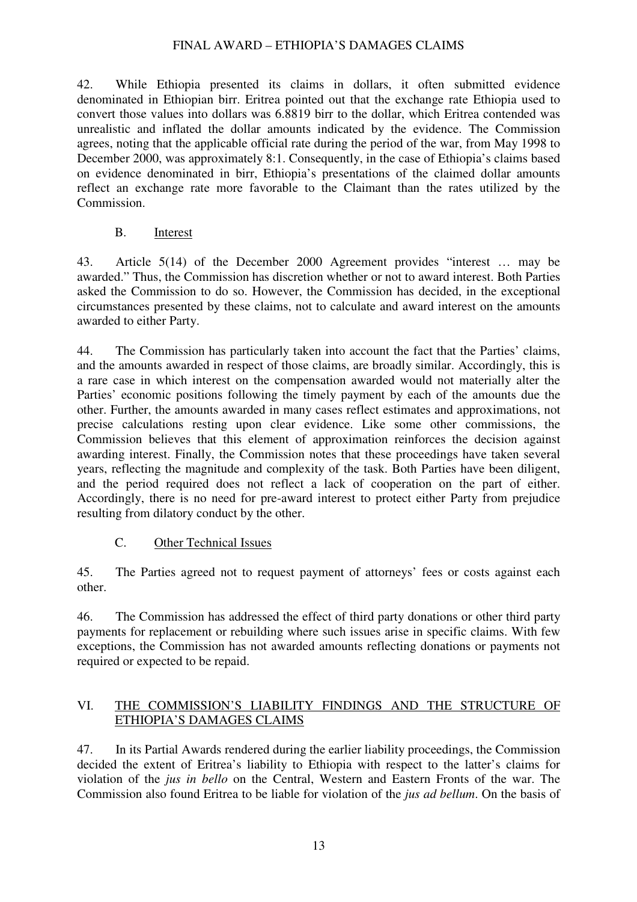42. While Ethiopia presented its claims in dollars, it often submitted evidence denominated in Ethiopian birr. Eritrea pointed out that the exchange rate Ethiopia used to convert those values into dollars was 6.8819 birr to the dollar, which Eritrea contended was unrealistic and inflated the dollar amounts indicated by the evidence. The Commission agrees, noting that the applicable official rate during the period of the war, from May 1998 to December 2000, was approximately 8:1. Consequently, in the case of Ethiopia's claims based on evidence denominated in birr, Ethiopia's presentations of the claimed dollar amounts reflect an exchange rate more favorable to the Claimant than the rates utilized by the Commission.

### B. Interest

43. Article 5(14) of the December 2000 Agreement provides "interest … may be awarded." Thus, the Commission has discretion whether or not to award interest. Both Parties asked the Commission to do so. However, the Commission has decided, in the exceptional circumstances presented by these claims, not to calculate and award interest on the amounts awarded to either Party.

44. The Commission has particularly taken into account the fact that the Parties' claims, and the amounts awarded in respect of those claims, are broadly similar. Accordingly, this is a rare case in which interest on the compensation awarded would not materially alter the Parties' economic positions following the timely payment by each of the amounts due the other. Further, the amounts awarded in many cases reflect estimates and approximations, not precise calculations resting upon clear evidence. Like some other commissions, the Commission believes that this element of approximation reinforces the decision against awarding interest. Finally, the Commission notes that these proceedings have taken several years, reflecting the magnitude and complexity of the task. Both Parties have been diligent, and the period required does not reflect a lack of cooperation on the part of either. Accordingly, there is no need for pre-award interest to protect either Party from prejudice resulting from dilatory conduct by the other.

### C. Other Technical Issues

45. The Parties agreed not to request payment of attorneys' fees or costs against each other.

46. The Commission has addressed the effect of third party donations or other third party payments for replacement or rebuilding where such issues arise in specific claims. With few exceptions, the Commission has not awarded amounts reflecting donations or payments not required or expected to be repaid.

## VI. THE COMMISSION'S LIABILITY FINDINGS AND THE STRUCTURE OF ETHIOPIA'S DAMAGES CLAIMS

47. In its Partial Awards rendered during the earlier liability proceedings, the Commission decided the extent of Eritrea's liability to Ethiopia with respect to the latter's claims for violation of the *jus in bello* on the Central, Western and Eastern Fronts of the war. The Commission also found Eritrea to be liable for violation of the *jus ad bellum*. On the basis of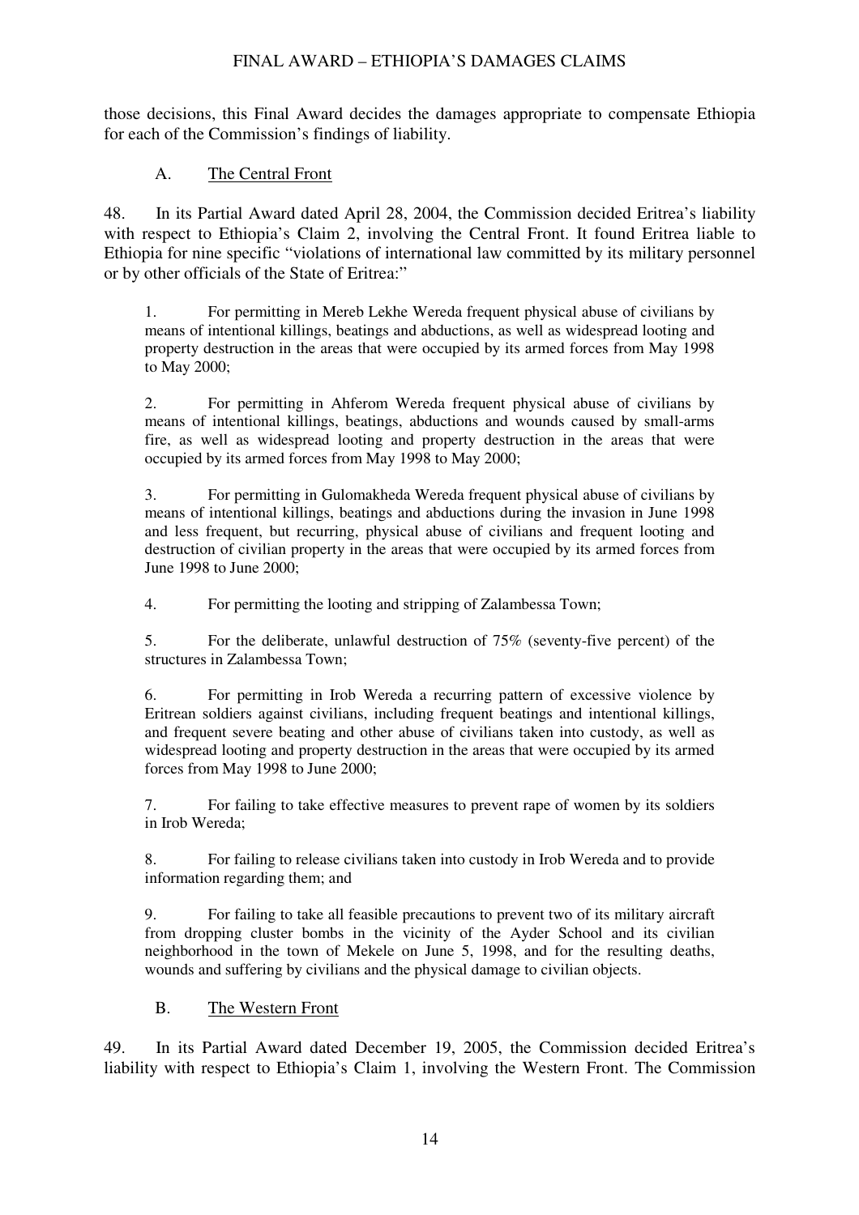those decisions, this Final Award decides the damages appropriate to compensate Ethiopia for each of the Commission's findings of liability.

### A. The Central Front

48. In its Partial Award dated April 28, 2004, the Commission decided Eritrea's liability with respect to Ethiopia's Claim 2, involving the Central Front. It found Eritrea liable to Ethiopia for nine specific "violations of international law committed by its military personnel or by other officials of the State of Eritrea:"

> 1. For permitting in Mereb Lekhe Wereda frequent physical abuse of civilians by means of intentional killings, beatings and abductions, as well as widespread looting and property destruction in the areas that were occupied by its armed forces from May 1998 to May 2000;
>
> 2. For permitting in Ahferom Wereda frequent physical abuse of civilians by means of intentional killings, beatings, abductions and wounds caused by small-arms fire, as well as widespread looting and property destruction in the areas that were occupied by its armed forces from May 1998 to May 2000;
>
> 3. For permitting in Gulomakheda Wereda frequent physical abuse of civilians by means of intentional killings, beatings and abductions during the invasion in June 1998 and less frequent, but recurring, physical abuse of civilians and frequent looting and destruction of civilian property in the areas that were occupied by its armed forces from June 1998 to June 2000;
>
> 4. For permitting the looting and stripping of Zalambessa Town;
>
> 5. For the deliberate, unlawful destruction of 75% (seventy-five percent) of the structures in Zalambessa Town;
>
> 6. For permitting in Irob Wereda a recurring pattern of excessive violence by Eritrean soldiers against civilians, including frequent beatings and intentional killings, and frequent severe beating and other abuse of civilians taken into custody, as well as widespread looting and property destruction in the areas that were occupied by its armed forces from May 1998 to June 2000;
>
> 7. For failing to take effective measures to prevent rape of women by its soldiers in Irob Wereda;
>
> 8. For failing to release civilians taken into custody in Irob Wereda and to provide information regarding them; and
>
> 9. For failing to take all feasible precautions to prevent two of its military aircraft from dropping cluster bombs in the vicinity of the Ayder School and its civilian neighborhood in the town of Mekele on June 5, 1998, and for the resulting deaths, wounds and suffering by civilians and the physical damage to civilian objects.

### B. The Western Front

49. In its Partial Award dated December 19, 2005, the Commission decided Eritrea's liability with respect to Ethiopia's Claim 1, involving the Western Front. The Commission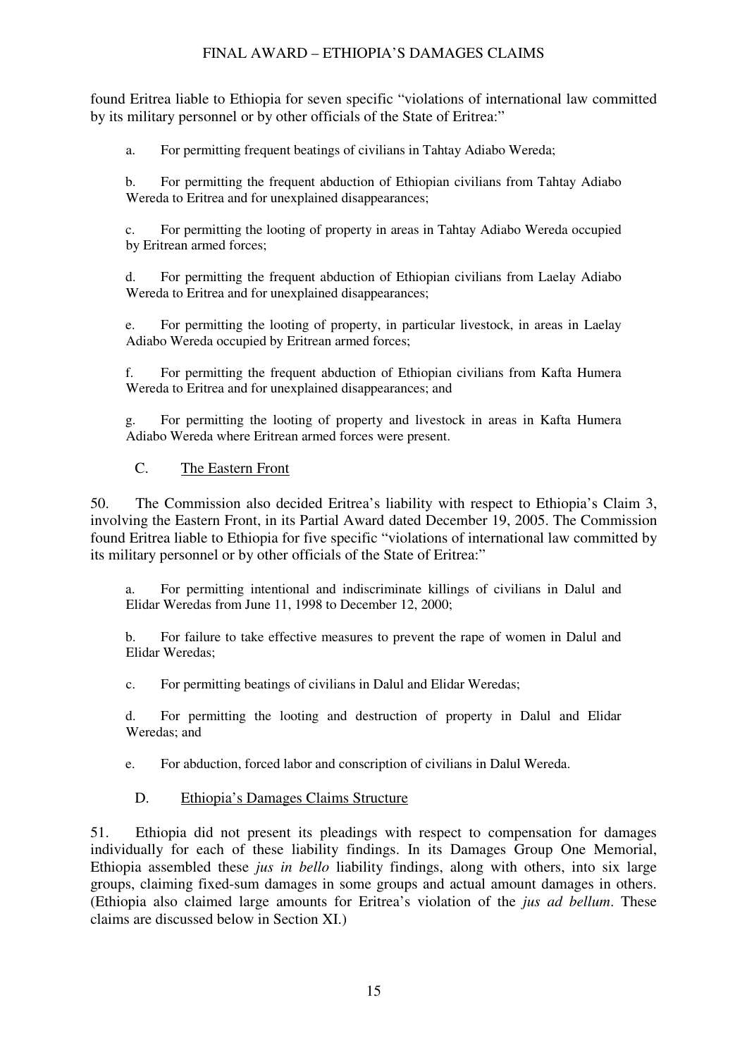found Eritrea liable to Ethiopia for seven specific "violations of international law committed by its military personnel or by other officials of the State of Eritrea:"

> a. For permitting frequent beatings of civilians in Tahtay Adiabo Wereda;
>
> b. For permitting the frequent abduction of Ethiopian civilians from Tahtay Adiabo Wereda to Eritrea and for unexplained disappearances;
>
> c. For permitting the looting of property in areas in Tahtay Adiabo Wereda occupied by Eritrean armed forces;
>
> d. For permitting the frequent abduction of Ethiopian civilians from Laelay Adiabo Wereda to Eritrea and for unexplained disappearances;
>
> e. For permitting the looting of property, in particular livestock, in areas in Laelay Adiabo Wereda occupied by Eritrean armed forces;
>
> f. For permitting the frequent abduction of Ethiopian civilians from Kafta Humera Wereda to Eritrea and for unexplained disappearances; and
>
> g. For permitting the looting of property and livestock in areas in Kafta Humera Adiabo Wereda where Eritrean armed forces were present.

### C. The Eastern Front

50. The Commission also decided Eritrea's liability with respect to Ethiopia's Claim 3, involving the Eastern Front, in its Partial Award dated December 19, 2005. The Commission found Eritrea liable to Ethiopia for five specific "violations of international law committed by its military personnel or by other officials of the State of Eritrea:"

> a. For permitting intentional and indiscriminate killings of civilians in Dalul and Elidar Weredas from June 11, 1998 to December 12, 2000;
>
> b. For failure to take effective measures to prevent the rape of women in Dalul and Elidar Weredas;
>
> c. For permitting beatings of civilians in Dalul and Elidar Weredas;
>
> d. For permitting the looting and destruction of property in Dalul and Elidar Weredas; and
>
> e. For abduction, forced labor and conscription of civilians in Dalul Wereda.

### D. Ethiopia's Damages Claims Structure

51. Ethiopia did not present its pleadings with respect to compensation for damages individually for each of these liability findings. In its Damages Group One Memorial, Ethiopia assembled these *jus in bello* liability findings, along with others, into six large groups, claiming fixed-sum damages in some groups and actual amount damages in others. (Ethiopia also claimed large amounts for Eritrea's violation of the *jus ad bellum*. These claims are discussed below in Section XI.)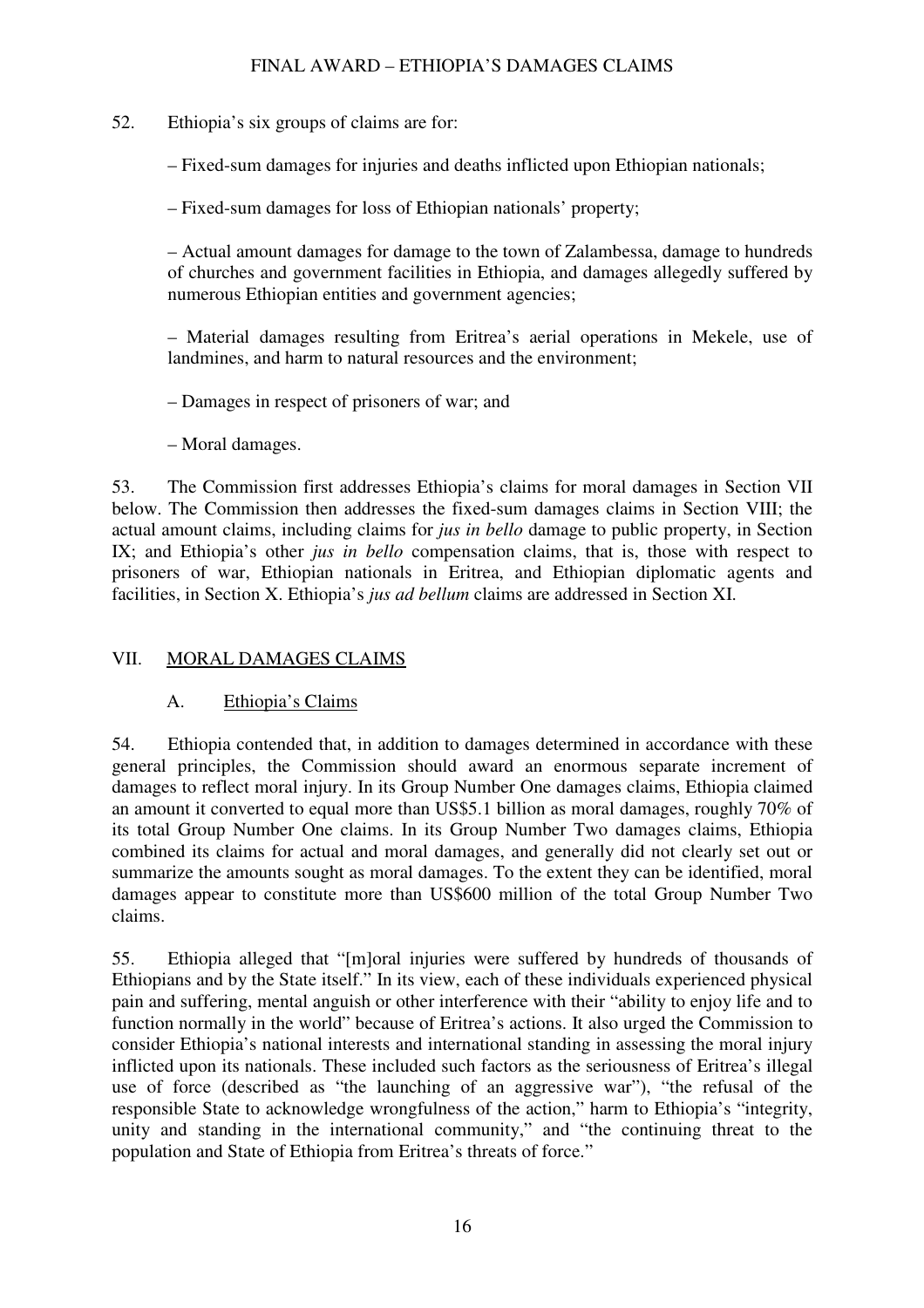52. Ethiopia's six groups of claims are for:

– Fixed-sum damages for injuries and deaths inflicted upon Ethiopian nationals;

– Fixed-sum damages for loss of Ethiopian nationals' property;

– Actual amount damages for damage to the town of Zalambessa, damage to hundreds of churches and government facilities in Ethiopia, and damages allegedly suffered by numerous Ethiopian entities and government agencies;

– Material damages resulting from Eritrea's aerial operations in Mekele, use of landmines, and harm to natural resources and the environment;

– Damages in respect of prisoners of war; and

– Moral damages.

53. The Commission first addresses Ethiopia's claims for moral damages in Section VII below. The Commission then addresses the fixed-sum damages claims in Section VIII; the actual amount claims, including claims for *jus in bello* damage to public property, in Section IX; and Ethiopia's other *jus in bello* compensation claims, that is, those with respect to prisoners of war, Ethiopian nationals in Eritrea, and Ethiopian diplomatic agents and facilities, in Section X. Ethiopia's *jus ad bellum* claims are addressed in Section XI.

## VII. MORAL DAMAGES CLAIMS

### A. Ethiopia's Claims

54. Ethiopia contended that, in addition to damages determined in accordance with these general principles, the Commission should award an enormous separate increment of damages to reflect moral injury. In its Group Number One damages claims, Ethiopia claimed an amount it converted to equal more than US$5.1 billion as moral damages, roughly 70% of its total Group Number One claims. In its Group Number Two damages claims, Ethiopia combined its claims for actual and moral damages, and generally did not clearly set out or summarize the amounts sought as moral damages. To the extent they can be identified, moral damages appear to constitute more than US$600 million of the total Group Number Two claims.

55. Ethiopia alleged that "[m]oral injuries were suffered by hundreds of thousands of Ethiopians and by the State itself." In its view, each of these individuals experienced physical pain and suffering, mental anguish or other interference with their "ability to enjoy life and to function normally in the world" because of Eritrea's actions. It also urged the Commission to consider Ethiopia's national interests and international standing in assessing the moral injury inflicted upon its nationals. These included such factors as the seriousness of Eritrea's illegal use of force (described as "the launching of an aggressive war"), "the refusal of the responsible State to acknowledge wrongfulness of the action," harm to Ethiopia's "integrity, unity and standing in the international community," and "the continuing threat to the population and State of Ethiopia from Eritrea's threats of force."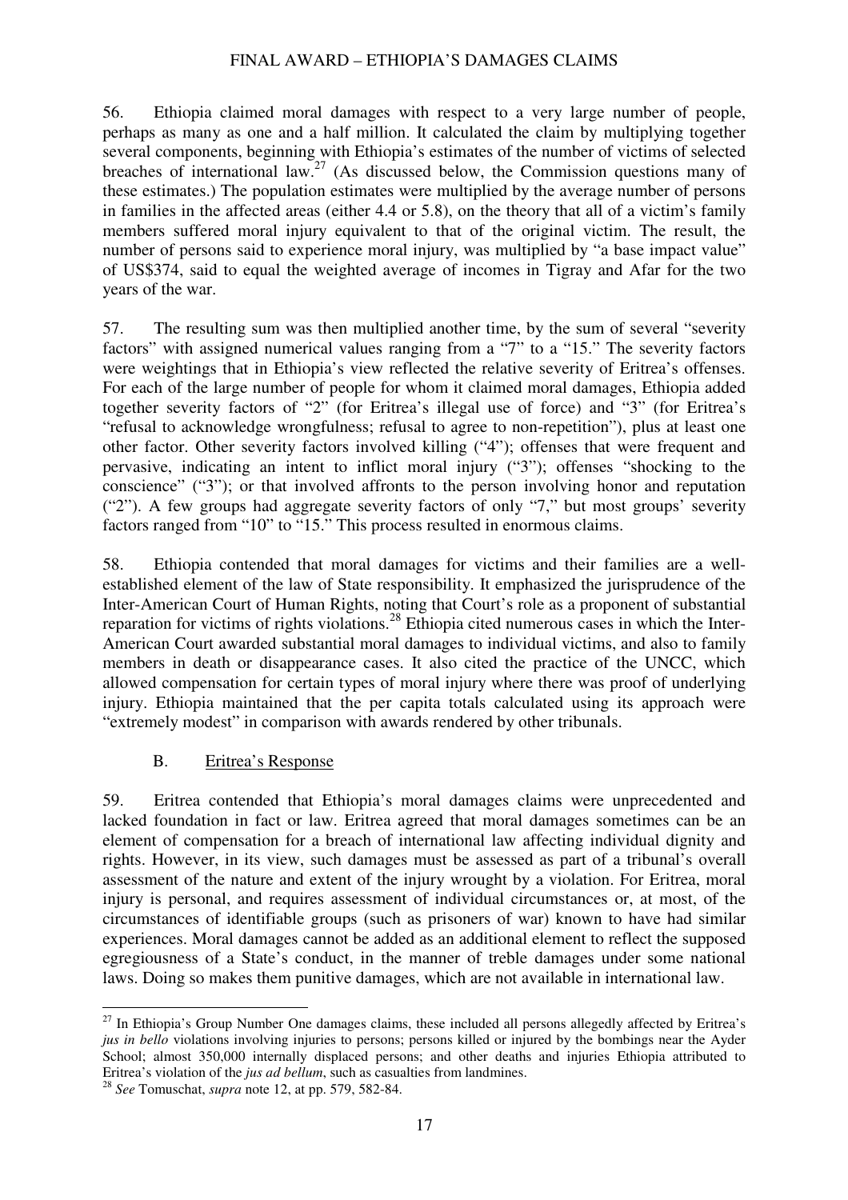56. Ethiopia claimed moral damages with respect to a very large number of people, perhaps as many as one and a half million. It calculated the claim by multiplying together several components, beginning with Ethiopia's estimates of the number of victims of selected breaches of international law.[27] (As discussed below, the Commission questions many of these estimates.) The population estimates were multiplied by the average number of persons in families in the affected areas (either 4.4 or 5.8), on the theory that all of a victim's family members suffered moral injury equivalent to that of the original victim. The result, the number of persons said to experience moral injury, was multiplied by "a base impact value" of US$374, said to equal the weighted average of incomes in Tigray and Afar for the two years of the war.

57. The resulting sum was then multiplied another time, by the sum of several "severity factors" with assigned numerical values ranging from a "7" to a "15." The severity factors were weightings that in Ethiopia's view reflected the relative severity of Eritrea's offenses. For each of the large number of people for whom it claimed moral damages, Ethiopia added together severity factors of "2" (for Eritrea's illegal use of force) and "3" (for Eritrea's "refusal to acknowledge wrongfulness; refusal to agree to non-repetition"), plus at least one other factor. Other severity factors involved killing ("4"); offenses that were frequent and pervasive, indicating an intent to inflict moral injury ("3"); offenses "shocking to the conscience" ("3"); or that involved affronts to the person involving honor and reputation ("2"). A few groups had aggregate severity factors of only "7," but most groups' severity factors ranged from "10" to "15." This process resulted in enormous claims.

58. Ethiopia contended that moral damages for victims and their families are a well-established element of the law of State responsibility. It emphasized the jurisprudence of the Inter-American Court of Human Rights, noting that Court's role as a proponent of substantial reparation for victims of rights violations.[28] Ethiopia cited numerous cases in which the Inter-American Court awarded substantial moral damages to individual victims, and also to family members in death or disappearance cases. It also cited the practice of the UNCC, which allowed compensation for certain types of moral injury where there was proof of underlying injury. Ethiopia maintained that the per capita totals calculated using its approach were "extremely modest" in comparison with awards rendered by other tribunals.

### B. Eritrea's Response

59. Eritrea contended that Ethiopia's moral damages claims were unprecedented and lacked foundation in fact or law. Eritrea agreed that moral damages sometimes can be an element of compensation for a breach of international law affecting individual dignity and rights. However, in its view, such damages must be assessed as part of a tribunal's overall assessment of the nature and extent of the injury wrought by a violation. For Eritrea, moral injury is personal, and requires assessment of individual circumstances or, at most, of the circumstances of identifiable groups (such as prisoners of war) known to have had similar experiences. Moral damages cannot be added as an additional element to reflect the supposed egregiousness of a State's conduct, in the manner of treble damages under some national laws. Doing so makes them punitive damages, which are not available in international law.

---

[27] In Ethiopia's Group Number One damages claims, these included all persons allegedly affected by Eritrea's *jus in bello* violations involving injuries to persons; persons killed or injured by the bombings near the Ayder School; almost 350,000 internally displaced persons; and other deaths and injuries Ethiopia attributed to Eritrea's violation of the *jus ad bellum*, such as casualties from landmines.

[28] *See* Tomuschat, *supra* note 12, at pp. 579, 582-84.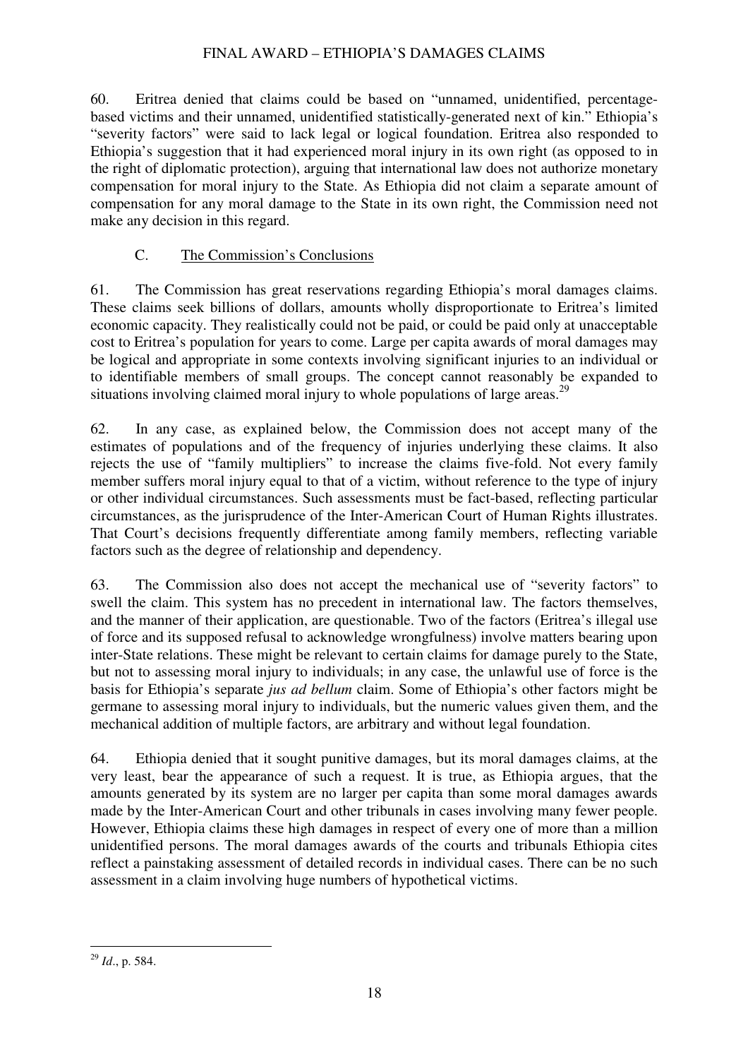60. Eritrea denied that claims could be based on "unnamed, unidentified, percentage-based victims and their unnamed, unidentified statistically-generated next of kin." Ethiopia's "severity factors" were said to lack legal or logical foundation. Eritrea also responded to Ethiopia's suggestion that it had experienced moral injury in its own right (as opposed to in the right of diplomatic protection), arguing that international law does not authorize monetary compensation for moral injury to the State. As Ethiopia did not claim a separate amount of compensation for any moral damage to the State in its own right, the Commission need not make any decision in this regard.

### C. The Commission's Conclusions

61. The Commission has great reservations regarding Ethiopia's moral damages claims. These claims seek billions of dollars, amounts wholly disproportionate to Eritrea's limited economic capacity. They realistically could not be paid, or could be paid only at unacceptable cost to Eritrea's population for years to come. Large per capita awards of moral damages may be logical and appropriate in some contexts involving significant injuries to an individual or to identifiable members of small groups. The concept cannot reasonably be expanded to situations involving claimed moral injury to whole populations of large areas.[29]

62. In any case, as explained below, the Commission does not accept many of the estimates of populations and of the frequency of injuries underlying these claims. It also rejects the use of "family multipliers" to increase the claims five-fold. Not every family member suffers moral injury equal to that of a victim, without reference to the type of injury or other individual circumstances. Such assessments must be fact-based, reflecting particular circumstances, as the jurisprudence of the Inter-American Court of Human Rights illustrates. That Court's decisions frequently differentiate among family members, reflecting variable factors such as the degree of relationship and dependency.

63. The Commission also does not accept the mechanical use of "severity factors" to swell the claim. This system has no precedent in international law. The factors themselves, and the manner of their application, are questionable. Two of the factors (Eritrea's illegal use of force and its supposed refusal to acknowledge wrongfulness) involve matters bearing upon inter-State relations. These might be relevant to certain claims for damage purely to the State, but not to assessing moral injury to individuals; in any case, the unlawful use of force is the basis for Ethiopia's separate *jus ad bellum* claim. Some of Ethiopia's other factors might be germane to assessing moral injury to individuals, but the numeric values given them, and the mechanical addition of multiple factors, are arbitrary and without legal foundation.

64. Ethiopia denied that it sought punitive damages, but its moral damages claims, at the very least, bear the appearance of such a request. It is true, as Ethiopia argues, that the amounts generated by its system are no larger per capita than some moral damages awards made by the Inter-American Court and other tribunals in cases involving many fewer people. However, Ethiopia claims these high damages in respect of every one of more than a million unidentified persons. The moral damages awards of the courts and tribunals Ethiopia cites reflect a painstaking assessment of detailed records in individual cases. There can be no such assessment in a claim involving huge numbers of hypothetical victims.

---

[29] *Id*., p. 584.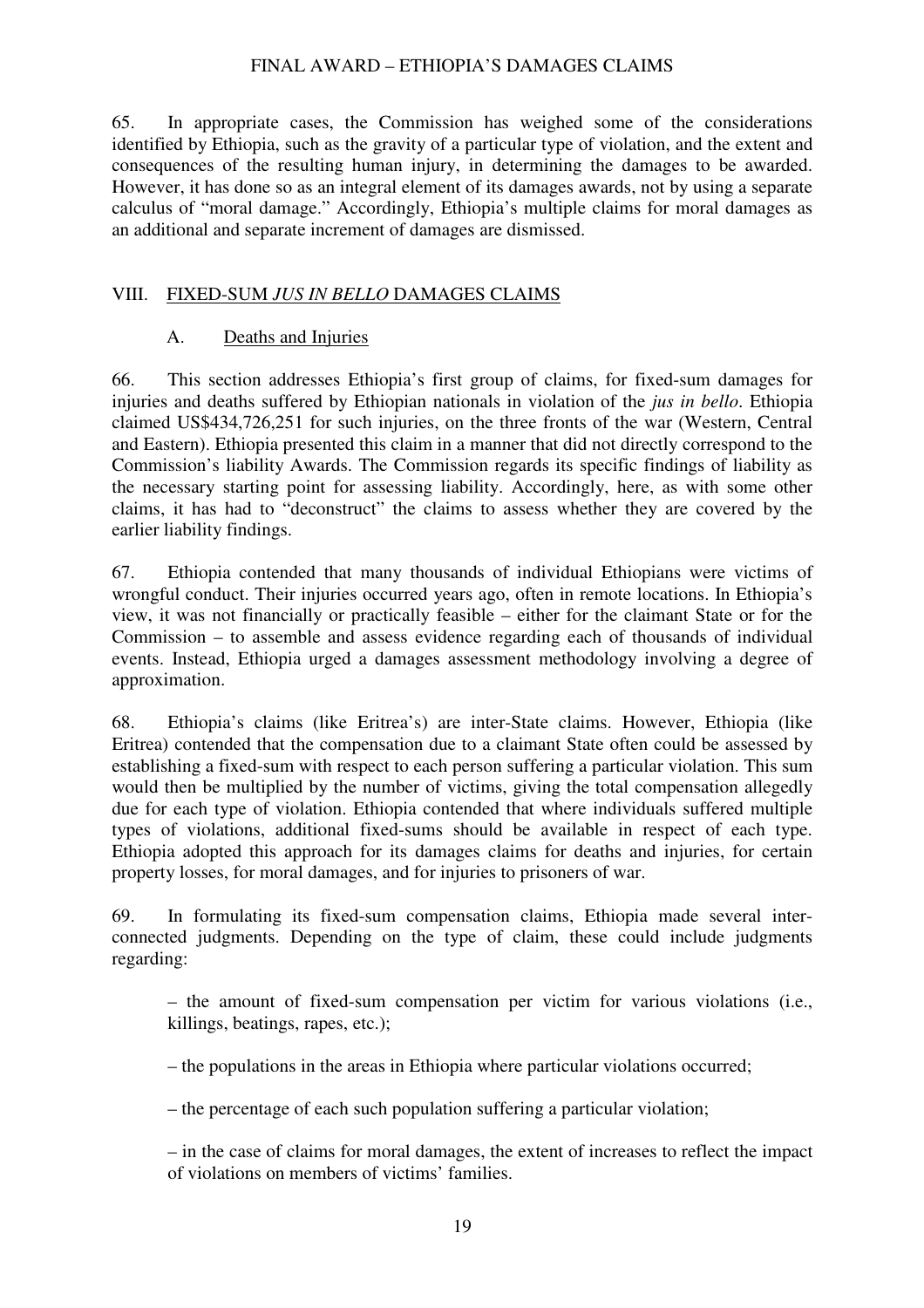65. In appropriate cases, the Commission has weighed some of the considerations identified by Ethiopia, such as the gravity of a particular type of violation, and the extent and consequences of the resulting human injury, in determining the damages to be awarded. However, it has done so as an integral element of its damages awards, not by using a separate calculus of "moral damage." Accordingly, Ethiopia's multiple claims for moral damages as an additional and separate increment of damages are dismissed.

## VIII. FIXED-SUM *JUS IN BELLO* DAMAGES CLAIMS

### A. Deaths and Injuries

66. This section addresses Ethiopia's first group of claims, for fixed-sum damages for injuries and deaths suffered by Ethiopian nationals in violation of the *jus in bello*. Ethiopia claimed US$434,726,251 for such injuries, on the three fronts of the war (Western, Central and Eastern). Ethiopia presented this claim in a manner that did not directly correspond to the Commission's liability Awards. The Commission regards its specific findings of liability as the necessary starting point for assessing liability. Accordingly, here, as with some other claims, it has had to "deconstruct" the claims to assess whether they are covered by the earlier liability findings.

67. Ethiopia contended that many thousands of individual Ethiopians were victims of wrongful conduct. Their injuries occurred years ago, often in remote locations. In Ethiopia's view, it was not financially or practically feasible – either for the claimant State or for the Commission – to assemble and assess evidence regarding each of thousands of individual events. Instead, Ethiopia urged a damages assessment methodology involving a degree of approximation.

68. Ethiopia's claims (like Eritrea's) are inter-State claims. However, Ethiopia (like Eritrea) contended that the compensation due to a claimant State often could be assessed by establishing a fixed-sum with respect to each person suffering a particular violation. This sum would then be multiplied by the number of victims, giving the total compensation allegedly due for each type of violation. Ethiopia contended that where individuals suffered multiple types of violations, additional fixed-sums should be available in respect of each type. Ethiopia adopted this approach for its damages claims for deaths and injuries, for certain property losses, for moral damages, and for injuries to prisoners of war.

69. In formulating its fixed-sum compensation claims, Ethiopia made several inter-connected judgments. Depending on the type of claim, these could include judgments regarding:

– the amount of fixed-sum compensation per victim for various violations (i.e., killings, beatings, rapes, etc.);

– the populations in the areas in Ethiopia where particular violations occurred;

– the percentage of each such population suffering a particular violation;

– in the case of claims for moral damages, the extent of increases to reflect the impact of violations on members of victims' families.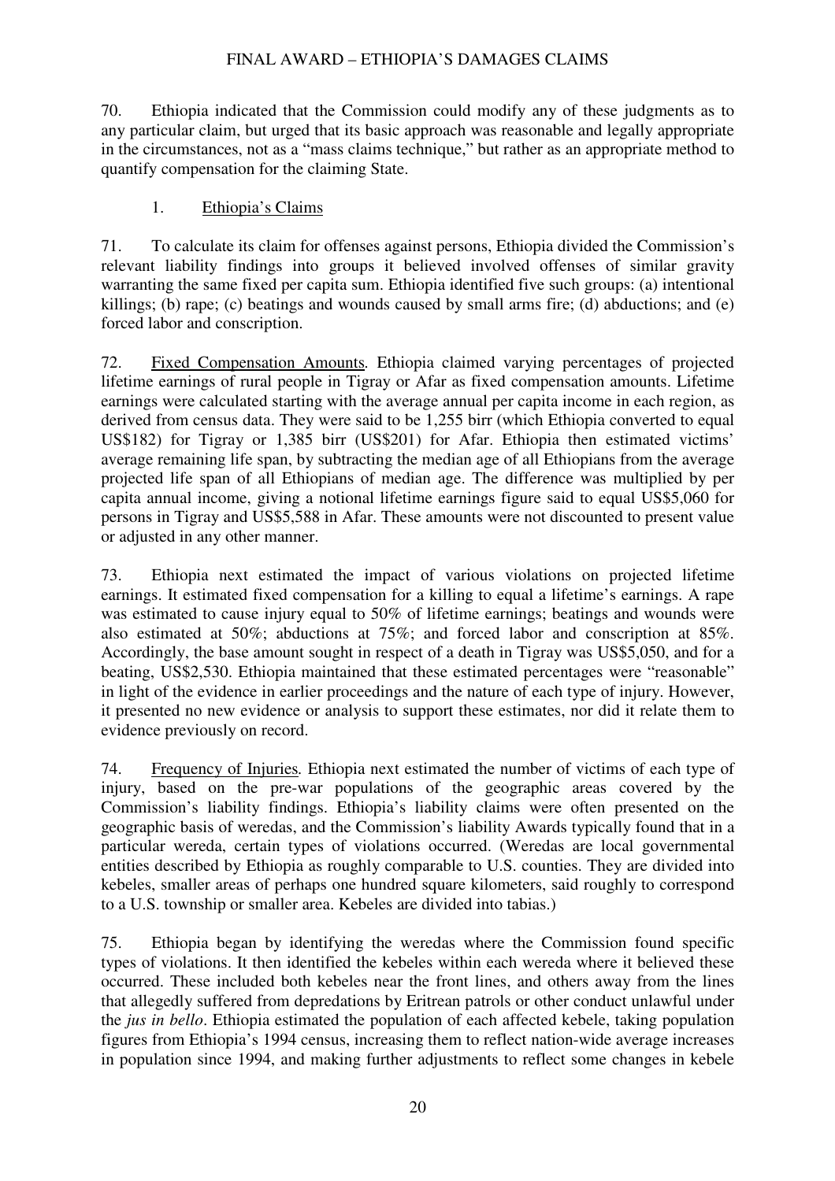70. Ethiopia indicated that the Commission could modify any of these judgments as to any particular claim, but urged that its basic approach was reasonable and legally appropriate in the circumstances, not as a "mass claims technique," but rather as an appropriate method to quantify compensation for the claiming State.

### 1. Ethiopia's Claims

71. To calculate its claim for offenses against persons, Ethiopia divided the Commission's relevant liability findings into groups it believed involved offenses of similar gravity warranting the same fixed per capita sum. Ethiopia identified five such groups: (a) intentional killings; (b) rape; (c) beatings and wounds caused by small arms fire; (d) abductions; and (e) forced labor and conscription.

72. Fixed Compensation Amounts. Ethiopia claimed varying percentages of projected lifetime earnings of rural people in Tigray or Afar as fixed compensation amounts. Lifetime earnings were calculated starting with the average annual per capita income in each region, as derived from census data. They were said to be 1,255 birr (which Ethiopia converted to equal US$182) for Tigray or 1,385 birr (US$201) for Afar. Ethiopia then estimated victims' average remaining life span, by subtracting the median age of all Ethiopians from the average projected life span of all Ethiopians of median age. The difference was multiplied by per capita annual income, giving a notional lifetime earnings figure said to equal US$5,060 for persons in Tigray and US$5,588 in Afar. These amounts were not discounted to present value or adjusted in any other manner.

73. Ethiopia next estimated the impact of various violations on projected lifetime earnings. It estimated fixed compensation for a killing to equal a lifetime's earnings. A rape was estimated to cause injury equal to 50% of lifetime earnings; beatings and wounds were also estimated at 50%; abductions at 75%; and forced labor and conscription at 85%. Accordingly, the base amount sought in respect of a death in Tigray was US$5,050, and for a beating, US$2,530. Ethiopia maintained that these estimated percentages were "reasonable" in light of the evidence in earlier proceedings and the nature of each type of injury. However, it presented no new evidence or analysis to support these estimates, nor did it relate them to evidence previously on record.

74. Frequency of Injuries*.* Ethiopia next estimated the number of victims of each type of injury, based on the pre-war populations of the geographic areas covered by the Commission's liability findings. Ethiopia's liability claims were often presented on the geographic basis of weredas, and the Commission's liability Awards typically found that in a particular wereda, certain types of violations occurred. (Weredas are local governmental entities described by Ethiopia as roughly comparable to U.S. counties. They are divided into kebeles, smaller areas of perhaps one hundred square kilometers, said roughly to correspond to a U.S. township or smaller area. Kebeles are divided into tabias.)

75. Ethiopia began by identifying the weredas where the Commission found specific types of violations. It then identified the kebeles within each wereda where it believed these occurred. These included both kebeles near the front lines, and others away from the lines that allegedly suffered from depredations by Eritrean patrols or other conduct unlawful under the *jus in bello*. Ethiopia estimated the population of each affected kebele, taking population figures from Ethiopia's 1994 census, increasing them to reflect nation-wide average increases in population since 1994, and making further adjustments to reflect some changes in kebele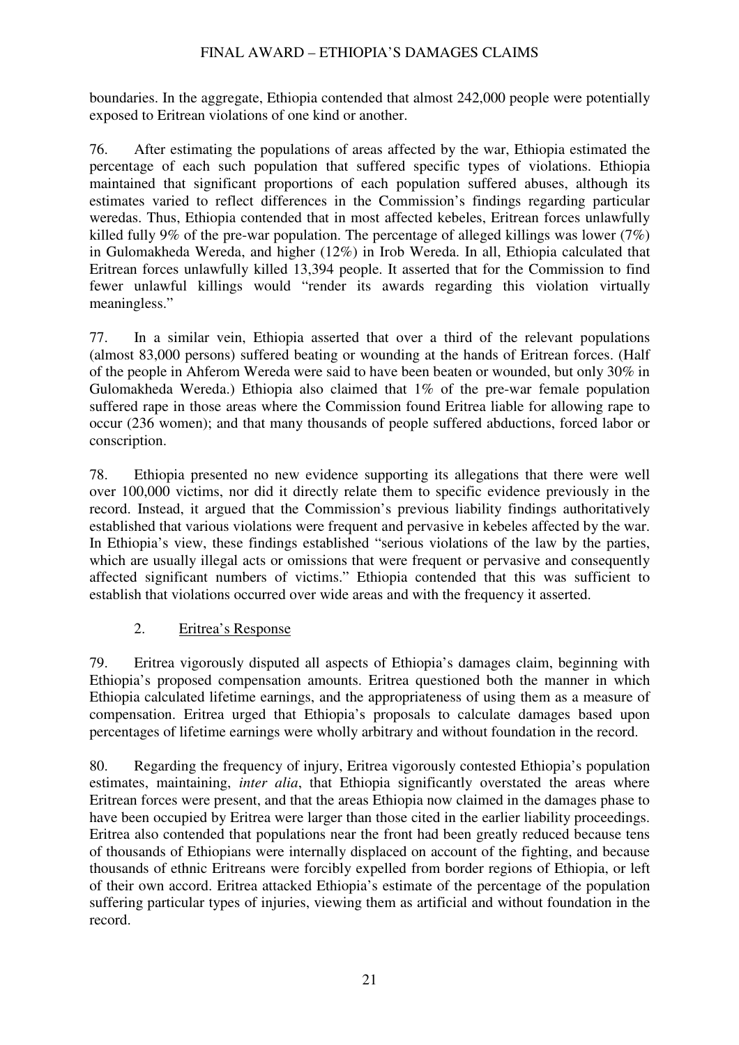boundaries. In the aggregate, Ethiopia contended that almost 242,000 people were potentially exposed to Eritrean violations of one kind or another.

76. After estimating the populations of areas affected by the war, Ethiopia estimated the percentage of each such population that suffered specific types of violations. Ethiopia maintained that significant proportions of each population suffered abuses, although its estimates varied to reflect differences in the Commission's findings regarding particular weredas. Thus, Ethiopia contended that in most affected kebeles, Eritrean forces unlawfully killed fully 9% of the pre-war population. The percentage of alleged killings was lower (7%) in Gulomakheda Wereda, and higher (12%) in Irob Wereda. In all, Ethiopia calculated that Eritrean forces unlawfully killed 13,394 people. It asserted that for the Commission to find fewer unlawful killings would "render its awards regarding this violation virtually meaningless."

77. In a similar vein, Ethiopia asserted that over a third of the relevant populations (almost 83,000 persons) suffered beating or wounding at the hands of Eritrean forces. (Half of the people in Ahferom Wereda were said to have been beaten or wounded, but only 30% in Gulomakheda Wereda.) Ethiopia also claimed that 1% of the pre-war female population suffered rape in those areas where the Commission found Eritrea liable for allowing rape to occur (236 women); and that many thousands of people suffered abductions, forced labor or conscription.

78. Ethiopia presented no new evidence supporting its allegations that there were well over 100,000 victims, nor did it directly relate them to specific evidence previously in the record. Instead, it argued that the Commission's previous liability findings authoritatively established that various violations were frequent and pervasive in kebeles affected by the war. In Ethiopia's view, these findings established "serious violations of the law by the parties, which are usually illegal acts or omissions that were frequent or pervasive and consequently affected significant numbers of victims." Ethiopia contended that this was sufficient to establish that violations occurred over wide areas and with the frequency it asserted.

### 2. Eritrea's Response

79. Eritrea vigorously disputed all aspects of Ethiopia's damages claim, beginning with Ethiopia's proposed compensation amounts. Eritrea questioned both the manner in which Ethiopia calculated lifetime earnings, and the appropriateness of using them as a measure of compensation. Eritrea urged that Ethiopia's proposals to calculate damages based upon percentages of lifetime earnings were wholly arbitrary and without foundation in the record.

80. Regarding the frequency of injury, Eritrea vigorously contested Ethiopia's population estimates, maintaining, *inter alia*, that Ethiopia significantly overstated the areas where Eritrean forces were present, and that the areas Ethiopia now claimed in the damages phase to have been occupied by Eritrea were larger than those cited in the earlier liability proceedings. Eritrea also contended that populations near the front had been greatly reduced because tens of thousands of Ethiopians were internally displaced on account of the fighting, and because thousands of ethnic Eritreans were forcibly expelled from border regions of Ethiopia, or left of their own accord. Eritrea attacked Ethiopia's estimate of the percentage of the population suffering particular types of injuries, viewing them as artificial and without foundation in the record.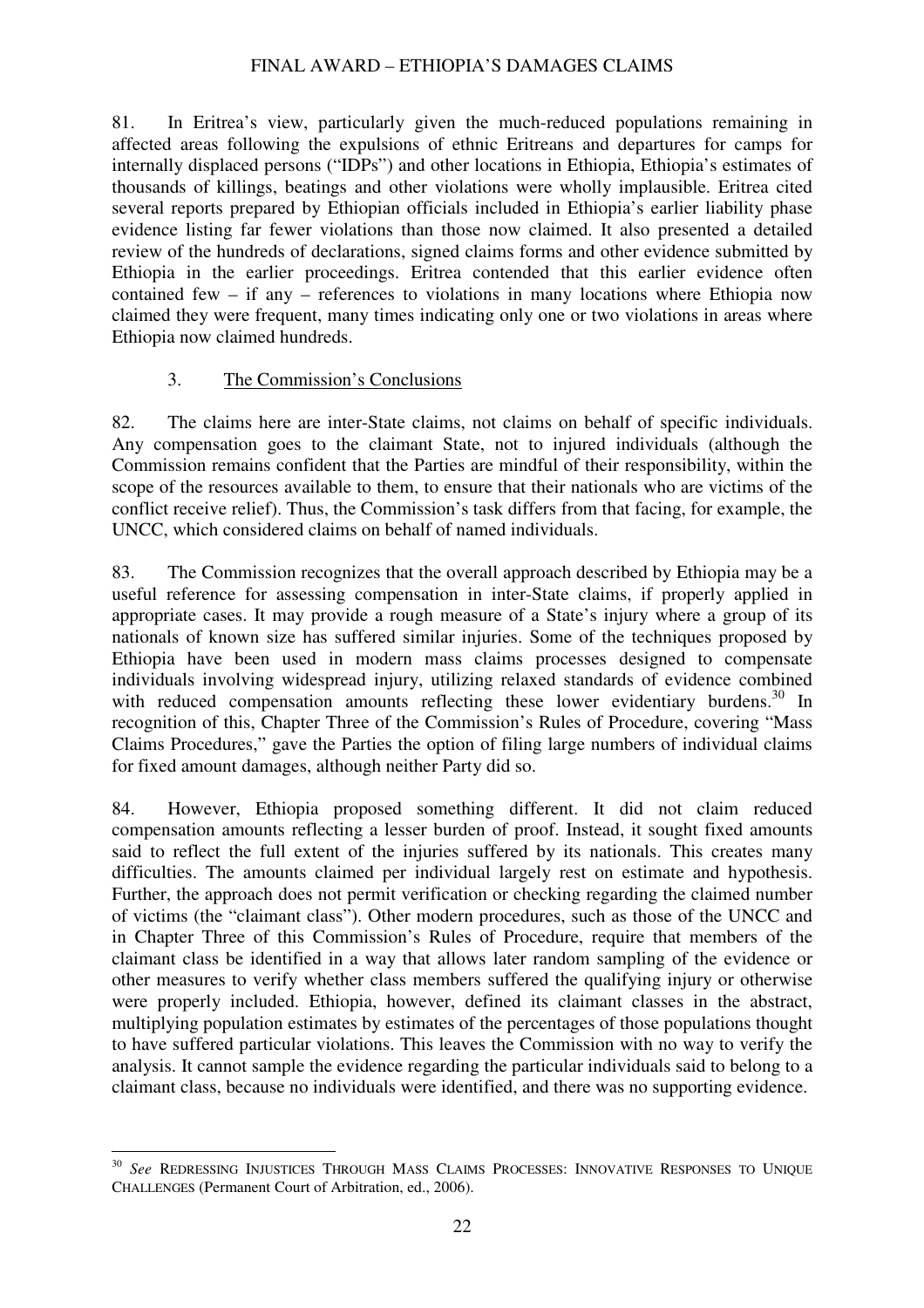81. In Eritrea's view, particularly given the much-reduced populations remaining in affected areas following the expulsions of ethnic Eritreans and departures for camps for internally displaced persons ("IDPs") and other locations in Ethiopia, Ethiopia's estimates of thousands of killings, beatings and other violations were wholly implausible. Eritrea cited several reports prepared by Ethiopian officials included in Ethiopia's earlier liability phase evidence listing far fewer violations than those now claimed. It also presented a detailed review of the hundreds of declarations, signed claims forms and other evidence submitted by Ethiopia in the earlier proceedings. Eritrea contended that this earlier evidence often contained few – if any – references to violations in many locations where Ethiopia now claimed they were frequent, many times indicating only one or two violations in areas where Ethiopia now claimed hundreds.

### 3. The Commission's Conclusions

82. The claims here are inter-State claims, not claims on behalf of specific individuals. Any compensation goes to the claimant State, not to injured individuals (although the Commission remains confident that the Parties are mindful of their responsibility, within the scope of the resources available to them, to ensure that their nationals who are victims of the conflict receive relief). Thus, the Commission's task differs from that facing, for example, the UNCC, which considered claims on behalf of named individuals.

83. The Commission recognizes that the overall approach described by Ethiopia may be a useful reference for assessing compensation in inter-State claims, if properly applied in appropriate cases. It may provide a rough measure of a State's injury where a group of its nationals of known size has suffered similar injuries. Some of the techniques proposed by Ethiopia have been used in modern mass claims processes designed to compensate individuals involving widespread injury, utilizing relaxed standards of evidence combined with reduced compensation amounts reflecting these lower evidentiary burdens.[30] In recognition of this, Chapter Three of the Commission's Rules of Procedure, covering "Mass Claims Procedures," gave the Parties the option of filing large numbers of individual claims for fixed amount damages, although neither Party did so.

84. However, Ethiopia proposed something different. It did not claim reduced compensation amounts reflecting a lesser burden of proof. Instead, it sought fixed amounts said to reflect the full extent of the injuries suffered by its nationals. This creates many difficulties. The amounts claimed per individual largely rest on estimate and hypothesis. Further, the approach does not permit verification or checking regarding the claimed number of victims (the "claimant class"). Other modern procedures, such as those of the UNCC and in Chapter Three of this Commission's Rules of Procedure, require that members of the claimant class be identified in a way that allows later random sampling of the evidence or other measures to verify whether class members suffered the qualifying injury or otherwise were properly included. Ethiopia, however, defined its claimant classes in the abstract, multiplying population estimates by estimates of the percentages of those populations thought to have suffered particular violations. This leaves the Commission with no way to verify the analysis. It cannot sample the evidence regarding the particular individuals said to belong to a claimant class, because no individuals were identified, and there was no supporting evidence.

---

[30] *See* REDRESSING INJUSTICES THROUGH MASS CLAIMS PROCESSES: INNOVATIVE RESPONSES TO UNIQUE CHALLENGES (Permanent Court of Arbitration, ed., 2006).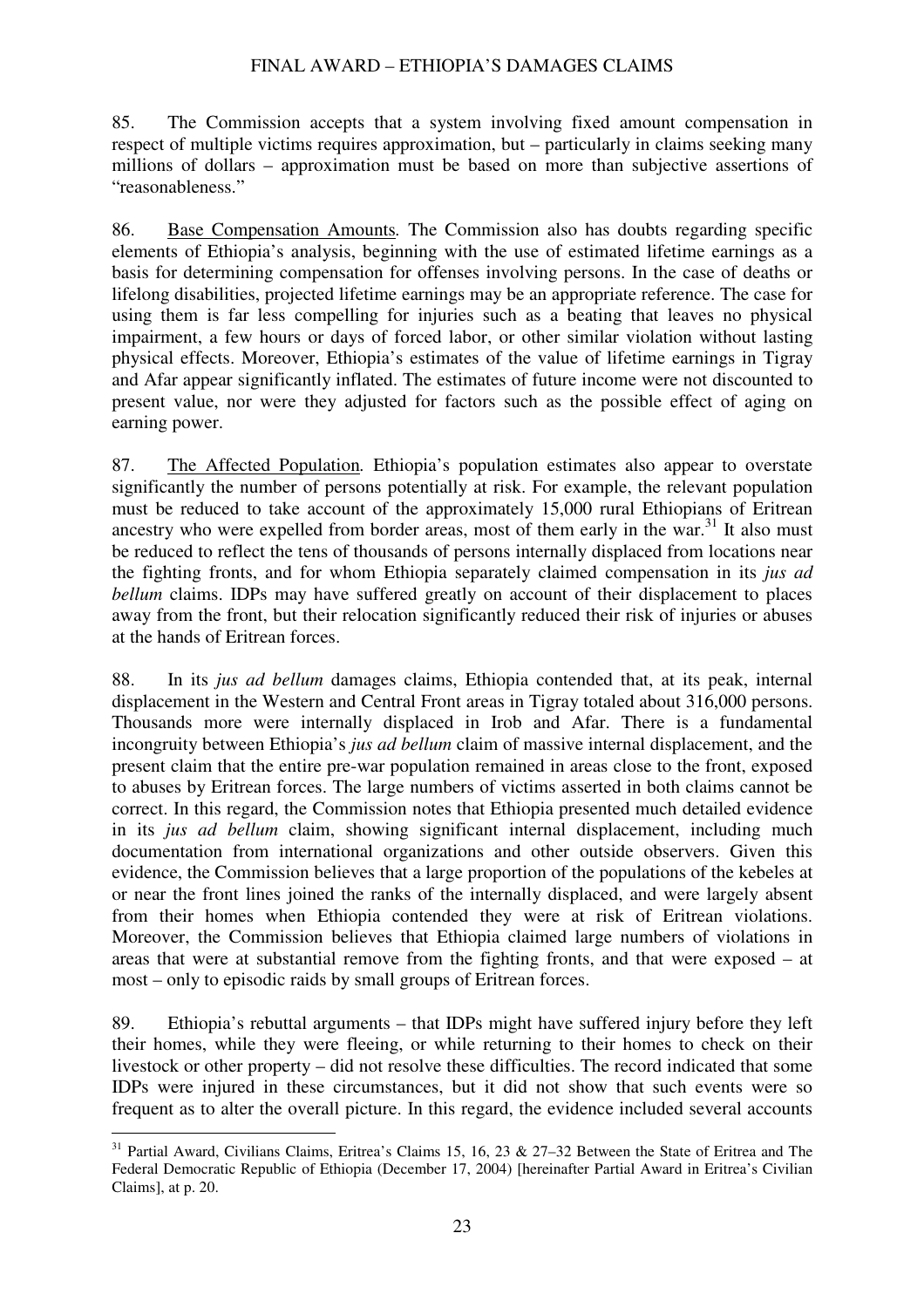85. The Commission accepts that a system involving fixed amount compensation in respect of multiple victims requires approximation, but – particularly in claims seeking many millions of dollars – approximation must be based on more than subjective assertions of "reasonableness."

86. Base Compensation Amounts*.* The Commission also has doubts regarding specific elements of Ethiopia's analysis, beginning with the use of estimated lifetime earnings as a basis for determining compensation for offenses involving persons. In the case of deaths or lifelong disabilities, projected lifetime earnings may be an appropriate reference. The case for using them is far less compelling for injuries such as a beating that leaves no physical impairment, a few hours or days of forced labor, or other similar violation without lasting physical effects. Moreover, Ethiopia's estimates of the value of lifetime earnings in Tigray and Afar appear significantly inflated. The estimates of future income were not discounted to present value, nor were they adjusted for factors such as the possible effect of aging on earning power.

87. The Affected Population*.* Ethiopia's population estimates also appear to overstate significantly the number of persons potentially at risk. For example, the relevant population must be reduced to take account of the approximately 15,000 rural Ethiopians of Eritrean ancestry who were expelled from border areas, most of them early in the war.[31] It also must be reduced to reflect the tens of thousands of persons internally displaced from locations near the fighting fronts, and for whom Ethiopia separately claimed compensation in its *jus ad bellum* claims. IDPs may have suffered greatly on account of their displacement to places away from the front, but their relocation significantly reduced their risk of injuries or abuses at the hands of Eritrean forces.

88. In its *jus ad bellum* damages claims, Ethiopia contended that, at its peak, internal displacement in the Western and Central Front areas in Tigray totaled about 316,000 persons. Thousands more were internally displaced in Irob and Afar. There is a fundamental incongruity between Ethiopia's *jus ad bellum* claim of massive internal displacement, and the present claim that the entire pre-war population remained in areas close to the front, exposed to abuses by Eritrean forces. The large numbers of victims asserted in both claims cannot be correct. In this regard, the Commission notes that Ethiopia presented much detailed evidence in its *jus ad bellum* claim, showing significant internal displacement, including much documentation from international organizations and other outside observers. Given this evidence, the Commission believes that a large proportion of the populations of the kebeles at or near the front lines joined the ranks of the internally displaced, and were largely absent from their homes when Ethiopia contended they were at risk of Eritrean violations. Moreover, the Commission believes that Ethiopia claimed large numbers of violations in areas that were at substantial remove from the fighting fronts, and that were exposed – at most – only to episodic raids by small groups of Eritrean forces.

89. Ethiopia's rebuttal arguments – that IDPs might have suffered injury before they left their homes, while they were fleeing, or while returning to their homes to check on their livestock or other property – did not resolve these difficulties. The record indicated that some IDPs were injured in these circumstances, but it did not show that such events were so frequent as to alter the overall picture. In this regard, the evidence included several accounts

---

[31] Partial Award, Civilians Claims, Eritrea's Claims 15, 16, 23 & 27–32 Between the State of Eritrea and The Federal Democratic Republic of Ethiopia (December 17, 2004) [hereinafter Partial Award in Eritrea's Civilian Claims], at p. 20.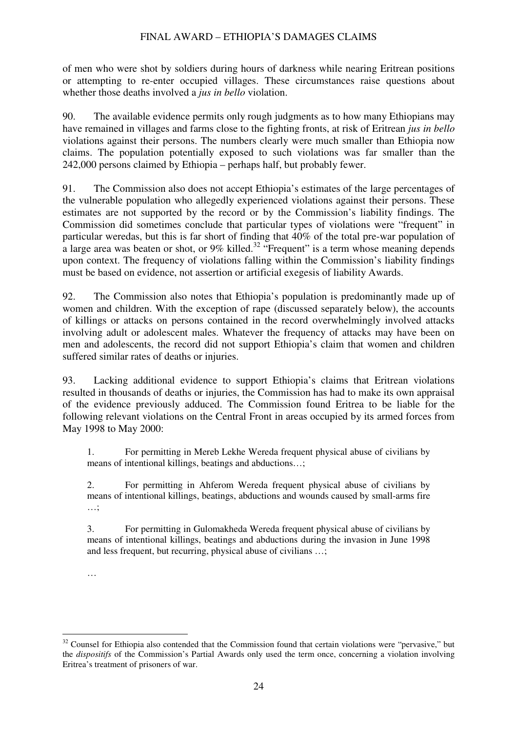of men who were shot by soldiers during hours of darkness while nearing Eritrean positions or attempting to re-enter occupied villages. These circumstances raise questions about whether those deaths involved a *jus in bello* violation.

90. The available evidence permits only rough judgments as to how many Ethiopians may have remained in villages and farms close to the fighting fronts, at risk of Eritrean *jus in bello* violations against their persons. The numbers clearly were much smaller than Ethiopia now claims. The population potentially exposed to such violations was far smaller than the 242,000 persons claimed by Ethiopia – perhaps half, but probably fewer.

91. The Commission also does not accept Ethiopia's estimates of the large percentages of the vulnerable population who allegedly experienced violations against their persons. These estimates are not supported by the record or by the Commission's liability findings. The Commission did sometimes conclude that particular types of violations were "frequent" in particular weredas, but this is far short of finding that 40% of the total pre-war population of a large area was beaten or shot, or 9% killed.[32] "Frequent" is a term whose meaning depends upon context. The frequency of violations falling within the Commission's liability findings must be based on evidence, not assertion or artificial exegesis of liability Awards.

92. The Commission also notes that Ethiopia's population is predominantly made up of women and children. With the exception of rape (discussed separately below), the accounts of killings or attacks on persons contained in the record overwhelmingly involved attacks involving adult or adolescent males. Whatever the frequency of attacks may have been on men and adolescents, the record did not support Ethiopia's claim that women and children suffered similar rates of deaths or injuries.

93. Lacking additional evidence to support Ethiopia's claims that Eritrean violations resulted in thousands of deaths or injuries, the Commission has had to make its own appraisal of the evidence previously adduced. The Commission found Eritrea to be liable for the following relevant violations on the Central Front in areas occupied by its armed forces from May 1998 to May 2000:

> 1. For permitting in Mereb Lekhe Wereda frequent physical abuse of civilians by means of intentional killings, beatings and abductions…;
>
> 2. For permitting in Ahferom Wereda frequent physical abuse of civilians by means of intentional killings, beatings, abductions and wounds caused by small-arms fire …;
>
> 3. For permitting in Gulomakheda Wereda frequent physical abuse of civilians by means of intentional killings, beatings and abductions during the invasion in June 1998 and less frequent, but recurring, physical abuse of civilians …;
>
> …

---

[32] Counsel for Ethiopia also contended that the Commission found that certain violations were "pervasive," but the *dispositifs* of the Commission's Partial Awards only used the term once, concerning a violation involving Eritrea's treatment of prisoners of war.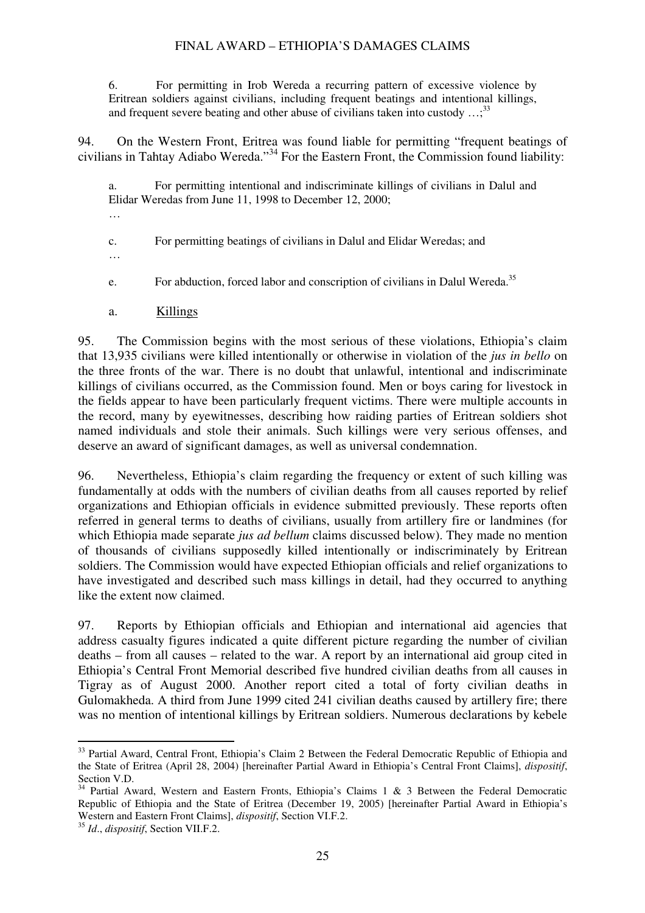> 6. For permitting in Irob Wereda a recurring pattern of excessive violence by Eritrean soldiers against civilians, including frequent beatings and intentional killings, and frequent severe beating and other abuse of civilians taken into custody …;[33]

94. On the Western Front, Eritrea was found liable for permitting "frequent beatings of civilians in Tahtay Adiabo Wereda."[34] For the Eastern Front, the Commission found liability:

> a. For permitting intentional and indiscriminate killings of civilians in Dalul and Elidar Weredas from June 11, 1998 to December 12, 2000;
>
> …
>
> c. For permitting beatings of civilians in Dalul and Elidar Weredas; and
>
> …
>
> e. For abduction, forced labor and conscription of civilians in Dalul Wereda.[35]

a. Killings

95. The Commission begins with the most serious of these violations, Ethiopia's claim that 13,935 civilians were killed intentionally or otherwise in violation of the *jus in bello* on the three fronts of the war. There is no doubt that unlawful, intentional and indiscriminate killings of civilians occurred, as the Commission found. Men or boys caring for livestock in the fields appear to have been particularly frequent victims. There were multiple accounts in the record, many by eyewitnesses, describing how raiding parties of Eritrean soldiers shot named individuals and stole their animals. Such killings were very serious offenses, and deserve an award of significant damages, as well as universal condemnation.

96. Nevertheless, Ethiopia's claim regarding the frequency or extent of such killing was fundamentally at odds with the numbers of civilian deaths from all causes reported by relief organizations and Ethiopian officials in evidence submitted previously. These reports often referred in general terms to deaths of civilians, usually from artillery fire or landmines (for which Ethiopia made separate *jus ad bellum* claims discussed below). They made no mention of thousands of civilians supposedly killed intentionally or indiscriminately by Eritrean soldiers. The Commission would have expected Ethiopian officials and relief organizations to have investigated and described such mass killings in detail, had they occurred to anything like the extent now claimed.

97. Reports by Ethiopian officials and Ethiopian and international aid agencies that address casualty figures indicated a quite different picture regarding the number of civilian deaths – from all causes – related to the war. A report by an international aid group cited in Ethiopia's Central Front Memorial described five hundred civilian deaths from all causes in Tigray as of August 2000. Another report cited a total of forty civilian deaths in Gulomakheda. A third from June 1999 cited 241 civilian deaths caused by artillery fire; there was no mention of intentional killings by Eritrean soldiers. Numerous declarations by kebele

---

[33] Partial Award, Central Front, Ethiopia's Claim 2 Between the Federal Democratic Republic of Ethiopia and the State of Eritrea (April 28, 2004) [hereinafter Partial Award in Ethiopia's Central Front Claims], *dispositif*, Section V.D.

[34] Partial Award, Western and Eastern Fronts, Ethiopia's Claims 1 & 3 Between the Federal Democratic Republic of Ethiopia and the State of Eritrea (December 19, 2005) [hereinafter Partial Award in Ethiopia's Western and Eastern Front Claims], *dispositif*, Section VI.F.2.

[35] *Id*., *dispositif*, Section VII.F.2.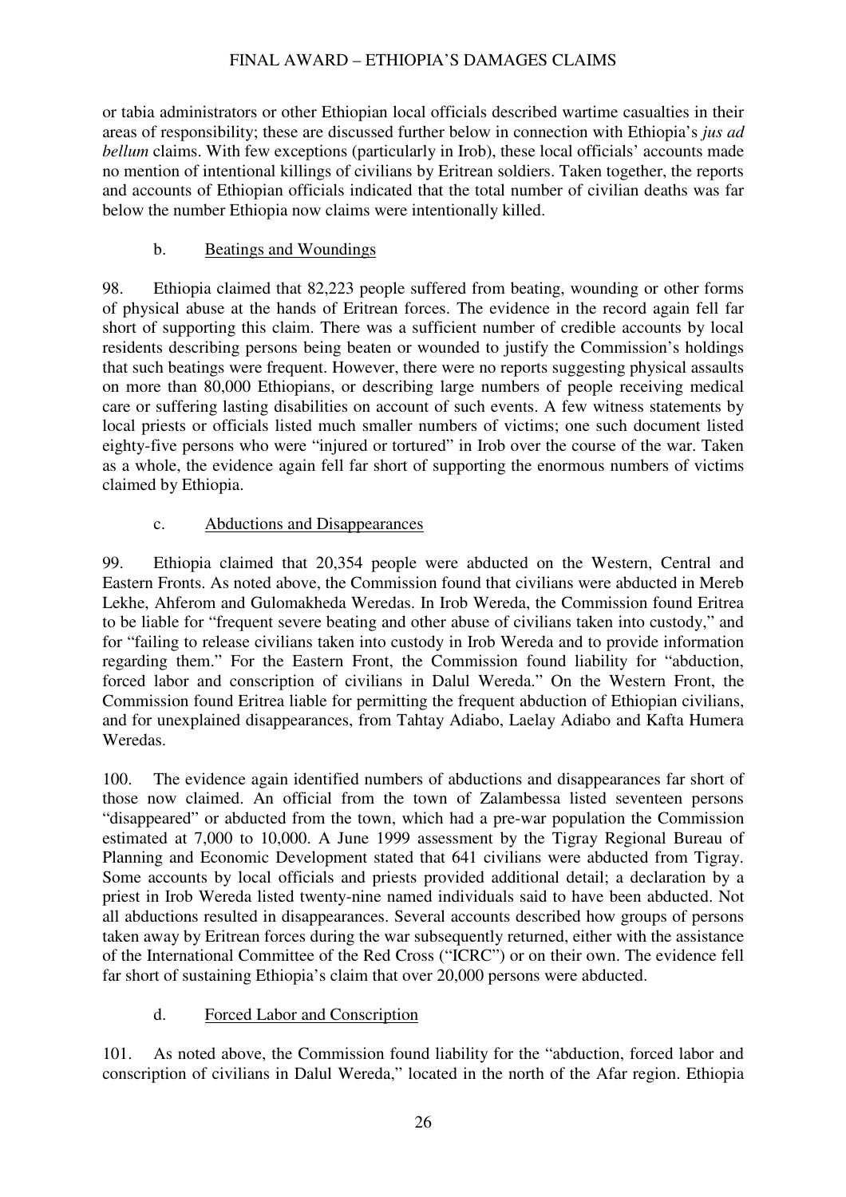or tabia administrators or other Ethiopian local officials described wartime casualties in their areas of responsibility; these are discussed further below in connection with Ethiopia's *jus ad bellum* claims. With few exceptions (particularly in Irob), these local officials' accounts made no mention of intentional killings of civilians by Eritrean soldiers. Taken together, the reports and accounts of Ethiopian officials indicated that the total number of civilian deaths was far below the number Ethiopia now claims were intentionally killed.

#### b. Beatings and Woundings

98. Ethiopia claimed that 82,223 people suffered from beating, wounding or other forms of physical abuse at the hands of Eritrean forces. The evidence in the record again fell far short of supporting this claim. There was a sufficient number of credible accounts by local residents describing persons being beaten or wounded to justify the Commission's holdings that such beatings were frequent. However, there were no reports suggesting physical assaults on more than 80,000 Ethiopians, or describing large numbers of people receiving medical care or suffering lasting disabilities on account of such events. A few witness statements by local priests or officials listed much smaller numbers of victims; one such document listed eighty-five persons who were "injured or tortured" in Irob over the course of the war. Taken as a whole, the evidence again fell far short of supporting the enormous numbers of victims claimed by Ethiopia.

#### c. Abductions and Disappearances

99. Ethiopia claimed that 20,354 people were abducted on the Western, Central and Eastern Fronts. As noted above, the Commission found that civilians were abducted in Mereb Lekhe, Ahferom and Gulomakheda Weredas. In Irob Wereda, the Commission found Eritrea to be liable for "frequent severe beating and other abuse of civilians taken into custody," and for "failing to release civilians taken into custody in Irob Wereda and to provide information regarding them." For the Eastern Front, the Commission found liability for "abduction, forced labor and conscription of civilians in Dalul Wereda." On the Western Front, the Commission found Eritrea liable for permitting the frequent abduction of Ethiopian civilians, and for unexplained disappearances, from Tahtay Adiabo, Laelay Adiabo and Kafta Humera Weredas.

100. The evidence again identified numbers of abductions and disappearances far short of those now claimed. An official from the town of Zalambessa listed seventeen persons "disappeared" or abducted from the town, which had a pre-war population the Commission estimated at 7,000 to 10,000. A June 1999 assessment by the Tigray Regional Bureau of Planning and Economic Development stated that 641 civilians were abducted from Tigray. Some accounts by local officials and priests provided additional detail; a declaration by a priest in Irob Wereda listed twenty-nine named individuals said to have been abducted. Not all abductions resulted in disappearances. Several accounts described how groups of persons taken away by Eritrean forces during the war subsequently returned, either with the assistance of the International Committee of the Red Cross ("ICRC") or on their own. The evidence fell far short of sustaining Ethiopia's claim that over 20,000 persons were abducted.

#### d. Forced Labor and Conscription

101. As noted above, the Commission found liability for the "abduction, forced labor and conscription of civilians in Dalul Wereda," located in the north of the Afar region. Ethiopia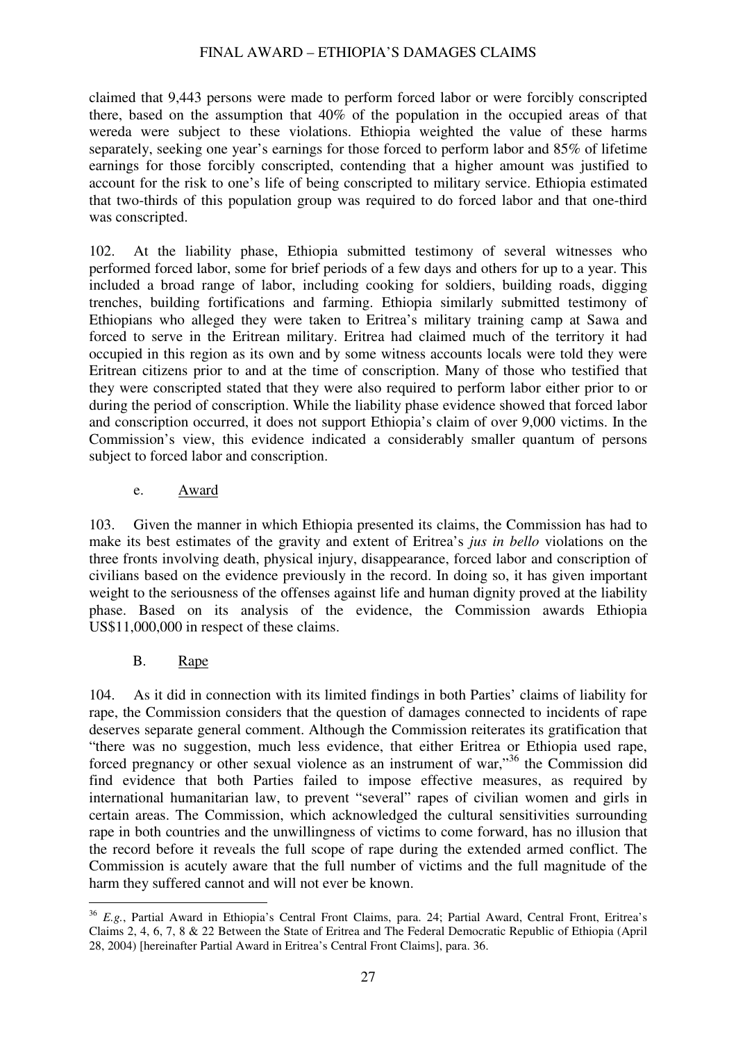claimed that 9,443 persons were made to perform forced labor or were forcibly conscripted there, based on the assumption that 40% of the population in the occupied areas of that wereda were subject to these violations. Ethiopia weighted the value of these harms separately, seeking one year's earnings for those forced to perform labor and 85% of lifetime earnings for those forcibly conscripted, contending that a higher amount was justified to account for the risk to one's life of being conscripted to military service. Ethiopia estimated that two-thirds of this population group was required to do forced labor and that one-third was conscripted.

102. At the liability phase, Ethiopia submitted testimony of several witnesses who performed forced labor, some for brief periods of a few days and others for up to a year. This included a broad range of labor, including cooking for soldiers, building roads, digging trenches, building fortifications and farming. Ethiopia similarly submitted testimony of Ethiopians who alleged they were taken to Eritrea's military training camp at Sawa and forced to serve in the Eritrean military. Eritrea had claimed much of the territory it had occupied in this region as its own and by some witness accounts locals were told they were Eritrean citizens prior to and at the time of conscription. Many of those who testified that they were conscripted stated that they were also required to perform labor either prior to or during the period of conscription. While the liability phase evidence showed that forced labor and conscription occurred, it does not support Ethiopia's claim of over 9,000 victims. In the Commission's view, this evidence indicated a considerably smaller quantum of persons subject to forced labor and conscription.

e. Award

103. Given the manner in which Ethiopia presented its claims, the Commission has had to make its best estimates of the gravity and extent of Eritrea's *jus in bello* violations on the three fronts involving death, physical injury, disappearance, forced labor and conscription of civilians based on the evidence previously in the record. In doing so, it has given important weight to the seriousness of the offenses against life and human dignity proved at the liability phase. Based on its analysis of the evidence, the Commission awards Ethiopia US$11,000,000 in respect of these claims.

### B. Rape

104. As it did in connection with its limited findings in both Parties' claims of liability for rape, the Commission considers that the question of damages connected to incidents of rape deserves separate general comment. Although the Commission reiterates its gratification that "there was no suggestion, much less evidence, that either Eritrea or Ethiopia used rape, forced pregnancy or other sexual violence as an instrument of war,"[36] the Commission did find evidence that both Parties failed to impose effective measures, as required by international humanitarian law, to prevent "several" rapes of civilian women and girls in certain areas. The Commission, which acknowledged the cultural sensitivities surrounding rape in both countries and the unwillingness of victims to come forward, has no illusion that the record before it reveals the full scope of rape during the extended armed conflict. The Commission is acutely aware that the full number of victims and the full magnitude of the harm they suffered cannot and will not ever be known.

---

[36] *E.g.*, Partial Award in Ethiopia's Central Front Claims, para. 24; Partial Award, Central Front, Eritrea's Claims 2, 4, 6, 7, 8 & 22 Between the State of Eritrea and The Federal Democratic Republic of Ethiopia (April 28, 2004) [hereinafter Partial Award in Eritrea's Central Front Claims], para. 36.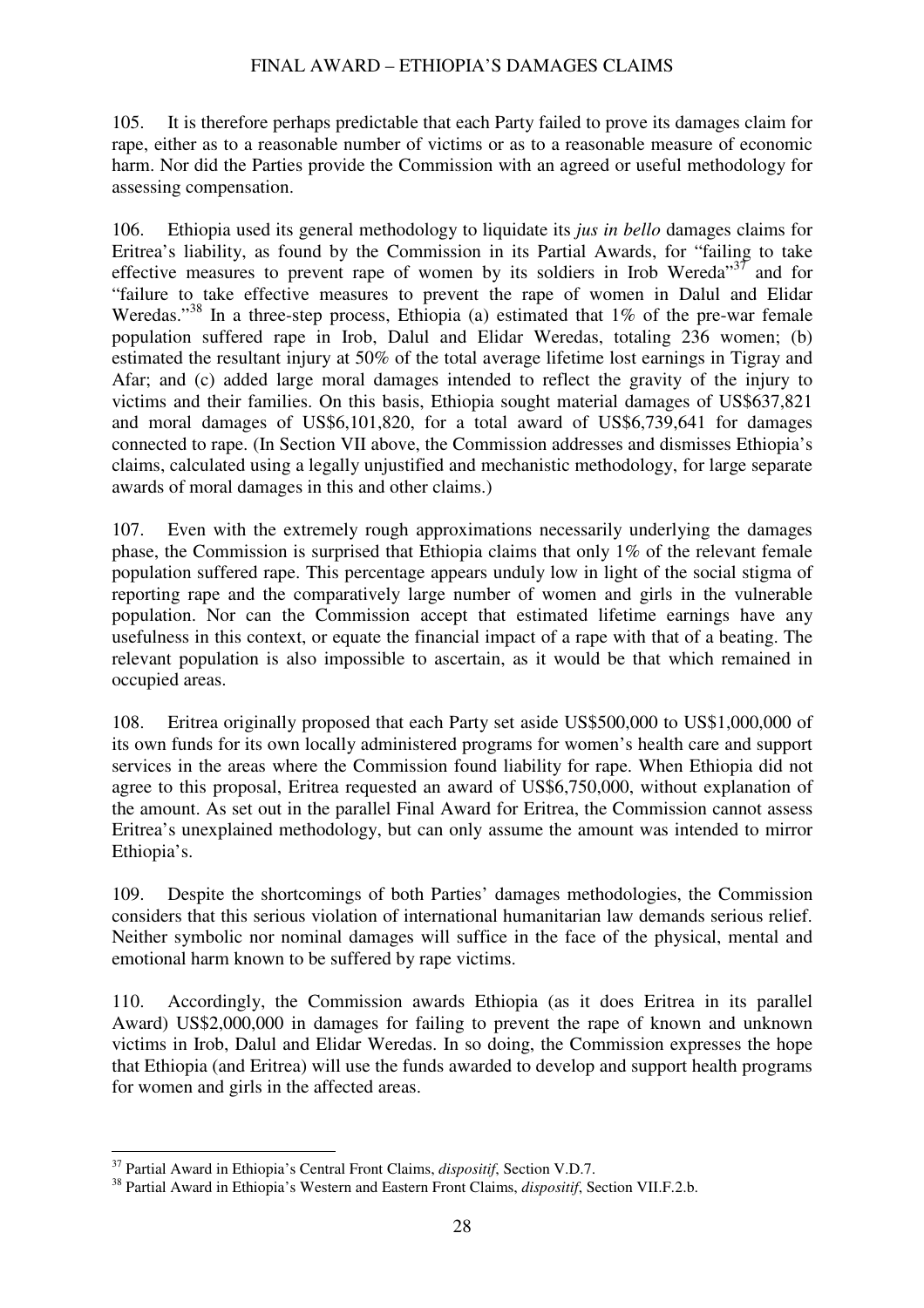105. It is therefore perhaps predictable that each Party failed to prove its damages claim for rape, either as to a reasonable number of victims or as to a reasonable measure of economic harm. Nor did the Parties provide the Commission with an agreed or useful methodology for assessing compensation.

106. Ethiopia used its general methodology to liquidate its *jus in bello* damages claims for Eritrea's liability, as found by the Commission in its Partial Awards, for "failing to take effective measures to prevent rape of women by its soldiers in Irob Wereda"[37] and for "failure to take effective measures to prevent the rape of women in Dalul and Elidar Weredas."[38] In a three-step process, Ethiopia (a) estimated that 1% of the pre-war female population suffered rape in Irob, Dalul and Elidar Weredas, totaling 236 women; (b) estimated the resultant injury at 50% of the total average lifetime lost earnings in Tigray and Afar; and (c) added large moral damages intended to reflect the gravity of the injury to victims and their families. On this basis, Ethiopia sought material damages of US$637,821 and moral damages of US$6,101,820, for a total award of US$6,739,641 for damages connected to rape. (In Section VII above, the Commission addresses and dismisses Ethiopia's claims, calculated using a legally unjustified and mechanistic methodology, for large separate awards of moral damages in this and other claims.)

107. Even with the extremely rough approximations necessarily underlying the damages phase, the Commission is surprised that Ethiopia claims that only 1% of the relevant female population suffered rape. This percentage appears unduly low in light of the social stigma of reporting rape and the comparatively large number of women and girls in the vulnerable population. Nor can the Commission accept that estimated lifetime earnings have any usefulness in this context, or equate the financial impact of a rape with that of a beating. The relevant population is also impossible to ascertain, as it would be that which remained in occupied areas.

108. Eritrea originally proposed that each Party set aside US$500,000 to US$1,000,000 of its own funds for its own locally administered programs for women's health care and support services in the areas where the Commission found liability for rape. When Ethiopia did not agree to this proposal, Eritrea requested an award of US$6,750,000, without explanation of the amount. As set out in the parallel Final Award for Eritrea, the Commission cannot assess Eritrea's unexplained methodology, but can only assume the amount was intended to mirror Ethiopia's.

109. Despite the shortcomings of both Parties' damages methodologies, the Commission considers that this serious violation of international humanitarian law demands serious relief. Neither symbolic nor nominal damages will suffice in the face of the physical, mental and emotional harm known to be suffered by rape victims.

110. Accordingly, the Commission awards Ethiopia (as it does Eritrea in its parallel Award) US$2,000,000 in damages for failing to prevent the rape of known and unknown victims in Irob, Dalul and Elidar Weredas. In so doing, the Commission expresses the hope that Ethiopia (and Eritrea) will use the funds awarded to develop and support health programs for women and girls in the affected areas.

---

[37] Partial Award in Ethiopia's Central Front Claims, *dispositif*, Section V.D.7.

[38] Partial Award in Ethiopia's Western and Eastern Front Claims, *dispositif*, Section VII.F.2.b.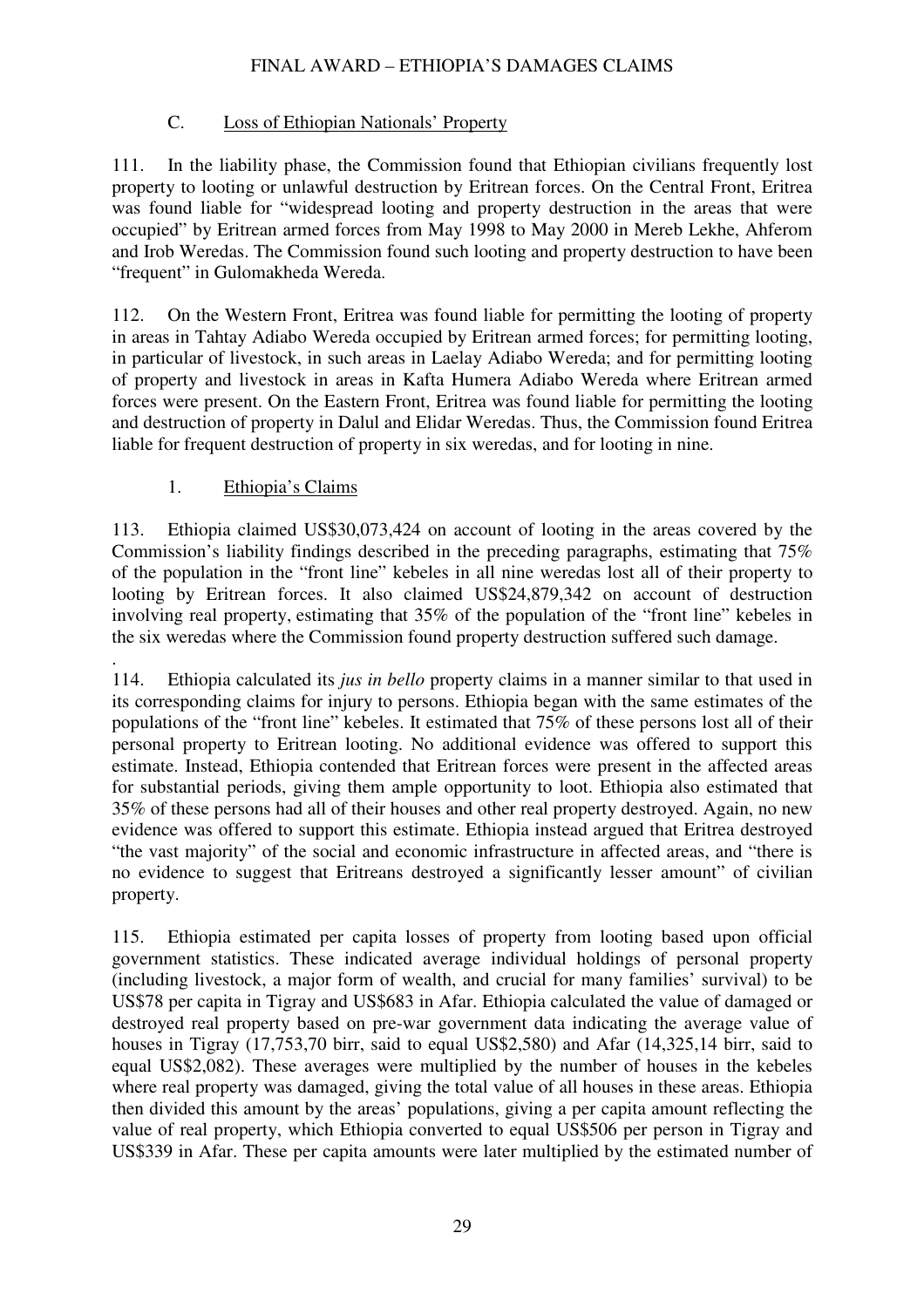### C. Loss of Ethiopian Nationals' Property

111. In the liability phase, the Commission found that Ethiopian civilians frequently lost property to looting or unlawful destruction by Eritrean forces. On the Central Front, Eritrea was found liable for "widespread looting and property destruction in the areas that were occupied" by Eritrean armed forces from May 1998 to May 2000 in Mereb Lekhe, Ahferom and Irob Weredas. The Commission found such looting and property destruction to have been "frequent" in Gulomakheda Wereda.

112. On the Western Front, Eritrea was found liable for permitting the looting of property in areas in Tahtay Adiabo Wereda occupied by Eritrean armed forces; for permitting looting, in particular of livestock, in such areas in Laelay Adiabo Wereda; and for permitting looting of property and livestock in areas in Kafta Humera Adiabo Wereda where Eritrean armed forces were present. On the Eastern Front, Eritrea was found liable for permitting the looting and destruction of property in Dalul and Elidar Weredas. Thus, the Commission found Eritrea liable for frequent destruction of property in six weredas, and for looting in nine.

#### 1. Ethiopia's Claims

113. Ethiopia claimed US$30,073,424 on account of looting in the areas covered by the Commission's liability findings described in the preceding paragraphs, estimating that 75% of the population in the "front line" kebeles in all nine weredas lost all of their property to looting by Eritrean forces. It also claimed US$24,879,342 on account of destruction involving real property, estimating that 35% of the population of the "front line" kebeles in the six weredas where the Commission found property destruction suffered such damage.

114. Ethiopia calculated its *jus in bello* property claims in a manner similar to that used in its corresponding claims for injury to persons. Ethiopia began with the same estimates of the populations of the "front line" kebeles. It estimated that 75% of these persons lost all of their personal property to Eritrean looting. No additional evidence was offered to support this estimate. Instead, Ethiopia contended that Eritrean forces were present in the affected areas for substantial periods, giving them ample opportunity to loot. Ethiopia also estimated that 35% of these persons had all of their houses and other real property destroyed. Again, no new evidence was offered to support this estimate. Ethiopia instead argued that Eritrea destroyed "the vast majority" of the social and economic infrastructure in affected areas, and "there is no evidence to suggest that Eritreans destroyed a significantly lesser amount" of civilian property.

115. Ethiopia estimated per capita losses of property from looting based upon official government statistics. These indicated average individual holdings of personal property (including livestock, a major form of wealth, and crucial for many families' survival) to be US$78 per capita in Tigray and US$683 in Afar. Ethiopia calculated the value of damaged or destroyed real property based on pre-war government data indicating the average value of houses in Tigray (17,753,70 birr, said to equal US$2,580) and Afar (14,325,14 birr, said to equal US$2,082). These averages were multiplied by the number of houses in the kebeles where real property was damaged, giving the total value of all houses in these areas. Ethiopia then divided this amount by the areas' populations, giving a per capita amount reflecting the value of real property, which Ethiopia converted to equal US$506 per person in Tigray and US$339 in Afar. These per capita amounts were later multiplied by the estimated number of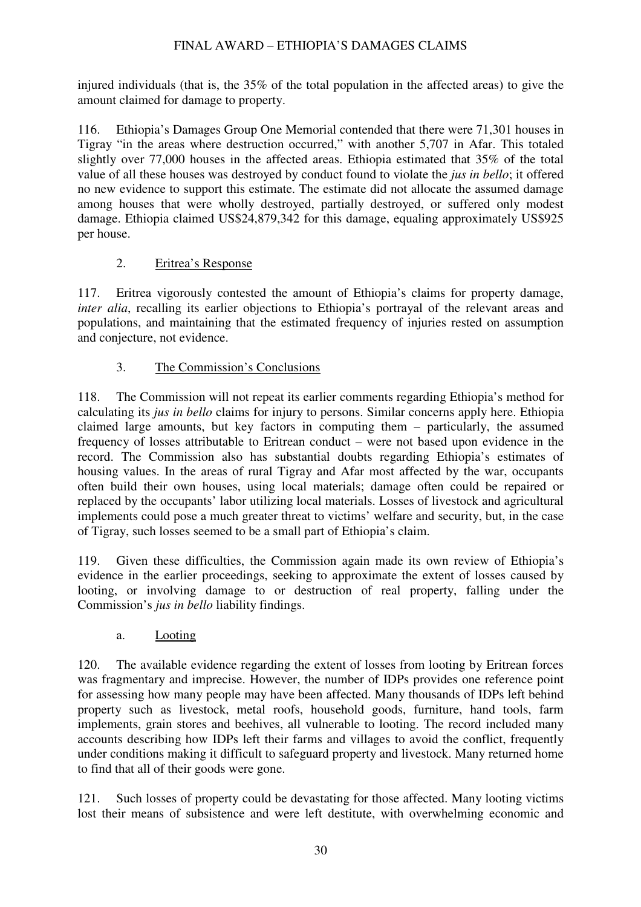injured individuals (that is, the 35% of the total population in the affected areas) to give the amount claimed for damage to property.

116. Ethiopia's Damages Group One Memorial contended that there were 71,301 houses in Tigray "in the areas where destruction occurred," with another 5,707 in Afar. This totaled slightly over 77,000 houses in the affected areas. Ethiopia estimated that 35% of the total value of all these houses was destroyed by conduct found to violate the *jus in bello*; it offered no new evidence to support this estimate. The estimate did not allocate the assumed damage among houses that were wholly destroyed, partially destroyed, or suffered only modest damage. Ethiopia claimed US$24,879,342 for this damage, equaling approximately US$925 per house.

### 2. Eritrea's Response

117. Eritrea vigorously contested the amount of Ethiopia's claims for property damage, *inter alia*, recalling its earlier objections to Ethiopia's portrayal of the relevant areas and populations, and maintaining that the estimated frequency of injuries rested on assumption and conjecture, not evidence.

### 3. The Commission's Conclusions

118. The Commission will not repeat its earlier comments regarding Ethiopia's method for calculating its *jus in bello* claims for injury to persons. Similar concerns apply here. Ethiopia claimed large amounts, but key factors in computing them – particularly, the assumed frequency of losses attributable to Eritrean conduct – were not based upon evidence in the record. The Commission also has substantial doubts regarding Ethiopia's estimates of housing values. In the areas of rural Tigray and Afar most affected by the war, occupants often build their own houses, using local materials; damage often could be repaired or replaced by the occupants' labor utilizing local materials. Losses of livestock and agricultural implements could pose a much greater threat to victims' welfare and security, but, in the case of Tigray, such losses seemed to be a small part of Ethiopia's claim.

119. Given these difficulties, the Commission again made its own review of Ethiopia's evidence in the earlier proceedings, seeking to approximate the extent of losses caused by looting, or involving damage to or destruction of real property, falling under the Commission's *jus in bello* liability findings.

#### a. Looting

120. The available evidence regarding the extent of losses from looting by Eritrean forces was fragmentary and imprecise. However, the number of IDPs provides one reference point for assessing how many people may have been affected. Many thousands of IDPs left behind property such as livestock, metal roofs, household goods, furniture, hand tools, farm implements, grain stores and beehives, all vulnerable to looting. The record included many accounts describing how IDPs left their farms and villages to avoid the conflict, frequently under conditions making it difficult to safeguard property and livestock. Many returned home to find that all of their goods were gone.

121. Such losses of property could be devastating for those affected. Many looting victims lost their means of subsistence and were left destitute, with overwhelming economic and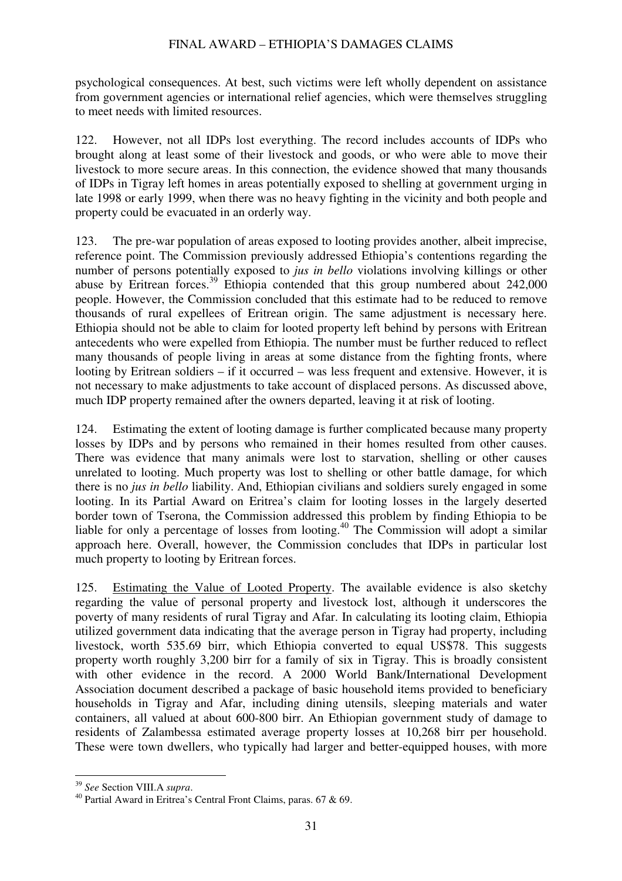psychological consequences. At best, such victims were left wholly dependent on assistance from government agencies or international relief agencies, which were themselves struggling to meet needs with limited resources.

122. However, not all IDPs lost everything. The record includes accounts of IDPs who brought along at least some of their livestock and goods, or who were able to move their livestock to more secure areas. In this connection, the evidence showed that many thousands of IDPs in Tigray left homes in areas potentially exposed to shelling at government urging in late 1998 or early 1999, when there was no heavy fighting in the vicinity and both people and property could be evacuated in an orderly way.

123. The pre-war population of areas exposed to looting provides another, albeit imprecise, reference point. The Commission previously addressed Ethiopia's contentions regarding the number of persons potentially exposed to *jus in bello* violations involving killings or other abuse by Eritrean forces.[39] Ethiopia contended that this group numbered about 242,000 people. However, the Commission concluded that this estimate had to be reduced to remove thousands of rural expellees of Eritrean origin. The same adjustment is necessary here. Ethiopia should not be able to claim for looted property left behind by persons with Eritrean antecedents who were expelled from Ethiopia. The number must be further reduced to reflect many thousands of people living in areas at some distance from the fighting fronts, where looting by Eritrean soldiers – if it occurred – was less frequent and extensive. However, it is not necessary to make adjustments to take account of displaced persons. As discussed above, much IDP property remained after the owners departed, leaving it at risk of looting.

124. Estimating the extent of looting damage is further complicated because many property losses by IDPs and by persons who remained in their homes resulted from other causes. There was evidence that many animals were lost to starvation, shelling or other causes unrelated to looting. Much property was lost to shelling or other battle damage, for which there is no *jus in bello* liability. And, Ethiopian civilians and soldiers surely engaged in some looting. In its Partial Award on Eritrea's claim for looting losses in the largely deserted border town of Tserona, the Commission addressed this problem by finding Ethiopia to be liable for only a percentage of losses from looting.[40] The Commission will adopt a similar approach here. Overall, however, the Commission concludes that IDPs in particular lost much property to looting by Eritrean forces.

125. <u>Estimating the Value of Looted Property</u>. The available evidence is also sketchy regarding the value of personal property and livestock lost, although it underscores the poverty of many residents of rural Tigray and Afar. In calculating its looting claim, Ethiopia utilized government data indicating that the average person in Tigray had property, including livestock, worth 535.69 birr, which Ethiopia converted to equal US$78. This suggests property worth roughly 3,200 birr for a family of six in Tigray. This is broadly consistent with other evidence in the record. A 2000 World Bank/International Development Association document described a package of basic household items provided to beneficiary households in Tigray and Afar, including dining utensils, sleeping materials and water containers, all valued at about 600-800 birr. An Ethiopian government study of damage to residents of Zalambessa estimated average property losses at 10,268 birr per household. These were town dwellers, who typically had larger and better-equipped houses, with more

---

[39] *See* Section VIII.A *supra*.

[40] Partial Award in Eritrea's Central Front Claims, paras. 67 & 69.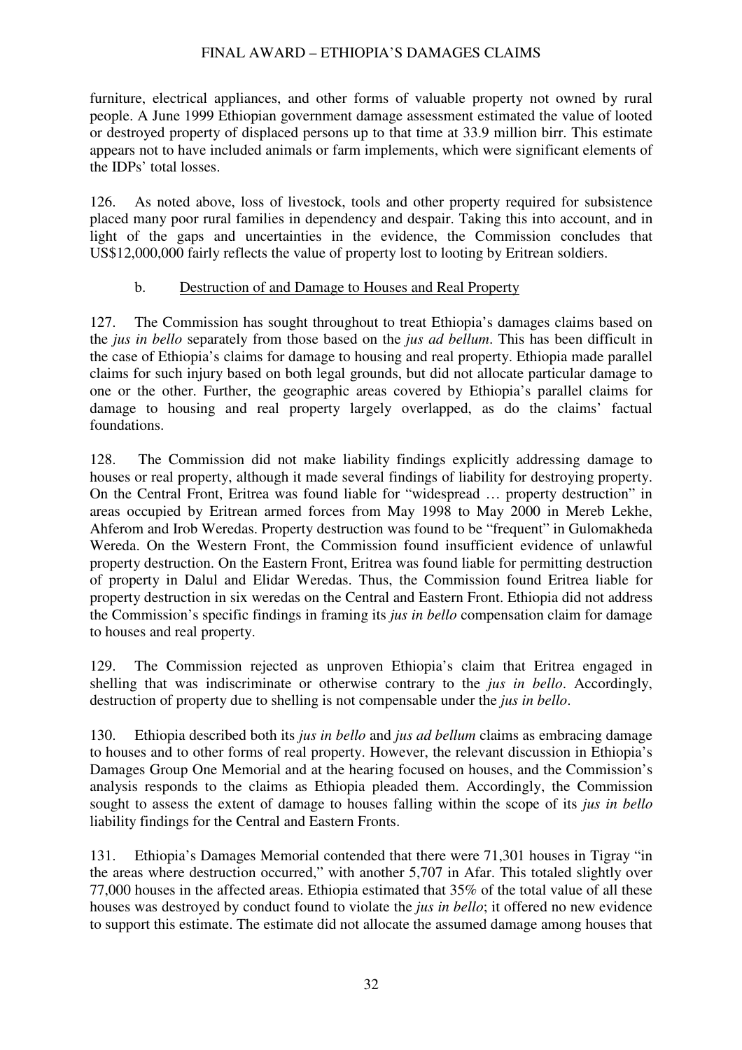furniture, electrical appliances, and other forms of valuable property not owned by rural people. A June 1999 Ethiopian government damage assessment estimated the value of looted or destroyed property of displaced persons up to that time at 33.9 million birr. This estimate appears not to have included animals or farm implements, which were significant elements of the IDPs' total losses.

126. As noted above, loss of livestock, tools and other property required for subsistence placed many poor rural families in dependency and despair. Taking this into account, and in light of the gaps and uncertainties in the evidence, the Commission concludes that US$12,000,000 fairly reflects the value of property lost to looting by Eritrean soldiers.

b. Destruction of and Damage to Houses and Real Property

127. The Commission has sought throughout to treat Ethiopia's damages claims based on the *jus in bello* separately from those based on the *jus ad bellum*. This has been difficult in the case of Ethiopia's claims for damage to housing and real property. Ethiopia made parallel claims for such injury based on both legal grounds, but did not allocate particular damage to one or the other. Further, the geographic areas covered by Ethiopia's parallel claims for damage to housing and real property largely overlapped, as do the claims' factual foundations.

128. The Commission did not make liability findings explicitly addressing damage to houses or real property, although it made several findings of liability for destroying property. On the Central Front, Eritrea was found liable for "widespread … property destruction" in areas occupied by Eritrean armed forces from May 1998 to May 2000 in Mereb Lekhe, Ahferom and Irob Weredas. Property destruction was found to be "frequent" in Gulomakheda Wereda. On the Western Front, the Commission found insufficient evidence of unlawful property destruction. On the Eastern Front, Eritrea was found liable for permitting destruction of property in Dalul and Elidar Weredas. Thus, the Commission found Eritrea liable for property destruction in six weredas on the Central and Eastern Front. Ethiopia did not address the Commission's specific findings in framing its *jus in bello* compensation claim for damage to houses and real property.

129. The Commission rejected as unproven Ethiopia's claim that Eritrea engaged in shelling that was indiscriminate or otherwise contrary to the *jus in bello*. Accordingly, destruction of property due to shelling is not compensable under the *jus in bello*.

130. Ethiopia described both its *jus in bello* and *jus ad bellum* claims as embracing damage to houses and to other forms of real property. However, the relevant discussion in Ethiopia's Damages Group One Memorial and at the hearing focused on houses, and the Commission's analysis responds to the claims as Ethiopia pleaded them. Accordingly, the Commission sought to assess the extent of damage to houses falling within the scope of its *jus in bello* liability findings for the Central and Eastern Fronts.

131. Ethiopia's Damages Memorial contended that there were 71,301 houses in Tigray "in the areas where destruction occurred," with another 5,707 in Afar. This totaled slightly over 77,000 houses in the affected areas. Ethiopia estimated that 35% of the total value of all these houses was destroyed by conduct found to violate the *jus in bello*; it offered no new evidence to support this estimate. The estimate did not allocate the assumed damage among houses that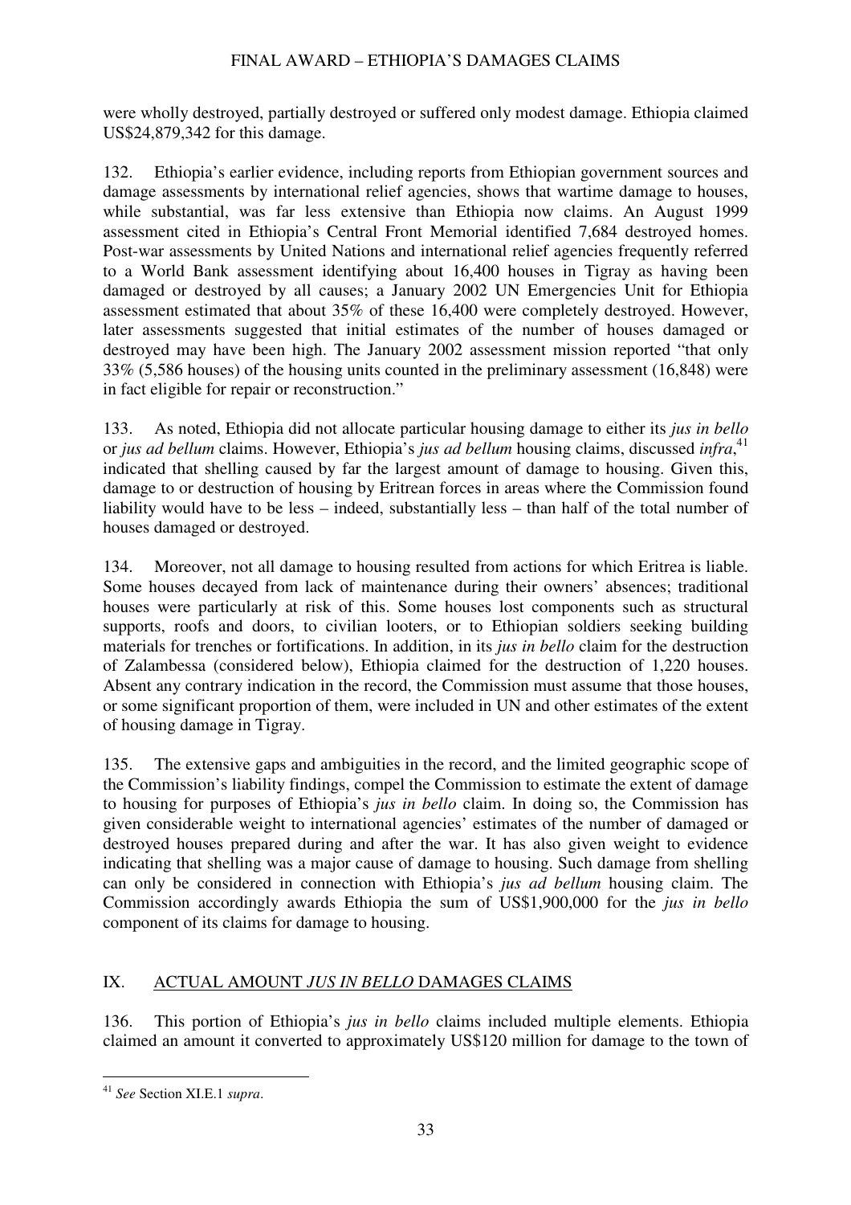were wholly destroyed, partially destroyed or suffered only modest damage. Ethiopia claimed US$24,879,342 for this damage.

132. Ethiopia's earlier evidence, including reports from Ethiopian government sources and damage assessments by international relief agencies, shows that wartime damage to houses, while substantial, was far less extensive than Ethiopia now claims. An August 1999 assessment cited in Ethiopia's Central Front Memorial identified 7,684 destroyed homes. Post-war assessments by United Nations and international relief agencies frequently referred to a World Bank assessment identifying about 16,400 houses in Tigray as having been damaged or destroyed by all causes; a January 2002 UN Emergencies Unit for Ethiopia assessment estimated that about 35% of these 16,400 were completely destroyed. However, later assessments suggested that initial estimates of the number of houses damaged or destroyed may have been high. The January 2002 assessment mission reported "that only 33% (5,586 houses) of the housing units counted in the preliminary assessment (16,848) were in fact eligible for repair or reconstruction."

133. As noted, Ethiopia did not allocate particular housing damage to either its *jus in bello* or *jus ad bellum* claims. However, Ethiopia's *jus ad bellum* housing claims, discussed *infra*,[41] indicated that shelling caused by far the largest amount of damage to housing. Given this, damage to or destruction of housing by Eritrean forces in areas where the Commission found liability would have to be less – indeed, substantially less – than half of the total number of houses damaged or destroyed.

134. Moreover, not all damage to housing resulted from actions for which Eritrea is liable. Some houses decayed from lack of maintenance during their owners' absences; traditional houses were particularly at risk of this. Some houses lost components such as structural supports, roofs and doors, to civilian looters, or to Ethiopian soldiers seeking building materials for trenches or fortifications. In addition, in its *jus in bello* claim for the destruction of Zalambessa (considered below), Ethiopia claimed for the destruction of 1,220 houses. Absent any contrary indication in the record, the Commission must assume that those houses, or some significant proportion of them, were included in UN and other estimates of the extent of housing damage in Tigray.

135. The extensive gaps and ambiguities in the record, and the limited geographic scope of the Commission's liability findings, compel the Commission to estimate the extent of damage to housing for purposes of Ethiopia's *jus in bello* claim. In doing so, the Commission has given considerable weight to international agencies' estimates of the number of damaged or destroyed houses prepared during and after the war. It has also given weight to evidence indicating that shelling was a major cause of damage to housing. Such damage from shelling can only be considered in connection with Ethiopia's *jus ad bellum* housing claim. The Commission accordingly awards Ethiopia the sum of US$1,900,000 for the *jus in bello* component of its claims for damage to housing.

## IX. ACTUAL AMOUNT *JUS IN BELLO* DAMAGES CLAIMS

136. This portion of Ethiopia's *jus in bello* claims included multiple elements. Ethiopia claimed an amount it converted to approximately US$120 million for damage to the town of

---

[41] *See* Section XI.E.1 *supra*.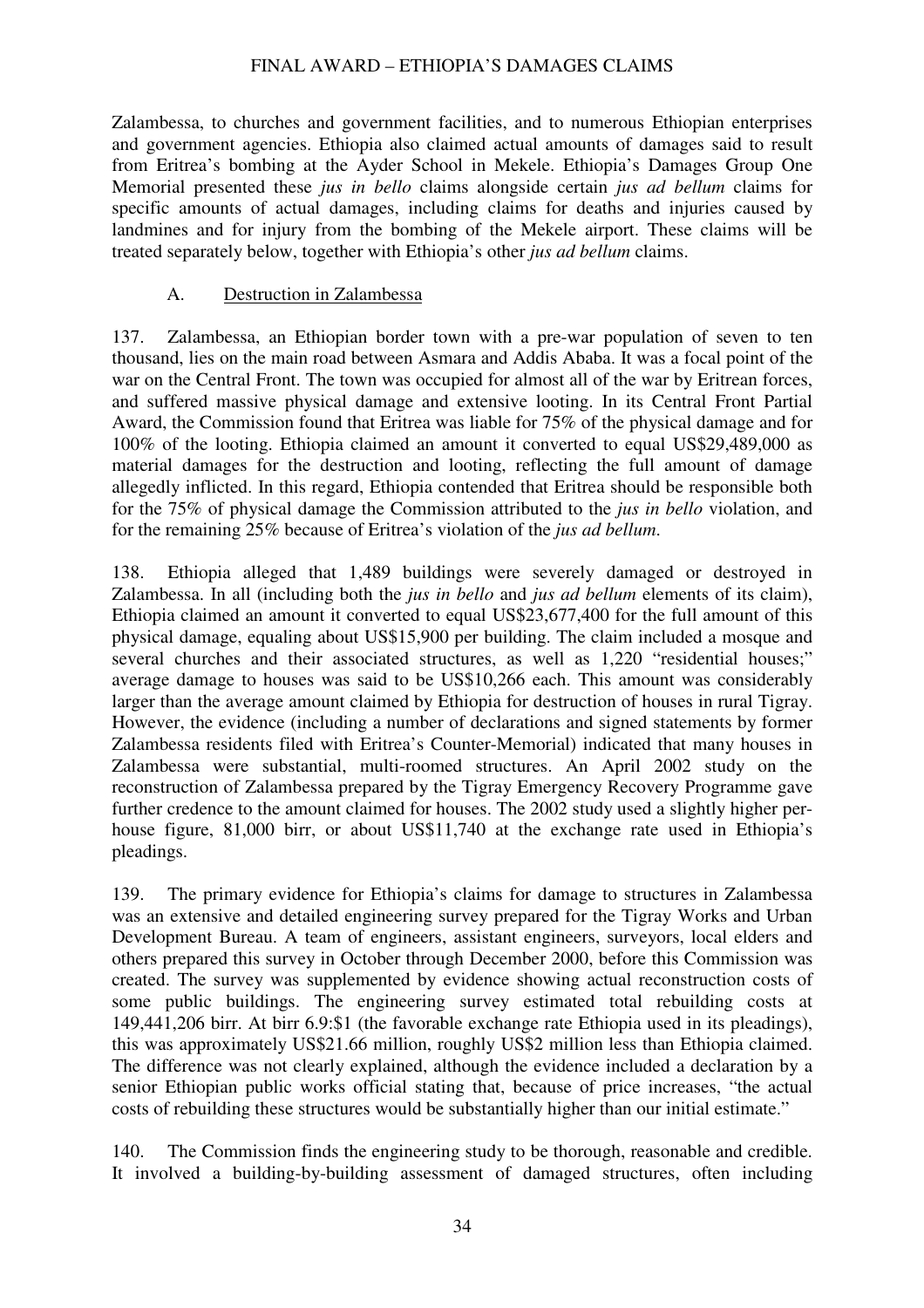Zalambessa, to churches and government facilities, and to numerous Ethiopian enterprises and government agencies. Ethiopia also claimed actual amounts of damages said to result from Eritrea's bombing at the Ayder School in Mekele. Ethiopia's Damages Group One Memorial presented these *jus in bello* claims alongside certain *jus ad bellum* claims for specific amounts of actual damages, including claims for deaths and injuries caused by landmines and for injury from the bombing of the Mekele airport. These claims will be treated separately below, together with Ethiopia's other *jus ad bellum* claims.

### A. Destruction in Zalambessa

137. Zalambessa, an Ethiopian border town with a pre-war population of seven to ten thousand, lies on the main road between Asmara and Addis Ababa. It was a focal point of the war on the Central Front. The town was occupied for almost all of the war by Eritrean forces, and suffered massive physical damage and extensive looting. In its Central Front Partial Award, the Commission found that Eritrea was liable for 75% of the physical damage and for 100% of the looting. Ethiopia claimed an amount it converted to equal US$29,489,000 as material damages for the destruction and looting, reflecting the full amount of damage allegedly inflicted. In this regard, Ethiopia contended that Eritrea should be responsible both for the 75% of physical damage the Commission attributed to the *jus in bello* violation, and for the remaining 25% because of Eritrea's violation of the *jus ad bellum*.

138. Ethiopia alleged that 1,489 buildings were severely damaged or destroyed in Zalambessa. In all (including both the *jus in bello* and *jus ad bellum* elements of its claim), Ethiopia claimed an amount it converted to equal US$23,677,400 for the full amount of this physical damage, equaling about US$15,900 per building. The claim included a mosque and several churches and their associated structures, as well as 1,220 "residential houses;" average damage to houses was said to be US$10,266 each. This amount was considerably larger than the average amount claimed by Ethiopia for destruction of houses in rural Tigray. However, the evidence (including a number of declarations and signed statements by former Zalambessa residents filed with Eritrea's Counter-Memorial) indicated that many houses in Zalambessa were substantial, multi-roomed structures. An April 2002 study on the reconstruction of Zalambessa prepared by the Tigray Emergency Recovery Programme gave further credence to the amount claimed for houses. The 2002 study used a slightly higher per-house figure, 81,000 birr, or about US$11,740 at the exchange rate used in Ethiopia's pleadings.

139. The primary evidence for Ethiopia's claims for damage to structures in Zalambessa was an extensive and detailed engineering survey prepared for the Tigray Works and Urban Development Bureau. A team of engineers, assistant engineers, surveyors, local elders and others prepared this survey in October through December 2000, before this Commission was created. The survey was supplemented by evidence showing actual reconstruction costs of some public buildings. The engineering survey estimated total rebuilding costs at 149,441,206 birr. At birr 6.9:$1 (the favorable exchange rate Ethiopia used in its pleadings), this was approximately US$21.66 million, roughly US$2 million less than Ethiopia claimed. The difference was not clearly explained, although the evidence included a declaration by a senior Ethiopian public works official stating that, because of price increases, "the actual costs of rebuilding these structures would be substantially higher than our initial estimate."

140. The Commission finds the engineering study to be thorough, reasonable and credible. It involved a building-by-building assessment of damaged structures, often including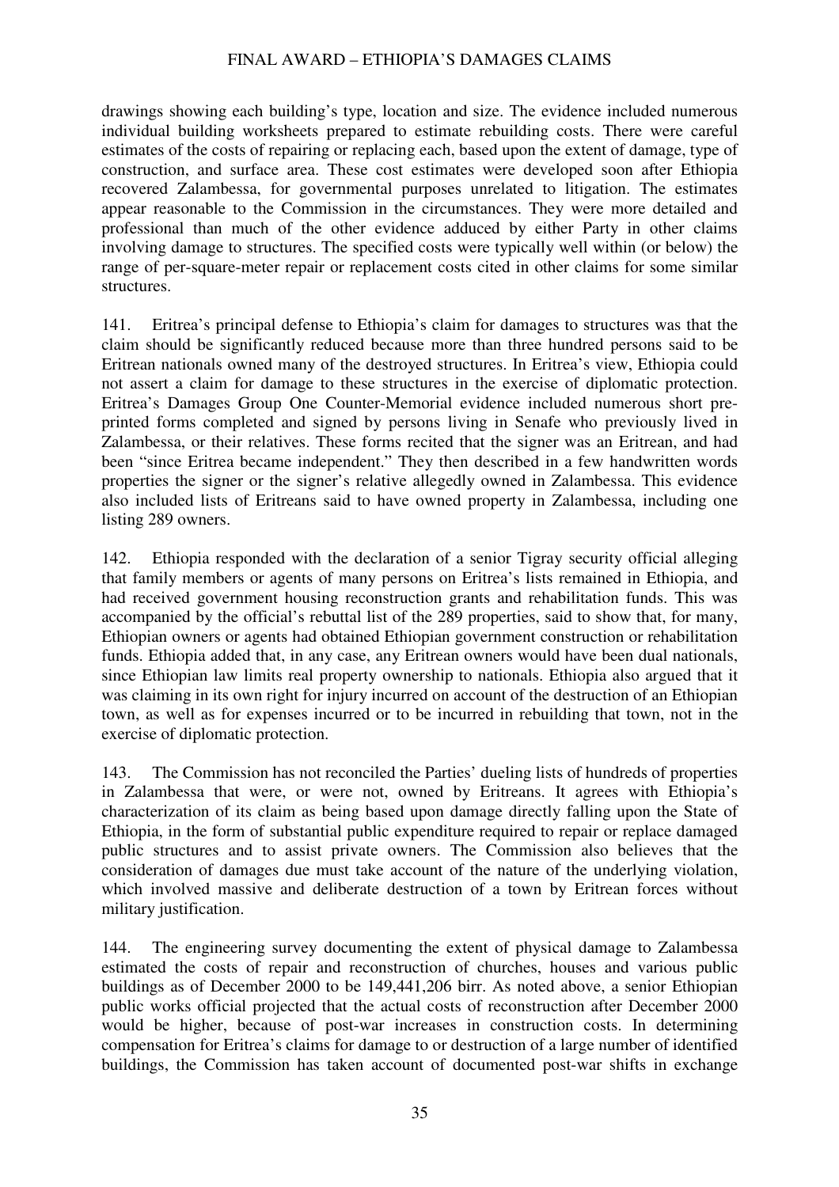drawings showing each building's type, location and size. The evidence included numerous individual building worksheets prepared to estimate rebuilding costs. There were careful estimates of the costs of repairing or replacing each, based upon the extent of damage, type of construction, and surface area. These cost estimates were developed soon after Ethiopia recovered Zalambessa, for governmental purposes unrelated to litigation. The estimates appear reasonable to the Commission in the circumstances. They were more detailed and professional than much of the other evidence adduced by either Party in other claims involving damage to structures. The specified costs were typically well within (or below) the range of per-square-meter repair or replacement costs cited in other claims for some similar structures.

141. Eritrea's principal defense to Ethiopia's claim for damages to structures was that the claim should be significantly reduced because more than three hundred persons said to be Eritrean nationals owned many of the destroyed structures. In Eritrea's view, Ethiopia could not assert a claim for damage to these structures in the exercise of diplomatic protection. Eritrea's Damages Group One Counter-Memorial evidence included numerous short pre-printed forms completed and signed by persons living in Senafe who previously lived in Zalambessa, or their relatives. These forms recited that the signer was an Eritrean, and had been "since Eritrea became independent." They then described in a few handwritten words properties the signer or the signer's relative allegedly owned in Zalambessa. This evidence also included lists of Eritreans said to have owned property in Zalambessa, including one listing 289 owners.

142. Ethiopia responded with the declaration of a senior Tigray security official alleging that family members or agents of many persons on Eritrea's lists remained in Ethiopia, and had received government housing reconstruction grants and rehabilitation funds. This was accompanied by the official's rebuttal list of the 289 properties, said to show that, for many, Ethiopian owners or agents had obtained Ethiopian government construction or rehabilitation funds. Ethiopia added that, in any case, any Eritrean owners would have been dual nationals, since Ethiopian law limits real property ownership to nationals. Ethiopia also argued that it was claiming in its own right for injury incurred on account of the destruction of an Ethiopian town, as well as for expenses incurred or to be incurred in rebuilding that town, not in the exercise of diplomatic protection.

143. The Commission has not reconciled the Parties' dueling lists of hundreds of properties in Zalambessa that were, or were not, owned by Eritreans. It agrees with Ethiopia's characterization of its claim as being based upon damage directly falling upon the State of Ethiopia, in the form of substantial public expenditure required to repair or replace damaged public structures and to assist private owners. The Commission also believes that the consideration of damages due must take account of the nature of the underlying violation, which involved massive and deliberate destruction of a town by Eritrean forces without military justification.

144. The engineering survey documenting the extent of physical damage to Zalambessa estimated the costs of repair and reconstruction of churches, houses and various public buildings as of December 2000 to be 149,441,206 birr. As noted above, a senior Ethiopian public works official projected that the actual costs of reconstruction after December 2000 would be higher, because of post-war increases in construction costs. In determining compensation for Eritrea's claims for damage to or destruction of a large number of identified buildings, the Commission has taken account of documented post-war shifts in exchange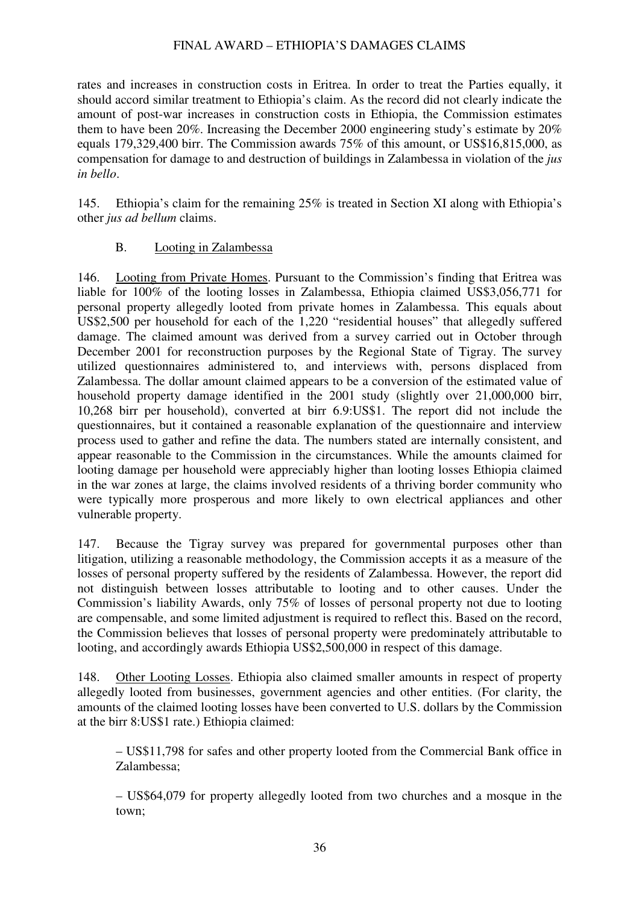rates and increases in construction costs in Eritrea. In order to treat the Parties equally, it should accord similar treatment to Ethiopia's claim. As the record did not clearly indicate the amount of post-war increases in construction costs in Ethiopia, the Commission estimates them to have been 20%. Increasing the December 2000 engineering study's estimate by 20% equals 179,329,400 birr. The Commission awards 75% of this amount, or US$16,815,000, as compensation for damage to and destruction of buildings in Zalambessa in violation of the *jus in bello*.

145. Ethiopia's claim for the remaining 25% is treated in Section XI along with Ethiopia's other *jus ad bellum* claims.

B. Looting in Zalambessa

146. Looting from Private Homes. Pursuant to the Commission's finding that Eritrea was liable for 100% of the looting losses in Zalambessa, Ethiopia claimed US$3,056,771 for personal property allegedly looted from private homes in Zalambessa. This equals about US$2,500 per household for each of the 1,220 "residential houses" that allegedly suffered damage. The claimed amount was derived from a survey carried out in October through December 2001 for reconstruction purposes by the Regional State of Tigray. The survey utilized questionnaires administered to, and interviews with, persons displaced from Zalambessa. The dollar amount claimed appears to be a conversion of the estimated value of household property damage identified in the 2001 study (slightly over 21,000,000 birr, 10,268 birr per household), converted at birr 6.9:US$1. The report did not include the questionnaires, but it contained a reasonable explanation of the questionnaire and interview process used to gather and refine the data. The numbers stated are internally consistent, and appear reasonable to the Commission in the circumstances. While the amounts claimed for looting damage per household were appreciably higher than looting losses Ethiopia claimed in the war zones at large, the claims involved residents of a thriving border community who were typically more prosperous and more likely to own electrical appliances and other vulnerable property.

147. Because the Tigray survey was prepared for governmental purposes other than litigation, utilizing a reasonable methodology, the Commission accepts it as a measure of the losses of personal property suffered by the residents of Zalambessa. However, the report did not distinguish between losses attributable to looting and to other causes. Under the Commission's liability Awards, only 75% of losses of personal property not due to looting are compensable, and some limited adjustment is required to reflect this. Based on the record, the Commission believes that losses of personal property were predominately attributable to looting, and accordingly awards Ethiopia US$2,500,000 in respect of this damage.

148. Other Looting Losses. Ethiopia also claimed smaller amounts in respect of property allegedly looted from businesses, government agencies and other entities. (For clarity, the amounts of the claimed looting losses have been converted to U.S. dollars by the Commission at the birr 8:US$1 rate.) Ethiopia claimed:

– US$11,798 for safes and other property looted from the Commercial Bank office in Zalambessa;

– US$64,079 for property allegedly looted from two churches and a mosque in the town;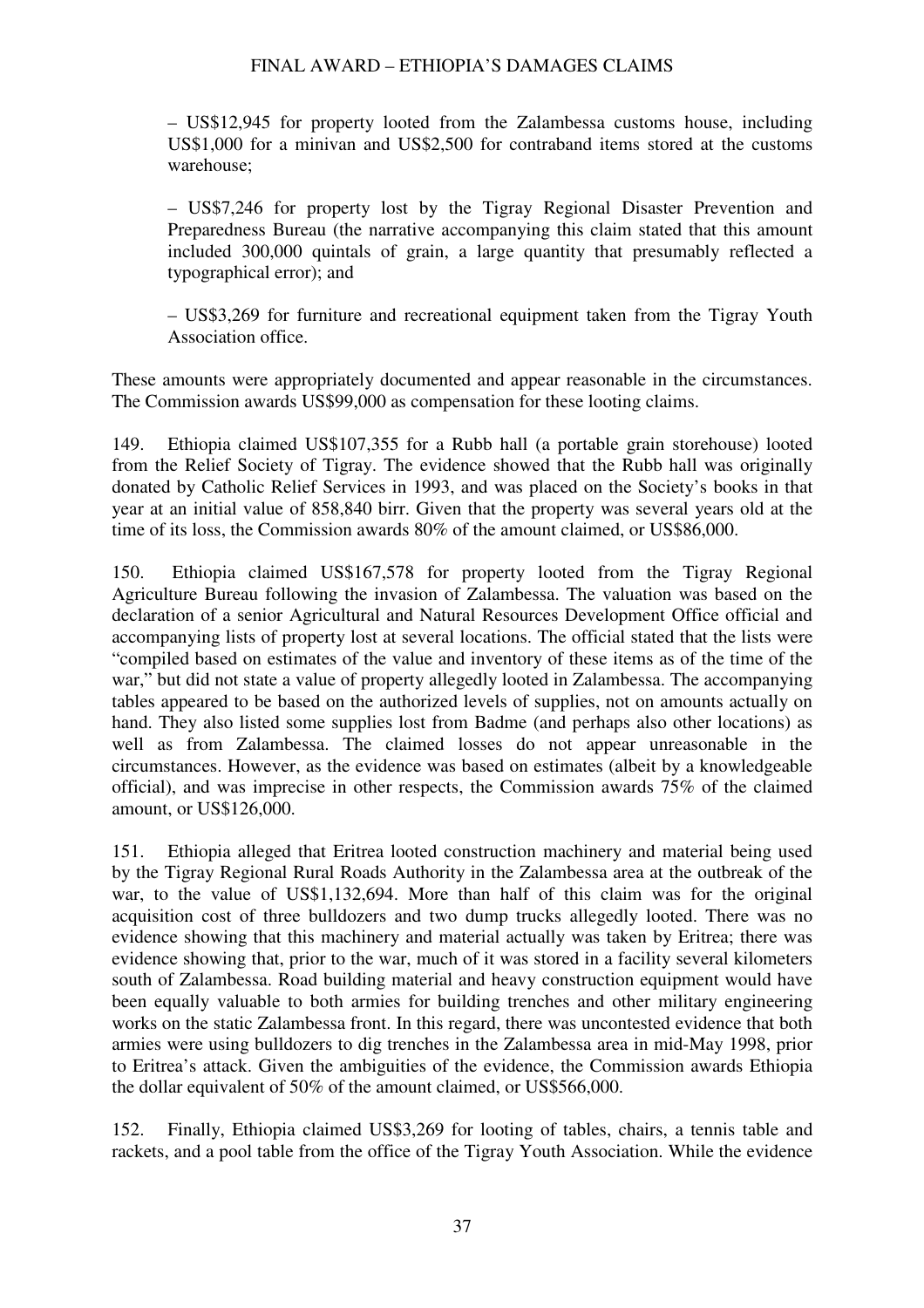– US$12,945 for property looted from the Zalambessa customs house, including US$1,000 for a minivan and US$2,500 for contraband items stored at the customs warehouse;

– US$7,246 for property lost by the Tigray Regional Disaster Prevention and Preparedness Bureau (the narrative accompanying this claim stated that this amount included 300,000 quintals of grain, a large quantity that presumably reflected a typographical error); and

– US$3,269 for furniture and recreational equipment taken from the Tigray Youth Association office.

These amounts were appropriately documented and appear reasonable in the circumstances. The Commission awards US$99,000 as compensation for these looting claims.

149. Ethiopia claimed US$107,355 for a Rubb hall (a portable grain storehouse) looted from the Relief Society of Tigray. The evidence showed that the Rubb hall was originally donated by Catholic Relief Services in 1993, and was placed on the Society's books in that year at an initial value of 858,840 birr. Given that the property was several years old at the time of its loss, the Commission awards 80% of the amount claimed, or US$86,000.

150. Ethiopia claimed US$167,578 for property looted from the Tigray Regional Agriculture Bureau following the invasion of Zalambessa. The valuation was based on the declaration of a senior Agricultural and Natural Resources Development Office official and accompanying lists of property lost at several locations. The official stated that the lists were "compiled based on estimates of the value and inventory of these items as of the time of the war," but did not state a value of property allegedly looted in Zalambessa. The accompanying tables appeared to be based on the authorized levels of supplies, not on amounts actually on hand. They also listed some supplies lost from Badme (and perhaps also other locations) as well as from Zalambessa. The claimed losses do not appear unreasonable in the circumstances. However, as the evidence was based on estimates (albeit by a knowledgeable official), and was imprecise in other respects, the Commission awards 75% of the claimed amount, or US$126,000.

151. Ethiopia alleged that Eritrea looted construction machinery and material being used by the Tigray Regional Rural Roads Authority in the Zalambessa area at the outbreak of the war, to the value of US$1,132,694. More than half of this claim was for the original acquisition cost of three bulldozers and two dump trucks allegedly looted. There was no evidence showing that this machinery and material actually was taken by Eritrea; there was evidence showing that, prior to the war, much of it was stored in a facility several kilometers south of Zalambessa. Road building material and heavy construction equipment would have been equally valuable to both armies for building trenches and other military engineering works on the static Zalambessa front. In this regard, there was uncontested evidence that both armies were using bulldozers to dig trenches in the Zalambessa area in mid-May 1998, prior to Eritrea's attack. Given the ambiguities of the evidence, the Commission awards Ethiopia the dollar equivalent of 50% of the amount claimed, or US$566,000.

152. Finally, Ethiopia claimed US$3,269 for looting of tables, chairs, a tennis table and rackets, and a pool table from the office of the Tigray Youth Association. While the evidence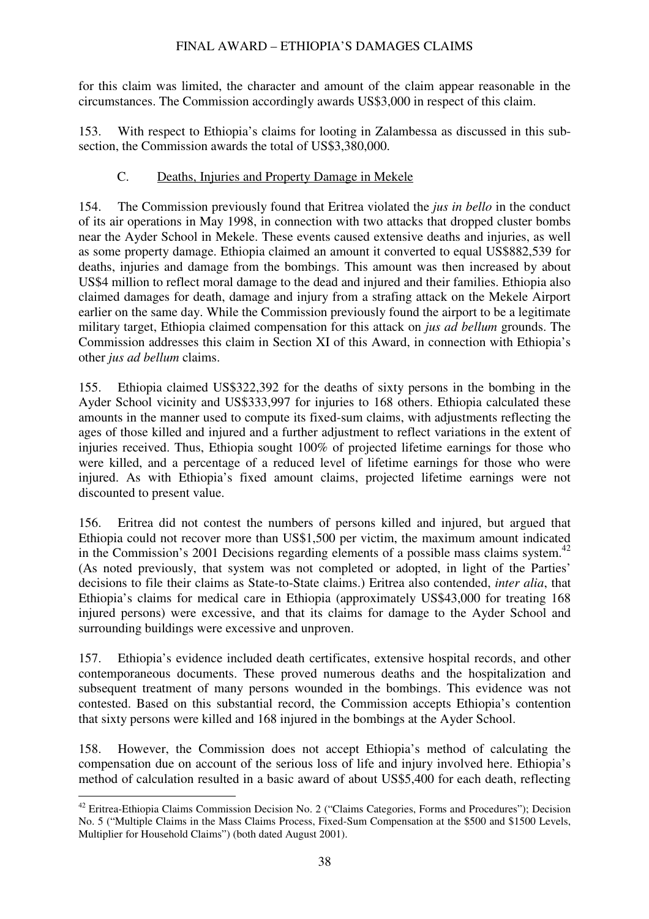for this claim was limited, the character and amount of the claim appear reasonable in the circumstances. The Commission accordingly awards US$3,000 in respect of this claim.

153. With respect to Ethiopia's claims for looting in Zalambessa as discussed in this sub-section, the Commission awards the total of US$3,380,000.

### C. Deaths, Injuries and Property Damage in Mekele

154. The Commission previously found that Eritrea violated the *jus in bello* in the conduct of its air operations in May 1998, in connection with two attacks that dropped cluster bombs near the Ayder School in Mekele. These events caused extensive deaths and injuries, as well as some property damage. Ethiopia claimed an amount it converted to equal US$882,539 for deaths, injuries and damage from the bombings. This amount was then increased by about US$4 million to reflect moral damage to the dead and injured and their families. Ethiopia also claimed damages for death, damage and injury from a strafing attack on the Mekele Airport earlier on the same day. While the Commission previously found the airport to be a legitimate military target, Ethiopia claimed compensation for this attack on *jus ad bellum* grounds. The Commission addresses this claim in Section XI of this Award, in connection with Ethiopia's other *jus ad bellum* claims.

155. Ethiopia claimed US$322,392 for the deaths of sixty persons in the bombing in the Ayder School vicinity and US$333,997 for injuries to 168 others. Ethiopia calculated these amounts in the manner used to compute its fixed-sum claims, with adjustments reflecting the ages of those killed and injured and a further adjustment to reflect variations in the extent of injuries received. Thus, Ethiopia sought 100% of projected lifetime earnings for those who were killed, and a percentage of a reduced level of lifetime earnings for those who were injured. As with Ethiopia's fixed amount claims, projected lifetime earnings were not discounted to present value.

156. Eritrea did not contest the numbers of persons killed and injured, but argued that Ethiopia could not recover more than US$1,500 per victim, the maximum amount indicated in the Commission's 2001 Decisions regarding elements of a possible mass claims system.[42] (As noted previously, that system was not completed or adopted, in light of the Parties' decisions to file their claims as State-to-State claims.) Eritrea also contended, *inter alia*, that Ethiopia's claims for medical care in Ethiopia (approximately US$43,000 for treating 168 injured persons) were excessive, and that its claims for damage to the Ayder School and surrounding buildings were excessive and unproven.

157. Ethiopia's evidence included death certificates, extensive hospital records, and other contemporaneous documents. These proved numerous deaths and the hospitalization and subsequent treatment of many persons wounded in the bombings. This evidence was not contested. Based on this substantial record, the Commission accepts Ethiopia's contention that sixty persons were killed and 168 injured in the bombings at the Ayder School.

158. However, the Commission does not accept Ethiopia's method of calculating the compensation due on account of the serious loss of life and injury involved here. Ethiopia's method of calculation resulted in a basic award of about US$5,400 for each death, reflecting

---

[42] Eritrea-Ethiopia Claims Commission Decision No. 2 ("Claims Categories, Forms and Procedures"); Decision No. 5 ("Multiple Claims in the Mass Claims Process, Fixed-Sum Compensation at the $500 and $1500 Levels, Multiplier for Household Claims") (both dated August 2001).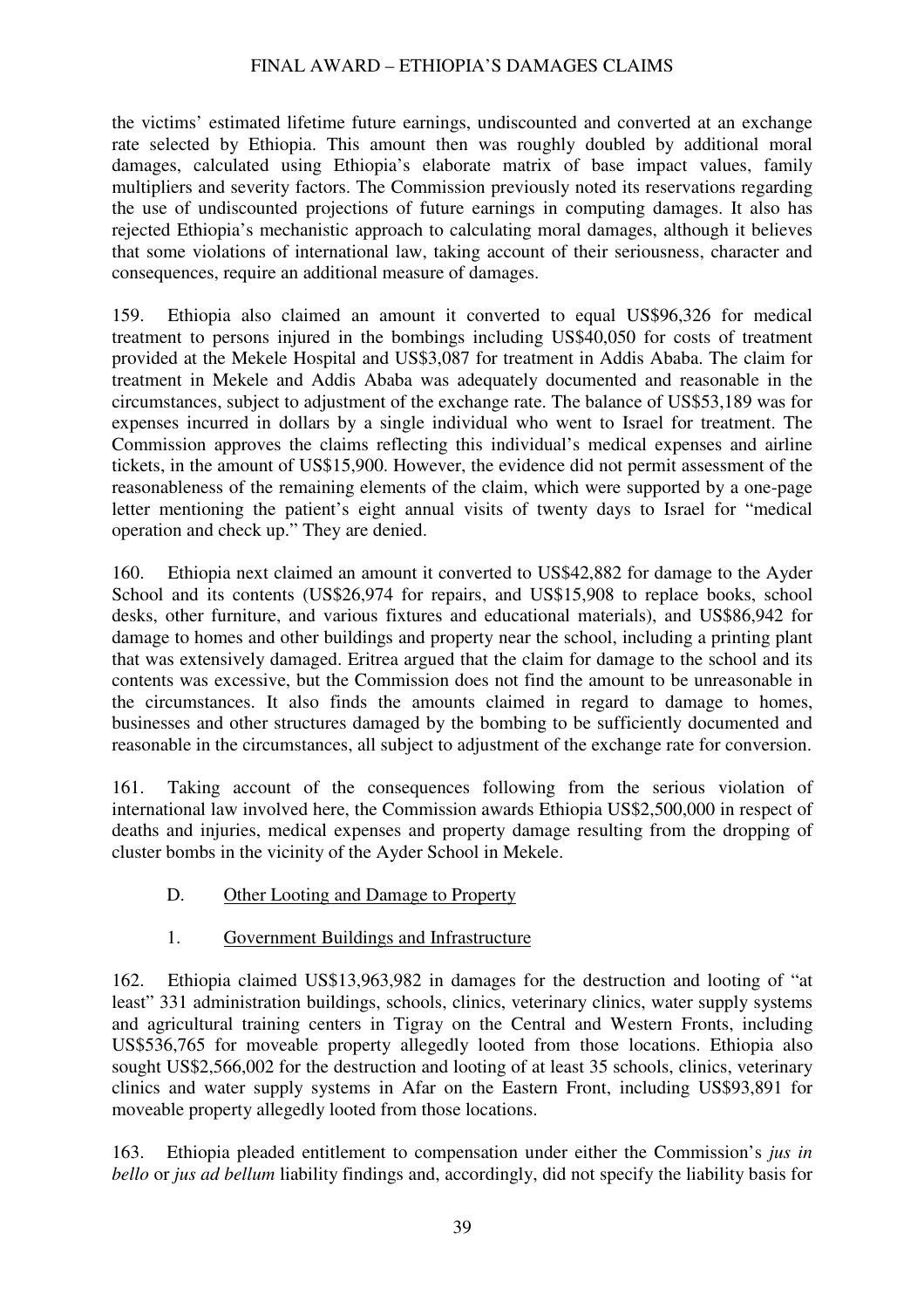the victims' estimated lifetime future earnings, undiscounted and converted at an exchange rate selected by Ethiopia. This amount then was roughly doubled by additional moral damages, calculated using Ethiopia's elaborate matrix of base impact values, family multipliers and severity factors. The Commission previously noted its reservations regarding the use of undiscounted projections of future earnings in computing damages. It also has rejected Ethiopia's mechanistic approach to calculating moral damages, although it believes that some violations of international law, taking account of their seriousness, character and consequences, require an additional measure of damages.

159. Ethiopia also claimed an amount it converted to equal US$96,326 for medical treatment to persons injured in the bombings including US$40,050 for costs of treatment provided at the Mekele Hospital and US$3,087 for treatment in Addis Ababa. The claim for treatment in Mekele and Addis Ababa was adequately documented and reasonable in the circumstances, subject to adjustment of the exchange rate. The balance of US$53,189 was for expenses incurred in dollars by a single individual who went to Israel for treatment. The Commission approves the claims reflecting this individual's medical expenses and airline tickets, in the amount of US$15,900. However, the evidence did not permit assessment of the reasonableness of the remaining elements of the claim, which were supported by a one-page letter mentioning the patient's eight annual visits of twenty days to Israel for "medical operation and check up." They are denied.

160. Ethiopia next claimed an amount it converted to US$42,882 for damage to the Ayder School and its contents (US$26,974 for repairs, and US$15,908 to replace books, school desks, other furniture, and various fixtures and educational materials), and US$86,942 for damage to homes and other buildings and property near the school, including a printing plant that was extensively damaged. Eritrea argued that the claim for damage to the school and its contents was excessive, but the Commission does not find the amount to be unreasonable in the circumstances. It also finds the amounts claimed in regard to damage to homes, businesses and other structures damaged by the bombing to be sufficiently documented and reasonable in the circumstances, all subject to adjustment of the exchange rate for conversion.

161. Taking account of the consequences following from the serious violation of international law involved here, the Commission awards Ethiopia US$2,500,000 in respect of deaths and injuries, medical expenses and property damage resulting from the dropping of cluster bombs in the vicinity of the Ayder School in Mekele.

### D. Other Looting and Damage to Property

#### 1. Government Buildings and Infrastructure

162. Ethiopia claimed US$13,963,982 in damages for the destruction and looting of "at least" 331 administration buildings, schools, clinics, veterinary clinics, water supply systems and agricultural training centers in Tigray on the Central and Western Fronts, including US$536,765 for moveable property allegedly looted from those locations. Ethiopia also sought US$2,566,002 for the destruction and looting of at least 35 schools, clinics, veterinary clinics and water supply systems in Afar on the Eastern Front, including US$93,891 for moveable property allegedly looted from those locations.

163. Ethiopia pleaded entitlement to compensation under either the Commission's *jus in bello* or *jus ad bellum* liability findings and, accordingly, did not specify the liability basis for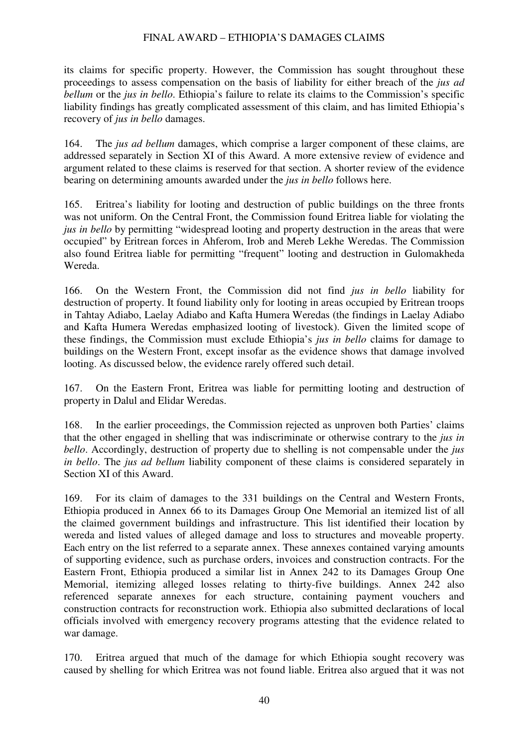its claims for specific property. However, the Commission has sought throughout these proceedings to assess compensation on the basis of liability for either breach of the *jus ad bellum* or the *jus in bello*. Ethiopia's failure to relate its claims to the Commission's specific liability findings has greatly complicated assessment of this claim, and has limited Ethiopia's recovery of *jus in bello* damages.

164. The *jus ad bellum* damages, which comprise a larger component of these claims, are addressed separately in Section XI of this Award. A more extensive review of evidence and argument related to these claims is reserved for that section. A shorter review of the evidence bearing on determining amounts awarded under the *jus in bello* follows here.

165. Eritrea's liability for looting and destruction of public buildings on the three fronts was not uniform. On the Central Front, the Commission found Eritrea liable for violating the *jus in bello* by permitting "widespread looting and property destruction in the areas that were occupied" by Eritrean forces in Ahferom, Irob and Mereb Lekhe Weredas. The Commission also found Eritrea liable for permitting "frequent" looting and destruction in Gulomakheda Wereda.

166. On the Western Front, the Commission did not find *jus in bello* liability for destruction of property. It found liability only for looting in areas occupied by Eritrean troops in Tahtay Adiabo, Laelay Adiabo and Kafta Humera Weredas (the findings in Laelay Adiabo and Kafta Humera Weredas emphasized looting of livestock). Given the limited scope of these findings, the Commission must exclude Ethiopia's *jus in bello* claims for damage to buildings on the Western Front, except insofar as the evidence shows that damage involved looting. As discussed below, the evidence rarely offered such detail.

167. On the Eastern Front, Eritrea was liable for permitting looting and destruction of property in Dalul and Elidar Weredas.

168. In the earlier proceedings, the Commission rejected as unproven both Parties' claims that the other engaged in shelling that was indiscriminate or otherwise contrary to the *jus in bello*. Accordingly, destruction of property due to shelling is not compensable under the *jus in bello*. The *jus ad bellum* liability component of these claims is considered separately in Section XI of this Award.

169. For its claim of damages to the 331 buildings on the Central and Western Fronts, Ethiopia produced in Annex 66 to its Damages Group One Memorial an itemized list of all the claimed government buildings and infrastructure. This list identified their location by wereda and listed values of alleged damage and loss to structures and moveable property. Each entry on the list referred to a separate annex. These annexes contained varying amounts of supporting evidence, such as purchase orders, invoices and construction contracts. For the Eastern Front, Ethiopia produced a similar list in Annex 242 to its Damages Group One Memorial, itemizing alleged losses relating to thirty-five buildings. Annex 242 also referenced separate annexes for each structure, containing payment vouchers and construction contracts for reconstruction work. Ethiopia also submitted declarations of local officials involved with emergency recovery programs attesting that the evidence related to war damage.

170. Eritrea argued that much of the damage for which Ethiopia sought recovery was caused by shelling for which Eritrea was not found liable. Eritrea also argued that it was not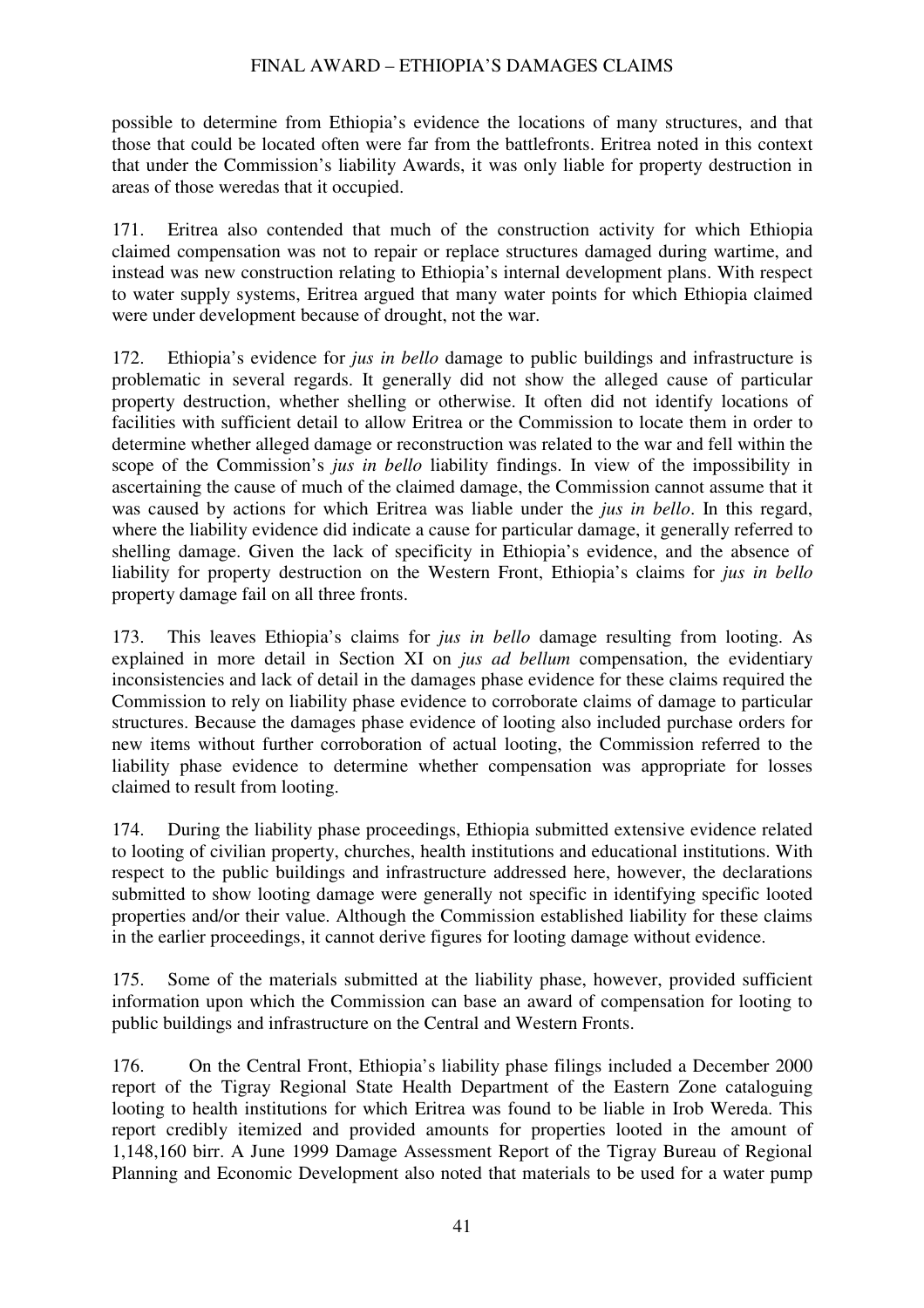possible to determine from Ethiopia's evidence the locations of many structures, and that those that could be located often were far from the battlefronts. Eritrea noted in this context that under the Commission's liability Awards, it was only liable for property destruction in areas of those weredas that it occupied.

171. Eritrea also contended that much of the construction activity for which Ethiopia claimed compensation was not to repair or replace structures damaged during wartime, and instead was new construction relating to Ethiopia's internal development plans. With respect to water supply systems, Eritrea argued that many water points for which Ethiopia claimed were under development because of drought, not the war.

172. Ethiopia's evidence for *jus in bello* damage to public buildings and infrastructure is problematic in several regards. It generally did not show the alleged cause of particular property destruction, whether shelling or otherwise. It often did not identify locations of facilities with sufficient detail to allow Eritrea or the Commission to locate them in order to determine whether alleged damage or reconstruction was related to the war and fell within the scope of the Commission's *jus in bello* liability findings. In view of the impossibility in ascertaining the cause of much of the claimed damage, the Commission cannot assume that it was caused by actions for which Eritrea was liable under the *jus in bello*. In this regard, where the liability evidence did indicate a cause for particular damage, it generally referred to shelling damage. Given the lack of specificity in Ethiopia's evidence, and the absence of liability for property destruction on the Western Front, Ethiopia's claims for *jus in bello* property damage fail on all three fronts.

173. This leaves Ethiopia's claims for *jus in bello* damage resulting from looting. As explained in more detail in Section XI on *jus ad bellum* compensation, the evidentiary inconsistencies and lack of detail in the damages phase evidence for these claims required the Commission to rely on liability phase evidence to corroborate claims of damage to particular structures. Because the damages phase evidence of looting also included purchase orders for new items without further corroboration of actual looting, the Commission referred to the liability phase evidence to determine whether compensation was appropriate for losses claimed to result from looting.

174. During the liability phase proceedings, Ethiopia submitted extensive evidence related to looting of civilian property, churches, health institutions and educational institutions. With respect to the public buildings and infrastructure addressed here, however, the declarations submitted to show looting damage were generally not specific in identifying specific looted properties and/or their value. Although the Commission established liability for these claims in the earlier proceedings, it cannot derive figures for looting damage without evidence.

175. Some of the materials submitted at the liability phase, however, provided sufficient information upon which the Commission can base an award of compensation for looting to public buildings and infrastructure on the Central and Western Fronts.

176. On the Central Front, Ethiopia's liability phase filings included a December 2000 report of the Tigray Regional State Health Department of the Eastern Zone cataloguing looting to health institutions for which Eritrea was found to be liable in Irob Wereda. This report credibly itemized and provided amounts for properties looted in the amount of 1,148,160 birr. A June 1999 Damage Assessment Report of the Tigray Bureau of Regional Planning and Economic Development also noted that materials to be used for a water pump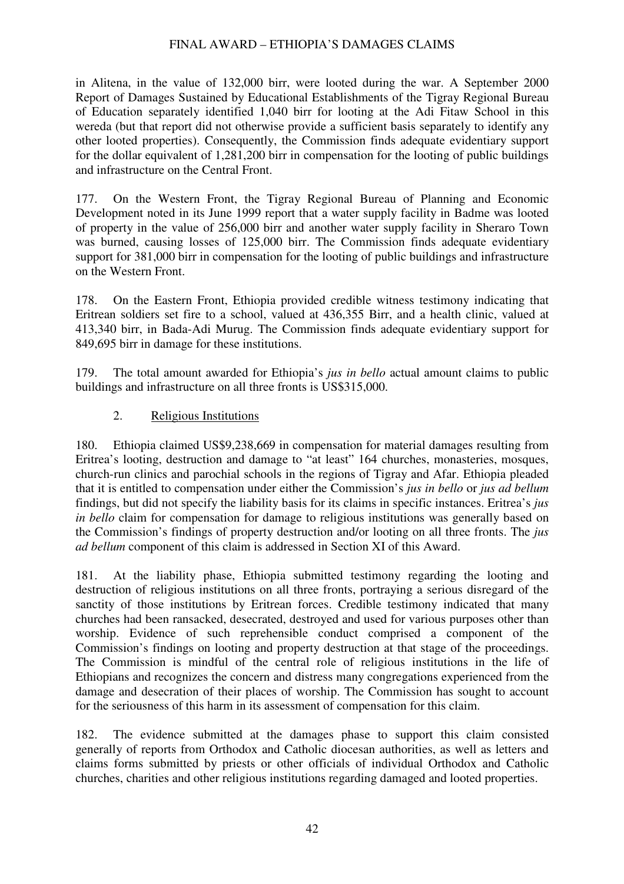in Alitena, in the value of 132,000 birr, were looted during the war. A September 2000 Report of Damages Sustained by Educational Establishments of the Tigray Regional Bureau of Education separately identified 1,040 birr for looting at the Adi Fitaw School in this wereda (but that report did not otherwise provide a sufficient basis separately to identify any other looted properties). Consequently, the Commission finds adequate evidentiary support for the dollar equivalent of 1,281,200 birr in compensation for the looting of public buildings and infrastructure on the Central Front.

177. On the Western Front, the Tigray Regional Bureau of Planning and Economic Development noted in its June 1999 report that a water supply facility in Badme was looted of property in the value of 256,000 birr and another water supply facility in Sheraro Town was burned, causing losses of 125,000 birr. The Commission finds adequate evidentiary support for 381,000 birr in compensation for the looting of public buildings and infrastructure on the Western Front.

178. On the Eastern Front, Ethiopia provided credible witness testimony indicating that Eritrean soldiers set fire to a school, valued at 436,355 Birr, and a health clinic, valued at 413,340 birr, in Bada-Adi Murug. The Commission finds adequate evidentiary support for 849,695 birr in damage for these institutions.

179. The total amount awarded for Ethiopia's *jus in bello* actual amount claims to public buildings and infrastructure on all three fronts is US$315,000.

2. Religious Institutions

180. Ethiopia claimed US$9,238,669 in compensation for material damages resulting from Eritrea's looting, destruction and damage to "at least" 164 churches, monasteries, mosques, church-run clinics and parochial schools in the regions of Tigray and Afar. Ethiopia pleaded that it is entitled to compensation under either the Commission's *jus in bello* or *jus ad bellum* findings, but did not specify the liability basis for its claims in specific instances. Eritrea's *jus in bello* claim for compensation for damage to religious institutions was generally based on the Commission's findings of property destruction and/or looting on all three fronts. The *jus ad bellum* component of this claim is addressed in Section XI of this Award.

181. At the liability phase, Ethiopia submitted testimony regarding the looting and destruction of religious institutions on all three fronts, portraying a serious disregard of the sanctity of those institutions by Eritrean forces. Credible testimony indicated that many churches had been ransacked, desecrated, destroyed and used for various purposes other than worship. Evidence of such reprehensible conduct comprised a component of the Commission's findings on looting and property destruction at that stage of the proceedings. The Commission is mindful of the central role of religious institutions in the life of Ethiopians and recognizes the concern and distress many congregations experienced from the damage and desecration of their places of worship. The Commission has sought to account for the seriousness of this harm in its assessment of compensation for this claim.

182. The evidence submitted at the damages phase to support this claim consisted generally of reports from Orthodox and Catholic diocesan authorities, as well as letters and claims forms submitted by priests or other officials of individual Orthodox and Catholic churches, charities and other religious institutions regarding damaged and looted properties.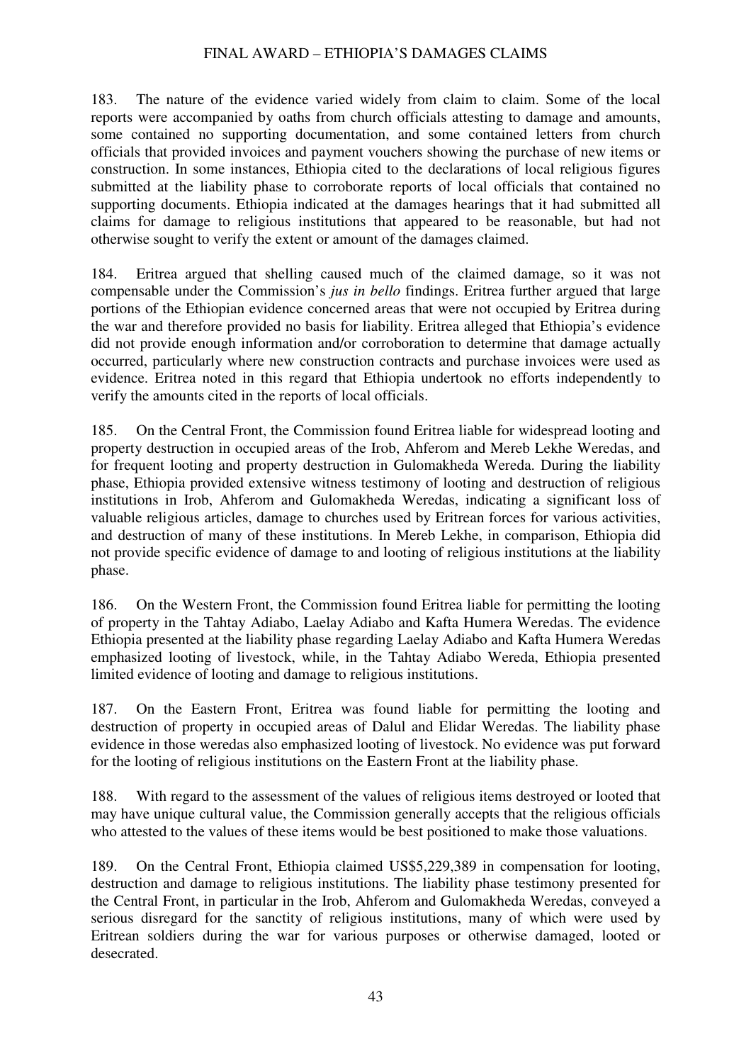183. The nature of the evidence varied widely from claim to claim. Some of the local reports were accompanied by oaths from church officials attesting to damage and amounts, some contained no supporting documentation, and some contained letters from church officials that provided invoices and payment vouchers showing the purchase of new items or construction. In some instances, Ethiopia cited to the declarations of local religious figures submitted at the liability phase to corroborate reports of local officials that contained no supporting documents. Ethiopia indicated at the damages hearings that it had submitted all claims for damage to religious institutions that appeared to be reasonable, but had not otherwise sought to verify the extent or amount of the damages claimed.

184. Eritrea argued that shelling caused much of the claimed damage, so it was not compensable under the Commission's *jus in bello* findings. Eritrea further argued that large portions of the Ethiopian evidence concerned areas that were not occupied by Eritrea during the war and therefore provided no basis for liability. Eritrea alleged that Ethiopia's evidence did not provide enough information and/or corroboration to determine that damage actually occurred, particularly where new construction contracts and purchase invoices were used as evidence. Eritrea noted in this regard that Ethiopia undertook no efforts independently to verify the amounts cited in the reports of local officials.

185. On the Central Front, the Commission found Eritrea liable for widespread looting and property destruction in occupied areas of the Irob, Ahferom and Mereb Lekhe Weredas, and for frequent looting and property destruction in Gulomakheda Wereda. During the liability phase, Ethiopia provided extensive witness testimony of looting and destruction of religious institutions in Irob, Ahferom and Gulomakheda Weredas, indicating a significant loss of valuable religious articles, damage to churches used by Eritrean forces for various activities, and destruction of many of these institutions. In Mereb Lekhe, in comparison, Ethiopia did not provide specific evidence of damage to and looting of religious institutions at the liability phase.

186. On the Western Front, the Commission found Eritrea liable for permitting the looting of property in the Tahtay Adiabo, Laelay Adiabo and Kafta Humera Weredas. The evidence Ethiopia presented at the liability phase regarding Laelay Adiabo and Kafta Humera Weredas emphasized looting of livestock, while, in the Tahtay Adiabo Wereda, Ethiopia presented limited evidence of looting and damage to religious institutions.

187. On the Eastern Front, Eritrea was found liable for permitting the looting and destruction of property in occupied areas of Dalul and Elidar Weredas. The liability phase evidence in those weredas also emphasized looting of livestock. No evidence was put forward for the looting of religious institutions on the Eastern Front at the liability phase.

188. With regard to the assessment of the values of religious items destroyed or looted that may have unique cultural value, the Commission generally accepts that the religious officials who attested to the values of these items would be best positioned to make those valuations.

189. On the Central Front, Ethiopia claimed US$5,229,389 in compensation for looting, destruction and damage to religious institutions. The liability phase testimony presented for the Central Front, in particular in the Irob, Ahferom and Gulomakheda Weredas, conveyed a serious disregard for the sanctity of religious institutions, many of which were used by Eritrean soldiers during the war for various purposes or otherwise damaged, looted or desecrated.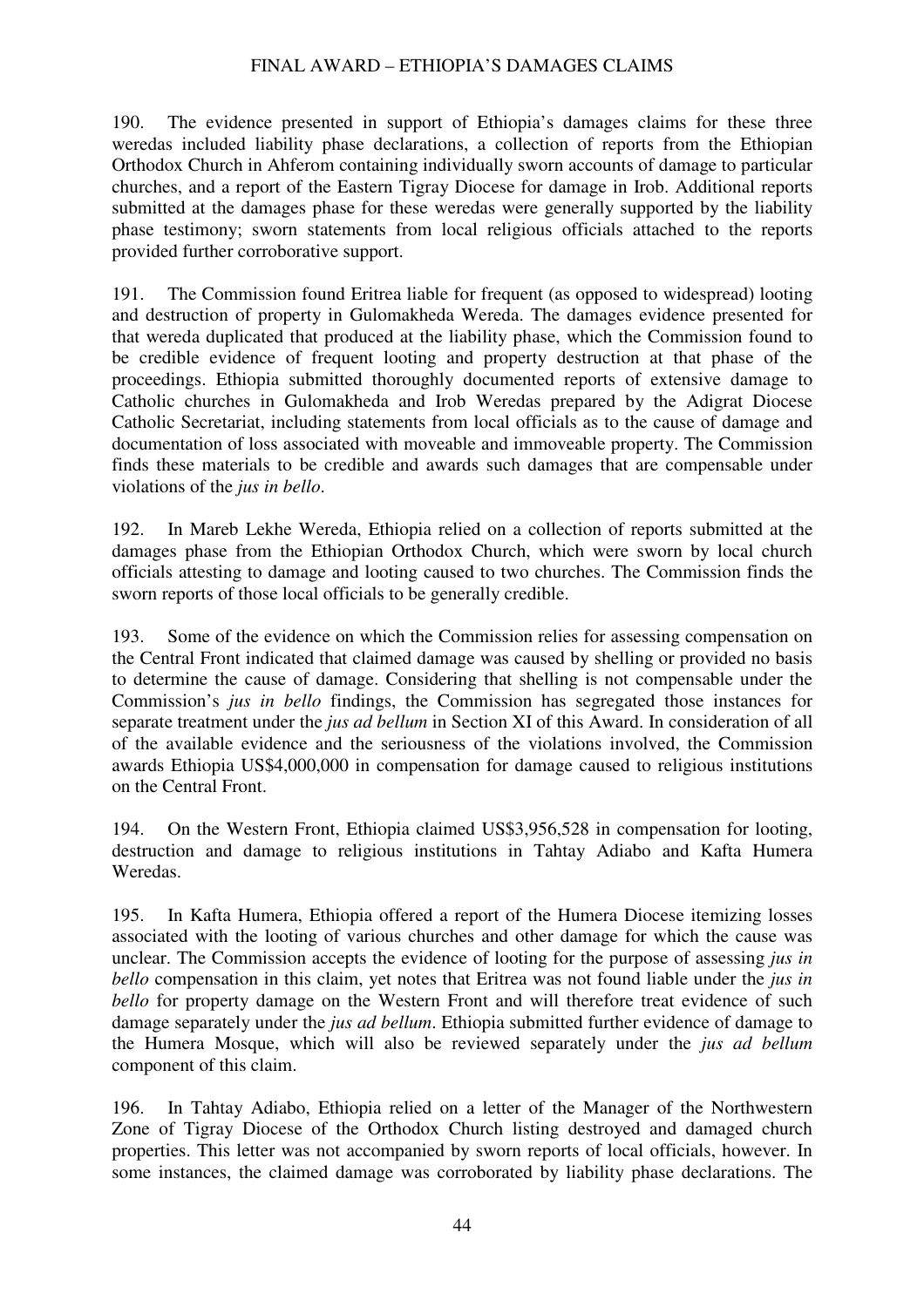190. The evidence presented in support of Ethiopia's damages claims for these three weredas included liability phase declarations, a collection of reports from the Ethiopian Orthodox Church in Ahferom containing individually sworn accounts of damage to particular churches, and a report of the Eastern Tigray Diocese for damage in Irob. Additional reports submitted at the damages phase for these weredas were generally supported by the liability phase testimony; sworn statements from local religious officials attached to the reports provided further corroborative support.

191. The Commission found Eritrea liable for frequent (as opposed to widespread) looting and destruction of property in Gulomakheda Wereda. The damages evidence presented for that wereda duplicated that produced at the liability phase, which the Commission found to be credible evidence of frequent looting and property destruction at that phase of the proceedings. Ethiopia submitted thoroughly documented reports of extensive damage to Catholic churches in Gulomakheda and Irob Weredas prepared by the Adigrat Diocese Catholic Secretariat, including statements from local officials as to the cause of damage and documentation of loss associated with moveable and immoveable property. The Commission finds these materials to be credible and awards such damages that are compensable under violations of the *jus in bello*.

192. In Mareb Lekhe Wereda, Ethiopia relied on a collection of reports submitted at the damages phase from the Ethiopian Orthodox Church, which were sworn by local church officials attesting to damage and looting caused to two churches. The Commission finds the sworn reports of those local officials to be generally credible.

193. Some of the evidence on which the Commission relies for assessing compensation on the Central Front indicated that claimed damage was caused by shelling or provided no basis to determine the cause of damage. Considering that shelling is not compensable under the Commission's *jus in bello* findings, the Commission has segregated those instances for separate treatment under the *jus ad bellum* in Section XI of this Award. In consideration of all of the available evidence and the seriousness of the violations involved, the Commission awards Ethiopia US$4,000,000 in compensation for damage caused to religious institutions on the Central Front.

194. On the Western Front, Ethiopia claimed US$3,956,528 in compensation for looting, destruction and damage to religious institutions in Tahtay Adiabo and Kafta Humera Weredas.

195. In Kafta Humera, Ethiopia offered a report of the Humera Diocese itemizing losses associated with the looting of various churches and other damage for which the cause was unclear. The Commission accepts the evidence of looting for the purpose of assessing *jus in bello* compensation in this claim, yet notes that Eritrea was not found liable under the *jus in bello* for property damage on the Western Front and will therefore treat evidence of such damage separately under the *jus ad bellum*. Ethiopia submitted further evidence of damage to the Humera Mosque, which will also be reviewed separately under the *jus ad bellum* component of this claim.

196. In Tahtay Adiabo, Ethiopia relied on a letter of the Manager of the Northwestern Zone of Tigray Diocese of the Orthodox Church listing destroyed and damaged church properties. This letter was not accompanied by sworn reports of local officials, however. In some instances, the claimed damage was corroborated by liability phase declarations. The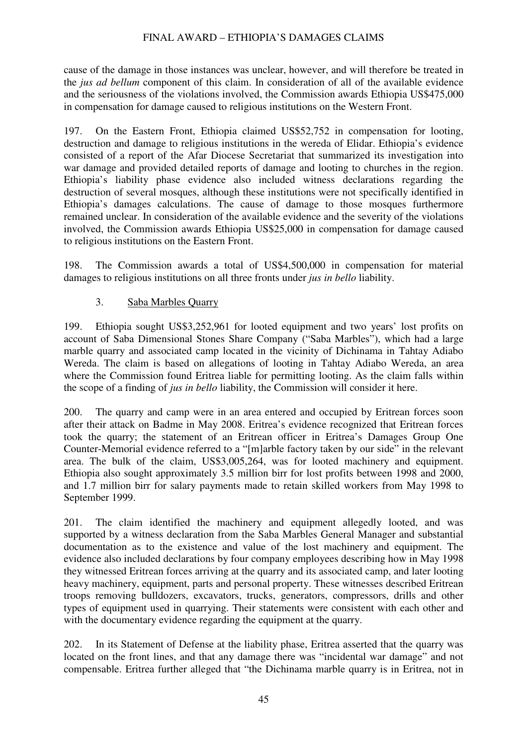cause of the damage in those instances was unclear, however, and will therefore be treated in the *jus ad bellum* component of this claim. In consideration of all of the available evidence and the seriousness of the violations involved, the Commission awards Ethiopia US$475,000 in compensation for damage caused to religious institutions on the Western Front.

197. On the Eastern Front, Ethiopia claimed US$52,752 in compensation for looting, destruction and damage to religious institutions in the wereda of Elidar. Ethiopia's evidence consisted of a report of the Afar Diocese Secretariat that summarized its investigation into war damage and provided detailed reports of damage and looting to churches in the region. Ethiopia's liability phase evidence also included witness declarations regarding the destruction of several mosques, although these institutions were not specifically identified in Ethiopia's damages calculations. The cause of damage to those mosques furthermore remained unclear. In consideration of the available evidence and the severity of the violations involved, the Commission awards Ethiopia US$25,000 in compensation for damage caused to religious institutions on the Eastern Front.

198. The Commission awards a total of US$4,500,000 in compensation for material damages to religious institutions on all three fronts under *jus in bello* liability.

### 3. Saba Marbles Quarry

199. Ethiopia sought US$3,252,961 for looted equipment and two years' lost profits on account of Saba Dimensional Stones Share Company ("Saba Marbles"), which had a large marble quarry and associated camp located in the vicinity of Dichinama in Tahtay Adiabo Wereda. The claim is based on allegations of looting in Tahtay Adiabo Wereda, an area where the Commission found Eritrea liable for permitting looting. As the claim falls within the scope of a finding of *jus in bello* liability, the Commission will consider it here.

200. The quarry and camp were in an area entered and occupied by Eritrean forces soon after their attack on Badme in May 2008. Eritrea's evidence recognized that Eritrean forces took the quarry; the statement of an Eritrean officer in Eritrea's Damages Group One Counter-Memorial evidence referred to a "[m]arble factory taken by our side" in the relevant area. The bulk of the claim, US$3,005,264, was for looted machinery and equipment. Ethiopia also sought approximately 3.5 million birr for lost profits between 1998 and 2000, and 1.7 million birr for salary payments made to retain skilled workers from May 1998 to September 1999.

201. The claim identified the machinery and equipment allegedly looted, and was supported by a witness declaration from the Saba Marbles General Manager and substantial documentation as to the existence and value of the lost machinery and equipment. The evidence also included declarations by four company employees describing how in May 1998 they witnessed Eritrean forces arriving at the quarry and its associated camp, and later looting heavy machinery, equipment, parts and personal property. These witnesses described Eritrean troops removing bulldozers, excavators, trucks, generators, compressors, drills and other types of equipment used in quarrying. Their statements were consistent with each other and with the documentary evidence regarding the equipment at the quarry.

202. In its Statement of Defense at the liability phase, Eritrea asserted that the quarry was located on the front lines, and that any damage there was "incidental war damage" and not compensable. Eritrea further alleged that "the Dichinama marble quarry is in Eritrea, not in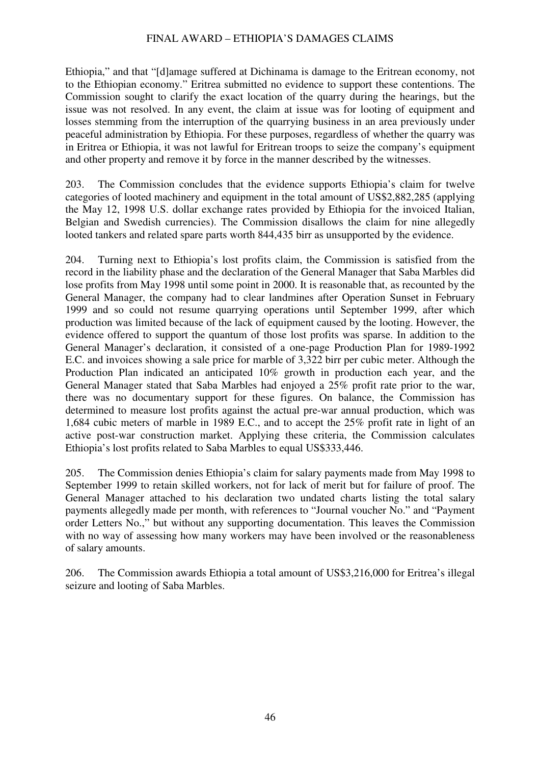Ethiopia," and that "[d]amage suffered at Dichinama is damage to the Eritrean economy, not to the Ethiopian economy." Eritrea submitted no evidence to support these contentions. The Commission sought to clarify the exact location of the quarry during the hearings, but the issue was not resolved. In any event, the claim at issue was for looting of equipment and losses stemming from the interruption of the quarrying business in an area previously under peaceful administration by Ethiopia. For these purposes, regardless of whether the quarry was in Eritrea or Ethiopia, it was not lawful for Eritrean troops to seize the company's equipment and other property and remove it by force in the manner described by the witnesses.

203. The Commission concludes that the evidence supports Ethiopia's claim for twelve categories of looted machinery and equipment in the total amount of US$2,882,285 (applying the May 12, 1998 U.S. dollar exchange rates provided by Ethiopia for the invoiced Italian, Belgian and Swedish currencies). The Commission disallows the claim for nine allegedly looted tankers and related spare parts worth 844,435 birr as unsupported by the evidence.

204. Turning next to Ethiopia's lost profits claim, the Commission is satisfied from the record in the liability phase and the declaration of the General Manager that Saba Marbles did lose profits from May 1998 until some point in 2000. It is reasonable that, as recounted by the General Manager, the company had to clear landmines after Operation Sunset in February 1999 and so could not resume quarrying operations until September 1999, after which production was limited because of the lack of equipment caused by the looting. However, the evidence offered to support the quantum of those lost profits was sparse. In addition to the General Manager's declaration, it consisted of a one-page Production Plan for 1989-1992 E.C. and invoices showing a sale price for marble of 3,322 birr per cubic meter. Although the Production Plan indicated an anticipated 10% growth in production each year, and the General Manager stated that Saba Marbles had enjoyed a 25% profit rate prior to the war, there was no documentary support for these figures. On balance, the Commission has determined to measure lost profits against the actual pre-war annual production, which was 1,684 cubic meters of marble in 1989 E.C., and to accept the 25% profit rate in light of an active post-war construction market. Applying these criteria, the Commission calculates Ethiopia's lost profits related to Saba Marbles to equal US$333,446.

205. The Commission denies Ethiopia's claim for salary payments made from May 1998 to September 1999 to retain skilled workers, not for lack of merit but for failure of proof. The General Manager attached to his declaration two undated charts listing the total salary payments allegedly made per month, with references to "Journal voucher No." and "Payment order Letters No.," but without any supporting documentation. This leaves the Commission with no way of assessing how many workers may have been involved or the reasonableness of salary amounts.

206. The Commission awards Ethiopia a total amount of US$3,216,000 for Eritrea's illegal seizure and looting of Saba Marbles.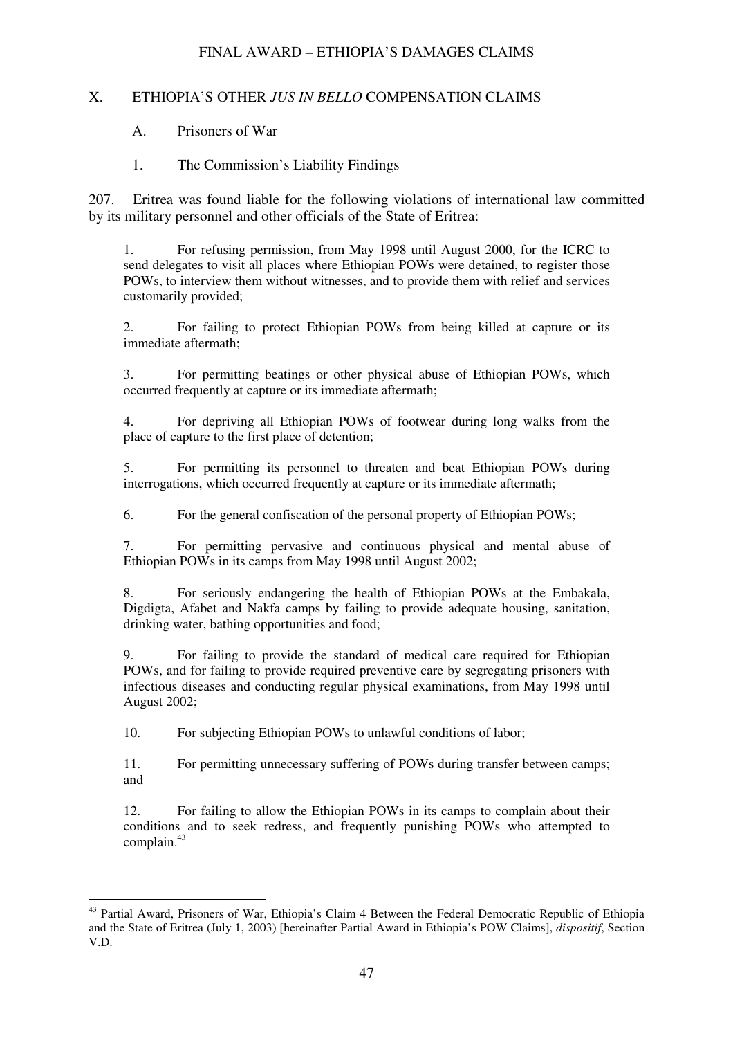## X. ETHIOPIA'S OTHER *JUS IN BELLO* COMPENSATION CLAIMS

### A. Prisoners of War

#### 1. The Commission's Liability Findings

207. Eritrea was found liable for the following violations of international law committed by its military personnel and other officials of the State of Eritrea:

> 1. For refusing permission, from May 1998 until August 2000, for the ICRC to send delegates to visit all places where Ethiopian POWs were detained, to register those POWs, to interview them without witnesses, and to provide them with relief and services customarily provided;
>
> 2. For failing to protect Ethiopian POWs from being killed at capture or its immediate aftermath;
>
> 3. For permitting beatings or other physical abuse of Ethiopian POWs, which occurred frequently at capture or its immediate aftermath;
>
> 4. For depriving all Ethiopian POWs of footwear during long walks from the place of capture to the first place of detention;
>
> 5. For permitting its personnel to threaten and beat Ethiopian POWs during interrogations, which occurred frequently at capture or its immediate aftermath;
>
> 6. For the general confiscation of the personal property of Ethiopian POWs;
>
> 7. For permitting pervasive and continuous physical and mental abuse of Ethiopian POWs in its camps from May 1998 until August 2002;
>
> 8. For seriously endangering the health of Ethiopian POWs at the Embakala, Digdigta, Afabet and Nakfa camps by failing to provide adequate housing, sanitation, drinking water, bathing opportunities and food;
>
> 9. For failing to provide the standard of medical care required for Ethiopian POWs, and for failing to provide required preventive care by segregating prisoners with infectious diseases and conducting regular physical examinations, from May 1998 until August 2002;
>
> 10. For subjecting Ethiopian POWs to unlawful conditions of labor;
>
> 11. For permitting unnecessary suffering of POWs during transfer between camps; and
>
> 12. For failing to allow the Ethiopian POWs in its camps to complain about their conditions and to seek redress, and frequently punishing POWs who attempted to complain.[43]

---

[43] Partial Award, Prisoners of War, Ethiopia's Claim 4 Between the Federal Democratic Republic of Ethiopia and the State of Eritrea (July 1, 2003) [hereinafter Partial Award in Ethiopia's POW Claims], *dispositif*, Section V.D.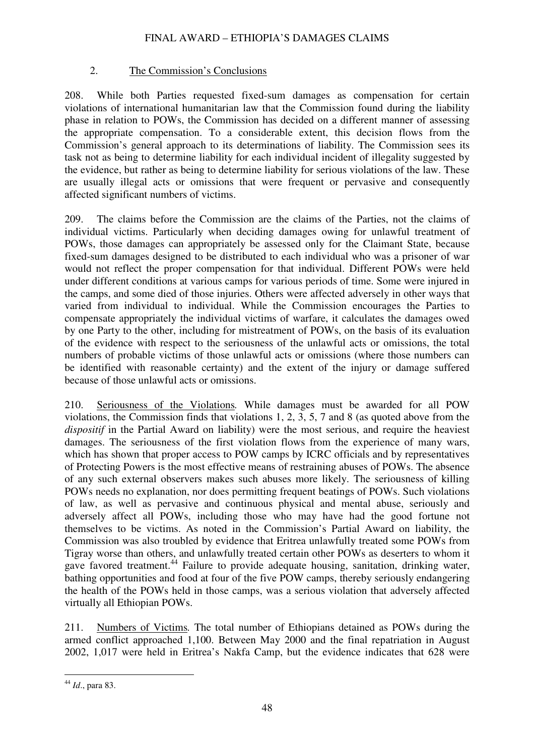### 2. The Commission's Conclusions

208. While both Parties requested fixed-sum damages as compensation for certain violations of international humanitarian law that the Commission found during the liability phase in relation to POWs, the Commission has decided on a different manner of assessing the appropriate compensation. To a considerable extent, this decision flows from the Commission's general approach to its determinations of liability. The Commission sees its task not as being to determine liability for each individual incident of illegality suggested by the evidence, but rather as being to determine liability for serious violations of the law. These are usually illegal acts or omissions that were frequent or pervasive and consequently affected significant numbers of victims.

209. The claims before the Commission are the claims of the Parties, not the claims of individual victims. Particularly when deciding damages owing for unlawful treatment of POWs, those damages can appropriately be assessed only for the Claimant State, because fixed-sum damages designed to be distributed to each individual who was a prisoner of war would not reflect the proper compensation for that individual. Different POWs were held under different conditions at various camps for various periods of time. Some were injured in the camps, and some died of those injuries. Others were affected adversely in other ways that varied from individual to individual. While the Commission encourages the Parties to compensate appropriately the individual victims of warfare, it calculates the damages owed by one Party to the other, including for mistreatment of POWs, on the basis of its evaluation of the evidence with respect to the seriousness of the unlawful acts or omissions, the total numbers of probable victims of those unlawful acts or omissions (where those numbers can be identified with reasonable certainty) and the extent of the injury or damage suffered because of those unlawful acts or omissions.

210. Seriousness of the Violations*.* While damages must be awarded for all POW violations, the Commission finds that violations 1, 2, 3, 5, 7 and 8 (as quoted above from the *dispositif* in the Partial Award on liability) were the most serious, and require the heaviest damages. The seriousness of the first violation flows from the experience of many wars, which has shown that proper access to POW camps by ICRC officials and by representatives of Protecting Powers is the most effective means of restraining abuses of POWs. The absence of any such external observers makes such abuses more likely. The seriousness of killing POWs needs no explanation, nor does permitting frequent beatings of POWs. Such violations of law, as well as pervasive and continuous physical and mental abuse, seriously and adversely affect all POWs, including those who may have had the good fortune not themselves to be victims. As noted in the Commission's Partial Award on liability, the Commission was also troubled by evidence that Eritrea unlawfully treated some POWs from Tigray worse than others, and unlawfully treated certain other POWs as deserters to whom it gave favored treatment.[44] Failure to provide adequate housing, sanitation, drinking water, bathing opportunities and food at four of the five POW camps, thereby seriously endangering the health of the POWs held in those camps, was a serious violation that adversely affected virtually all Ethiopian POWs.

211. Numbers of Victims*.* The total number of Ethiopians detained as POWs during the armed conflict approached 1,100. Between May 2000 and the final repatriation in August 2002, 1,017 were held in Eritrea's Nakfa Camp, but the evidence indicates that 628 were

---

[44] *Id*., para 83.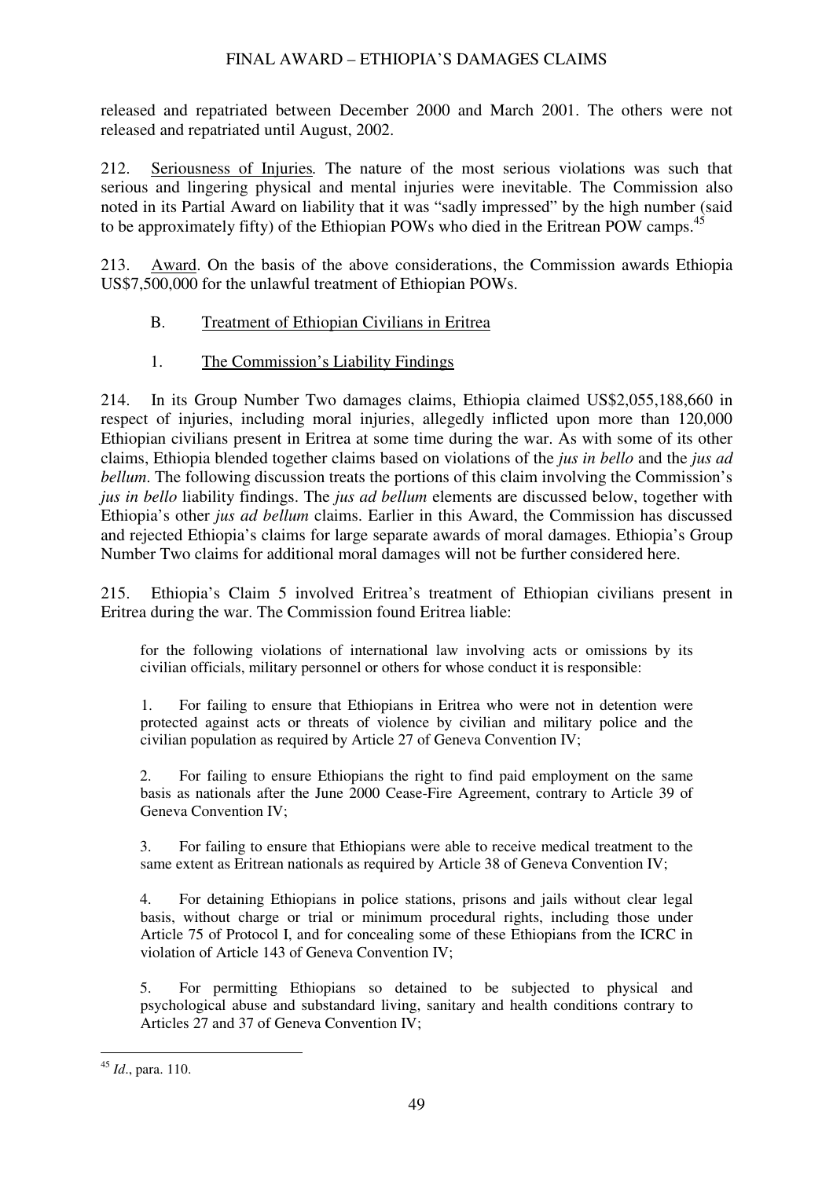released and repatriated between December 2000 and March 2001. The others were not released and repatriated until August, 2002.

212. Seriousness of Injuries*.* The nature of the most serious violations was such that serious and lingering physical and mental injuries were inevitable. The Commission also noted in its Partial Award on liability that it was "sadly impressed" by the high number (said to be approximately fifty) of the Ethiopian POWs who died in the Eritrean POW camps.[45]

213. Award. On the basis of the above considerations, the Commission awards Ethiopia US$7,500,000 for the unlawful treatment of Ethiopian POWs.

### B. Treatment of Ethiopian Civilians in Eritrea

#### 1. The Commission's Liability Findings

214. In its Group Number Two damages claims, Ethiopia claimed US$2,055,188,660 in respect of injuries, including moral injuries, allegedly inflicted upon more than 120,000 Ethiopian civilians present in Eritrea at some time during the war. As with some of its other claims, Ethiopia blended together claims based on violations of the *jus in bello* and the *jus ad bellum*. The following discussion treats the portions of this claim involving the Commission's *jus in bello* liability findings. The *jus ad bellum* elements are discussed below, together with Ethiopia's other *jus ad bellum* claims. Earlier in this Award, the Commission has discussed and rejected Ethiopia's claims for large separate awards of moral damages. Ethiopia's Group Number Two claims for additional moral damages will not be further considered here.

215. Ethiopia's Claim 5 involved Eritrea's treatment of Ethiopian civilians present in Eritrea during the war. The Commission found Eritrea liable:

> for the following violations of international law involving acts or omissions by its civilian officials, military personnel or others for whose conduct it is responsible:
>
> 1. For failing to ensure that Ethiopians in Eritrea who were not in detention were protected against acts or threats of violence by civilian and military police and the civilian population as required by Article 27 of Geneva Convention IV;
>
> 2. For failing to ensure Ethiopians the right to find paid employment on the same basis as nationals after the June 2000 Cease-Fire Agreement, contrary to Article 39 of Geneva Convention IV;
>
> 3. For failing to ensure that Ethiopians were able to receive medical treatment to the same extent as Eritrean nationals as required by Article 38 of Geneva Convention IV;
>
> 4. For detaining Ethiopians in police stations, prisons and jails without clear legal basis, without charge or trial or minimum procedural rights, including those under Article 75 of Protocol I, and for concealing some of these Ethiopians from the ICRC in violation of Article 143 of Geneva Convention IV;
>
> 5. For permitting Ethiopians so detained to be subjected to physical and psychological abuse and substandard living, sanitary and health conditions contrary to Articles 27 and 37 of Geneva Convention IV;

[45] *Id*., para. 110.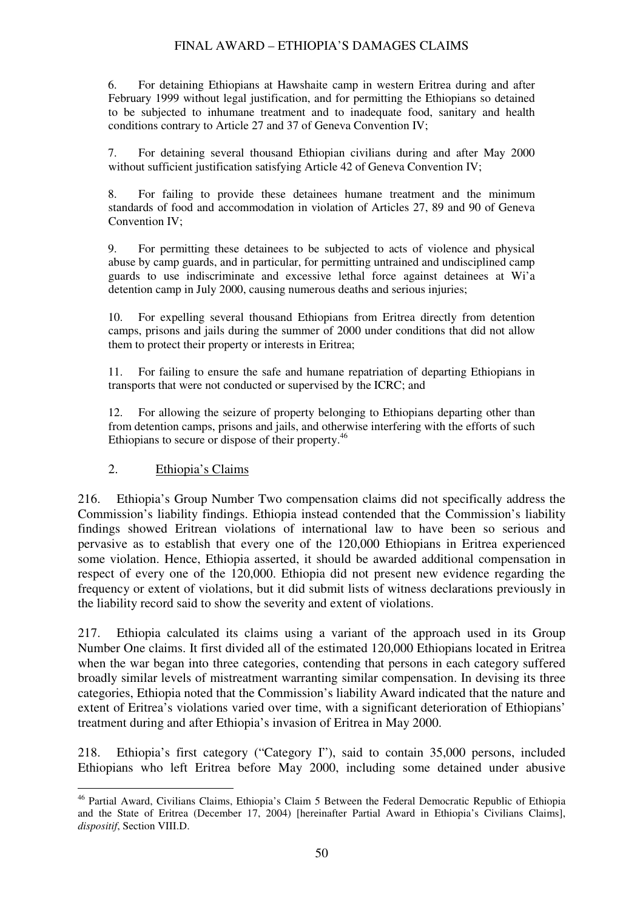6. For detaining Ethiopians at Hawshaite camp in western Eritrea during and after February 1999 without legal justification, and for permitting the Ethiopians so detained to be subjected to inhumane treatment and to inadequate food, sanitary and health conditions contrary to Article 27 and 37 of Geneva Convention IV;

7. For detaining several thousand Ethiopian civilians during and after May 2000 without sufficient justification satisfying Article 42 of Geneva Convention IV;

8. For failing to provide these detainees humane treatment and the minimum standards of food and accommodation in violation of Articles 27, 89 and 90 of Geneva Convention IV;

9. For permitting these detainees to be subjected to acts of violence and physical abuse by camp guards, and in particular, for permitting untrained and undisciplined camp guards to use indiscriminate and excessive lethal force against detainees at Wi'a detention camp in July 2000, causing numerous deaths and serious injuries;

10. For expelling several thousand Ethiopians from Eritrea directly from detention camps, prisons and jails during the summer of 2000 under conditions that did not allow them to protect their property or interests in Eritrea;

11. For failing to ensure the safe and humane repatriation of departing Ethiopians in transports that were not conducted or supervised by the ICRC; and

12. For allowing the seizure of property belonging to Ethiopians departing other than from detention camps, prisons and jails, and otherwise interfering with the efforts of such Ethiopians to secure or dispose of their property.[46]

### 2. Ethiopia's Claims

216. Ethiopia's Group Number Two compensation claims did not specifically address the Commission's liability findings. Ethiopia instead contended that the Commission's liability findings showed Eritrean violations of international law to have been so serious and pervasive as to establish that every one of the 120,000 Ethiopians in Eritrea experienced some violation. Hence, Ethiopia asserted, it should be awarded additional compensation in respect of every one of the 120,000. Ethiopia did not present new evidence regarding the frequency or extent of violations, but it did submit lists of witness declarations previously in the liability record said to show the severity and extent of violations.

217. Ethiopia calculated its claims using a variant of the approach used in its Group Number One claims. It first divided all of the estimated 120,000 Ethiopians located in Eritrea when the war began into three categories, contending that persons in each category suffered broadly similar levels of mistreatment warranting similar compensation. In devising its three categories, Ethiopia noted that the Commission's liability Award indicated that the nature and extent of Eritrea's violations varied over time, with a significant deterioration of Ethiopians' treatment during and after Ethiopia's invasion of Eritrea in May 2000.

218. Ethiopia's first category ("Category I"), said to contain 35,000 persons, included Ethiopians who left Eritrea before May 2000, including some detained under abusive

---

[46] Partial Award, Civilians Claims, Ethiopia's Claim 5 Between the Federal Democratic Republic of Ethiopia and the State of Eritrea (December 17, 2004) [hereinafter Partial Award in Ethiopia's Civilians Claims], *dispositif*, Section VIII.D.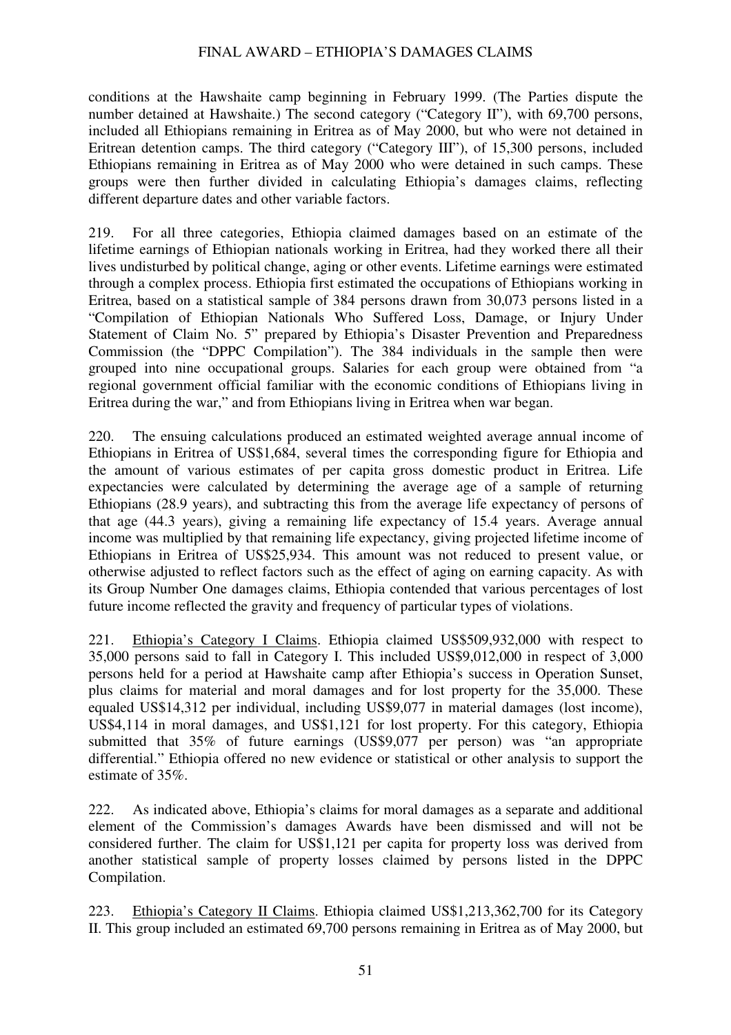conditions at the Hawshaite camp beginning in February 1999. (The Parties dispute the number detained at Hawshaite.) The second category ("Category II"), with 69,700 persons, included all Ethiopians remaining in Eritrea as of May 2000, but who were not detained in Eritrean detention camps. The third category ("Category III"), of 15,300 persons, included Ethiopians remaining in Eritrea as of May 2000 who were detained in such camps. These groups were then further divided in calculating Ethiopia's damages claims, reflecting different departure dates and other variable factors.

219. For all three categories, Ethiopia claimed damages based on an estimate of the lifetime earnings of Ethiopian nationals working in Eritrea, had they worked there all their lives undisturbed by political change, aging or other events. Lifetime earnings were estimated through a complex process. Ethiopia first estimated the occupations of Ethiopians working in Eritrea, based on a statistical sample of 384 persons drawn from 30,073 persons listed in a "Compilation of Ethiopian Nationals Who Suffered Loss, Damage, or Injury Under Statement of Claim No. 5" prepared by Ethiopia's Disaster Prevention and Preparedness Commission (the "DPPC Compilation"). The 384 individuals in the sample then were grouped into nine occupational groups. Salaries for each group were obtained from "a regional government official familiar with the economic conditions of Ethiopians living in Eritrea during the war," and from Ethiopians living in Eritrea when war began.

220. The ensuing calculations produced an estimated weighted average annual income of Ethiopians in Eritrea of US$1,684, several times the corresponding figure for Ethiopia and the amount of various estimates of per capita gross domestic product in Eritrea. Life expectancies were calculated by determining the average age of a sample of returning Ethiopians (28.9 years), and subtracting this from the average life expectancy of persons of that age (44.3 years), giving a remaining life expectancy of 15.4 years. Average annual income was multiplied by that remaining life expectancy, giving projected lifetime income of Ethiopians in Eritrea of US$25,934. This amount was not reduced to present value, or otherwise adjusted to reflect factors such as the effect of aging on earning capacity. As with its Group Number One damages claims, Ethiopia contended that various percentages of lost future income reflected the gravity and frequency of particular types of violations.

221. Ethiopia's Category I Claims. Ethiopia claimed US$509,932,000 with respect to 35,000 persons said to fall in Category I. This included US$9,012,000 in respect of 3,000 persons held for a period at Hawshaite camp after Ethiopia's success in Operation Sunset, plus claims for material and moral damages and for lost property for the 35,000. These equaled US$14,312 per individual, including US$9,077 in material damages (lost income), US$4,114 in moral damages, and US$1,121 for lost property. For this category, Ethiopia submitted that 35% of future earnings (US$9,077 per person) was "an appropriate differential." Ethiopia offered no new evidence or statistical or other analysis to support the estimate of 35%.

222. As indicated above, Ethiopia's claims for moral damages as a separate and additional element of the Commission's damages Awards have been dismissed and will not be considered further. The claim for US$1,121 per capita for property loss was derived from another statistical sample of property losses claimed by persons listed in the DPPC Compilation.

223. Ethiopia's Category II Claims. Ethiopia claimed US$1,213,362,700 for its Category II. This group included an estimated 69,700 persons remaining in Eritrea as of May 2000, but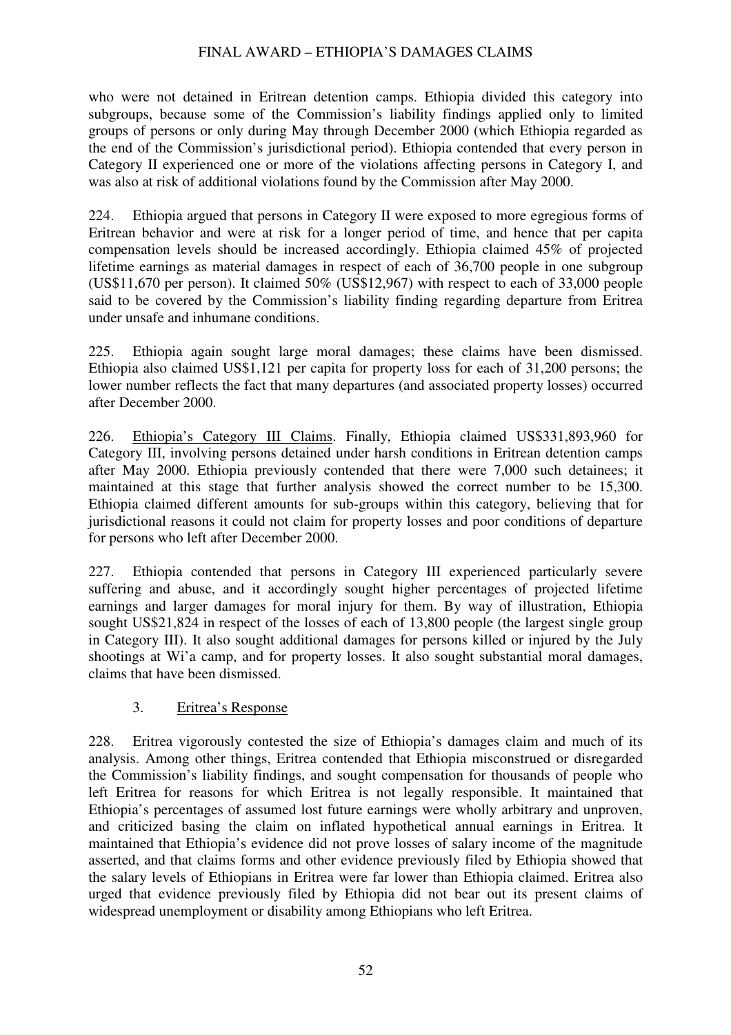who were not detained in Eritrean detention camps. Ethiopia divided this category into subgroups, because some of the Commission's liability findings applied only to limited groups of persons or only during May through December 2000 (which Ethiopia regarded as the end of the Commission's jurisdictional period). Ethiopia contended that every person in Category II experienced one or more of the violations affecting persons in Category I, and was also at risk of additional violations found by the Commission after May 2000.

224. Ethiopia argued that persons in Category II were exposed to more egregious forms of Eritrean behavior and were at risk for a longer period of time, and hence that per capita compensation levels should be increased accordingly. Ethiopia claimed 45% of projected lifetime earnings as material damages in respect of each of 36,700 people in one subgroup (US$11,670 per person). It claimed 50% (US$12,967) with respect to each of 33,000 people said to be covered by the Commission's liability finding regarding departure from Eritrea under unsafe and inhumane conditions.

225. Ethiopia again sought large moral damages; these claims have been dismissed. Ethiopia also claimed US$1,121 per capita for property loss for each of 31,200 persons; the lower number reflects the fact that many departures (and associated property losses) occurred after December 2000.

226. Ethiopia's Category III Claims. Finally, Ethiopia claimed US$331,893,960 for Category III, involving persons detained under harsh conditions in Eritrean detention camps after May 2000. Ethiopia previously contended that there were 7,000 such detainees; it maintained at this stage that further analysis showed the correct number to be 15,300. Ethiopia claimed different amounts for sub-groups within this category, believing that for jurisdictional reasons it could not claim for property losses and poor conditions of departure for persons who left after December 2000.

227. Ethiopia contended that persons in Category III experienced particularly severe suffering and abuse, and it accordingly sought higher percentages of projected lifetime earnings and larger damages for moral injury for them. By way of illustration, Ethiopia sought US$21,824 in respect of the losses of each of 13,800 people (the largest single group in Category III). It also sought additional damages for persons killed or injured by the July shootings at Wi'a camp, and for property losses. It also sought substantial moral damages, claims that have been dismissed.

### 3. Eritrea's Response

228. Eritrea vigorously contested the size of Ethiopia's damages claim and much of its analysis. Among other things, Eritrea contended that Ethiopia misconstrued or disregarded the Commission's liability findings, and sought compensation for thousands of people who left Eritrea for reasons for which Eritrea is not legally responsible. It maintained that Ethiopia's percentages of assumed lost future earnings were wholly arbitrary and unproven, and criticized basing the claim on inflated hypothetical annual earnings in Eritrea. It maintained that Ethiopia's evidence did not prove losses of salary income of the magnitude asserted, and that claims forms and other evidence previously filed by Ethiopia showed that the salary levels of Ethiopians in Eritrea were far lower than Ethiopia claimed. Eritrea also urged that evidence previously filed by Ethiopia did not bear out its present claims of widespread unemployment or disability among Ethiopians who left Eritrea.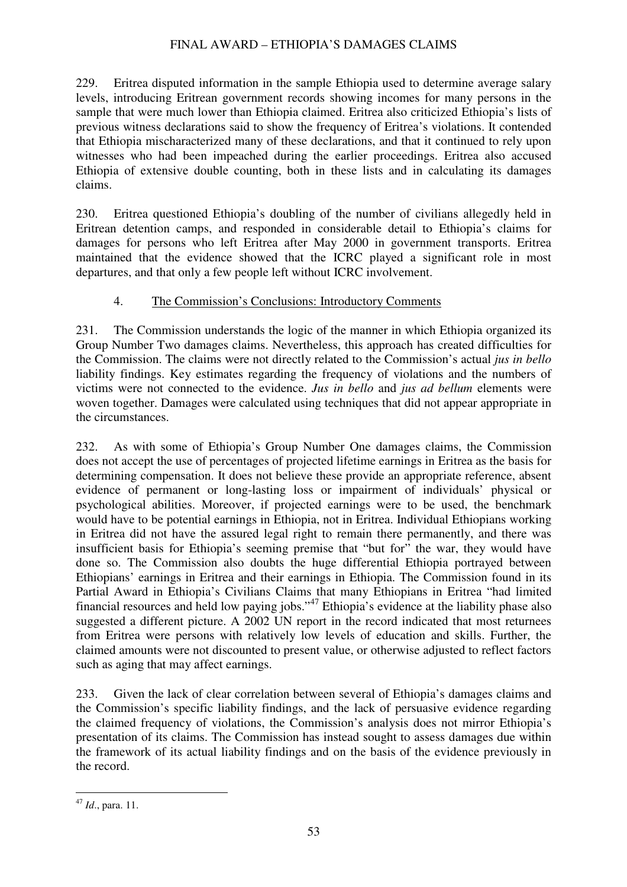229. Eritrea disputed information in the sample Ethiopia used to determine average salary levels, introducing Eritrean government records showing incomes for many persons in the sample that were much lower than Ethiopia claimed. Eritrea also criticized Ethiopia's lists of previous witness declarations said to show the frequency of Eritrea's violations. It contended that Ethiopia mischaracterized many of these declarations, and that it continued to rely upon witnesses who had been impeached during the earlier proceedings. Eritrea also accused Ethiopia of extensive double counting, both in these lists and in calculating its damages claims.

230. Eritrea questioned Ethiopia's doubling of the number of civilians allegedly held in Eritrean detention camps, and responded in considerable detail to Ethiopia's claims for damages for persons who left Eritrea after May 2000 in government transports. Eritrea maintained that the evidence showed that the ICRC played a significant role in most departures, and that only a few people left without ICRC involvement.

### 4. The Commission's Conclusions: Introductory Comments

231. The Commission understands the logic of the manner in which Ethiopia organized its Group Number Two damages claims. Nevertheless, this approach has created difficulties for the Commission. The claims were not directly related to the Commission's actual *jus in bello* liability findings. Key estimates regarding the frequency of violations and the numbers of victims were not connected to the evidence. *Jus in bello* and *jus ad bellum* elements were woven together. Damages were calculated using techniques that did not appear appropriate in the circumstances.

232. As with some of Ethiopia's Group Number One damages claims, the Commission does not accept the use of percentages of projected lifetime earnings in Eritrea as the basis for determining compensation. It does not believe these provide an appropriate reference, absent evidence of permanent or long-lasting loss or impairment of individuals' physical or psychological abilities. Moreover, if projected earnings were to be used, the benchmark would have to be potential earnings in Ethiopia, not in Eritrea. Individual Ethiopians working in Eritrea did not have the assured legal right to remain there permanently, and there was insufficient basis for Ethiopia's seeming premise that "but for" the war, they would have done so. The Commission also doubts the huge differential Ethiopia portrayed between Ethiopians' earnings in Eritrea and their earnings in Ethiopia. The Commission found in its Partial Award in Ethiopia's Civilians Claims that many Ethiopians in Eritrea "had limited financial resources and held low paying jobs."[47] Ethiopia's evidence at the liability phase also suggested a different picture. A 2002 UN report in the record indicated that most returnees from Eritrea were persons with relatively low levels of education and skills. Further, the claimed amounts were not discounted to present value, or otherwise adjusted to reflect factors such as aging that may affect earnings.

233. Given the lack of clear correlation between several of Ethiopia's damages claims and the Commission's specific liability findings, and the lack of persuasive evidence regarding the claimed frequency of violations, the Commission's analysis does not mirror Ethiopia's presentation of its claims. The Commission has instead sought to assess damages due within the framework of its actual liability findings and on the basis of the evidence previously in the record.

---

[47] *Id*., para. 11.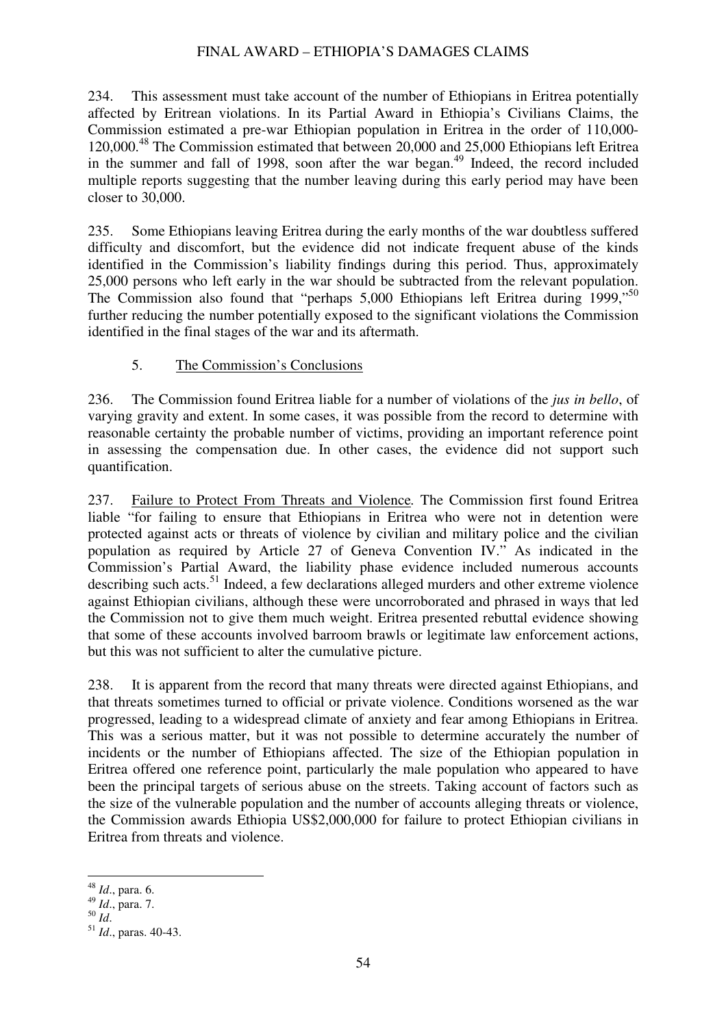234. This assessment must take account of the number of Ethiopians in Eritrea potentially affected by Eritrean violations. In its Partial Award in Ethiopia's Civilians Claims, the Commission estimated a pre-war Ethiopian population in Eritrea in the order of 110,000-120,000.[48] The Commission estimated that between 20,000 and 25,000 Ethiopians left Eritrea in the summer and fall of 1998, soon after the war began.[49] Indeed, the record included multiple reports suggesting that the number leaving during this early period may have been closer to 30,000.

235. Some Ethiopians leaving Eritrea during the early months of the war doubtless suffered difficulty and discomfort, but the evidence did not indicate frequent abuse of the kinds identified in the Commission's liability findings during this period. Thus, approximately 25,000 persons who left early in the war should be subtracted from the relevant population. The Commission also found that "perhaps 5,000 Ethiopians left Eritrea during 1999,"[50] further reducing the number potentially exposed to the significant violations the Commission identified in the final stages of the war and its aftermath.

### 5. The Commission's Conclusions

236. The Commission found Eritrea liable for a number of violations of the *jus in bello*, of varying gravity and extent. In some cases, it was possible from the record to determine with reasonable certainty the probable number of victims, providing an important reference point in assessing the compensation due. In other cases, the evidence did not support such quantification.

237. Failure to Protect From Threats and Violence. The Commission first found Eritrea liable "for failing to ensure that Ethiopians in Eritrea who were not in detention were protected against acts or threats of violence by civilian and military police and the civilian population as required by Article 27 of Geneva Convention IV." As indicated in the Commission's Partial Award, the liability phase evidence included numerous accounts describing such acts.[51] Indeed, a few declarations alleged murders and other extreme violence against Ethiopian civilians, although these were uncorroborated and phrased in ways that led the Commission not to give them much weight. Eritrea presented rebuttal evidence showing that some of these accounts involved barroom brawls or legitimate law enforcement actions, but this was not sufficient to alter the cumulative picture.

238. It is apparent from the record that many threats were directed against Ethiopians, and that threats sometimes turned to official or private violence. Conditions worsened as the war progressed, leading to a widespread climate of anxiety and fear among Ethiopians in Eritrea. This was a serious matter, but it was not possible to determine accurately the number of incidents or the number of Ethiopians affected. The size of the Ethiopian population in Eritrea offered one reference point, particularly the male population who appeared to have been the principal targets of serious abuse on the streets. Taking account of factors such as the size of the vulnerable population and the number of accounts alleging threats or violence, the Commission awards Ethiopia US$2,000,000 for failure to protect Ethiopian civilians in Eritrea from threats and violence.

---

[48] *Id*., para. 6.

[49] *Id*., para. 7.

[50] *Id*.

[51] *Id*., paras. 40-43.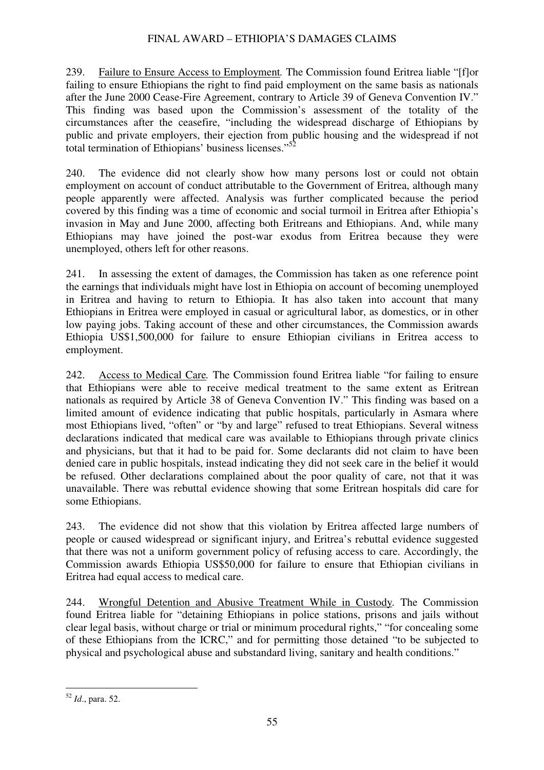239. Failure to Ensure Access to Employment*.* The Commission found Eritrea liable "[f]or failing to ensure Ethiopians the right to find paid employment on the same basis as nationals after the June 2000 Cease-Fire Agreement, contrary to Article 39 of Geneva Convention IV." This finding was based upon the Commission's assessment of the totality of the circumstances after the ceasefire, "including the widespread discharge of Ethiopians by public and private employers, their ejection from public housing and the widespread if not total termination of Ethiopians' business licenses."[52]

240. The evidence did not clearly show how many persons lost or could not obtain employment on account of conduct attributable to the Government of Eritrea, although many people apparently were affected. Analysis was further complicated because the period covered by this finding was a time of economic and social turmoil in Eritrea after Ethiopia's invasion in May and June 2000, affecting both Eritreans and Ethiopians. And, while many Ethiopians may have joined the post-war exodus from Eritrea because they were unemployed, others left for other reasons.

241. In assessing the extent of damages, the Commission has taken as one reference point the earnings that individuals might have lost in Ethiopia on account of becoming unemployed in Eritrea and having to return to Ethiopia. It has also taken into account that many Ethiopians in Eritrea were employed in casual or agricultural labor, as domestics, or in other low paying jobs. Taking account of these and other circumstances, the Commission awards Ethiopia US$1,500,000 for failure to ensure Ethiopian civilians in Eritrea access to employment.

242. Access to Medical Care*.* The Commission found Eritrea liable "for failing to ensure that Ethiopians were able to receive medical treatment to the same extent as Eritrean nationals as required by Article 38 of Geneva Convention IV." This finding was based on a limited amount of evidence indicating that public hospitals, particularly in Asmara where most Ethiopians lived, "often" or "by and large" refused to treat Ethiopians. Several witness declarations indicated that medical care was available to Ethiopians through private clinics and physicians, but that it had to be paid for. Some declarants did not claim to have been denied care in public hospitals, instead indicating they did not seek care in the belief it would be refused. Other declarations complained about the poor quality of care, not that it was unavailable. There was rebuttal evidence showing that some Eritrean hospitals did care for some Ethiopians.

243. The evidence did not show that this violation by Eritrea affected large numbers of people or caused widespread or significant injury, and Eritrea's rebuttal evidence suggested that there was not a uniform government policy of refusing access to care. Accordingly, the Commission awards Ethiopia US$50,000 for failure to ensure that Ethiopian civilians in Eritrea had equal access to medical care.

244. Wrongful Detention and Abusive Treatment While in Custody. The Commission found Eritrea liable for "detaining Ethiopians in police stations, prisons and jails without clear legal basis, without charge or trial or minimum procedural rights," "for concealing some of these Ethiopians from the ICRC," and for permitting those detained "to be subjected to physical and psychological abuse and substandard living, sanitary and health conditions."

---

[52] *Id*., para. 52.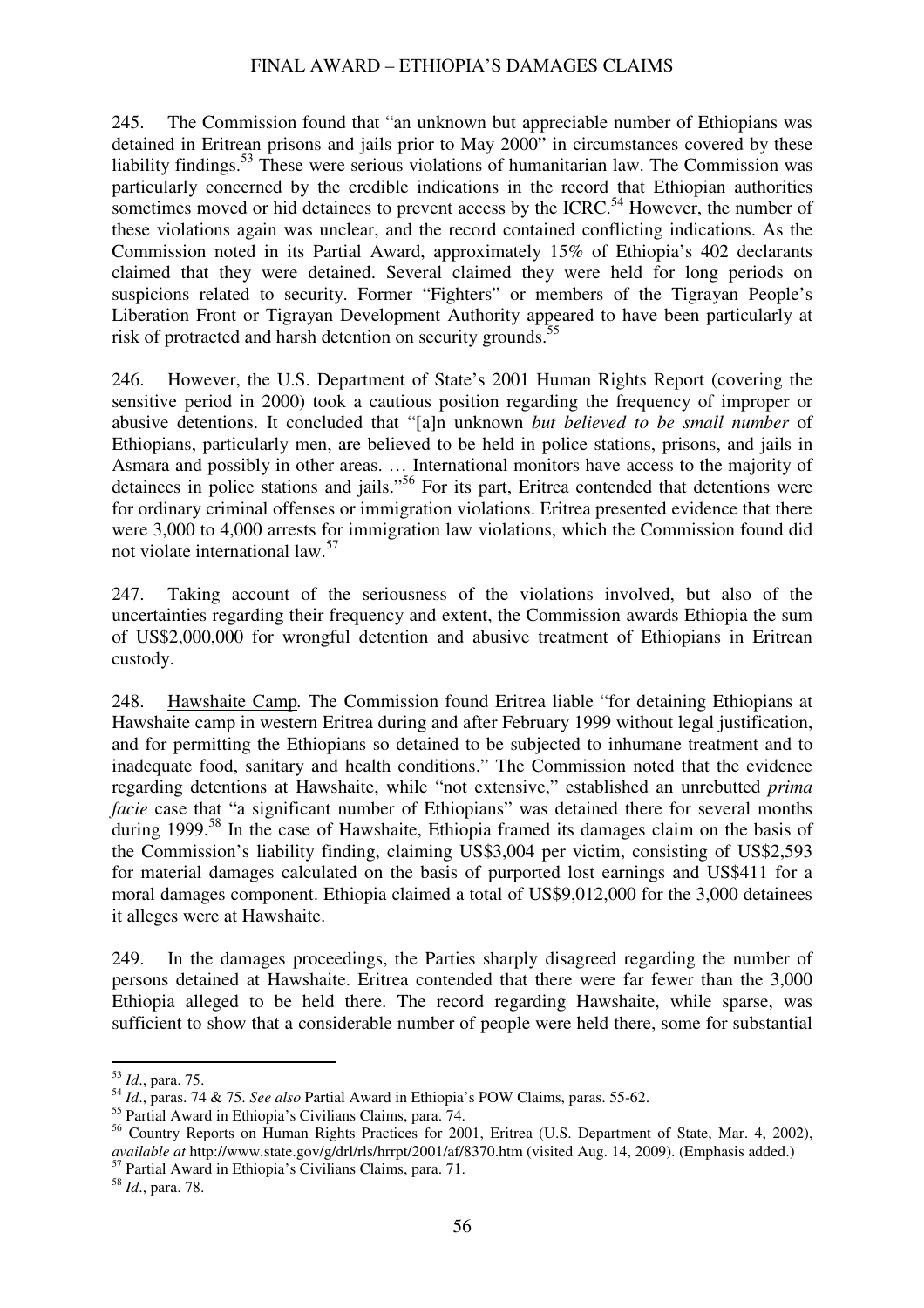245. The Commission found that "an unknown but appreciable number of Ethiopians was detained in Eritrean prisons and jails prior to May 2000" in circumstances covered by these liability findings.[53] These were serious violations of humanitarian law. The Commission was particularly concerned by the credible indications in the record that Ethiopian authorities sometimes moved or hid detainees to prevent access by the ICRC.[54] However, the number of these violations again was unclear, and the record contained conflicting indications. As the Commission noted in its Partial Award, approximately 15% of Ethiopia's 402 declarants claimed that they were detained. Several claimed they were held for long periods on suspicions related to security. Former "Fighters" or members of the Tigrayan People's Liberation Front or Tigrayan Development Authority appeared to have been particularly at risk of protracted and harsh detention on security grounds.[55]

246. However, the U.S. Department of State's 2001 Human Rights Report (covering the sensitive period in 2000) took a cautious position regarding the frequency of improper or abusive detentions. It concluded that "[a]n unknown *but believed to be small number* of Ethiopians, particularly men, are believed to be held in police stations, prisons, and jails in Asmara and possibly in other areas. … International monitors have access to the majority of detainees in police stations and jails."[56] For its part, Eritrea contended that detentions were for ordinary criminal offenses or immigration violations. Eritrea presented evidence that there were 3,000 to 4,000 arrests for immigration law violations, which the Commission found did not violate international law.[57]

247. Taking account of the seriousness of the violations involved, but also of the uncertainties regarding their frequency and extent, the Commission awards Ethiopia the sum of US$2,000,000 for wrongful detention and abusive treatment of Ethiopians in Eritrean custody.

248. Hawshaite Camp. The Commission found Eritrea liable "for detaining Ethiopians at Hawshaite camp in western Eritrea during and after February 1999 without legal justification, and for permitting the Ethiopians so detained to be subjected to inhumane treatment and to inadequate food, sanitary and health conditions." The Commission noted that the evidence regarding detentions at Hawshaite, while "not extensive," established an unrebutted *prima facie* case that "a significant number of Ethiopians" was detained there for several months during 1999.[58] In the case of Hawshaite, Ethiopia framed its damages claim on the basis of the Commission's liability finding, claiming US$3,004 per victim, consisting of US$2,593 for material damages calculated on the basis of purported lost earnings and US$411 for a moral damages component. Ethiopia claimed a total of US$9,012,000 for the 3,000 detainees it alleges were at Hawshaite.

249. In the damages proceedings, the Parties sharply disagreed regarding the number of persons detained at Hawshaite. Eritrea contended that there were far fewer than the 3,000 Ethiopia alleged to be held there. The record regarding Hawshaite, while sparse, was sufficient to show that a considerable number of people were held there, some for substantial

---

[53] *Id*., para. 75.

[54] *Id*., paras. 74 & 75. *See also* Partial Award in Ethiopia's POW Claims, paras. 55-62.

[55] Partial Award in Ethiopia's Civilians Claims, para. 74.

[56] Country Reports on Human Rights Practices for 2001, Eritrea (U.S. Department of State, Mar. 4, 2002), *available at* http://www.state.gov/g/drl/rls/hrrpt/2001/af/8370.htm (visited Aug. 14, 2009). (Emphasis added.)

[57] Partial Award in Ethiopia's Civilians Claims, para. 71.

[58] *Id*., para. 78.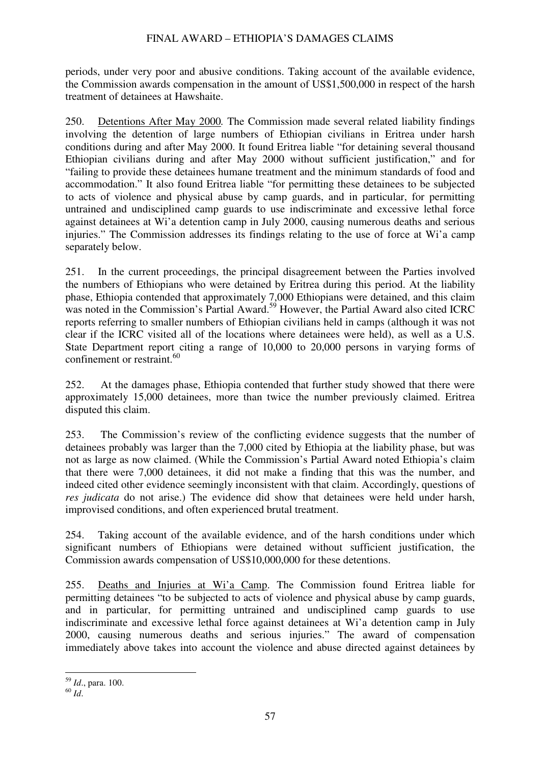periods, under very poor and abusive conditions. Taking account of the available evidence, the Commission awards compensation in the amount of US$1,500,000 in respect of the harsh treatment of detainees at Hawshaite.

250. Detentions After May 2000. The Commission made several related liability findings involving the detention of large numbers of Ethiopian civilians in Eritrea under harsh conditions during and after May 2000. It found Eritrea liable "for detaining several thousand Ethiopian civilians during and after May 2000 without sufficient justification," and for "failing to provide these detainees humane treatment and the minimum standards of food and accommodation." It also found Eritrea liable "for permitting these detainees to be subjected to acts of violence and physical abuse by camp guards, and in particular, for permitting untrained and undisciplined camp guards to use indiscriminate and excessive lethal force against detainees at Wi'a detention camp in July 2000, causing numerous deaths and serious injuries." The Commission addresses its findings relating to the use of force at Wi'a camp separately below.

251. In the current proceedings, the principal disagreement between the Parties involved the numbers of Ethiopians who were detained by Eritrea during this period. At the liability phase, Ethiopia contended that approximately 7,000 Ethiopians were detained, and this claim was noted in the Commission's Partial Award.[59] However, the Partial Award also cited ICRC reports referring to smaller numbers of Ethiopian civilians held in camps (although it was not clear if the ICRC visited all of the locations where detainees were held), as well as a U.S. State Department report citing a range of 10,000 to 20,000 persons in varying forms of confinement or restraint.[60]

252. At the damages phase, Ethiopia contended that further study showed that there were approximately 15,000 detainees, more than twice the number previously claimed. Eritrea disputed this claim.

253. The Commission's review of the conflicting evidence suggests that the number of detainees probably was larger than the 7,000 cited by Ethiopia at the liability phase, but was not as large as now claimed. (While the Commission's Partial Award noted Ethiopia's claim that there were 7,000 detainees, it did not make a finding that this was the number, and indeed cited other evidence seemingly inconsistent with that claim. Accordingly, questions of *res judicata* do not arise.) The evidence did show that detainees were held under harsh, improvised conditions, and often experienced brutal treatment.

254. Taking account of the available evidence, and of the harsh conditions under which significant numbers of Ethiopians were detained without sufficient justification, the Commission awards compensation of US$10,000,000 for these detentions.

255. Deaths and Injuries at Wi'a Camp. The Commission found Eritrea liable for permitting detainees "to be subjected to acts of violence and physical abuse by camp guards, and in particular, for permitting untrained and undisciplined camp guards to use indiscriminate and excessive lethal force against detainees at Wi'a detention camp in July 2000, causing numerous deaths and serious injuries." The award of compensation immediately above takes into account the violence and abuse directed against detainees by

---

[59] *Id*., para. 100.

[60] *Id*.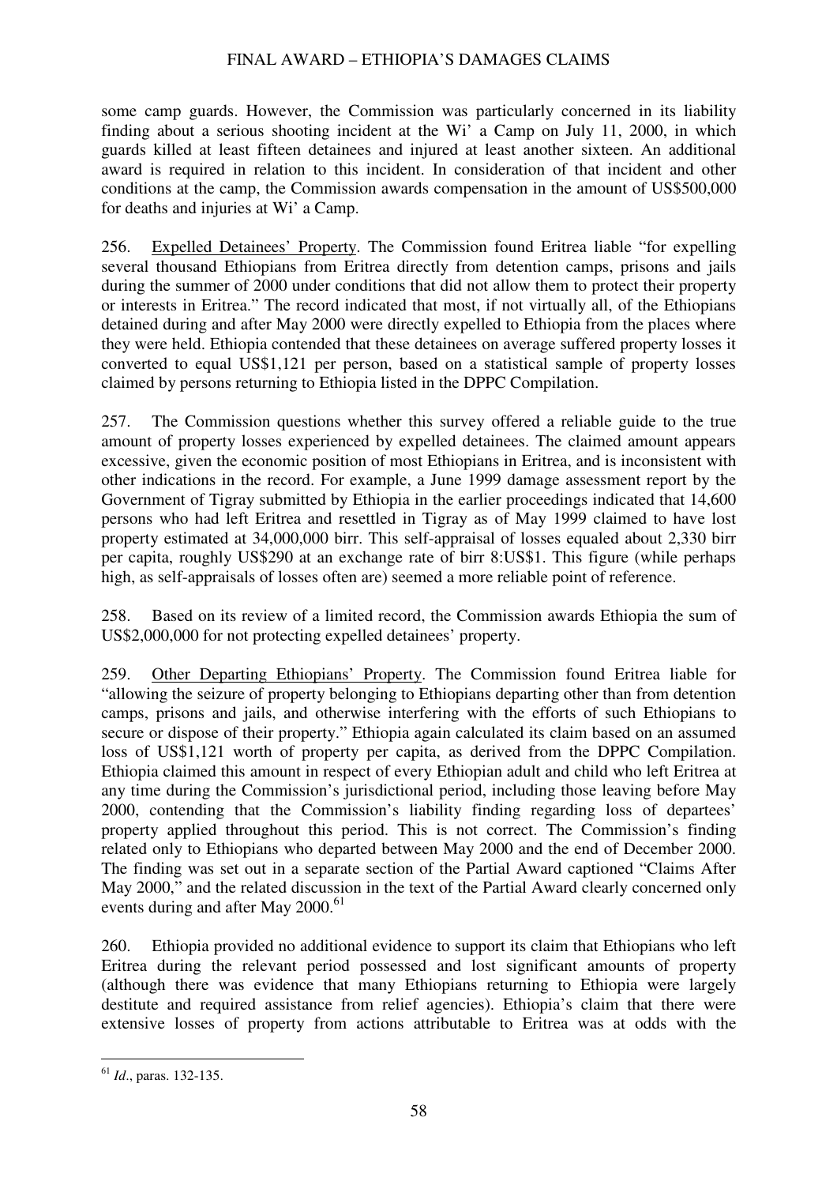some camp guards. However, the Commission was particularly concerned in its liability finding about a serious shooting incident at the Wi' a Camp on July 11, 2000, in which guards killed at least fifteen detainees and injured at least another sixteen. An additional award is required in relation to this incident. In consideration of that incident and other conditions at the camp, the Commission awards compensation in the amount of US$500,000 for deaths and injuries at Wi' a Camp.

256. Expelled Detainees' Property. The Commission found Eritrea liable "for expelling several thousand Ethiopians from Eritrea directly from detention camps, prisons and jails during the summer of 2000 under conditions that did not allow them to protect their property or interests in Eritrea." The record indicated that most, if not virtually all, of the Ethiopians detained during and after May 2000 were directly expelled to Ethiopia from the places where they were held. Ethiopia contended that these detainees on average suffered property losses it converted to equal US$1,121 per person, based on a statistical sample of property losses claimed by persons returning to Ethiopia listed in the DPPC Compilation.

257. The Commission questions whether this survey offered a reliable guide to the true amount of property losses experienced by expelled detainees. The claimed amount appears excessive, given the economic position of most Ethiopians in Eritrea, and is inconsistent with other indications in the record. For example, a June 1999 damage assessment report by the Government of Tigray submitted by Ethiopia in the earlier proceedings indicated that 14,600 persons who had left Eritrea and resettled in Tigray as of May 1999 claimed to have lost property estimated at 34,000,000 birr. This self-appraisal of losses equaled about 2,330 birr per capita, roughly US$290 at an exchange rate of birr 8:US$1. This figure (while perhaps high, as self-appraisals of losses often are) seemed a more reliable point of reference.

258. Based on its review of a limited record, the Commission awards Ethiopia the sum of US$2,000,000 for not protecting expelled detainees' property.

259. Other Departing Ethiopians' Property. The Commission found Eritrea liable for "allowing the seizure of property belonging to Ethiopians departing other than from detention camps, prisons and jails, and otherwise interfering with the efforts of such Ethiopians to secure or dispose of their property." Ethiopia again calculated its claim based on an assumed loss of US$1,121 worth of property per capita, as derived from the DPPC Compilation. Ethiopia claimed this amount in respect of every Ethiopian adult and child who left Eritrea at any time during the Commission's jurisdictional period, including those leaving before May 2000, contending that the Commission's liability finding regarding loss of departees' property applied throughout this period. This is not correct. The Commission's finding related only to Ethiopians who departed between May 2000 and the end of December 2000. The finding was set out in a separate section of the Partial Award captioned "Claims After May 2000," and the related discussion in the text of the Partial Award clearly concerned only events during and after May 2000.[61]

260. Ethiopia provided no additional evidence to support its claim that Ethiopians who left Eritrea during the relevant period possessed and lost significant amounts of property (although there was evidence that many Ethiopians returning to Ethiopia were largely destitute and required assistance from relief agencies). Ethiopia's claim that there were extensive losses of property from actions attributable to Eritrea was at odds with the

---

[61] *Id*., paras. 132-135.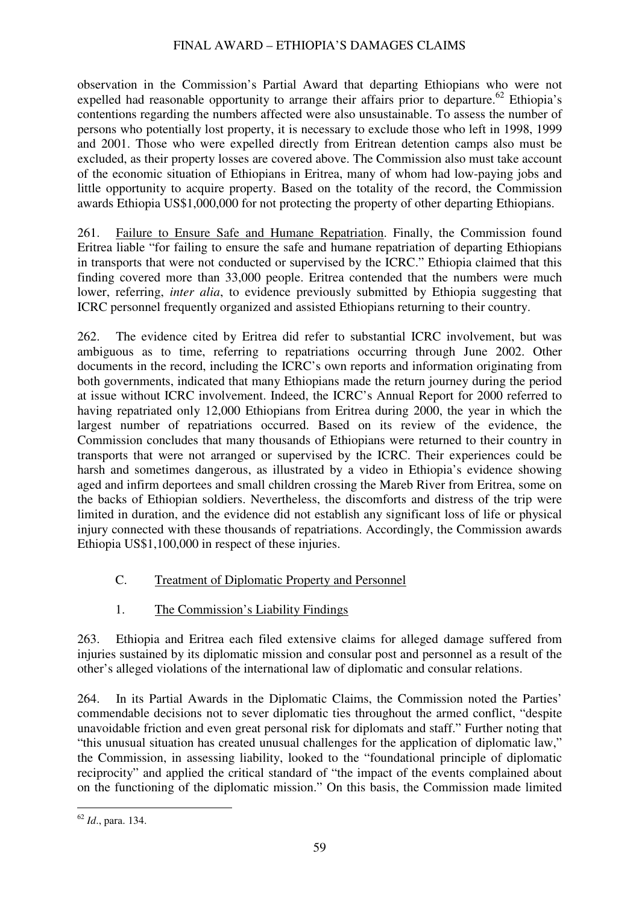observation in the Commission's Partial Award that departing Ethiopians who were not expelled had reasonable opportunity to arrange their affairs prior to departure.[62] Ethiopia's contentions regarding the numbers affected were also unsustainable. To assess the number of persons who potentially lost property, it is necessary to exclude those who left in 1998, 1999 and 2001. Those who were expelled directly from Eritrean detention camps also must be excluded, as their property losses are covered above. The Commission also must take account of the economic situation of Ethiopians in Eritrea, many of whom had low-paying jobs and little opportunity to acquire property. Based on the totality of the record, the Commission awards Ethiopia US$1,000,000 for not protecting the property of other departing Ethiopians.

261. Failure to Ensure Safe and Humane Repatriation. Finally, the Commission found Eritrea liable "for failing to ensure the safe and humane repatriation of departing Ethiopians in transports that were not conducted or supervised by the ICRC." Ethiopia claimed that this finding covered more than 33,000 people. Eritrea contended that the numbers were much lower, referring, *inter alia*, to evidence previously submitted by Ethiopia suggesting that ICRC personnel frequently organized and assisted Ethiopians returning to their country.

262. The evidence cited by Eritrea did refer to substantial ICRC involvement, but was ambiguous as to time, referring to repatriations occurring through June 2002. Other documents in the record, including the ICRC's own reports and information originating from both governments, indicated that many Ethiopians made the return journey during the period at issue without ICRC involvement. Indeed, the ICRC's Annual Report for 2000 referred to having repatriated only 12,000 Ethiopians from Eritrea during 2000, the year in which the largest number of repatriations occurred. Based on its review of the evidence, the Commission concludes that many thousands of Ethiopians were returned to their country in transports that were not arranged or supervised by the ICRC. Their experiences could be harsh and sometimes dangerous, as illustrated by a video in Ethiopia's evidence showing aged and infirm deportees and small children crossing the Mareb River from Eritrea, some on the backs of Ethiopian soldiers. Nevertheless, the discomforts and distress of the trip were limited in duration, and the evidence did not establish any significant loss of life or physical injury connected with these thousands of repatriations. Accordingly, the Commission awards Ethiopia US$1,100,000 in respect of these injuries.

## C. Treatment of Diplomatic Property and Personnel

### 1. The Commission's Liability Findings

263. Ethiopia and Eritrea each filed extensive claims for alleged damage suffered from injuries sustained by its diplomatic mission and consular post and personnel as a result of the other's alleged violations of the international law of diplomatic and consular relations.

264. In its Partial Awards in the Diplomatic Claims, the Commission noted the Parties' commendable decisions not to sever diplomatic ties throughout the armed conflict, "despite unavoidable friction and even great personal risk for diplomats and staff." Further noting that "this unusual situation has created unusual challenges for the application of diplomatic law," the Commission, in assessing liability, looked to the "foundational principle of diplomatic reciprocity" and applied the critical standard of "the impact of the events complained about on the functioning of the diplomatic mission." On this basis, the Commission made limited

---

[62] *Id*., para. 134.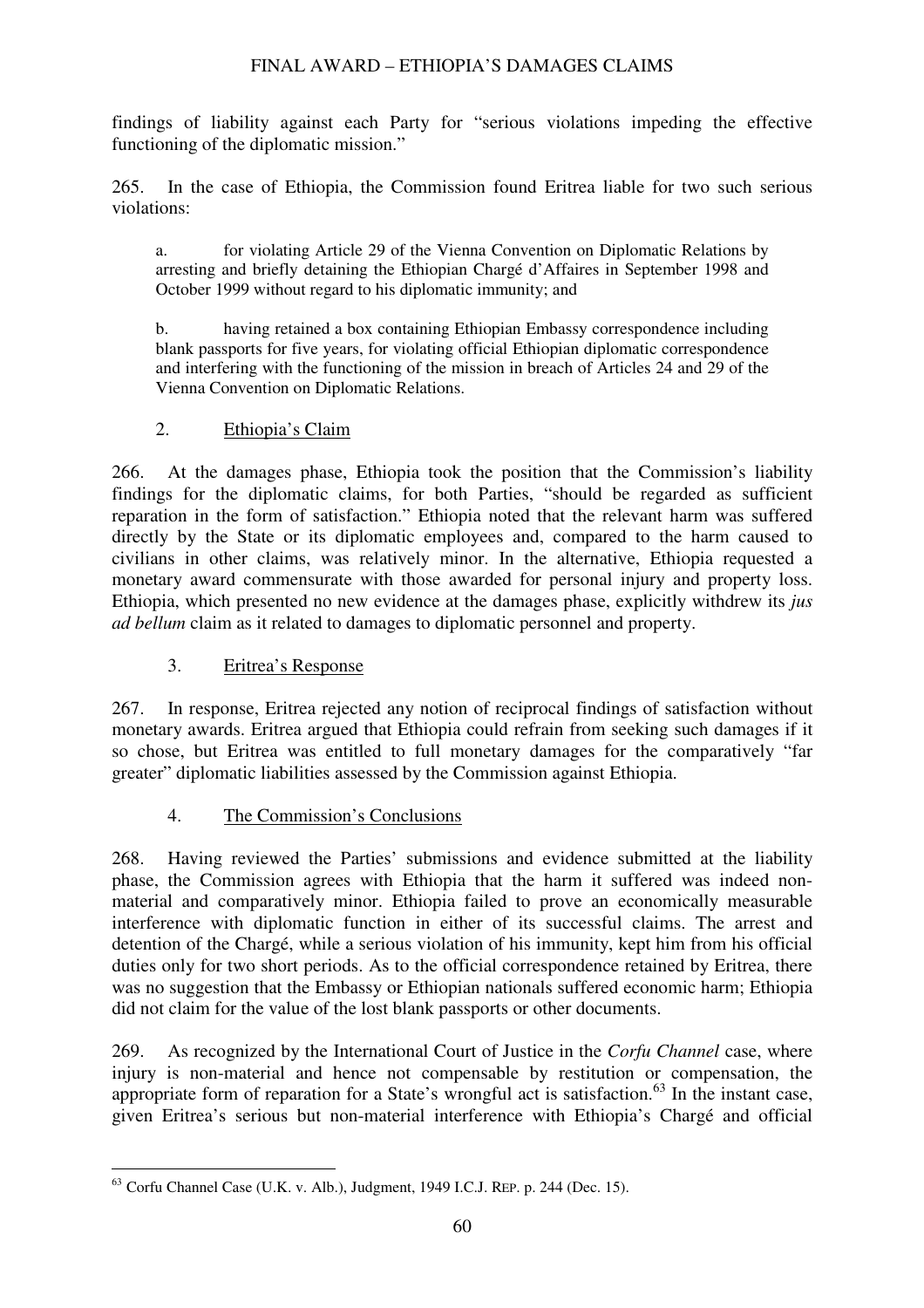findings of liability against each Party for "serious violations impeding the effective functioning of the diplomatic mission."

265. In the case of Ethiopia, the Commission found Eritrea liable for two such serious violations:

> a. for violating Article 29 of the Vienna Convention on Diplomatic Relations by arresting and briefly detaining the Ethiopian Chargé d'Affaires in September 1998 and October 1999 without regard to his diplomatic immunity; and
>
> b. having retained a box containing Ethiopian Embassy correspondence including blank passports for five years, for violating official Ethiopian diplomatic correspondence and interfering with the functioning of the mission in breach of Articles 24 and 29 of the Vienna Convention on Diplomatic Relations.

### 2. Ethiopia's Claim

266. At the damages phase, Ethiopia took the position that the Commission's liability findings for the diplomatic claims, for both Parties, "should be regarded as sufficient reparation in the form of satisfaction." Ethiopia noted that the relevant harm was suffered directly by the State or its diplomatic employees and, compared to the harm caused to civilians in other claims, was relatively minor. In the alternative, Ethiopia requested a monetary award commensurate with those awarded for personal injury and property loss. Ethiopia, which presented no new evidence at the damages phase, explicitly withdrew its *jus ad bellum* claim as it related to damages to diplomatic personnel and property.

### 3. Eritrea's Response

267. In response, Eritrea rejected any notion of reciprocal findings of satisfaction without monetary awards. Eritrea argued that Ethiopia could refrain from seeking such damages if it so chose, but Eritrea was entitled to full monetary damages for the comparatively "far greater" diplomatic liabilities assessed by the Commission against Ethiopia.

### 4. The Commission's Conclusions

268. Having reviewed the Parties' submissions and evidence submitted at the liability phase, the Commission agrees with Ethiopia that the harm it suffered was indeed non-material and comparatively minor. Ethiopia failed to prove an economically measurable interference with diplomatic function in either of its successful claims. The arrest and detention of the Chargé, while a serious violation of his immunity, kept him from his official duties only for two short periods. As to the official correspondence retained by Eritrea, there was no suggestion that the Embassy or Ethiopian nationals suffered economic harm; Ethiopia did not claim for the value of the lost blank passports or other documents.

269. As recognized by the International Court of Justice in the *Corfu Channel* case, where injury is non-material and hence not compensable by restitution or compensation, the appropriate form of reparation for a State's wrongful act is satisfaction.[63] In the instant case, given Eritrea's serious but non-material interference with Ethiopia's Chargé and official

[63] Corfu Channel Case (U.K. v. Alb.), Judgment, 1949 I.C.J. REP. p. 244 (Dec. 15).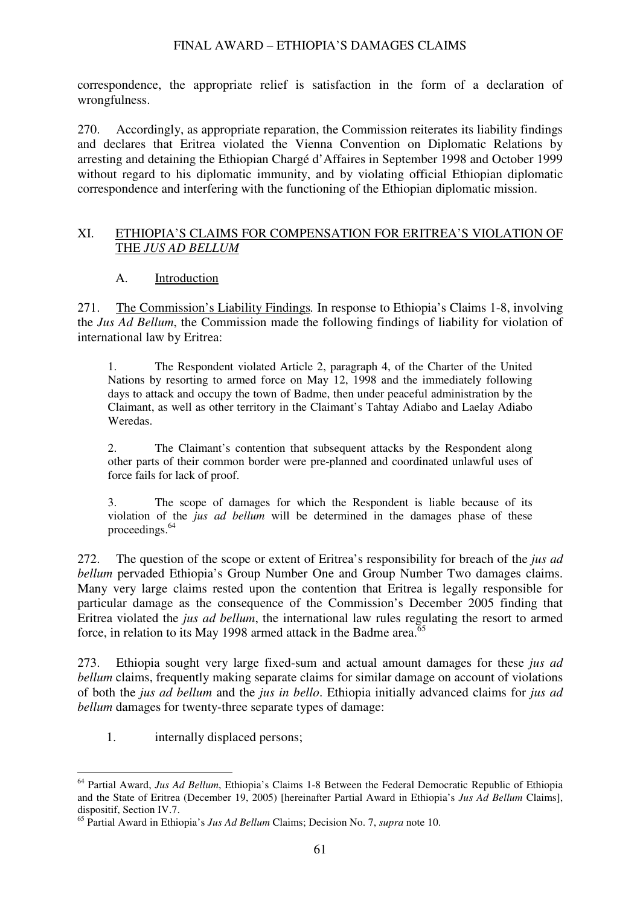correspondence, the appropriate relief is satisfaction in the form of a declaration of wrongfulness.

270. Accordingly, as appropriate reparation, the Commission reiterates its liability findings and declares that Eritrea violated the Vienna Convention on Diplomatic Relations by arresting and detaining the Ethiopian Chargé d'Affaires in September 1998 and October 1999 without regard to his diplomatic immunity, and by violating official Ethiopian diplomatic correspondence and interfering with the functioning of the Ethiopian diplomatic mission.

## XI. ETHIOPIA'S CLAIMS FOR COMPENSATION FOR ERITREA'S VIOLATION OF THE *JUS AD BELLUM*

### A. Introduction

271. The Commission's Liability Findings*.* In response to Ethiopia's Claims 1-8, involving the *Jus Ad Bellum*, the Commission made the following findings of liability for violation of international law by Eritrea:

> 1. The Respondent violated Article 2, paragraph 4, of the Charter of the United Nations by resorting to armed force on May 12, 1998 and the immediately following days to attack and occupy the town of Badme, then under peaceful administration by the Claimant, as well as other territory in the Claimant's Tahtay Adiabo and Laelay Adiabo Weredas.
>
> 2. The Claimant's contention that subsequent attacks by the Respondent along other parts of their common border were pre-planned and coordinated unlawful uses of force fails for lack of proof.
>
> 3. The scope of damages for which the Respondent is liable because of its violation of the *jus ad bellum* will be determined in the damages phase of these proceedings.[64]

272. The question of the scope or extent of Eritrea's responsibility for breach of the *jus ad bellum* pervaded Ethiopia's Group Number One and Group Number Two damages claims. Many very large claims rested upon the contention that Eritrea is legally responsible for particular damage as the consequence of the Commission's December 2005 finding that Eritrea violated the *jus ad bellum*, the international law rules regulating the resort to armed force, in relation to its May 1998 armed attack in the Badme area.[65]

273. Ethiopia sought very large fixed-sum and actual amount damages for these *jus ad bellum* claims, frequently making separate claims for similar damage on account of violations of both the *jus ad bellum* and the *jus in bello*. Ethiopia initially advanced claims for *jus ad bellum* damages for twenty-three separate types of damage:

1. internally displaced persons;

---

[64] Partial Award, *Jus Ad Bellum*, Ethiopia's Claims 1-8 Between the Federal Democratic Republic of Ethiopia and the State of Eritrea (December 19, 2005) [hereinafter Partial Award in Ethiopia's *Jus Ad Bellum* Claims], dispositif, Section IV.7.

[65] Partial Award in Ethiopia's *Jus Ad Bellum* Claims; Decision No. 7, *supra* note 10.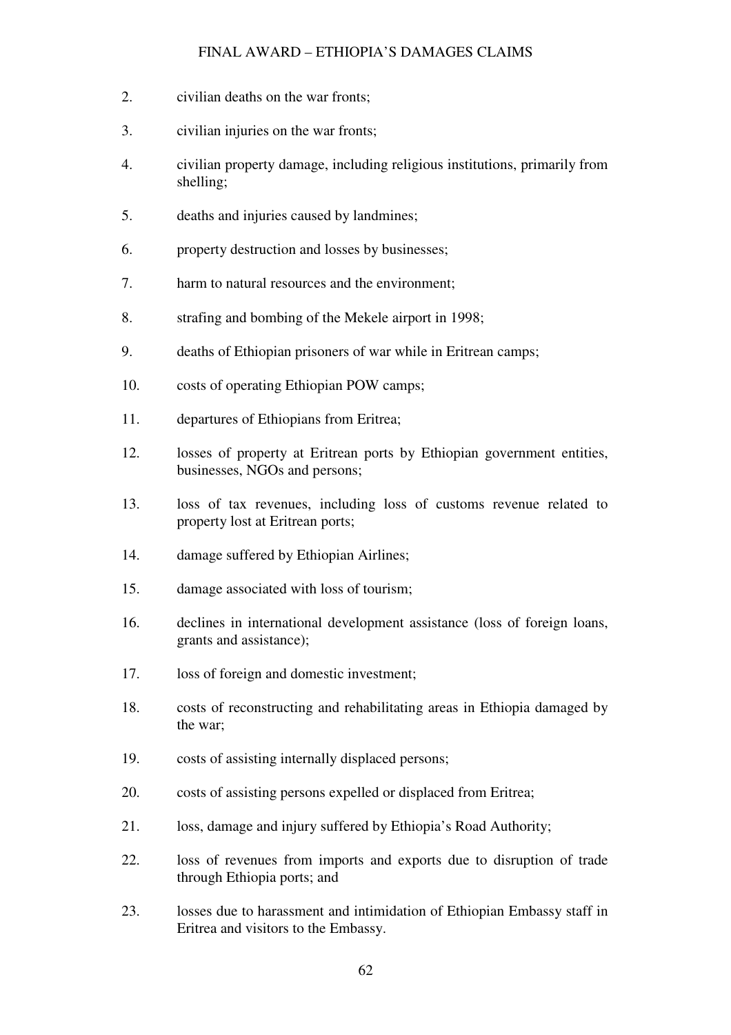2. civilian deaths on the war fronts;

3. civilian injuries on the war fronts;

4. civilian property damage, including religious institutions, primarily from shelling;

5. deaths and injuries caused by landmines;

6. property destruction and losses by businesses;

7. harm to natural resources and the environment;

8. strafing and bombing of the Mekele airport in 1998;

9. deaths of Ethiopian prisoners of war while in Eritrean camps;

10. costs of operating Ethiopian POW camps;

11. departures of Ethiopians from Eritrea;

12. losses of property at Eritrean ports by Ethiopian government entities, businesses, NGOs and persons;

13. loss of tax revenues, including loss of customs revenue related to property lost at Eritrean ports;

14. damage suffered by Ethiopian Airlines;

15. damage associated with loss of tourism;

16. declines in international development assistance (loss of foreign loans, grants and assistance);

17. loss of foreign and domestic investment;

18. costs of reconstructing and rehabilitating areas in Ethiopia damaged by the war;

19. costs of assisting internally displaced persons;

20. costs of assisting persons expelled or displaced from Eritrea;

21. loss, damage and injury suffered by Ethiopia's Road Authority;

22. loss of revenues from imports and exports due to disruption of trade through Ethiopia ports; and

23. losses due to harassment and intimidation of Ethiopian Embassy staff in Eritrea and visitors to the Embassy.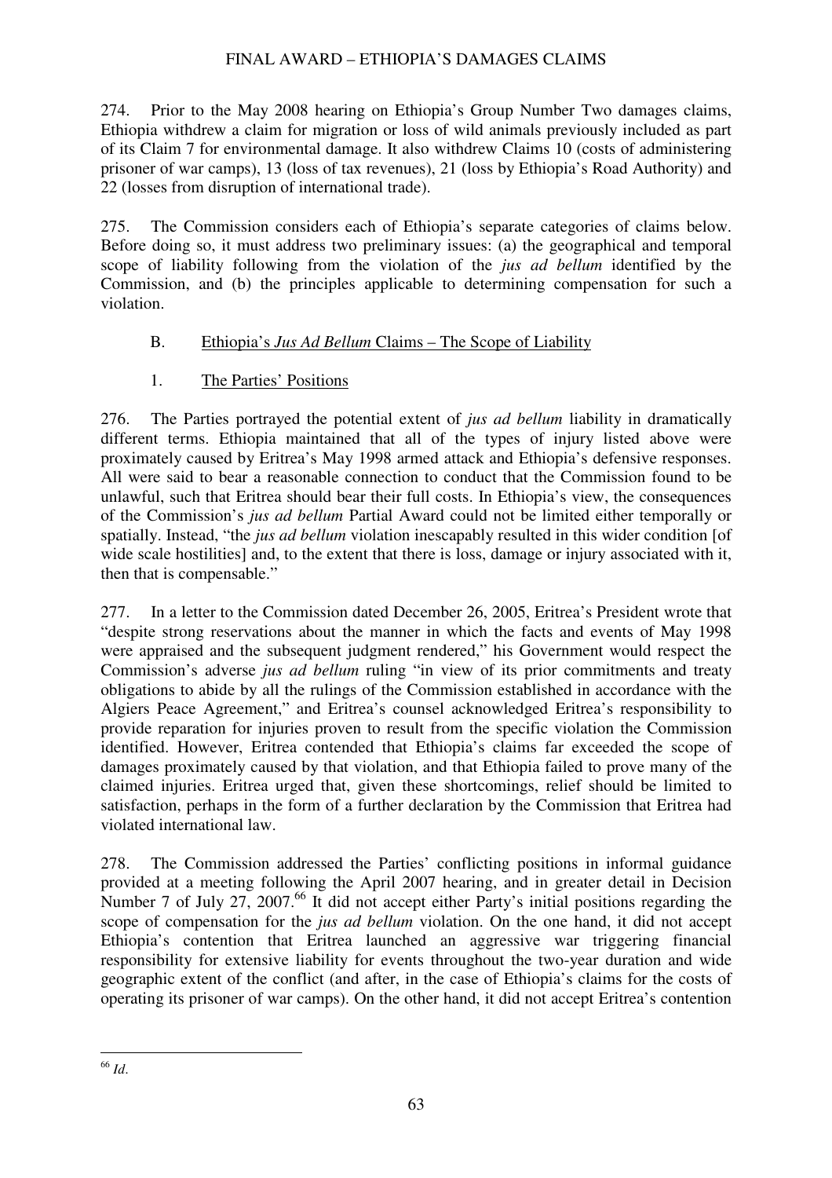274. Prior to the May 2008 hearing on Ethiopia's Group Number Two damages claims, Ethiopia withdrew a claim for migration or loss of wild animals previously included as part of its Claim 7 for environmental damage. It also withdrew Claims 10 (costs of administering prisoner of war camps), 13 (loss of tax revenues), 21 (loss by Ethiopia's Road Authority) and 22 (losses from disruption of international trade).

275. The Commission considers each of Ethiopia's separate categories of claims below. Before doing so, it must address two preliminary issues: (a) the geographical and temporal scope of liability following from the violation of the *jus ad bellum* identified by the Commission, and (b) the principles applicable to determining compensation for such a violation.

### B. Ethiopia's *Jus Ad Bellum* Claims – The Scope of Liability

#### 1. The Parties' Positions

276. The Parties portrayed the potential extent of *jus ad bellum* liability in dramatically different terms. Ethiopia maintained that all of the types of injury listed above were proximately caused by Eritrea's May 1998 armed attack and Ethiopia's defensive responses. All were said to bear a reasonable connection to conduct that the Commission found to be unlawful, such that Eritrea should bear their full costs. In Ethiopia's view, the consequences of the Commission's *jus ad bellum* Partial Award could not be limited either temporally or spatially. Instead, "the *jus ad bellum* violation inescapably resulted in this wider condition [of wide scale hostilities] and, to the extent that there is loss, damage or injury associated with it, then that is compensable."

277. In a letter to the Commission dated December 26, 2005, Eritrea's President wrote that "despite strong reservations about the manner in which the facts and events of May 1998 were appraised and the subsequent judgment rendered," his Government would respect the Commission's adverse *jus ad bellum* ruling "in view of its prior commitments and treaty obligations to abide by all the rulings of the Commission established in accordance with the Algiers Peace Agreement," and Eritrea's counsel acknowledged Eritrea's responsibility to provide reparation for injuries proven to result from the specific violation the Commission identified. However, Eritrea contended that Ethiopia's claims far exceeded the scope of damages proximately caused by that violation, and that Ethiopia failed to prove many of the claimed injuries. Eritrea urged that, given these shortcomings, relief should be limited to satisfaction, perhaps in the form of a further declaration by the Commission that Eritrea had violated international law.

278. The Commission addressed the Parties' conflicting positions in informal guidance provided at a meeting following the April 2007 hearing, and in greater detail in Decision Number 7 of July 27, 2007.[66] It did not accept either Party's initial positions regarding the scope of compensation for the *jus ad bellum* violation. On the one hand, it did not accept Ethiopia's contention that Eritrea launched an aggressive war triggering financial responsibility for extensive liability for events throughout the two-year duration and wide geographic extent of the conflict (and after, in the case of Ethiopia's claims for the costs of operating its prisoner of war camps). On the other hand, it did not accept Eritrea's contention

---

[66] *Id*.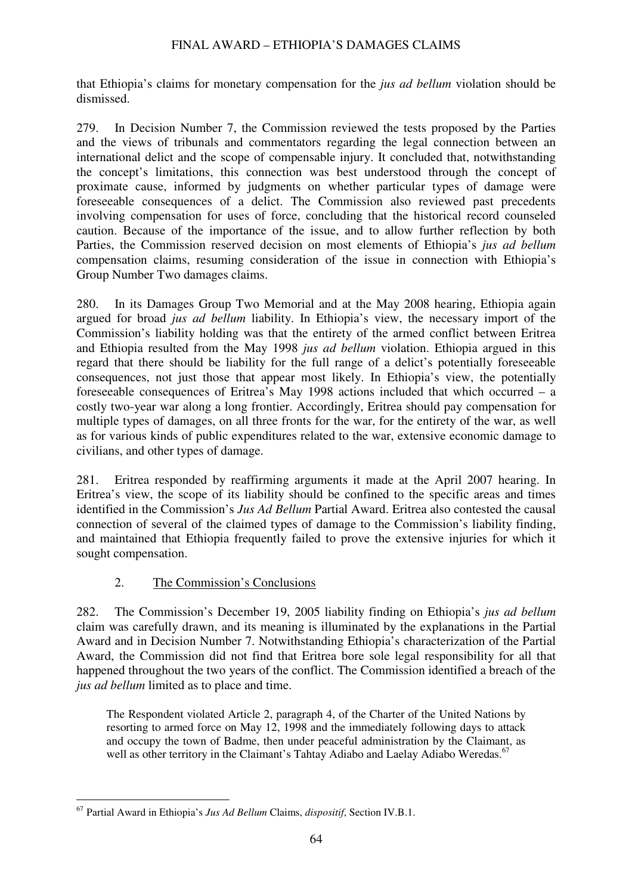that Ethiopia's claims for monetary compensation for the *jus ad bellum* violation should be dismissed.

279. In Decision Number 7, the Commission reviewed the tests proposed by the Parties and the views of tribunals and commentators regarding the legal connection between an international delict and the scope of compensable injury. It concluded that, notwithstanding the concept's limitations, this connection was best understood through the concept of proximate cause, informed by judgments on whether particular types of damage were foreseeable consequences of a delict. The Commission also reviewed past precedents involving compensation for uses of force, concluding that the historical record counseled caution. Because of the importance of the issue, and to allow further reflection by both Parties, the Commission reserved decision on most elements of Ethiopia's *jus ad bellum* compensation claims, resuming consideration of the issue in connection with Ethiopia's Group Number Two damages claims.

280. In its Damages Group Two Memorial and at the May 2008 hearing, Ethiopia again argued for broad *jus ad bellum* liability. In Ethiopia's view, the necessary import of the Commission's liability holding was that the entirety of the armed conflict between Eritrea and Ethiopia resulted from the May 1998 *jus ad bellum* violation. Ethiopia argued in this regard that there should be liability for the full range of a delict's potentially foreseeable consequences, not just those that appear most likely. In Ethiopia's view, the potentially foreseeable consequences of Eritrea's May 1998 actions included that which occurred – a costly two-year war along a long frontier. Accordingly, Eritrea should pay compensation for multiple types of damages, on all three fronts for the war, for the entirety of the war, as well as for various kinds of public expenditures related to the war, extensive economic damage to civilians, and other types of damage.

281. Eritrea responded by reaffirming arguments it made at the April 2007 hearing. In Eritrea's view, the scope of its liability should be confined to the specific areas and times identified in the Commission's *Jus Ad Bellum* Partial Award. Eritrea also contested the causal connection of several of the claimed types of damage to the Commission's liability finding, and maintained that Ethiopia frequently failed to prove the extensive injuries for which it sought compensation.

### 2. The Commission's Conclusions

282. The Commission's December 19, 2005 liability finding on Ethiopia's *jus ad bellum* claim was carefully drawn, and its meaning is illuminated by the explanations in the Partial Award and in Decision Number 7. Notwithstanding Ethiopia's characterization of the Partial Award, the Commission did not find that Eritrea bore sole legal responsibility for all that happened throughout the two years of the conflict. The Commission identified a breach of the *jus ad bellum* limited as to place and time.

> The Respondent violated Article 2, paragraph 4, of the Charter of the United Nations by resorting to armed force on May 12, 1998 and the immediately following days to attack and occupy the town of Badme, then under peaceful administration by the Claimant, as well as other territory in the Claimant's Tahtay Adiabo and Laelay Adiabo Weredas.[67]

[67] Partial Award in Ethiopia's *Jus Ad Bellum* Claims, *dispositif*, Section IV.B.1.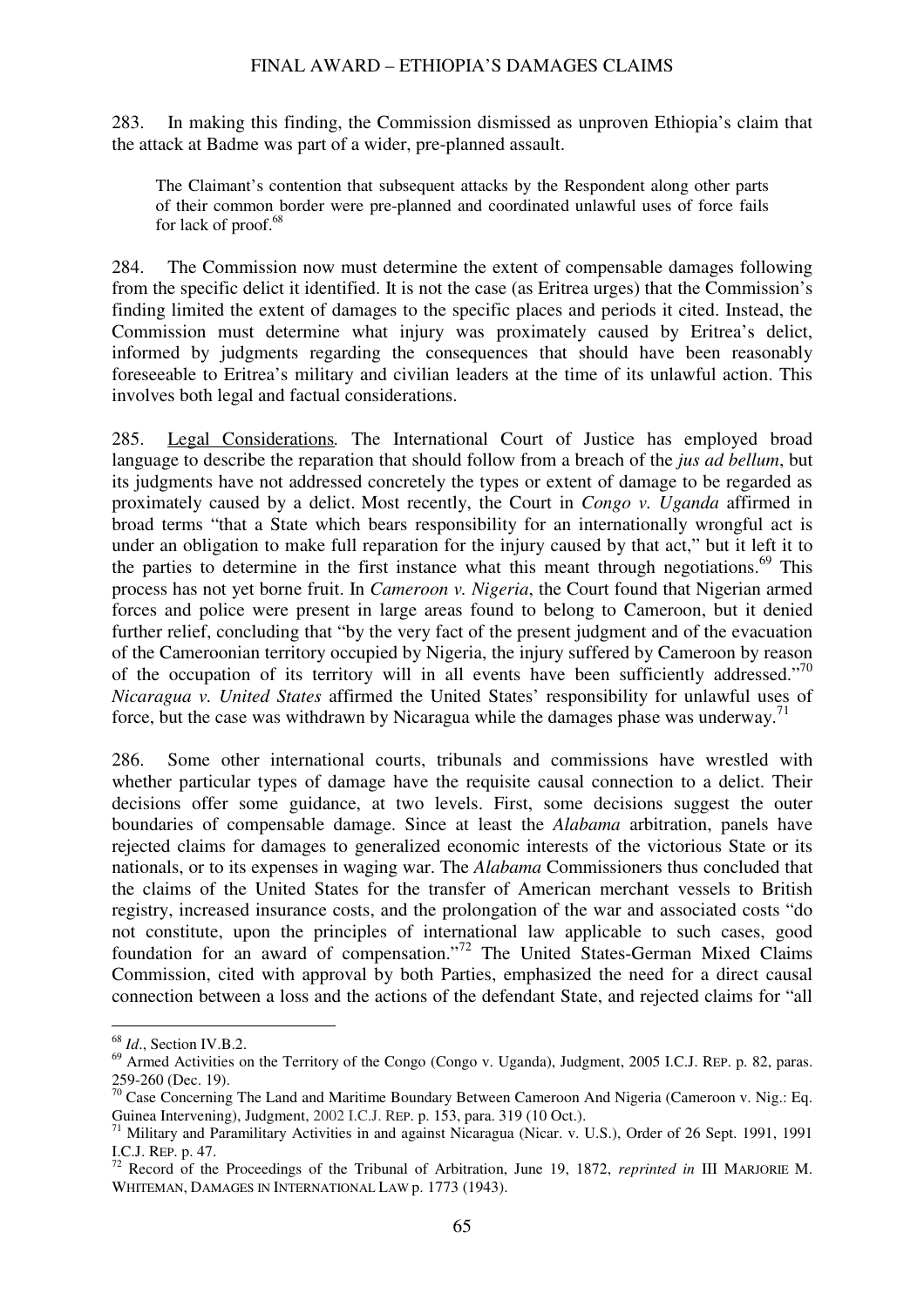283. In making this finding, the Commission dismissed as unproven Ethiopia's claim that the attack at Badme was part of a wider, pre-planned assault.

> The Claimant's contention that subsequent attacks by the Respondent along other parts of their common border were pre-planned and coordinated unlawful uses of force fails for lack of proof.[68]

284. The Commission now must determine the extent of compensable damages following from the specific delict it identified. It is not the case (as Eritrea urges) that the Commission's finding limited the extent of damages to the specific places and periods it cited. Instead, the Commission must determine what injury was proximately caused by Eritrea's delict, informed by judgments regarding the consequences that should have been reasonably foreseeable to Eritrea's military and civilian leaders at the time of its unlawful action. This involves both legal and factual considerations.

285. Legal Considerations*.* The International Court of Justice has employed broad language to describe the reparation that should follow from a breach of the *jus ad bellum*, but its judgments have not addressed concretely the types or extent of damage to be regarded as proximately caused by a delict. Most recently, the Court in *Congo v. Uganda* affirmed in broad terms "that a State which bears responsibility for an internationally wrongful act is under an obligation to make full reparation for the injury caused by that act," but it left it to the parties to determine in the first instance what this meant through negotiations.[69] This process has not yet borne fruit. In *Cameroon v. Nigeria*, the Court found that Nigerian armed forces and police were present in large areas found to belong to Cameroon, but it denied further relief, concluding that "by the very fact of the present judgment and of the evacuation of the Cameroonian territory occupied by Nigeria, the injury suffered by Cameroon by reason of the occupation of its territory will in all events have been sufficiently addressed."[70] *Nicaragua v. United States* affirmed the United States' responsibility for unlawful uses of force, but the case was withdrawn by Nicaragua while the damages phase was underway.[71]

286. Some other international courts, tribunals and commissions have wrestled with whether particular types of damage have the requisite causal connection to a delict. Their decisions offer some guidance, at two levels. First, some decisions suggest the outer boundaries of compensable damage. Since at least the *Alabama* arbitration, panels have rejected claims for damages to generalized economic interests of the victorious State or its nationals, or to its expenses in waging war. The *Alabama* Commissioners thus concluded that the claims of the United States for the transfer of American merchant vessels to British registry, increased insurance costs, and the prolongation of the war and associated costs "do not constitute, upon the principles of international law applicable to such cases, good foundation for an award of compensation."[72] The United States-German Mixed Claims Commission, cited with approval by both Parties, emphasized the need for a direct causal connection between a loss and the actions of the defendant State, and rejected claims for "all

---

[68] *Id*., Section IV.B.2.

[69] Armed Activities on the Territory of the Congo (Congo v. Uganda), Judgment, 2005 I.C.J. REP. p. 82, paras. 259-260 (Dec. 19).

[70] Case Concerning The Land and Maritime Boundary Between Cameroon And Nigeria (Cameroon v. Nig.: Eq. Guinea Intervening), Judgment, 2002 I.C.J. REP. p. 153, para. 319 (10 Oct.).

[71] Military and Paramilitary Activities in and against Nicaragua (Nicar. v. U.S.), Order of 26 Sept. 1991, 1991 I.C.J. REP. p. 47.

[72] Record of the Proceedings of the Tribunal of Arbitration, June 19, 1872, *reprinted in* III MARJORIE M. WHITEMAN, DAMAGES IN INTERNATIONAL LAW p. 1773 (1943).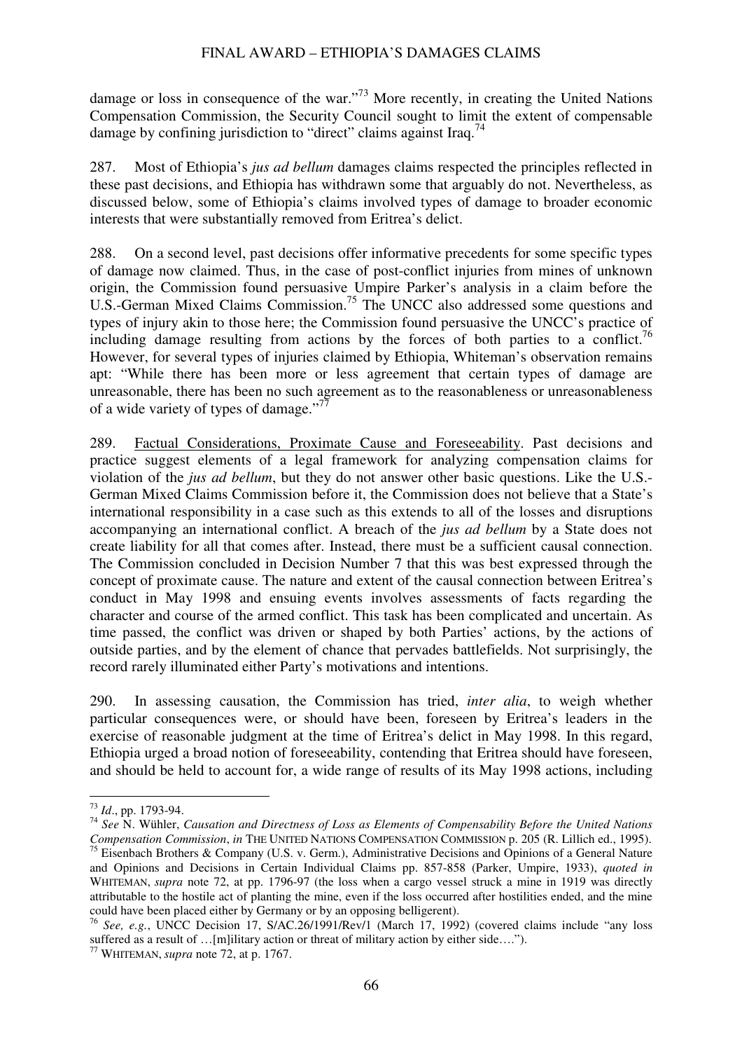damage or loss in consequence of the war."[73] More recently, in creating the United Nations Compensation Commission, the Security Council sought to limit the extent of compensable damage by confining jurisdiction to "direct" claims against Iraq.[74]

287. Most of Ethiopia's *jus ad bellum* damages claims respected the principles reflected in these past decisions, and Ethiopia has withdrawn some that arguably do not. Nevertheless, as discussed below, some of Ethiopia's claims involved types of damage to broader economic interests that were substantially removed from Eritrea's delict.

288. On a second level, past decisions offer informative precedents for some specific types of damage now claimed. Thus, in the case of post-conflict injuries from mines of unknown origin, the Commission found persuasive Umpire Parker's analysis in a claim before the U.S.-German Mixed Claims Commission.[75] The UNCC also addressed some questions and types of injury akin to those here; the Commission found persuasive the UNCC's practice of including damage resulting from actions by the forces of both parties to a conflict.[76] However, for several types of injuries claimed by Ethiopia, Whiteman's observation remains apt: "While there has been more or less agreement that certain types of damage are unreasonable, there has been no such agreement as to the reasonableness or unreasonableness of a wide variety of types of damage."[77]

289. Factual Considerations, Proximate Cause and Foreseeability. Past decisions and practice suggest elements of a legal framework for analyzing compensation claims for violation of the *jus ad bellum*, but they do not answer other basic questions. Like the U.S.-German Mixed Claims Commission before it, the Commission does not believe that a State's international responsibility in a case such as this extends to all of the losses and disruptions accompanying an international conflict. A breach of the *jus ad bellum* by a State does not create liability for all that comes after. Instead, there must be a sufficient causal connection. The Commission concluded in Decision Number 7 that this was best expressed through the concept of proximate cause. The nature and extent of the causal connection between Eritrea's conduct in May 1998 and ensuing events involves assessments of facts regarding the character and course of the armed conflict. This task has been complicated and uncertain. As time passed, the conflict was driven or shaped by both Parties' actions, by the actions of outside parties, and by the element of chance that pervades battlefields. Not surprisingly, the record rarely illuminated either Party's motivations and intentions.

290. In assessing causation, the Commission has tried, *inter alia*, to weigh whether particular consequences were, or should have been, foreseen by Eritrea's leaders in the exercise of reasonable judgment at the time of Eritrea's delict in May 1998. In this regard, Ethiopia urged a broad notion of foreseeability, contending that Eritrea should have foreseen, and should be held to account for, a wide range of results of its May 1998 actions, including

---

[73] *Id*., pp. 1793-94.

[74] *See* N. Wühler, *Causation and Directness of Loss as Elements of Compensability Before the United Nations Compensation Commission*, *in* THE UNITED NATIONS COMPENSATION COMMISSION p. 205 (R. Lillich ed., 1995).

[75] Eisenbach Brothers & Company (U.S. v. Germ.), Administrative Decisions and Opinions of a General Nature and Opinions and Decisions in Certain Individual Claims pp. 857-858 (Parker, Umpire, 1933), *quoted in* WHITEMAN, *supra* note 72, at pp. 1796-97 (the loss when a cargo vessel struck a mine in 1919 was directly attributable to the hostile act of planting the mine, even if the loss occurred after hostilities ended, and the mine could have been placed either by Germany or by an opposing belligerent).

[76] *See, e.g.*, UNCC Decision 17, S/AC.26/1991/Rev/1 (March 17, 1992) (covered claims include "any loss suffered as a result of …[m]ilitary action or threat of military action by either side….").

[77] WHITEMAN, *supra* note 72, at p. 1767.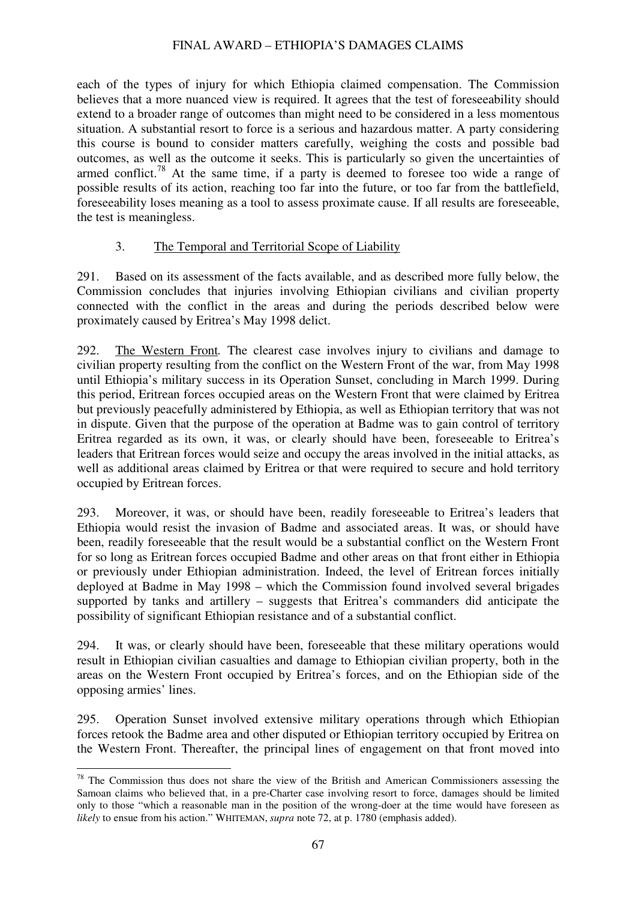each of the types of injury for which Ethiopia claimed compensation. The Commission believes that a more nuanced view is required. It agrees that the test of foreseeability should extend to a broader range of outcomes than might need to be considered in a less momentous situation. A substantial resort to force is a serious and hazardous matter. A party considering this course is bound to consider matters carefully, weighing the costs and possible bad outcomes, as well as the outcome it seeks. This is particularly so given the uncertainties of armed conflict.[78] At the same time, if a party is deemed to foresee too wide a range of possible results of its action, reaching too far into the future, or too far from the battlefield, foreseeability loses meaning as a tool to assess proximate cause. If all results are foreseeable, the test is meaningless.

### 3. The Temporal and Territorial Scope of Liability

291. Based on its assessment of the facts available, and as described more fully below, the Commission concludes that injuries involving Ethiopian civilians and civilian property connected with the conflict in the areas and during the periods described below were proximately caused by Eritrea's May 1998 delict.

292. The Western Front. The clearest case involves injury to civilians and damage to civilian property resulting from the conflict on the Western Front of the war, from May 1998 until Ethiopia's military success in its Operation Sunset, concluding in March 1999. During this period, Eritrean forces occupied areas on the Western Front that were claimed by Eritrea but previously peacefully administered by Ethiopia, as well as Ethiopian territory that was not in dispute. Given that the purpose of the operation at Badme was to gain control of territory Eritrea regarded as its own, it was, or clearly should have been, foreseeable to Eritrea's leaders that Eritrean forces would seize and occupy the areas involved in the initial attacks, as well as additional areas claimed by Eritrea or that were required to secure and hold territory occupied by Eritrean forces.

293. Moreover, it was, or should have been, readily foreseeable to Eritrea's leaders that Ethiopia would resist the invasion of Badme and associated areas. It was, or should have been, readily foreseeable that the result would be a substantial conflict on the Western Front for so long as Eritrean forces occupied Badme and other areas on that front either in Ethiopia or previously under Ethiopian administration. Indeed, the level of Eritrean forces initially deployed at Badme in May 1998 – which the Commission found involved several brigades supported by tanks and artillery – suggests that Eritrea's commanders did anticipate the possibility of significant Ethiopian resistance and of a substantial conflict.

294. It was, or clearly should have been, foreseeable that these military operations would result in Ethiopian civilian casualties and damage to Ethiopian civilian property, both in the areas on the Western Front occupied by Eritrea's forces, and on the Ethiopian side of the opposing armies' lines.

295. Operation Sunset involved extensive military operations through which Ethiopian forces retook the Badme area and other disputed or Ethiopian territory occupied by Eritrea on the Western Front. Thereafter, the principal lines of engagement on that front moved into

[78] The Commission thus does not share the view of the British and American Commissioners assessing the Samoan claims who believed that, in a pre-Charter case involving resort to force, damages should be limited only to those "which a reasonable man in the position of the wrong-doer at the time would have foreseen as *likely* to ensue from his action." WHITEMAN, *supra* note 72, at p. 1780 (emphasis added).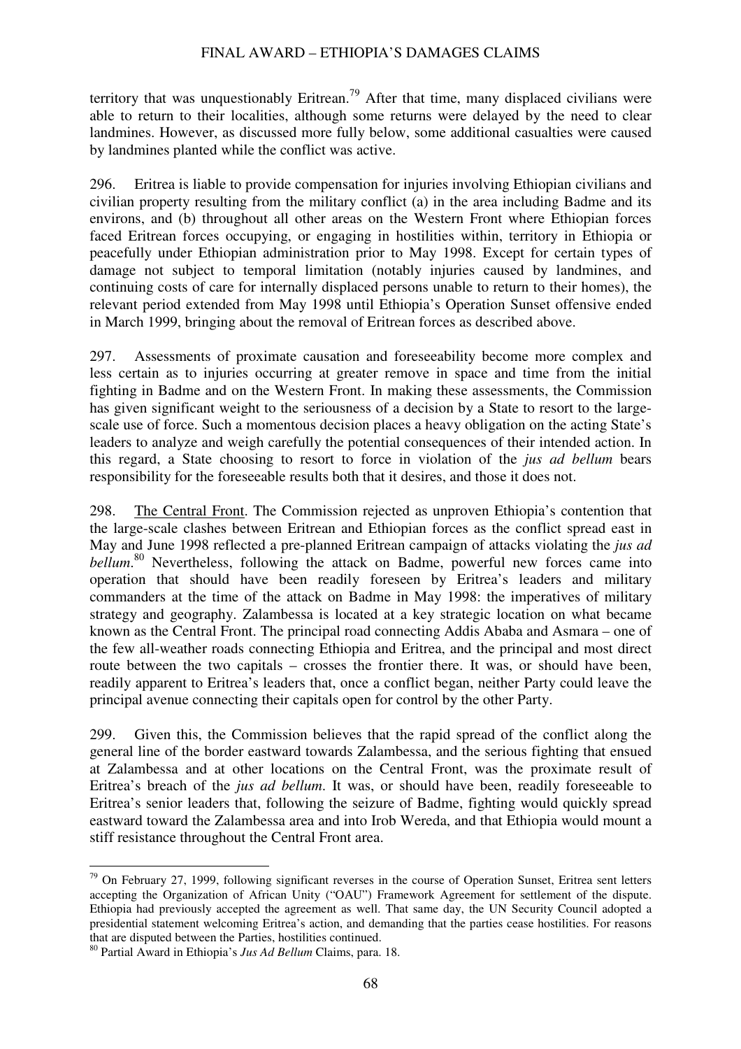territory that was unquestionably Eritrean.[79] After that time, many displaced civilians were able to return to their localities, although some returns were delayed by the need to clear landmines. However, as discussed more fully below, some additional casualties were caused by landmines planted while the conflict was active.

296. Eritrea is liable to provide compensation for injuries involving Ethiopian civilians and civilian property resulting from the military conflict (a) in the area including Badme and its environs, and (b) throughout all other areas on the Western Front where Ethiopian forces faced Eritrean forces occupying, or engaging in hostilities within, territory in Ethiopia or peacefully under Ethiopian administration prior to May 1998. Except for certain types of damage not subject to temporal limitation (notably injuries caused by landmines, and continuing costs of care for internally displaced persons unable to return to their homes), the relevant period extended from May 1998 until Ethiopia's Operation Sunset offensive ended in March 1999, bringing about the removal of Eritrean forces as described above.

297. Assessments of proximate causation and foreseeability become more complex and less certain as to injuries occurring at greater remove in space and time from the initial fighting in Badme and on the Western Front. In making these assessments, the Commission has given significant weight to the seriousness of a decision by a State to resort to the large-scale use of force. Such a momentous decision places a heavy obligation on the acting State's leaders to analyze and weigh carefully the potential consequences of their intended action. In this regard, a State choosing to resort to force in violation of the *jus ad bellum* bears responsibility for the foreseeable results both that it desires, and those it does not.

298. <u>The Central Front</u>. The Commission rejected as unproven Ethiopia's contention that the large-scale clashes between Eritrean and Ethiopian forces as the conflict spread east in May and June 1998 reflected a pre-planned Eritrean campaign of attacks violating the *jus ad bellum*.[80] Nevertheless, following the attack on Badme, powerful new forces came into operation that should have been readily foreseen by Eritrea's leaders and military commanders at the time of the attack on Badme in May 1998: the imperatives of military strategy and geography. Zalambessa is located at a key strategic location on what became known as the Central Front. The principal road connecting Addis Ababa and Asmara – one of the few all-weather roads connecting Ethiopia and Eritrea, and the principal and most direct route between the two capitals – crosses the frontier there. It was, or should have been, readily apparent to Eritrea's leaders that, once a conflict began, neither Party could leave the principal avenue connecting their capitals open for control by the other Party.

299. Given this, the Commission believes that the rapid spread of the conflict along the general line of the border eastward towards Zalambessa, and the serious fighting that ensued at Zalambessa and at other locations on the Central Front, was the proximate result of Eritrea's breach of the *jus ad bellum*. It was, or should have been, readily foreseeable to Eritrea's senior leaders that, following the seizure of Badme, fighting would quickly spread eastward toward the Zalambessa area and into Irob Wereda, and that Ethiopia would mount a stiff resistance throughout the Central Front area.

---

[79] On February 27, 1999, following significant reverses in the course of Operation Sunset, Eritrea sent letters accepting the Organization of African Unity ("OAU") Framework Agreement for settlement of the dispute. Ethiopia had previously accepted the agreement as well. That same day, the UN Security Council adopted a presidential statement welcoming Eritrea's action, and demanding that the parties cease hostilities. For reasons that are disputed between the Parties, hostilities continued.

[80] Partial Award in Ethiopia's *Jus Ad Bellum* Claims, para. 18.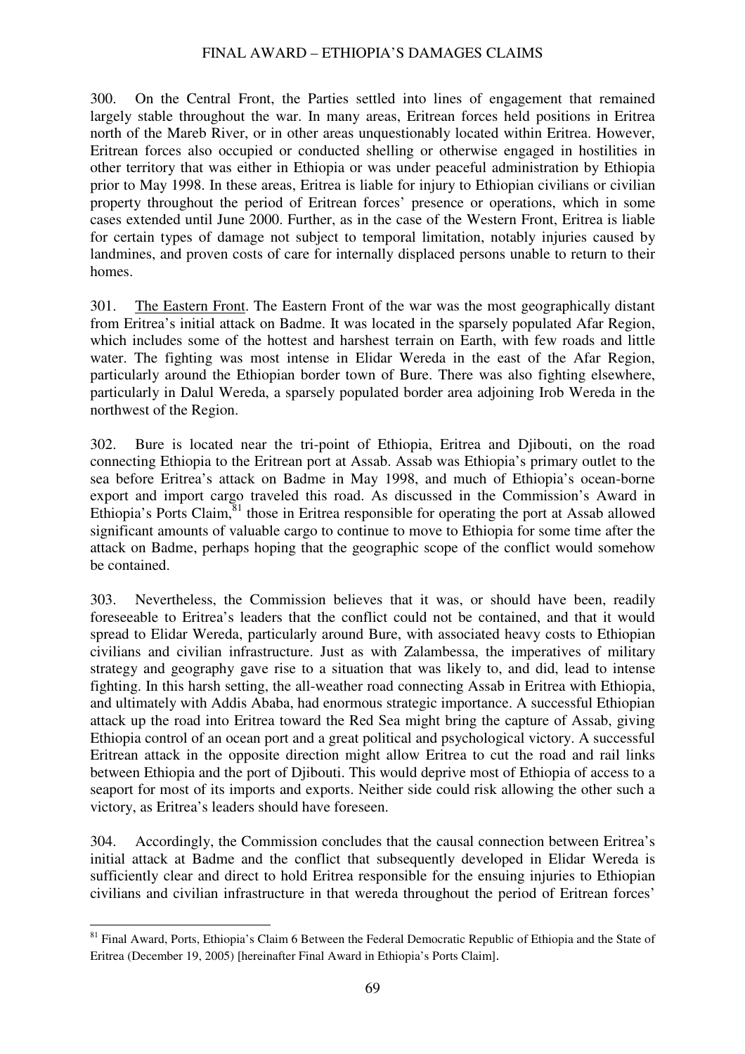300. On the Central Front, the Parties settled into lines of engagement that remained largely stable throughout the war. In many areas, Eritrean forces held positions in Eritrea north of the Mareb River, or in other areas unquestionably located within Eritrea. However, Eritrean forces also occupied or conducted shelling or otherwise engaged in hostilities in other territory that was either in Ethiopia or was under peaceful administration by Ethiopia prior to May 1998. In these areas, Eritrea is liable for injury to Ethiopian civilians or civilian property throughout the period of Eritrean forces' presence or operations, which in some cases extended until June 2000. Further, as in the case of the Western Front, Eritrea is liable for certain types of damage not subject to temporal limitation, notably injuries caused by landmines, and proven costs of care for internally displaced persons unable to return to their homes.

301. The Eastern Front. The Eastern Front of the war was the most geographically distant from Eritrea's initial attack on Badme. It was located in the sparsely populated Afar Region, which includes some of the hottest and harshest terrain on Earth, with few roads and little water. The fighting was most intense in Elidar Wereda in the east of the Afar Region, particularly around the Ethiopian border town of Bure. There was also fighting elsewhere, particularly in Dalul Wereda, a sparsely populated border area adjoining Irob Wereda in the northwest of the Region.

302. Bure is located near the tri-point of Ethiopia, Eritrea and Djibouti, on the road connecting Ethiopia to the Eritrean port at Assab. Assab was Ethiopia's primary outlet to the sea before Eritrea's attack on Badme in May 1998, and much of Ethiopia's ocean-borne export and import cargo traveled this road. As discussed in the Commission's Award in Ethiopia's Ports Claim,[81] those in Eritrea responsible for operating the port at Assab allowed significant amounts of valuable cargo to continue to move to Ethiopia for some time after the attack on Badme, perhaps hoping that the geographic scope of the conflict would somehow be contained.

303. Nevertheless, the Commission believes that it was, or should have been, readily foreseeable to Eritrea's leaders that the conflict could not be contained, and that it would spread to Elidar Wereda, particularly around Bure, with associated heavy costs to Ethiopian civilians and civilian infrastructure. Just as with Zalambessa, the imperatives of military strategy and geography gave rise to a situation that was likely to, and did, lead to intense fighting. In this harsh setting, the all-weather road connecting Assab in Eritrea with Ethiopia, and ultimately with Addis Ababa, had enormous strategic importance. A successful Ethiopian attack up the road into Eritrea toward the Red Sea might bring the capture of Assab, giving Ethiopia control of an ocean port and a great political and psychological victory. A successful Eritrean attack in the opposite direction might allow Eritrea to cut the road and rail links between Ethiopia and the port of Djibouti. This would deprive most of Ethiopia of access to a seaport for most of its imports and exports. Neither side could risk allowing the other such a victory, as Eritrea's leaders should have foreseen.

304. Accordingly, the Commission concludes that the causal connection between Eritrea's initial attack at Badme and the conflict that subsequently developed in Elidar Wereda is sufficiently clear and direct to hold Eritrea responsible for the ensuing injuries to Ethiopian civilians and civilian infrastructure in that wereda throughout the period of Eritrean forces'

---

[81] Final Award, Ports, Ethiopia's Claim 6 Between the Federal Democratic Republic of Ethiopia and the State of Eritrea (December 19, 2005) [hereinafter Final Award in Ethiopia's Ports Claim].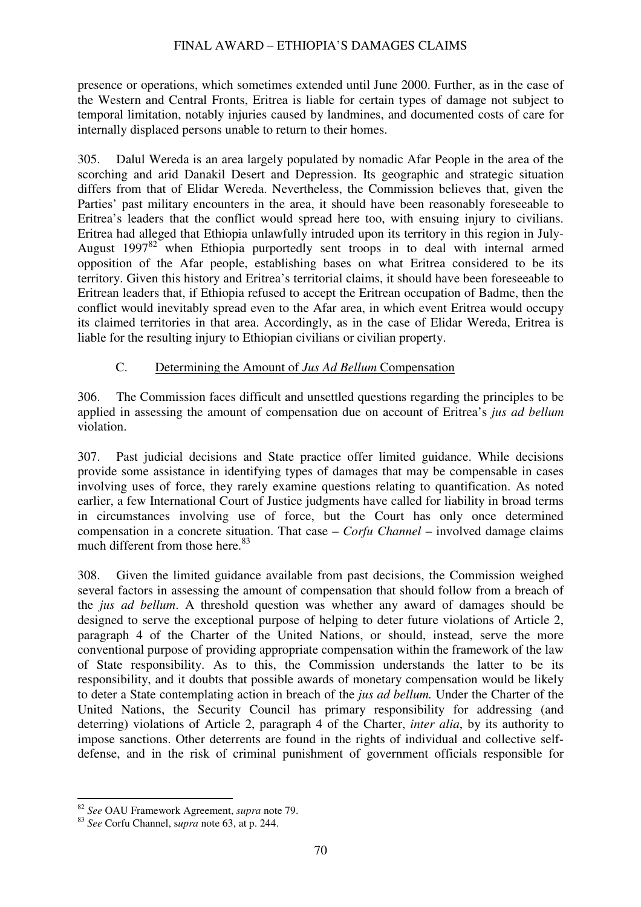presence or operations, which sometimes extended until June 2000. Further, as in the case of the Western and Central Fronts, Eritrea is liable for certain types of damage not subject to temporal limitation, notably injuries caused by landmines, and documented costs of care for internally displaced persons unable to return to their homes.

305. Dalul Wereda is an area largely populated by nomadic Afar People in the area of the scorching and arid Danakil Desert and Depression. Its geographic and strategic situation differs from that of Elidar Wereda. Nevertheless, the Commission believes that, given the Parties' past military encounters in the area, it should have been reasonably foreseeable to Eritrea's leaders that the conflict would spread here too, with ensuing injury to civilians. Eritrea had alleged that Ethiopia unlawfully intruded upon its territory in this region in July-August 1997[82] when Ethiopia purportedly sent troops in to deal with internal armed opposition of the Afar people, establishing bases on what Eritrea considered to be its territory. Given this history and Eritrea's territorial claims, it should have been foreseeable to Eritrean leaders that, if Ethiopia refused to accept the Eritrean occupation of Badme, then the conflict would inevitably spread even to the Afar area, in which event Eritrea would occupy its claimed territories in that area. Accordingly, as in the case of Elidar Wereda, Eritrea is liable for the resulting injury to Ethiopian civilians or civilian property.

## C. Determining the Amount of *Jus Ad Bellum* Compensation

306. The Commission faces difficult and unsettled questions regarding the principles to be applied in assessing the amount of compensation due on account of Eritrea's *jus ad bellum* violation.

307. Past judicial decisions and State practice offer limited guidance. While decisions provide some assistance in identifying types of damages that may be compensable in cases involving uses of force, they rarely examine questions relating to quantification. As noted earlier, a few International Court of Justice judgments have called for liability in broad terms in circumstances involving use of force, but the Court has only once determined compensation in a concrete situation. That case – *Corfu Channel* – involved damage claims much different from those here.[83]

308. Given the limited guidance available from past decisions, the Commission weighed several factors in assessing the amount of compensation that should follow from a breach of the *jus ad bellum*. A threshold question was whether any award of damages should be designed to serve the exceptional purpose of helping to deter future violations of Article 2, paragraph 4 of the Charter of the United Nations, or should, instead, serve the more conventional purpose of providing appropriate compensation within the framework of the law of State responsibility. As to this, the Commission understands the latter to be its responsibility, and it doubts that possible awards of monetary compensation would be likely to deter a State contemplating action in breach of the *jus ad bellum.* Under the Charter of the United Nations, the Security Council has primary responsibility for addressing (and deterring) violations of Article 2, paragraph 4 of the Charter, *inter alia*, by its authority to impose sanctions. Other deterrents are found in the rights of individual and collective self-defense, and in the risk of criminal punishment of government officials responsible for

---

[82] *See* OAU Framework Agreement, *supra* note 79.

[83] *See* Corfu Channel, s*upra* note 63, at p. 244.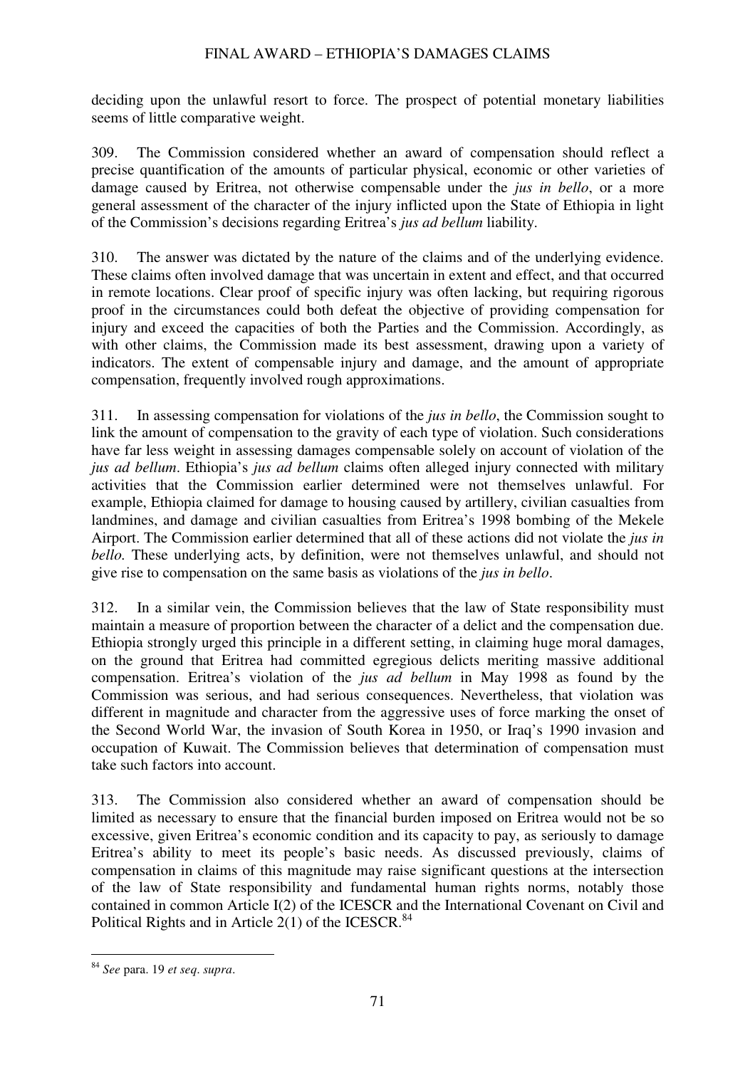deciding upon the unlawful resort to force. The prospect of potential monetary liabilities seems of little comparative weight.

309. The Commission considered whether an award of compensation should reflect a precise quantification of the amounts of particular physical, economic or other varieties of damage caused by Eritrea, not otherwise compensable under the *jus in bello*, or a more general assessment of the character of the injury inflicted upon the State of Ethiopia in light of the Commission's decisions regarding Eritrea's *jus ad bellum* liability.

310. The answer was dictated by the nature of the claims and of the underlying evidence. These claims often involved damage that was uncertain in extent and effect, and that occurred in remote locations. Clear proof of specific injury was often lacking, but requiring rigorous proof in the circumstances could both defeat the objective of providing compensation for injury and exceed the capacities of both the Parties and the Commission. Accordingly, as with other claims, the Commission made its best assessment, drawing upon a variety of indicators. The extent of compensable injury and damage, and the amount of appropriate compensation, frequently involved rough approximations.

311. In assessing compensation for violations of the *jus in bello*, the Commission sought to link the amount of compensation to the gravity of each type of violation. Such considerations have far less weight in assessing damages compensable solely on account of violation of the *jus ad bellum*. Ethiopia's *jus ad bellum* claims often alleged injury connected with military activities that the Commission earlier determined were not themselves unlawful. For example, Ethiopia claimed for damage to housing caused by artillery, civilian casualties from landmines, and damage and civilian casualties from Eritrea's 1998 bombing of the Mekele Airport. The Commission earlier determined that all of these actions did not violate the *jus in bello*. These underlying acts, by definition, were not themselves unlawful, and should not give rise to compensation on the same basis as violations of the *jus in bello*.

312. In a similar vein, the Commission believes that the law of State responsibility must maintain a measure of proportion between the character of a delict and the compensation due. Ethiopia strongly urged this principle in a different setting, in claiming huge moral damages, on the ground that Eritrea had committed egregious delicts meriting massive additional compensation. Eritrea's violation of the *jus ad bellum* in May 1998 as found by the Commission was serious, and had serious consequences. Nevertheless, that violation was different in magnitude and character from the aggressive uses of force marking the onset of the Second World War, the invasion of South Korea in 1950, or Iraq's 1990 invasion and occupation of Kuwait. The Commission believes that determination of compensation must take such factors into account.

313. The Commission also considered whether an award of compensation should be limited as necessary to ensure that the financial burden imposed on Eritrea would not be so excessive, given Eritrea's economic condition and its capacity to pay, as seriously to damage Eritrea's ability to meet its people's basic needs. As discussed previously, claims of compensation in claims of this magnitude may raise significant questions at the intersection of the law of State responsibility and fundamental human rights norms, notably those contained in common Article I(2) of the ICESCR and the International Covenant on Civil and Political Rights and in Article 2(1) of the ICESCR.[84]

[84] *See* para. 19 *et seq*. *supra*.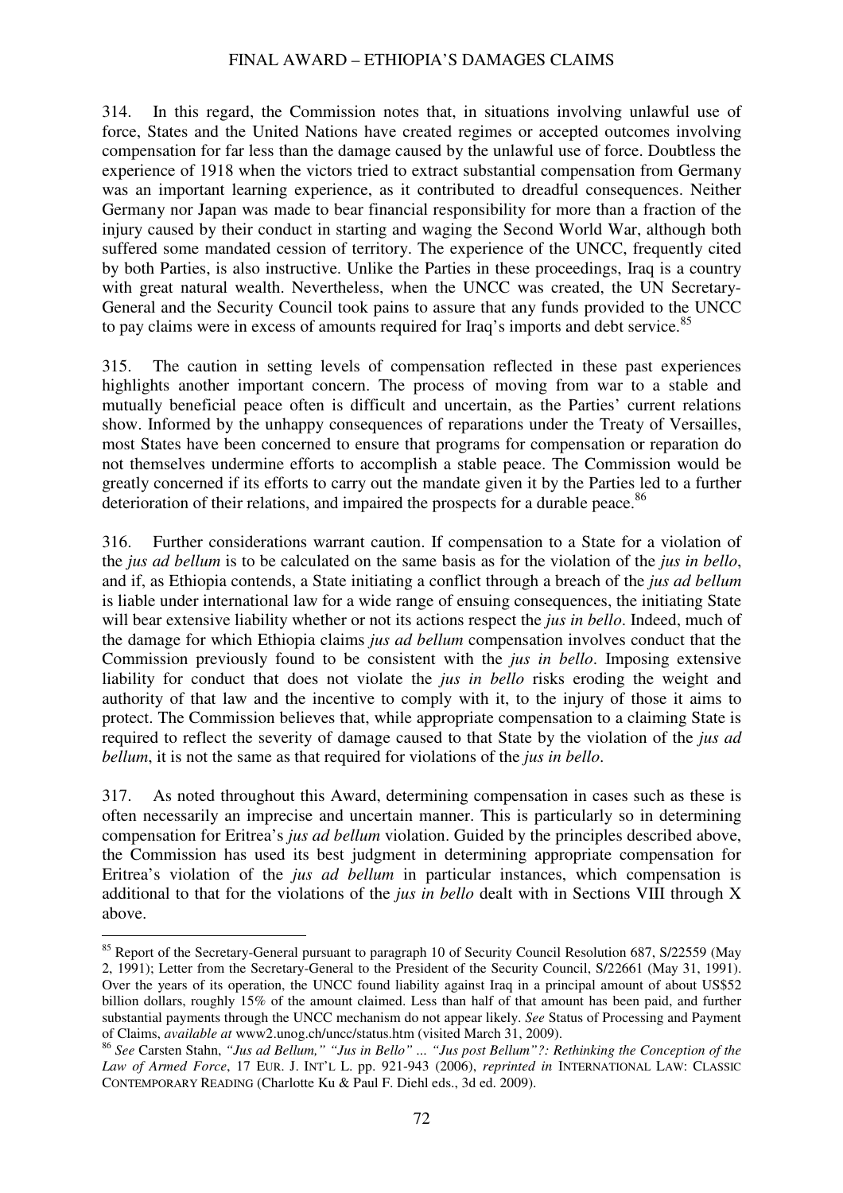314. In this regard, the Commission notes that, in situations involving unlawful use of force, States and the United Nations have created regimes or accepted outcomes involving compensation for far less than the damage caused by the unlawful use of force. Doubtless the experience of 1918 when the victors tried to extract substantial compensation from Germany was an important learning experience, as it contributed to dreadful consequences. Neither Germany nor Japan was made to bear financial responsibility for more than a fraction of the injury caused by their conduct in starting and waging the Second World War, although both suffered some mandated cession of territory. The experience of the UNCC, frequently cited by both Parties, is also instructive. Unlike the Parties in these proceedings, Iraq is a country with great natural wealth. Nevertheless, when the UNCC was created, the UN Secretary-General and the Security Council took pains to assure that any funds provided to the UNCC to pay claims were in excess of amounts required for Iraq's imports and debt service.[85]

315. The caution in setting levels of compensation reflected in these past experiences highlights another important concern. The process of moving from war to a stable and mutually beneficial peace often is difficult and uncertain, as the Parties' current relations show. Informed by the unhappy consequences of reparations under the Treaty of Versailles, most States have been concerned to ensure that programs for compensation or reparation do not themselves undermine efforts to accomplish a stable peace. The Commission would be greatly concerned if its efforts to carry out the mandate given it by the Parties led to a further deterioration of their relations, and impaired the prospects for a durable peace.[86]

316. Further considerations warrant caution. If compensation to a State for a violation of the *jus ad bellum* is to be calculated on the same basis as for the violation of the *jus in bello*, and if, as Ethiopia contends, a State initiating a conflict through a breach of the *jus ad bellum* is liable under international law for a wide range of ensuing consequences, the initiating State will bear extensive liability whether or not its actions respect the *jus in bello*. Indeed, much of the damage for which Ethiopia claims *jus ad bellum* compensation involves conduct that the Commission previously found to be consistent with the *jus in bello*. Imposing extensive liability for conduct that does not violate the *jus in bello* risks eroding the weight and authority of that law and the incentive to comply with it, to the injury of those it aims to protect. The Commission believes that, while appropriate compensation to a claiming State is required to reflect the severity of damage caused to that State by the violation of the *jus ad bellum*, it is not the same as that required for violations of the *jus in bello*.

317. As noted throughout this Award, determining compensation in cases such as these is often necessarily an imprecise and uncertain manner. This is particularly so in determining compensation for Eritrea's *jus ad bellum* violation. Guided by the principles described above, the Commission has used its best judgment in determining appropriate compensation for Eritrea's violation of the *jus ad bellum* in particular instances, which compensation is additional to that for the violations of the *jus in bello* dealt with in Sections VIII through X above.

---

[85] Report of the Secretary-General pursuant to paragraph 10 of Security Council Resolution 687, S/22559 (May 2, 1991); Letter from the Secretary-General to the President of the Security Council, S/22661 (May 31, 1991). Over the years of its operation, the UNCC found liability against Iraq in a principal amount of about US$52 billion dollars, roughly 15% of the amount claimed. Less than half of that amount has been paid, and further substantial payments through the UNCC mechanism do not appear likely. *See* Status of Processing and Payment of Claims, *available at* www2.unog.ch/uncc/status.htm (visited March 31, 2009).

[86] *See* Carsten Stahn, *"Jus ad Bellum," "Jus in Bello" ... "Jus post Bellum"?: Rethinking the Conception of the Law of Armed Force*, 17 EUR. J. INT'L L. pp. 921-943 (2006), *reprinted in* INTERNATIONAL LAW: CLASSIC CONTEMPORARY READING (Charlotte Ku & Paul F. Diehl eds., 3d ed. 2009).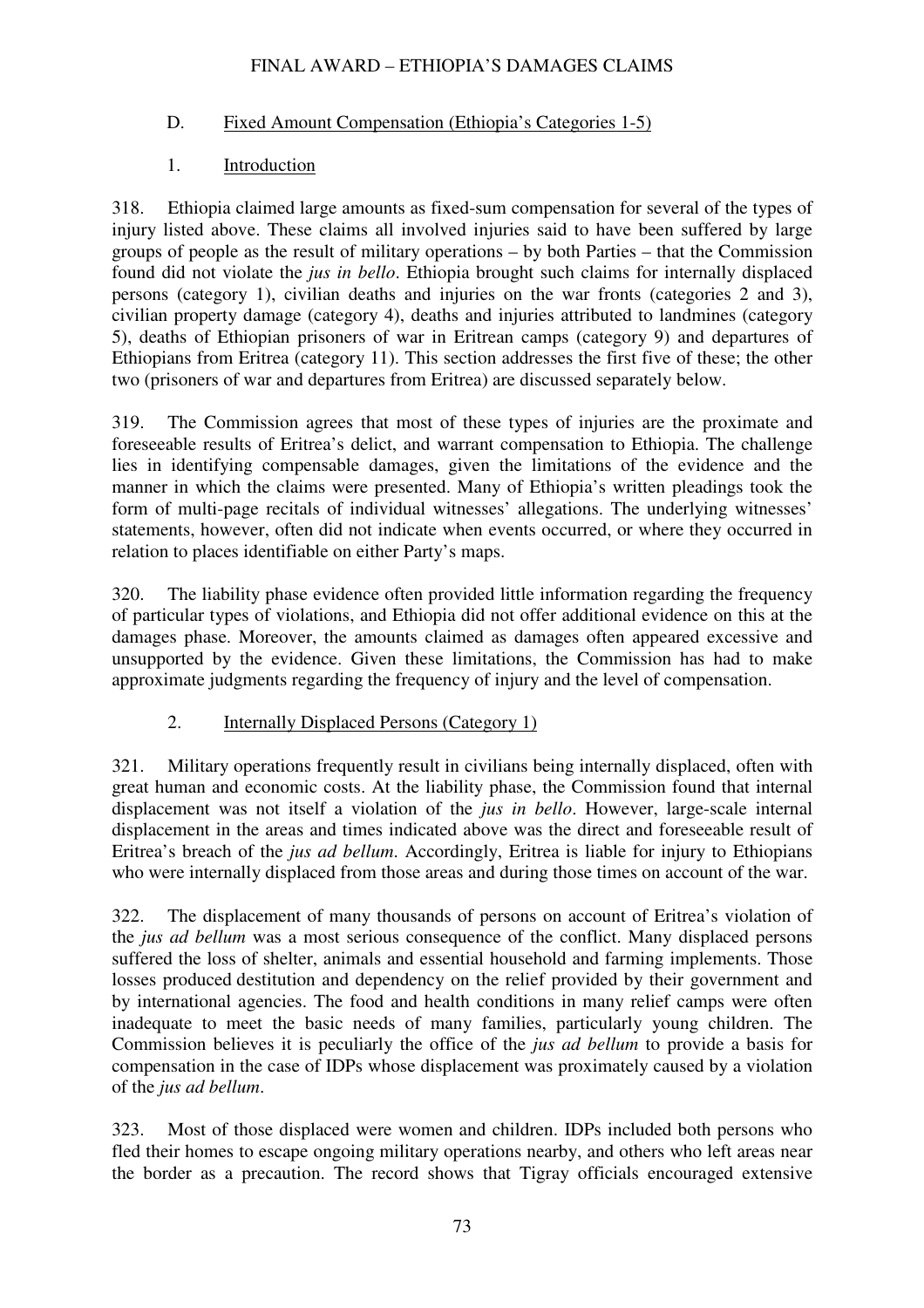## D. Fixed Amount Compensation (Ethiopia's Categories 1-5)

### 1. Introduction

318. Ethiopia claimed large amounts as fixed-sum compensation for several of the types of injury listed above. These claims all involved injuries said to have been suffered by large groups of people as the result of military operations – by both Parties – that the Commission found did not violate the *jus in bello*. Ethiopia brought such claims for internally displaced persons (category 1), civilian deaths and injuries on the war fronts (categories 2 and 3), civilian property damage (category 4), deaths and injuries attributed to landmines (category 5), deaths of Ethiopian prisoners of war in Eritrean camps (category 9) and departures of Ethiopians from Eritrea (category 11). This section addresses the first five of these; the other two (prisoners of war and departures from Eritrea) are discussed separately below.

319. The Commission agrees that most of these types of injuries are the proximate and foreseeable results of Eritrea's delict, and warrant compensation to Ethiopia. The challenge lies in identifying compensable damages, given the limitations of the evidence and the manner in which the claims were presented. Many of Ethiopia's written pleadings took the form of multi-page recitals of individual witnesses' allegations. The underlying witnesses' statements, however, often did not indicate when events occurred, or where they occurred in relation to places identifiable on either Party's maps.

320. The liability phase evidence often provided little information regarding the frequency of particular types of violations, and Ethiopia did not offer additional evidence on this at the damages phase. Moreover, the amounts claimed as damages often appeared excessive and unsupported by the evidence. Given these limitations, the Commission has had to make approximate judgments regarding the frequency of injury and the level of compensation.

### 2. Internally Displaced Persons (Category 1)

321. Military operations frequently result in civilians being internally displaced, often with great human and economic costs. At the liability phase, the Commission found that internal displacement was not itself a violation of the *jus in bello*. However, large-scale internal displacement in the areas and times indicated above was the direct and foreseeable result of Eritrea's breach of the *jus ad bellum*. Accordingly, Eritrea is liable for injury to Ethiopians who were internally displaced from those areas and during those times on account of the war.

322. The displacement of many thousands of persons on account of Eritrea's violation of the *jus ad bellum* was a most serious consequence of the conflict. Many displaced persons suffered the loss of shelter, animals and essential household and farming implements. Those losses produced destitution and dependency on the relief provided by their government and by international agencies. The food and health conditions in many relief camps were often inadequate to meet the basic needs of many families, particularly young children. The Commission believes it is peculiarly the office of the *jus ad bellum* to provide a basis for compensation in the case of IDPs whose displacement was proximately caused by a violation of the *jus ad bellum*.

323. Most of those displaced were women and children. IDPs included both persons who fled their homes to escape ongoing military operations nearby, and others who left areas near the border as a precaution. The record shows that Tigray officials encouraged extensive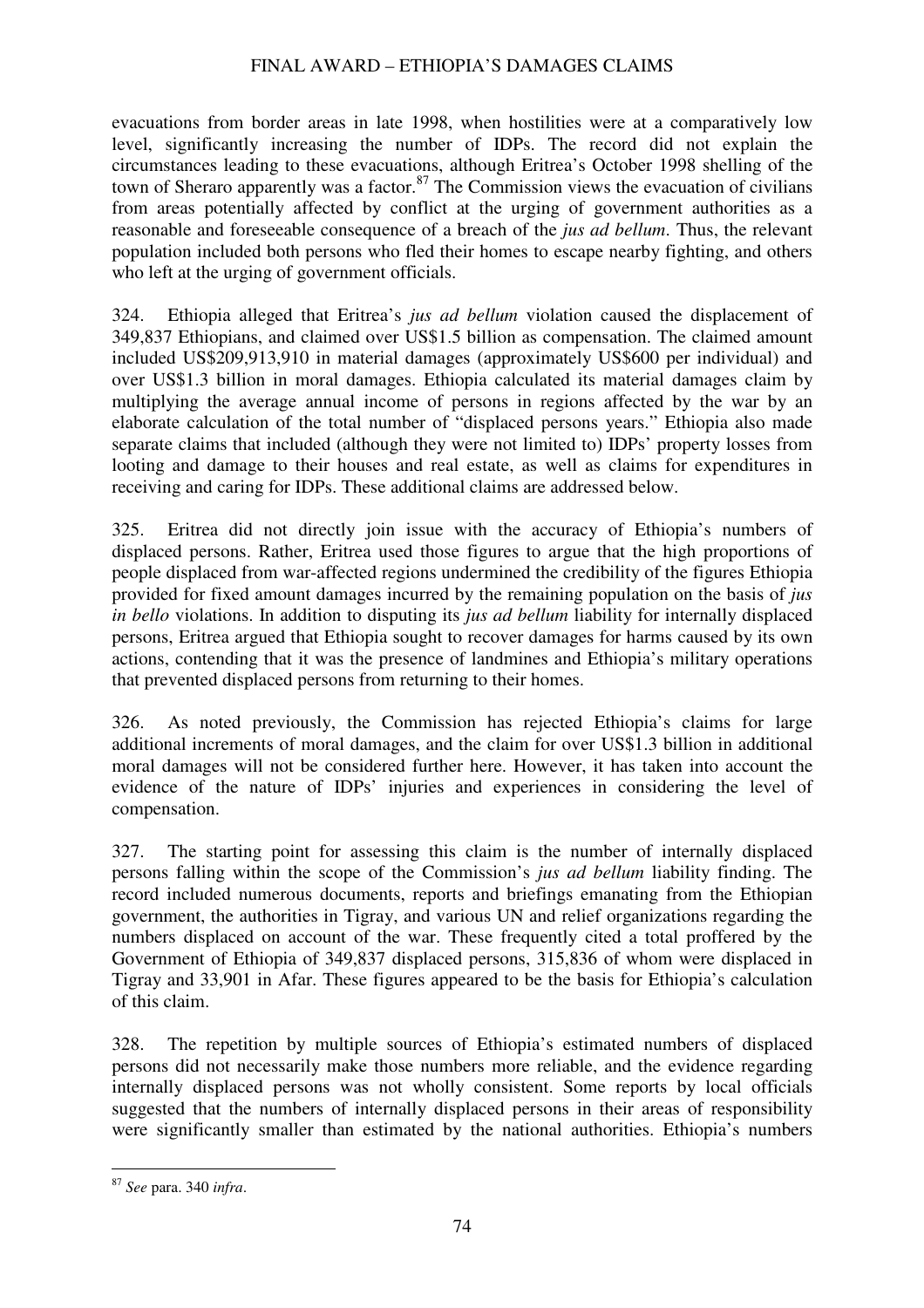evacuations from border areas in late 1998, when hostilities were at a comparatively low level, significantly increasing the number of IDPs. The record did not explain the circumstances leading to these evacuations, although Eritrea's October 1998 shelling of the town of Sheraro apparently was a factor.[87] The Commission views the evacuation of civilians from areas potentially affected by conflict at the urging of government authorities as a reasonable and foreseeable consequence of a breach of the *jus ad bellum*. Thus, the relevant population included both persons who fled their homes to escape nearby fighting, and others who left at the urging of government officials.

324. Ethiopia alleged that Eritrea's *jus ad bellum* violation caused the displacement of 349,837 Ethiopians, and claimed over US$1.5 billion as compensation. The claimed amount included US$209,913,910 in material damages (approximately US$600 per individual) and over US$1.3 billion in moral damages. Ethiopia calculated its material damages claim by multiplying the average annual income of persons in regions affected by the war by an elaborate calculation of the total number of "displaced persons years." Ethiopia also made separate claims that included (although they were not limited to) IDPs' property losses from looting and damage to their houses and real estate, as well as claims for expenditures in receiving and caring for IDPs. These additional claims are addressed below.

325. Eritrea did not directly join issue with the accuracy of Ethiopia's numbers of displaced persons. Rather, Eritrea used those figures to argue that the high proportions of people displaced from war-affected regions undermined the credibility of the figures Ethiopia provided for fixed amount damages incurred by the remaining population on the basis of *jus in bello* violations. In addition to disputing its *jus ad bellum* liability for internally displaced persons, Eritrea argued that Ethiopia sought to recover damages for harms caused by its own actions, contending that it was the presence of landmines and Ethiopia's military operations that prevented displaced persons from returning to their homes.

326. As noted previously, the Commission has rejected Ethiopia's claims for large additional increments of moral damages, and the claim for over US$1.3 billion in additional moral damages will not be considered further here. However, it has taken into account the evidence of the nature of IDPs' injuries and experiences in considering the level of compensation.

327. The starting point for assessing this claim is the number of internally displaced persons falling within the scope of the Commission's *jus ad bellum* liability finding. The record included numerous documents, reports and briefings emanating from the Ethiopian government, the authorities in Tigray, and various UN and relief organizations regarding the numbers displaced on account of the war. These frequently cited a total proffered by the Government of Ethiopia of 349,837 displaced persons, 315,836 of whom were displaced in Tigray and 33,901 in Afar. These figures appeared to be the basis for Ethiopia's calculation of this claim.

328. The repetition by multiple sources of Ethiopia's estimated numbers of displaced persons did not necessarily make those numbers more reliable, and the evidence regarding internally displaced persons was not wholly consistent. Some reports by local officials suggested that the numbers of internally displaced persons in their areas of responsibility were significantly smaller than estimated by the national authorities. Ethiopia's numbers

---

[87] *See* para. 340 *infra*.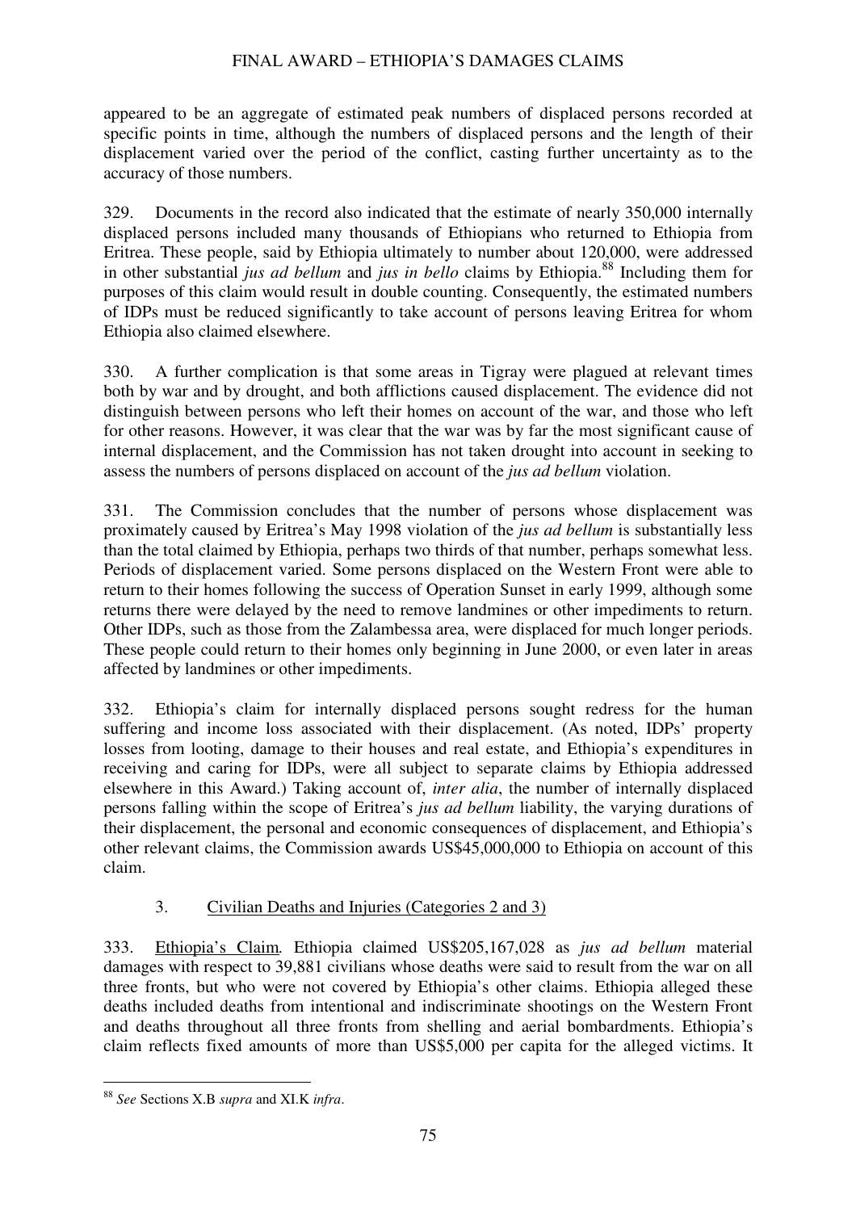appeared to be an aggregate of estimated peak numbers of displaced persons recorded at specific points in time, although the numbers of displaced persons and the length of their displacement varied over the period of the conflict, casting further uncertainty as to the accuracy of those numbers.

329. Documents in the record also indicated that the estimate of nearly 350,000 internally displaced persons included many thousands of Ethiopians who returned to Ethiopia from Eritrea. These people, said by Ethiopia ultimately to number about 120,000, were addressed in other substantial *jus ad bellum* and *jus in bello* claims by Ethiopia.[88] Including them for purposes of this claim would result in double counting. Consequently, the estimated numbers of IDPs must be reduced significantly to take account of persons leaving Eritrea for whom Ethiopia also claimed elsewhere.

330. A further complication is that some areas in Tigray were plagued at relevant times both by war and by drought, and both afflictions caused displacement. The evidence did not distinguish between persons who left their homes on account of the war, and those who left for other reasons. However, it was clear that the war was by far the most significant cause of internal displacement, and the Commission has not taken drought into account in seeking to assess the numbers of persons displaced on account of the *jus ad bellum* violation.

331. The Commission concludes that the number of persons whose displacement was proximately caused by Eritrea's May 1998 violation of the *jus ad bellum* is substantially less than the total claimed by Ethiopia, perhaps two thirds of that number, perhaps somewhat less. Periods of displacement varied. Some persons displaced on the Western Front were able to return to their homes following the success of Operation Sunset in early 1999, although some returns there were delayed by the need to remove landmines or other impediments to return. Other IDPs, such as those from the Zalambessa area, were displaced for much longer periods. These people could return to their homes only beginning in June 2000, or even later in areas affected by landmines or other impediments.

332. Ethiopia's claim for internally displaced persons sought redress for the human suffering and income loss associated with their displacement. (As noted, IDPs' property losses from looting, damage to their houses and real estate, and Ethiopia's expenditures in receiving and caring for IDPs, were all subject to separate claims by Ethiopia addressed elsewhere in this Award.) Taking account of, *inter alia*, the number of internally displaced persons falling within the scope of Eritrea's *jus ad bellum* liability, the varying durations of their displacement, the personal and economic consequences of displacement, and Ethiopia's other relevant claims, the Commission awards US$45,000,000 to Ethiopia on account of this claim.

### 3. Civilian Deaths and Injuries (Categories 2 and 3)

333. Ethiopia's Claim. Ethiopia claimed US$205,167,028 as *jus ad bellum* material damages with respect to 39,881 civilians whose deaths were said to result from the war on all three fronts, but who were not covered by Ethiopia's other claims. Ethiopia alleged these deaths included deaths from intentional and indiscriminate shootings on the Western Front and deaths throughout all three fronts from shelling and aerial bombardments. Ethiopia's claim reflects fixed amounts of more than US$5,000 per capita for the alleged victims. It

---

[88] *See* Sections X.B *supra* and XI.K *infra*.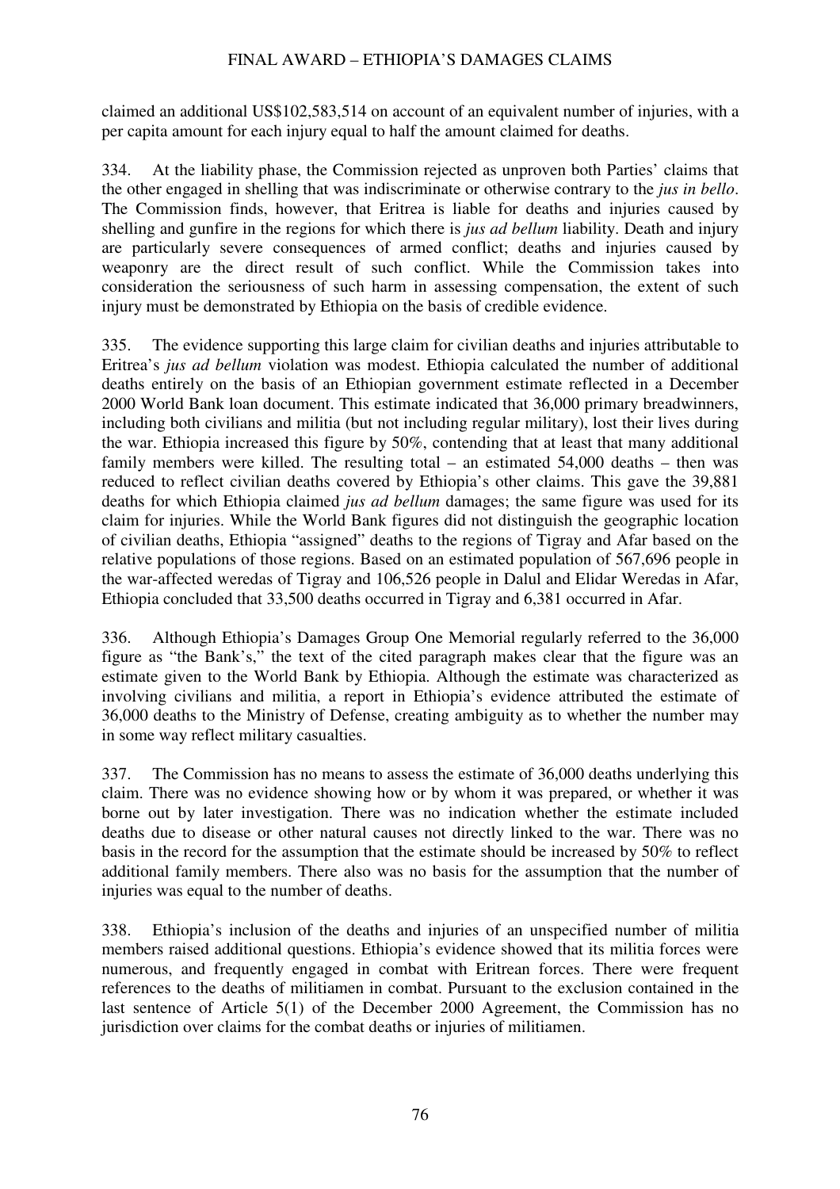claimed an additional US$102,583,514 on account of an equivalent number of injuries, with a per capita amount for each injury equal to half the amount claimed for deaths.

334. At the liability phase, the Commission rejected as unproven both Parties' claims that the other engaged in shelling that was indiscriminate or otherwise contrary to the *jus in bello*. The Commission finds, however, that Eritrea is liable for deaths and injuries caused by shelling and gunfire in the regions for which there is *jus ad bellum* liability. Death and injury are particularly severe consequences of armed conflict; deaths and injuries caused by weaponry are the direct result of such conflict. While the Commission takes into consideration the seriousness of such harm in assessing compensation, the extent of such injury must be demonstrated by Ethiopia on the basis of credible evidence.

335. The evidence supporting this large claim for civilian deaths and injuries attributable to Eritrea's *jus ad bellum* violation was modest. Ethiopia calculated the number of additional deaths entirely on the basis of an Ethiopian government estimate reflected in a December 2000 World Bank loan document. This estimate indicated that 36,000 primary breadwinners, including both civilians and militia (but not including regular military), lost their lives during the war. Ethiopia increased this figure by 50%, contending that at least that many additional family members were killed. The resulting total – an estimated 54,000 deaths – then was reduced to reflect civilian deaths covered by Ethiopia's other claims. This gave the 39,881 deaths for which Ethiopia claimed *jus ad bellum* damages; the same figure was used for its claim for injuries. While the World Bank figures did not distinguish the geographic location of civilian deaths, Ethiopia "assigned" deaths to the regions of Tigray and Afar based on the relative populations of those regions. Based on an estimated population of 567,696 people in the war-affected weredas of Tigray and 106,526 people in Dalul and Elidar Weredas in Afar, Ethiopia concluded that 33,500 deaths occurred in Tigray and 6,381 occurred in Afar.

336. Although Ethiopia's Damages Group One Memorial regularly referred to the 36,000 figure as "the Bank's," the text of the cited paragraph makes clear that the figure was an estimate given to the World Bank by Ethiopia. Although the estimate was characterized as involving civilians and militia, a report in Ethiopia's evidence attributed the estimate of 36,000 deaths to the Ministry of Defense, creating ambiguity as to whether the number may in some way reflect military casualties.

337. The Commission has no means to assess the estimate of 36,000 deaths underlying this claim. There was no evidence showing how or by whom it was prepared, or whether it was borne out by later investigation. There was no indication whether the estimate included deaths due to disease or other natural causes not directly linked to the war. There was no basis in the record for the assumption that the estimate should be increased by 50% to reflect additional family members. There also was no basis for the assumption that the number of injuries was equal to the number of deaths.

338. Ethiopia's inclusion of the deaths and injuries of an unspecified number of militia members raised additional questions. Ethiopia's evidence showed that its militia forces were numerous, and frequently engaged in combat with Eritrean forces. There were frequent references to the deaths of militiamen in combat. Pursuant to the exclusion contained in the last sentence of Article 5(1) of the December 2000 Agreement, the Commission has no jurisdiction over claims for the combat deaths or injuries of militiamen.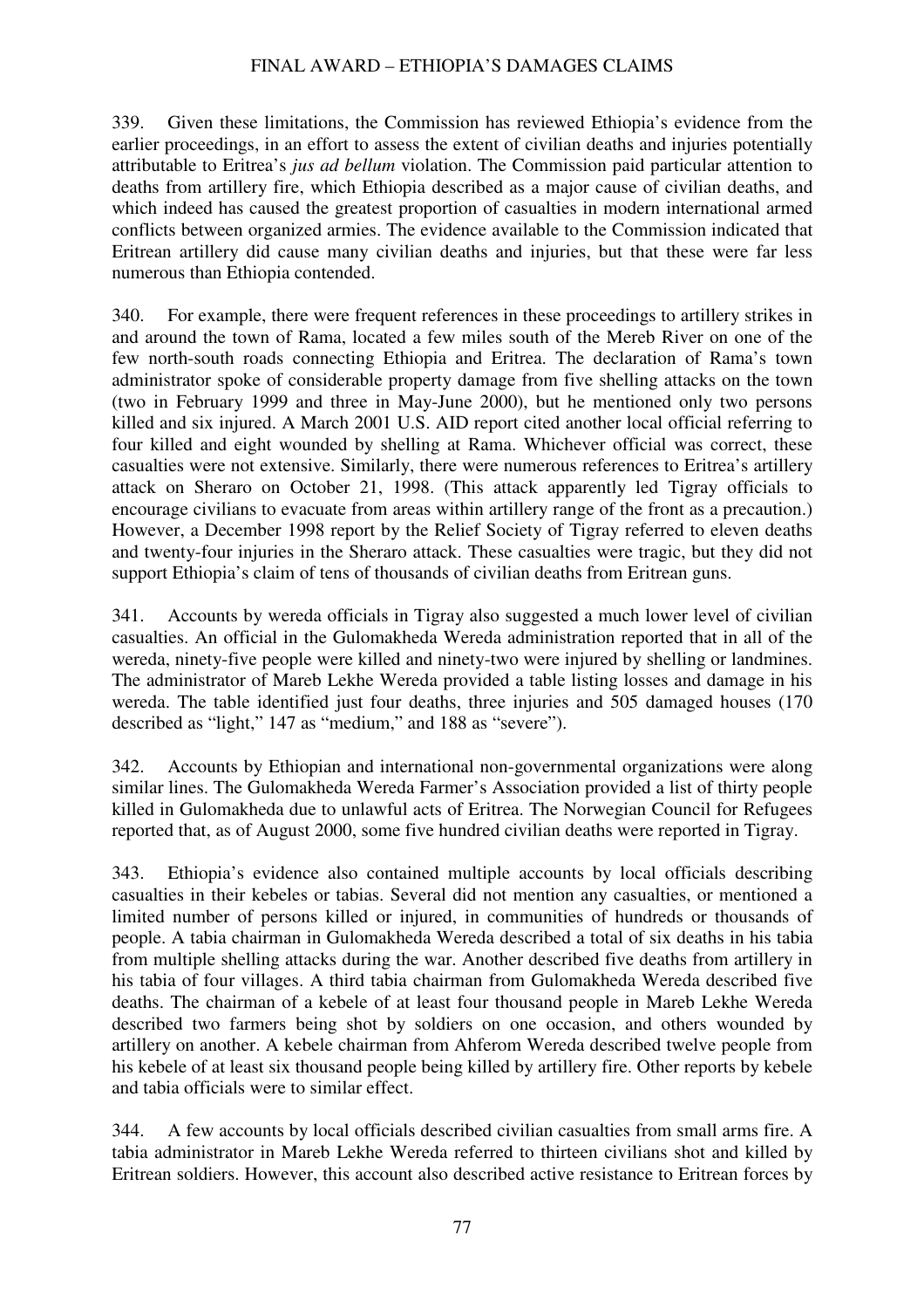339. Given these limitations, the Commission has reviewed Ethiopia's evidence from the earlier proceedings, in an effort to assess the extent of civilian deaths and injuries potentially attributable to Eritrea's *jus ad bellum* violation. The Commission paid particular attention to deaths from artillery fire, which Ethiopia described as a major cause of civilian deaths, and which indeed has caused the greatest proportion of casualties in modern international armed conflicts between organized armies. The evidence available to the Commission indicated that Eritrean artillery did cause many civilian deaths and injuries, but that these were far less numerous than Ethiopia contended.

340. For example, there were frequent references in these proceedings to artillery strikes in and around the town of Rama, located a few miles south of the Mereb River on one of the few north-south roads connecting Ethiopia and Eritrea. The declaration of Rama's town administrator spoke of considerable property damage from five shelling attacks on the town (two in February 1999 and three in May-June 2000), but he mentioned only two persons killed and six injured. A March 2001 U.S. AID report cited another local official referring to four killed and eight wounded by shelling at Rama. Whichever official was correct, these casualties were not extensive. Similarly, there were numerous references to Eritrea's artillery attack on Sheraro on October 21, 1998. (This attack apparently led Tigray officials to encourage civilians to evacuate from areas within artillery range of the front as a precaution.) However, a December 1998 report by the Relief Society of Tigray referred to eleven deaths and twenty-four injuries in the Sheraro attack. These casualties were tragic, but they did not support Ethiopia's claim of tens of thousands of civilian deaths from Eritrean guns.

341. Accounts by wereda officials in Tigray also suggested a much lower level of civilian casualties. An official in the Gulomakheda Wereda administration reported that in all of the wereda, ninety-five people were killed and ninety-two were injured by shelling or landmines. The administrator of Mareb Lekhe Wereda provided a table listing losses and damage in his wereda. The table identified just four deaths, three injuries and 505 damaged houses (170 described as "light," 147 as "medium," and 188 as "severe").

342. Accounts by Ethiopian and international non-governmental organizations were along similar lines. The Gulomakheda Wereda Farmer's Association provided a list of thirty people killed in Gulomakheda due to unlawful acts of Eritrea. The Norwegian Council for Refugees reported that, as of August 2000, some five hundred civilian deaths were reported in Tigray.

343. Ethiopia's evidence also contained multiple accounts by local officials describing casualties in their kebeles or tabias. Several did not mention any casualties, or mentioned a limited number of persons killed or injured, in communities of hundreds or thousands of people. A tabia chairman in Gulomakheda Wereda described a total of six deaths in his tabia from multiple shelling attacks during the war. Another described five deaths from artillery in his tabia of four villages. A third tabia chairman from Gulomakheda Wereda described five deaths. The chairman of a kebele of at least four thousand people in Mareb Lekhe Wereda described two farmers being shot by soldiers on one occasion, and others wounded by artillery on another. A kebele chairman from Ahferom Wereda described twelve people from his kebele of at least six thousand people being killed by artillery fire. Other reports by kebele and tabia officials were to similar effect.

344. A few accounts by local officials described civilian casualties from small arms fire. A tabia administrator in Mareb Lekhe Wereda referred to thirteen civilians shot and killed by Eritrean soldiers. However, this account also described active resistance to Eritrean forces by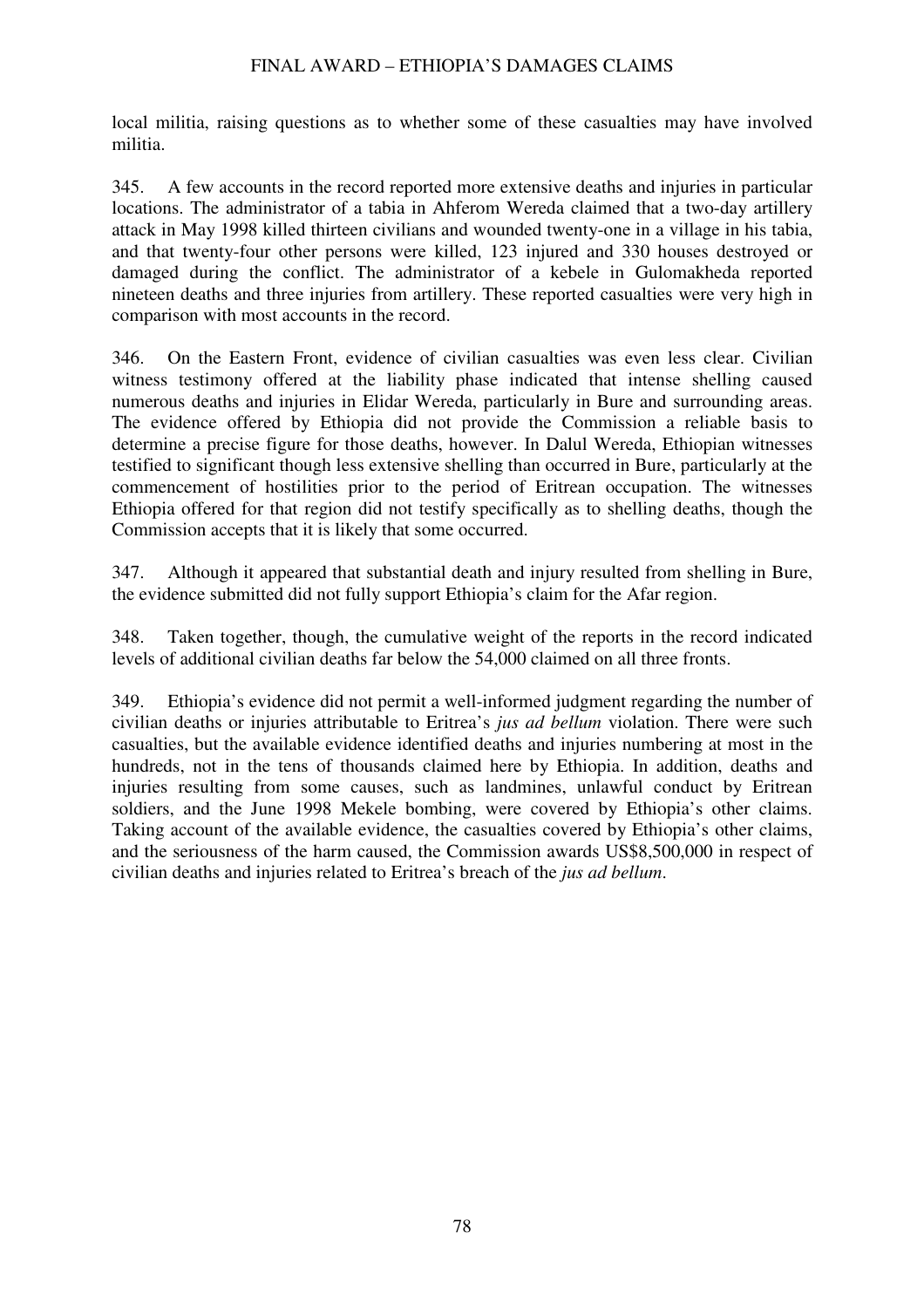local militia, raising questions as to whether some of these casualties may have involved militia.

345. A few accounts in the record reported more extensive deaths and injuries in particular locations. The administrator of a tabia in Ahferom Wereda claimed that a two-day artillery attack in May 1998 killed thirteen civilians and wounded twenty-one in a village in his tabia, and that twenty-four other persons were killed, 123 injured and 330 houses destroyed or damaged during the conflict. The administrator of a kebele in Gulomakheda reported nineteen deaths and three injuries from artillery. These reported casualties were very high in comparison with most accounts in the record.

346. On the Eastern Front, evidence of civilian casualties was even less clear. Civilian witness testimony offered at the liability phase indicated that intense shelling caused numerous deaths and injuries in Elidar Wereda, particularly in Bure and surrounding areas. The evidence offered by Ethiopia did not provide the Commission a reliable basis to determine a precise figure for those deaths, however. In Dalul Wereda, Ethiopian witnesses testified to significant though less extensive shelling than occurred in Bure, particularly at the commencement of hostilities prior to the period of Eritrean occupation. The witnesses Ethiopia offered for that region did not testify specifically as to shelling deaths, though the Commission accepts that it is likely that some occurred.

347. Although it appeared that substantial death and injury resulted from shelling in Bure, the evidence submitted did not fully support Ethiopia's claim for the Afar region.

348. Taken together, though, the cumulative weight of the reports in the record indicated levels of additional civilian deaths far below the 54,000 claimed on all three fronts.

349. Ethiopia's evidence did not permit a well-informed judgment regarding the number of civilian deaths or injuries attributable to Eritrea's *jus ad bellum* violation. There were such casualties, but the available evidence identified deaths and injuries numbering at most in the hundreds, not in the tens of thousands claimed here by Ethiopia. In addition, deaths and injuries resulting from some causes, such as landmines, unlawful conduct by Eritrean soldiers, and the June 1998 Mekele bombing, were covered by Ethiopia's other claims. Taking account of the available evidence, the casualties covered by Ethiopia's other claims, and the seriousness of the harm caused, the Commission awards US$8,500,000 in respect of civilian deaths and injuries related to Eritrea's breach of the *jus ad bellum*.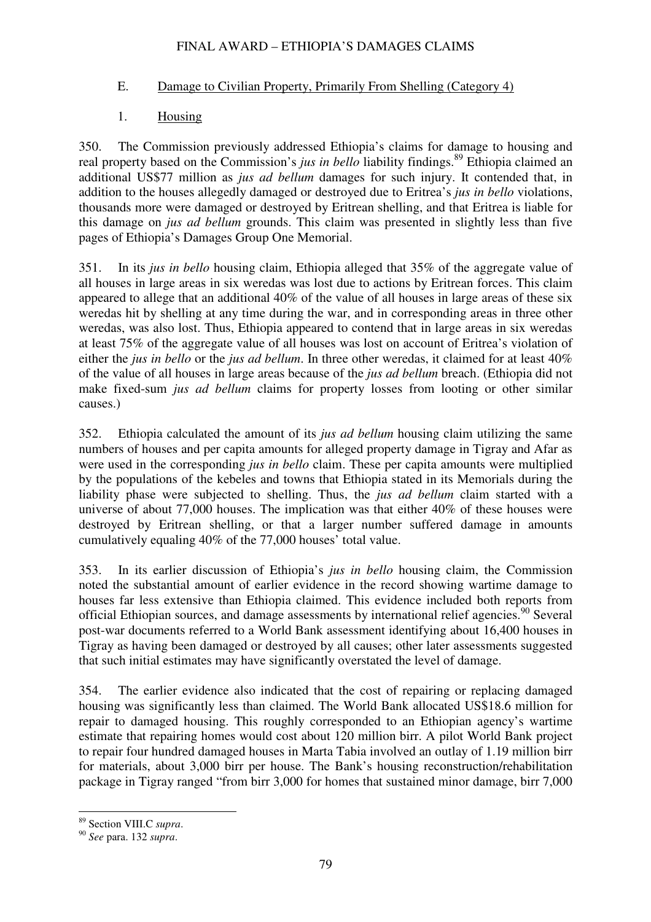### E. Damage to Civilian Property, Primarily From Shelling (Category 4)

#### 1. Housing

350. The Commission previously addressed Ethiopia's claims for damage to housing and real property based on the Commission's *jus in bello* liability findings.[89] Ethiopia claimed an additional US$77 million as *jus ad bellum* damages for such injury. It contended that, in addition to the houses allegedly damaged or destroyed due to Eritrea's *jus in bello* violations, thousands more were damaged or destroyed by Eritrean shelling, and that Eritrea is liable for this damage on *jus ad bellum* grounds. This claim was presented in slightly less than five pages of Ethiopia's Damages Group One Memorial.

351. In its *jus in bello* housing claim, Ethiopia alleged that 35% of the aggregate value of all houses in large areas in six weredas was lost due to actions by Eritrean forces. This claim appeared to allege that an additional 40% of the value of all houses in large areas of these six weredas hit by shelling at any time during the war, and in corresponding areas in three other weredas, was also lost. Thus, Ethiopia appeared to contend that in large areas in six weredas at least 75% of the aggregate value of all houses was lost on account of Eritrea's violation of either the *jus in bello* or the *jus ad bellum*. In three other weredas, it claimed for at least 40% of the value of all houses in large areas because of the *jus ad bellum* breach. (Ethiopia did not make fixed-sum *jus ad bellum* claims for property losses from looting or other similar causes.)

352. Ethiopia calculated the amount of its *jus ad bellum* housing claim utilizing the same numbers of houses and per capita amounts for alleged property damage in Tigray and Afar as were used in the corresponding *jus in bello* claim. These per capita amounts were multiplied by the populations of the kebeles and towns that Ethiopia stated in its Memorials during the liability phase were subjected to shelling. Thus, the *jus ad bellum* claim started with a universe of about 77,000 houses. The implication was that either 40% of these houses were destroyed by Eritrean shelling, or that a larger number suffered damage in amounts cumulatively equaling 40% of the 77,000 houses' total value.

353. In its earlier discussion of Ethiopia's *jus in bello* housing claim, the Commission noted the substantial amount of earlier evidence in the record showing wartime damage to houses far less extensive than Ethiopia claimed. This evidence included both reports from official Ethiopian sources, and damage assessments by international relief agencies.[90] Several post-war documents referred to a World Bank assessment identifying about 16,400 houses in Tigray as having been damaged or destroyed by all causes; other later assessments suggested that such initial estimates may have significantly overstated the level of damage.

354. The earlier evidence also indicated that the cost of repairing or replacing damaged housing was significantly less than claimed. The World Bank allocated US$18.6 million for repair to damaged housing. This roughly corresponded to an Ethiopian agency's wartime estimate that repairing homes would cost about 120 million birr. A pilot World Bank project to repair four hundred damaged houses in Marta Tabia involved an outlay of 1.19 million birr for materials, about 3,000 birr per house. The Bank's housing reconstruction/rehabilitation package in Tigray ranged "from birr 3,000 for homes that sustained minor damage, birr 7,000

---

[89] Section VIII.C *supra*.

[90] *See* para. 132 *supra*.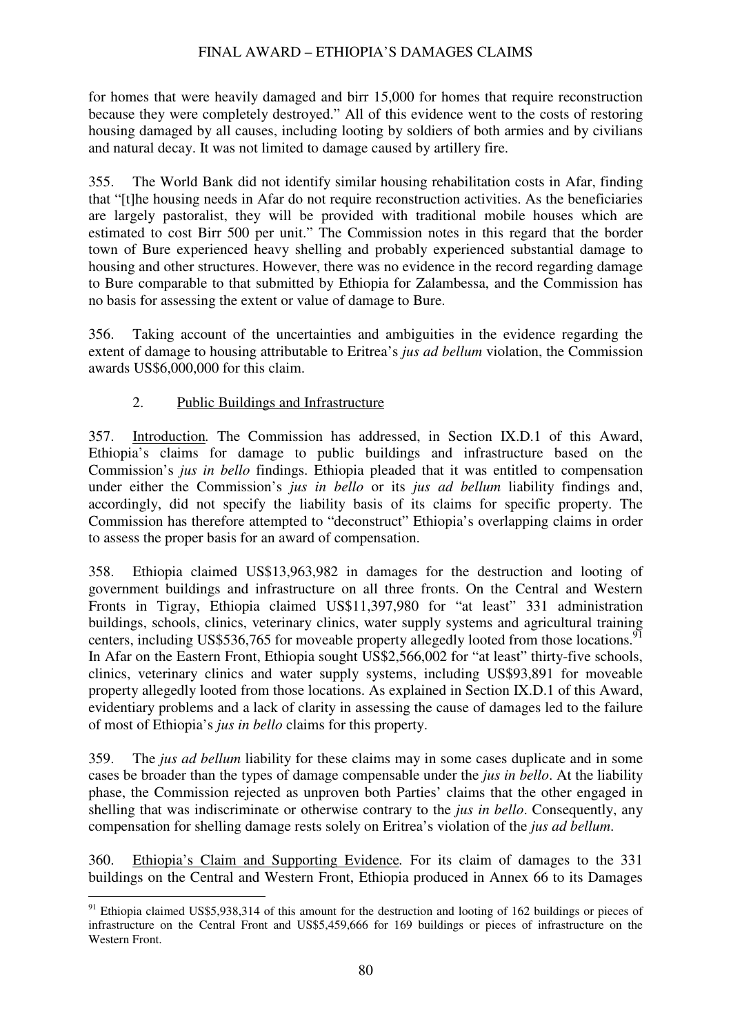for homes that were heavily damaged and birr 15,000 for homes that require reconstruction because they were completely destroyed." All of this evidence went to the costs of restoring housing damaged by all causes, including looting by soldiers of both armies and by civilians and natural decay. It was not limited to damage caused by artillery fire.

355. The World Bank did not identify similar housing rehabilitation costs in Afar, finding that "[t]he housing needs in Afar do not require reconstruction activities. As the beneficiaries are largely pastoralist, they will be provided with traditional mobile houses which are estimated to cost Birr 500 per unit." The Commission notes in this regard that the border town of Bure experienced heavy shelling and probably experienced substantial damage to housing and other structures. However, there was no evidence in the record regarding damage to Bure comparable to that submitted by Ethiopia for Zalambessa, and the Commission has no basis for assessing the extent or value of damage to Bure.

356. Taking account of the uncertainties and ambiguities in the evidence regarding the extent of damage to housing attributable to Eritrea's *jus ad bellum* violation, the Commission awards US$6,000,000 for this claim.

2. Public Buildings and Infrastructure

357. Introduction. The Commission has addressed, in Section IX.D.1 of this Award, Ethiopia's claims for damage to public buildings and infrastructure based on the Commission's *jus in bello* findings. Ethiopia pleaded that it was entitled to compensation under either the Commission's *jus in bello* or its *jus ad bellum* liability findings and, accordingly, did not specify the liability basis of its claims for specific property. The Commission has therefore attempted to "deconstruct" Ethiopia's overlapping claims in order to assess the proper basis for an award of compensation.

358. Ethiopia claimed US$13,963,982 in damages for the destruction and looting of government buildings and infrastructure on all three fronts. On the Central and Western Fronts in Tigray, Ethiopia claimed US$11,397,980 for "at least" 331 administration buildings, schools, clinics, veterinary clinics, water supply systems and agricultural training centers, including US$536,765 for moveable property allegedly looted from those locations.[91] In Afar on the Eastern Front, Ethiopia sought US$2,566,002 for "at least" thirty-five schools, clinics, veterinary clinics and water supply systems, including US$93,891 for moveable property allegedly looted from those locations. As explained in Section IX.D.1 of this Award, evidentiary problems and a lack of clarity in assessing the cause of damages led to the failure of most of Ethiopia's *jus in bello* claims for this property.

359. The *jus ad bellum* liability for these claims may in some cases duplicate and in some cases be broader than the types of damage compensable under the *jus in bello*. At the liability phase, the Commission rejected as unproven both Parties' claims that the other engaged in shelling that was indiscriminate or otherwise contrary to the *jus in bello*. Consequently, any compensation for shelling damage rests solely on Eritrea's violation of the *jus ad bellum*.

360. Ethiopia's Claim and Supporting Evidence. For its claim of damages to the 331 buildings on the Central and Western Front, Ethiopia produced in Annex 66 to its Damages

[91] Ethiopia claimed US$5,938,314 of this amount for the destruction and looting of 162 buildings or pieces of infrastructure on the Central Front and US$5,459,666 for 169 buildings or pieces of infrastructure on the Western Front.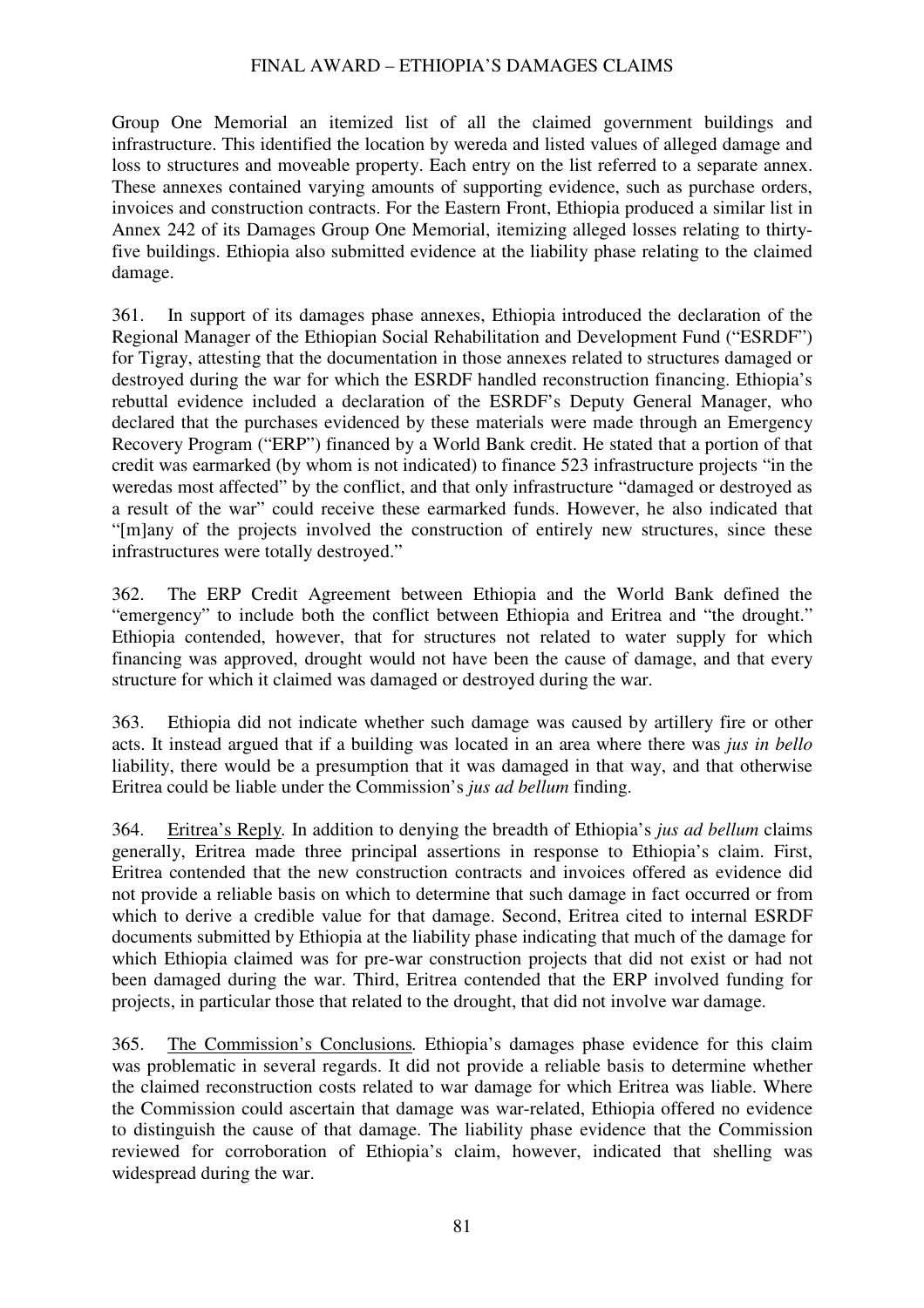Group One Memorial an itemized list of all the claimed government buildings and infrastructure. This identified the location by wereda and listed values of alleged damage and loss to structures and moveable property. Each entry on the list referred to a separate annex. These annexes contained varying amounts of supporting evidence, such as purchase orders, invoices and construction contracts. For the Eastern Front, Ethiopia produced a similar list in Annex 242 of its Damages Group One Memorial, itemizing alleged losses relating to thirty-five buildings. Ethiopia also submitted evidence at the liability phase relating to the claimed damage.

361. In support of its damages phase annexes, Ethiopia introduced the declaration of the Regional Manager of the Ethiopian Social Rehabilitation and Development Fund ("ESRDF") for Tigray, attesting that the documentation in those annexes related to structures damaged or destroyed during the war for which the ESRDF handled reconstruction financing. Ethiopia's rebuttal evidence included a declaration of the ESRDF's Deputy General Manager, who declared that the purchases evidenced by these materials were made through an Emergency Recovery Program ("ERP") financed by a World Bank credit. He stated that a portion of that credit was earmarked (by whom is not indicated) to finance 523 infrastructure projects "in the weredas most affected" by the conflict, and that only infrastructure "damaged or destroyed as a result of the war" could receive these earmarked funds. However, he also indicated that "[m]any of the projects involved the construction of entirely new structures, since these infrastructures were totally destroyed."

362. The ERP Credit Agreement between Ethiopia and the World Bank defined the "emergency" to include both the conflict between Ethiopia and Eritrea and "the drought." Ethiopia contended, however, that for structures not related to water supply for which financing was approved, drought would not have been the cause of damage, and that every structure for which it claimed was damaged or destroyed during the war.

363. Ethiopia did not indicate whether such damage was caused by artillery fire or other acts. It instead argued that if a building was located in an area where there was *jus in bello* liability, there would be a presumption that it was damaged in that way, and that otherwise Eritrea could be liable under the Commission's *jus ad bellum* finding.

364. Eritrea's Reply. In addition to denying the breadth of Ethiopia's *jus ad bellum* claims generally, Eritrea made three principal assertions in response to Ethiopia's claim. First, Eritrea contended that the new construction contracts and invoices offered as evidence did not provide a reliable basis on which to determine that such damage in fact occurred or from which to derive a credible value for that damage. Second, Eritrea cited to internal ESRDF documents submitted by Ethiopia at the liability phase indicating that much of the damage for which Ethiopia claimed was for pre-war construction projects that did not exist or had not been damaged during the war. Third, Eritrea contended that the ERP involved funding for projects, in particular those that related to the drought, that did not involve war damage.

365. The Commission's Conclusions. Ethiopia's damages phase evidence for this claim was problematic in several regards. It did not provide a reliable basis to determine whether the claimed reconstruction costs related to war damage for which Eritrea was liable. Where the Commission could ascertain that damage was war-related, Ethiopia offered no evidence to distinguish the cause of that damage. The liability phase evidence that the Commission reviewed for corroboration of Ethiopia's claim, however, indicated that shelling was widespread during the war.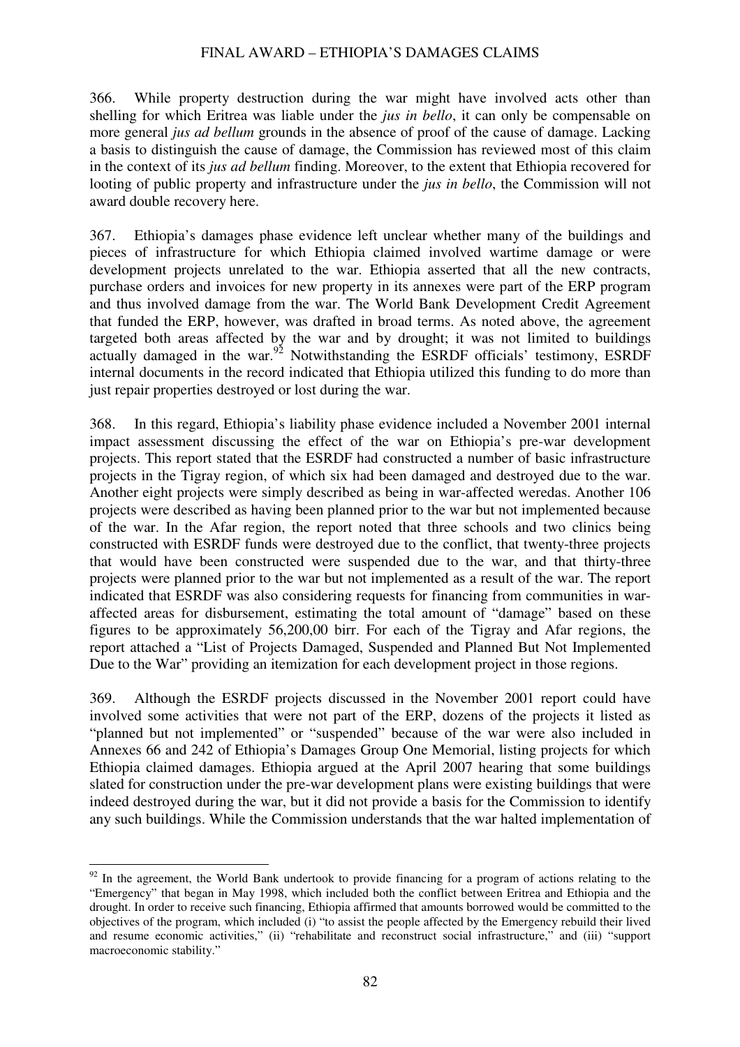366. While property destruction during the war might have involved acts other than shelling for which Eritrea was liable under the *jus in bello*, it can only be compensable on more general *jus ad bellum* grounds in the absence of proof of the cause of damage. Lacking a basis to distinguish the cause of damage, the Commission has reviewed most of this claim in the context of its *jus ad bellum* finding. Moreover, to the extent that Ethiopia recovered for looting of public property and infrastructure under the *jus in bello*, the Commission will not award double recovery here.

367. Ethiopia's damages phase evidence left unclear whether many of the buildings and pieces of infrastructure for which Ethiopia claimed involved wartime damage or were development projects unrelated to the war. Ethiopia asserted that all the new contracts, purchase orders and invoices for new property in its annexes were part of the ERP program and thus involved damage from the war. The World Bank Development Credit Agreement that funded the ERP, however, was drafted in broad terms. As noted above, the agreement targeted both areas affected by the war and by drought; it was not limited to buildings actually damaged in the war.[92] Notwithstanding the ESRDF officials' testimony, ESRDF internal documents in the record indicated that Ethiopia utilized this funding to do more than just repair properties destroyed or lost during the war.

368. In this regard, Ethiopia's liability phase evidence included a November 2001 internal impact assessment discussing the effect of the war on Ethiopia's pre-war development projects. This report stated that the ESRDF had constructed a number of basic infrastructure projects in the Tigray region, of which six had been damaged and destroyed due to the war. Another eight projects were simply described as being in war-affected weredas. Another 106 projects were described as having been planned prior to the war but not implemented because of the war. In the Afar region, the report noted that three schools and two clinics being constructed with ESRDF funds were destroyed due to the conflict, that twenty-three projects that would have been constructed were suspended due to the war, and that thirty-three projects were planned prior to the war but not implemented as a result of the war. The report indicated that ESRDF was also considering requests for financing from communities in war-affected areas for disbursement, estimating the total amount of "damage" based on these figures to be approximately 56,200,00 birr. For each of the Tigray and Afar regions, the report attached a "List of Projects Damaged, Suspended and Planned But Not Implemented Due to the War" providing an itemization for each development project in those regions.

369. Although the ESRDF projects discussed in the November 2001 report could have involved some activities that were not part of the ERP, dozens of the projects it listed as "planned but not implemented" or "suspended" because of the war were also included in Annexes 66 and 242 of Ethiopia's Damages Group One Memorial, listing projects for which Ethiopia claimed damages. Ethiopia argued at the April 2007 hearing that some buildings slated for construction under the pre-war development plans were existing buildings that were indeed destroyed during the war, but it did not provide a basis for the Commission to identify any such buildings. While the Commission understands that the war halted implementation of

[92] In the agreement, the World Bank undertook to provide financing for a program of actions relating to the "Emergency" that began in May 1998, which included both the conflict between Eritrea and Ethiopia and the drought. In order to receive such financing, Ethiopia affirmed that amounts borrowed would be committed to the objectives of the program, which included (i) "to assist the people affected by the Emergency rebuild their lived and resume economic activities," (ii) "rehabilitate and reconstruct social infrastructure," and (iii) "support macroeconomic stability."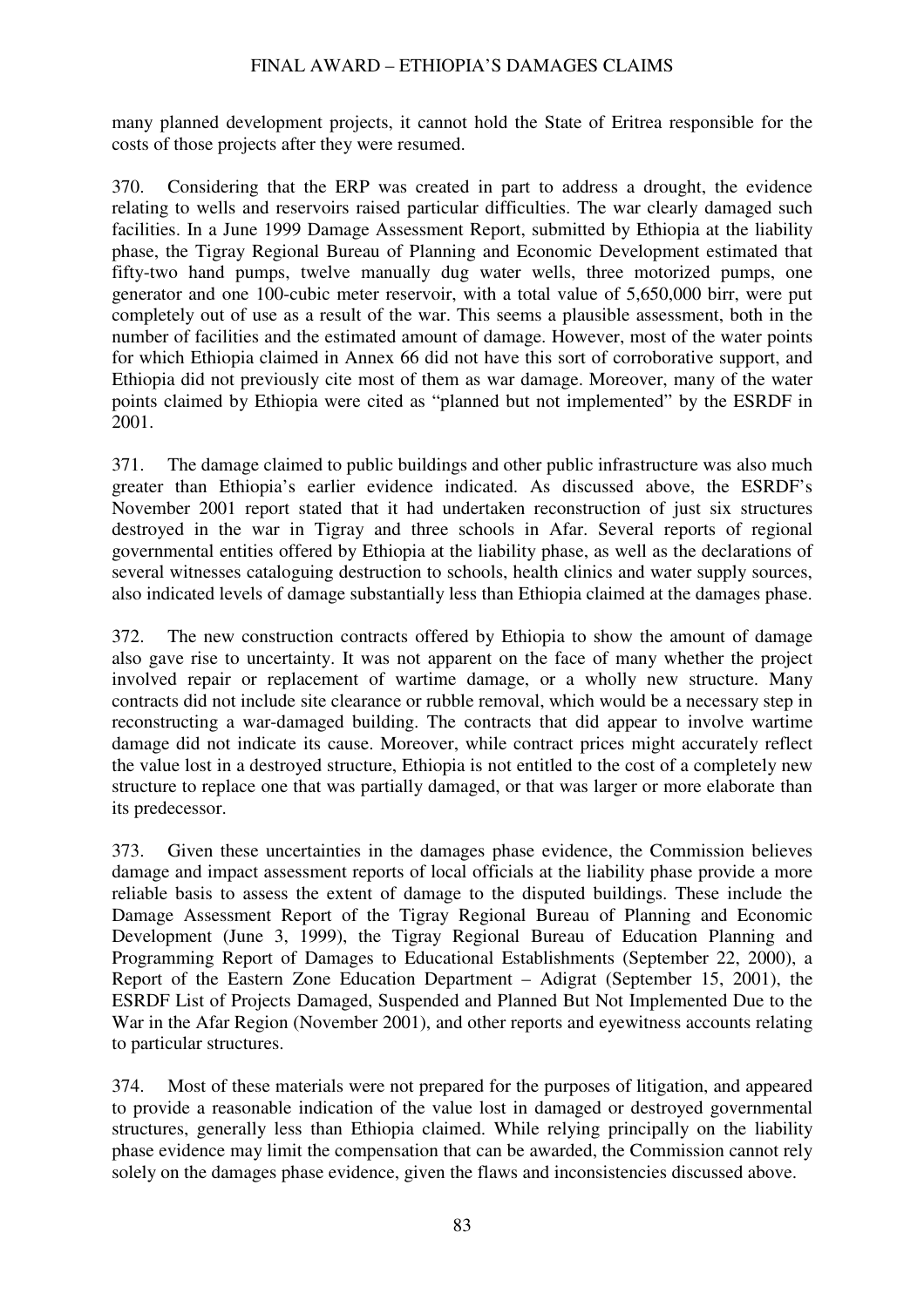many planned development projects, it cannot hold the State of Eritrea responsible for the costs of those projects after they were resumed.

370. Considering that the ERP was created in part to address a drought, the evidence relating to wells and reservoirs raised particular difficulties. The war clearly damaged such facilities. In a June 1999 Damage Assessment Report, submitted by Ethiopia at the liability phase, the Tigray Regional Bureau of Planning and Economic Development estimated that fifty-two hand pumps, twelve manually dug water wells, three motorized pumps, one generator and one 100-cubic meter reservoir, with a total value of 5,650,000 birr, were put completely out of use as a result of the war. This seems a plausible assessment, both in the number of facilities and the estimated amount of damage. However, most of the water points for which Ethiopia claimed in Annex 66 did not have this sort of corroborative support, and Ethiopia did not previously cite most of them as war damage. Moreover, many of the water points claimed by Ethiopia were cited as "planned but not implemented" by the ESRDF in 2001.

371. The damage claimed to public buildings and other public infrastructure was also much greater than Ethiopia's earlier evidence indicated. As discussed above, the ESRDF's November 2001 report stated that it had undertaken reconstruction of just six structures destroyed in the war in Tigray and three schools in Afar. Several reports of regional governmental entities offered by Ethiopia at the liability phase, as well as the declarations of several witnesses cataloguing destruction to schools, health clinics and water supply sources, also indicated levels of damage substantially less than Ethiopia claimed at the damages phase.

372. The new construction contracts offered by Ethiopia to show the amount of damage also gave rise to uncertainty. It was not apparent on the face of many whether the project involved repair or replacement of wartime damage, or a wholly new structure. Many contracts did not include site clearance or rubble removal, which would be a necessary step in reconstructing a war-damaged building. The contracts that did appear to involve wartime damage did not indicate its cause. Moreover, while contract prices might accurately reflect the value lost in a destroyed structure, Ethiopia is not entitled to the cost of a completely new structure to replace one that was partially damaged, or that was larger or more elaborate than its predecessor.

373. Given these uncertainties in the damages phase evidence, the Commission believes damage and impact assessment reports of local officials at the liability phase provide a more reliable basis to assess the extent of damage to the disputed buildings. These include the Damage Assessment Report of the Tigray Regional Bureau of Planning and Economic Development (June 3, 1999), the Tigray Regional Bureau of Education Planning and Programming Report of Damages to Educational Establishments (September 22, 2000), a Report of the Eastern Zone Education Department – Adigrat (September 15, 2001), the ESRDF List of Projects Damaged, Suspended and Planned But Not Implemented Due to the War in the Afar Region (November 2001), and other reports and eyewitness accounts relating to particular structures.

374. Most of these materials were not prepared for the purposes of litigation, and appeared to provide a reasonable indication of the value lost in damaged or destroyed governmental structures, generally less than Ethiopia claimed. While relying principally on the liability phase evidence may limit the compensation that can be awarded, the Commission cannot rely solely on the damages phase evidence, given the flaws and inconsistencies discussed above.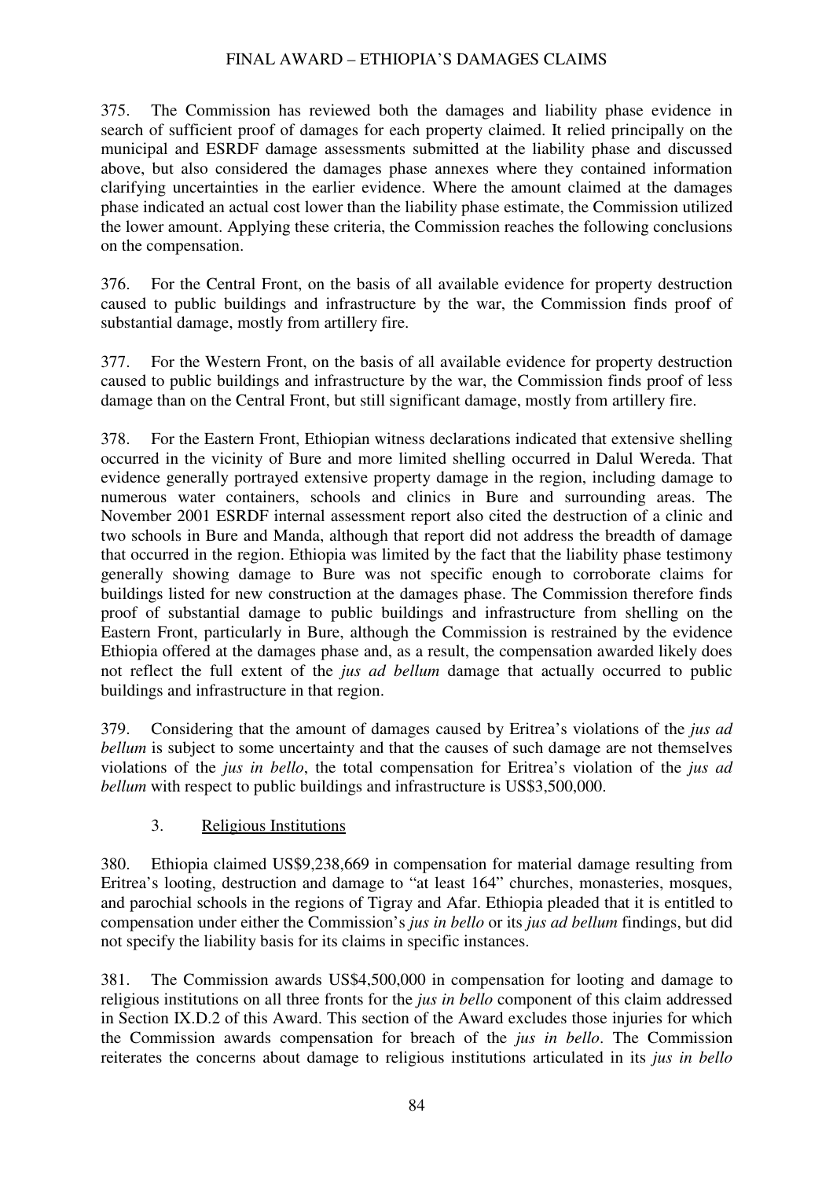375. The Commission has reviewed both the damages and liability phase evidence in search of sufficient proof of damages for each property claimed. It relied principally on the municipal and ESRDF damage assessments submitted at the liability phase and discussed above, but also considered the damages phase annexes where they contained information clarifying uncertainties in the earlier evidence. Where the amount claimed at the damages phase indicated an actual cost lower than the liability phase estimate, the Commission utilized the lower amount. Applying these criteria, the Commission reaches the following conclusions on the compensation.

376. For the Central Front, on the basis of all available evidence for property destruction caused to public buildings and infrastructure by the war, the Commission finds proof of substantial damage, mostly from artillery fire.

377. For the Western Front, on the basis of all available evidence for property destruction caused to public buildings and infrastructure by the war, the Commission finds proof of less damage than on the Central Front, but still significant damage, mostly from artillery fire.

378. For the Eastern Front, Ethiopian witness declarations indicated that extensive shelling occurred in the vicinity of Bure and more limited shelling occurred in Dalul Wereda. That evidence generally portrayed extensive property damage in the region, including damage to numerous water containers, schools and clinics in Bure and surrounding areas. The November 2001 ESRDF internal assessment report also cited the destruction of a clinic and two schools in Bure and Manda, although that report did not address the breadth of damage that occurred in the region. Ethiopia was limited by the fact that the liability phase testimony generally showing damage to Bure was not specific enough to corroborate claims for buildings listed for new construction at the damages phase. The Commission therefore finds proof of substantial damage to public buildings and infrastructure from shelling on the Eastern Front, particularly in Bure, although the Commission is restrained by the evidence Ethiopia offered at the damages phase and, as a result, the compensation awarded likely does not reflect the full extent of the *jus ad bellum* damage that actually occurred to public buildings and infrastructure in that region.

379. Considering that the amount of damages caused by Eritrea's violations of the *jus ad bellum* is subject to some uncertainty and that the causes of such damage are not themselves violations of the *jus in bello*, the total compensation for Eritrea's violation of the *jus ad bellum* with respect to public buildings and infrastructure is US$3,500,000.

### 3. Religious Institutions

380. Ethiopia claimed US$9,238,669 in compensation for material damage resulting from Eritrea's looting, destruction and damage to "at least 164" churches, monasteries, mosques, and parochial schools in the regions of Tigray and Afar. Ethiopia pleaded that it is entitled to compensation under either the Commission's *jus in bello* or its *jus ad bellum* findings, but did not specify the liability basis for its claims in specific instances.

381. The Commission awards US$4,500,000 in compensation for looting and damage to religious institutions on all three fronts for the *jus in bello* component of this claim addressed in Section IX.D.2 of this Award. This section of the Award excludes those injuries for which the Commission awards compensation for breach of the *jus in bello*. The Commission reiterates the concerns about damage to religious institutions articulated in its *jus in bello*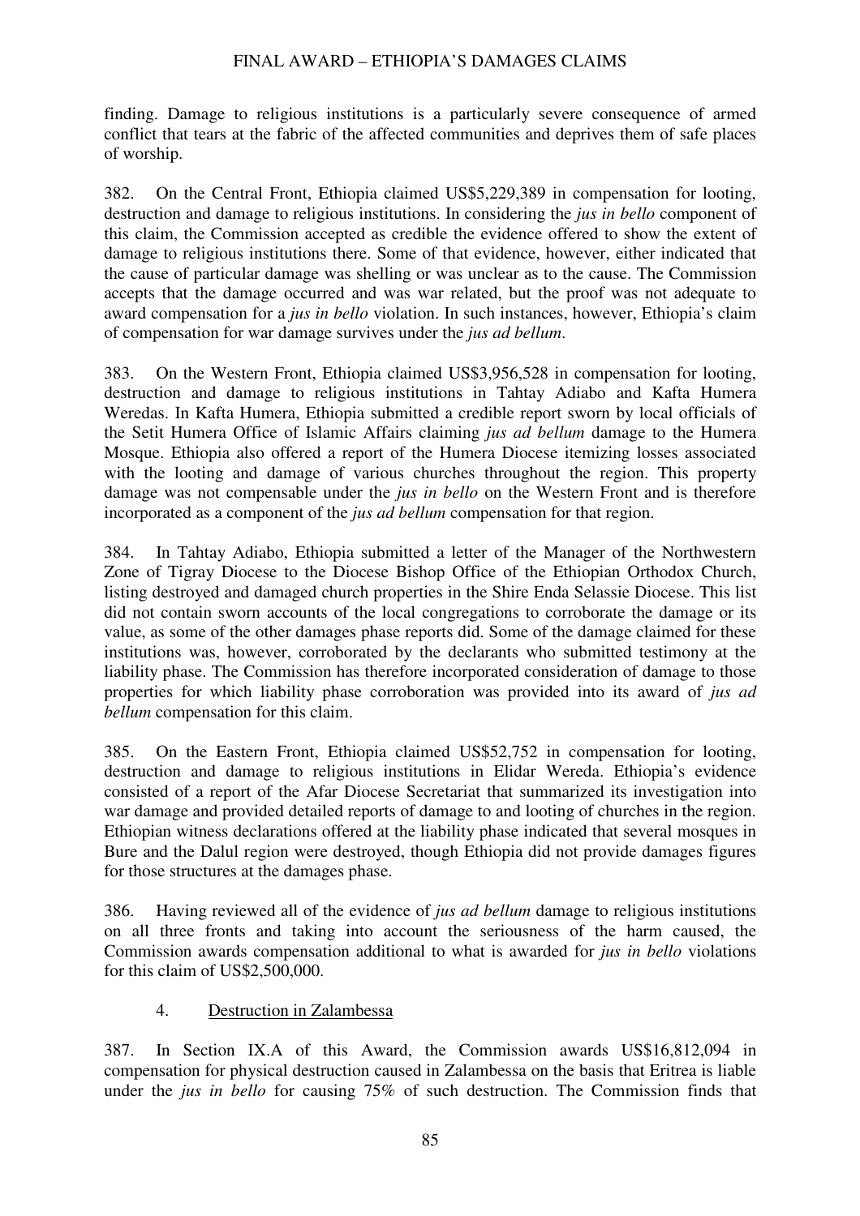finding. Damage to religious institutions is a particularly severe consequence of armed conflict that tears at the fabric of the affected communities and deprives them of safe places of worship.

382. On the Central Front, Ethiopia claimed US$5,229,389 in compensation for looting, destruction and damage to religious institutions. In considering the *jus in bello* component of this claim, the Commission accepted as credible the evidence offered to show the extent of damage to religious institutions there. Some of that evidence, however, either indicated that the cause of particular damage was shelling or was unclear as to the cause. The Commission accepts that the damage occurred and was war related, but the proof was not adequate to award compensation for a *jus in bello* violation. In such instances, however, Ethiopia's claim of compensation for war damage survives under the *jus ad bellum*.

383. On the Western Front, Ethiopia claimed US$3,956,528 in compensation for looting, destruction and damage to religious institutions in Tahtay Adiabo and Kafta Humera Weredas. In Kafta Humera, Ethiopia submitted a credible report sworn by local officials of the Setit Humera Office of Islamic Affairs claiming *jus ad bellum* damage to the Humera Mosque. Ethiopia also offered a report of the Humera Diocese itemizing losses associated with the looting and damage of various churches throughout the region. This property damage was not compensable under the *jus in bello* on the Western Front and is therefore incorporated as a component of the *jus ad bellum* compensation for that region.

384. In Tahtay Adiabo, Ethiopia submitted a letter of the Manager of the Northwestern Zone of Tigray Diocese to the Diocese Bishop Office of the Ethiopian Orthodox Church, listing destroyed and damaged church properties in the Shire Enda Selassie Diocese. This list did not contain sworn accounts of the local congregations to corroborate the damage or its value, as some of the other damages phase reports did. Some of the damage claimed for these institutions was, however, corroborated by the declarants who submitted testimony at the liability phase. The Commission has therefore incorporated consideration of damage to those properties for which liability phase corroboration was provided into its award of *jus ad bellum* compensation for this claim.

385. On the Eastern Front, Ethiopia claimed US$52,752 in compensation for looting, destruction and damage to religious institutions in Elidar Wereda. Ethiopia's evidence consisted of a report of the Afar Diocese Secretariat that summarized its investigation into war damage and provided detailed reports of damage to and looting of churches in the region. Ethiopian witness declarations offered at the liability phase indicated that several mosques in Bure and the Dalul region were destroyed, though Ethiopia did not provide damages figures for those structures at the damages phase.

386. Having reviewed all of the evidence of *jus ad bellum* damage to religious institutions on all three fronts and taking into account the seriousness of the harm caused, the Commission awards compensation additional to what is awarded for *jus in bello* violations for this claim of US$2,500,000.

### 4. Destruction in Zalambessa

387. In Section IX.A of this Award, the Commission awards US$16,812,094 in compensation for physical destruction caused in Zalambessa on the basis that Eritrea is liable under the *jus in bello* for causing 75% of such destruction. The Commission finds that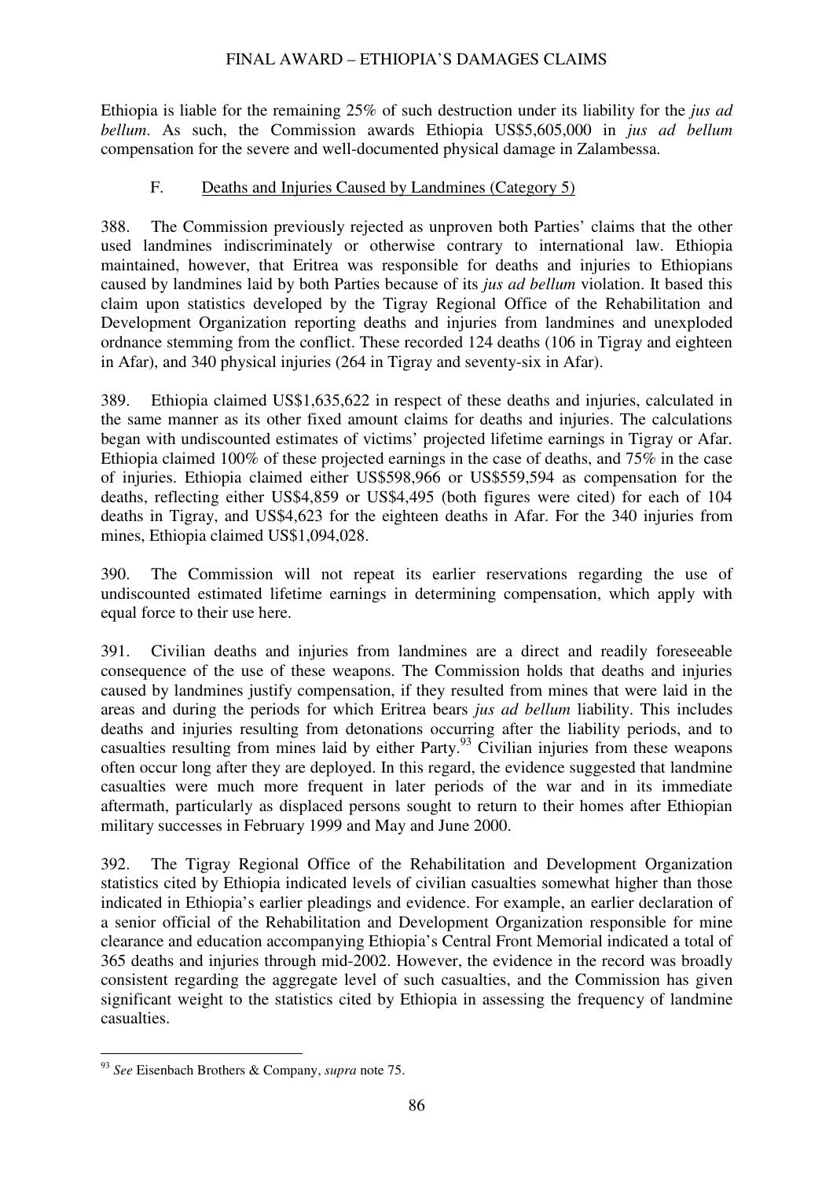Ethiopia is liable for the remaining 25% of such destruction under its liability for the *jus ad bellum*. As such, the Commission awards Ethiopia US$5,605,000 in *jus ad bellum* compensation for the severe and well-documented physical damage in Zalambessa.

### F. Deaths and Injuries Caused by Landmines (Category 5)

388. The Commission previously rejected as unproven both Parties' claims that the other used landmines indiscriminately or otherwise contrary to international law. Ethiopia maintained, however, that Eritrea was responsible for deaths and injuries to Ethiopians caused by landmines laid by both Parties because of its *jus ad bellum* violation. It based this claim upon statistics developed by the Tigray Regional Office of the Rehabilitation and Development Organization reporting deaths and injuries from landmines and unexploded ordnance stemming from the conflict. These recorded 124 deaths (106 in Tigray and eighteen in Afar), and 340 physical injuries (264 in Tigray and seventy-six in Afar).

389. Ethiopia claimed US$1,635,622 in respect of these deaths and injuries, calculated in the same manner as its other fixed amount claims for deaths and injuries. The calculations began with undiscounted estimates of victims' projected lifetime earnings in Tigray or Afar. Ethiopia claimed 100% of these projected earnings in the case of deaths, and 75% in the case of injuries. Ethiopia claimed either US$598,966 or US$559,594 as compensation for the deaths, reflecting either US$4,859 or US$4,495 (both figures were cited) for each of 104 deaths in Tigray, and US$4,623 for the eighteen deaths in Afar. For the 340 injuries from mines, Ethiopia claimed US$1,094,028.

390. The Commission will not repeat its earlier reservations regarding the use of undiscounted estimated lifetime earnings in determining compensation, which apply with equal force to their use here.

391. Civilian deaths and injuries from landmines are a direct and readily foreseeable consequence of the use of these weapons. The Commission holds that deaths and injuries caused by landmines justify compensation, if they resulted from mines that were laid in the areas and during the periods for which Eritrea bears *jus ad bellum* liability. This includes deaths and injuries resulting from detonations occurring after the liability periods, and to casualties resulting from mines laid by either Party.[93] Civilian injuries from these weapons often occur long after they are deployed. In this regard, the evidence suggested that landmine casualties were much more frequent in later periods of the war and in its immediate aftermath, particularly as displaced persons sought to return to their homes after Ethiopian military successes in February 1999 and May and June 2000.

392. The Tigray Regional Office of the Rehabilitation and Development Organization statistics cited by Ethiopia indicated levels of civilian casualties somewhat higher than those indicated in Ethiopia's earlier pleadings and evidence. For example, an earlier declaration of a senior official of the Rehabilitation and Development Organization responsible for mine clearance and education accompanying Ethiopia's Central Front Memorial indicated a total of 365 deaths and injuries through mid-2002. However, the evidence in the record was broadly consistent regarding the aggregate level of such casualties, and the Commission has given significant weight to the statistics cited by Ethiopia in assessing the frequency of landmine casualties.

---

[93] *See* Eisenbach Brothers & Company, *supra* note 75.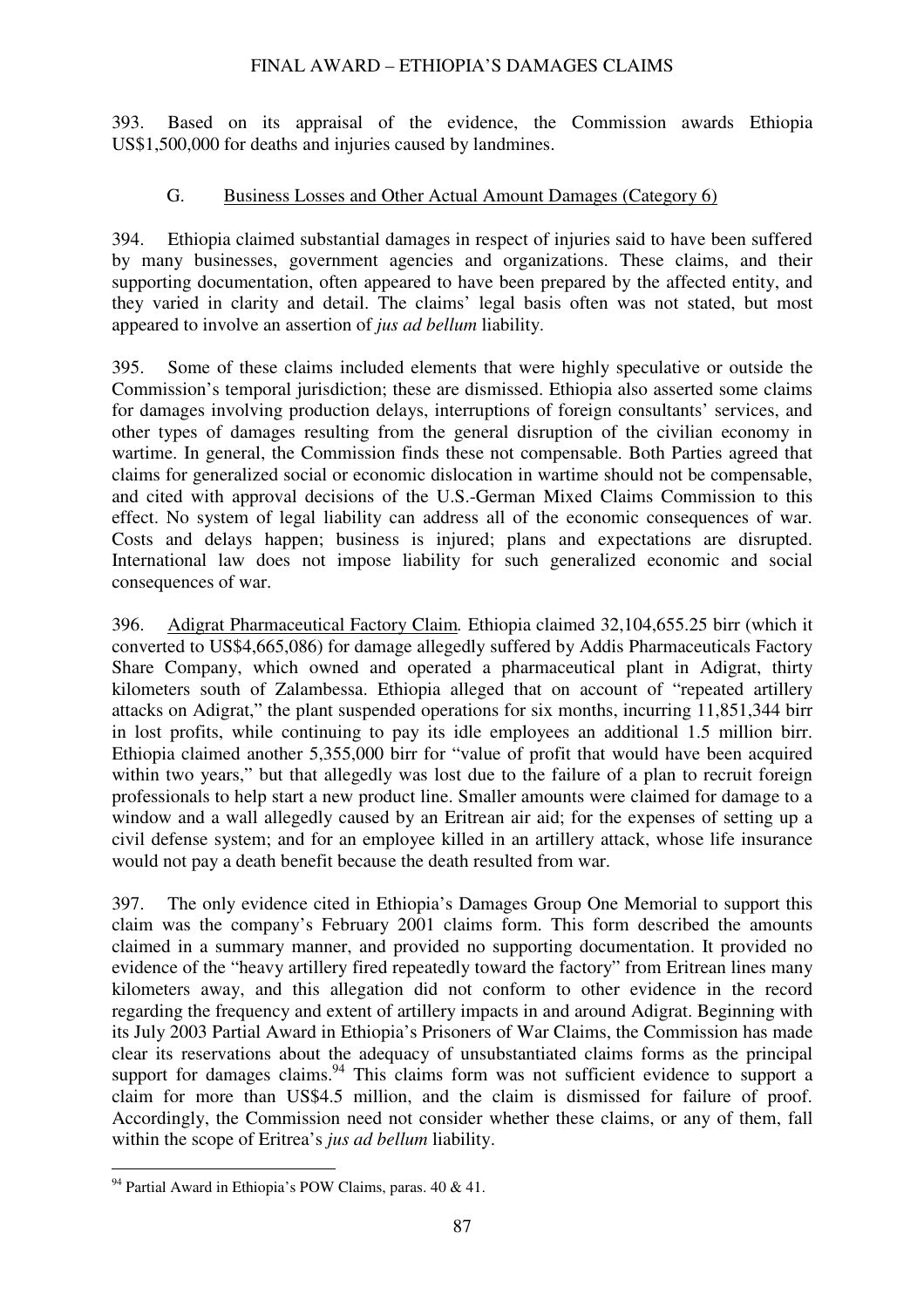393. Based on its appraisal of the evidence, the Commission awards Ethiopia US$1,500,000 for deaths and injuries caused by landmines.

### G. Business Losses and Other Actual Amount Damages (Category 6)

394. Ethiopia claimed substantial damages in respect of injuries said to have been suffered by many businesses, government agencies and organizations. These claims, and their supporting documentation, often appeared to have been prepared by the affected entity, and they varied in clarity and detail. The claims' legal basis often was not stated, but most appeared to involve an assertion of *jus ad bellum* liability.

395. Some of these claims included elements that were highly speculative or outside the Commission's temporal jurisdiction; these are dismissed. Ethiopia also asserted some claims for damages involving production delays, interruptions of foreign consultants' services, and other types of damages resulting from the general disruption of the civilian economy in wartime. In general, the Commission finds these not compensable. Both Parties agreed that claims for generalized social or economic dislocation in wartime should not be compensable, and cited with approval decisions of the U.S.-German Mixed Claims Commission to this effect. No system of legal liability can address all of the economic consequences of war. Costs and delays happen; business is injured; plans and expectations are disrupted. International law does not impose liability for such generalized economic and social consequences of war.

396. Adigrat Pharmaceutical Factory Claim*.* Ethiopia claimed 32,104,655.25 birr (which it converted to US$4,665,086) for damage allegedly suffered by Addis Pharmaceuticals Factory Share Company, which owned and operated a pharmaceutical plant in Adigrat, thirty kilometers south of Zalambessa. Ethiopia alleged that on account of "repeated artillery attacks on Adigrat," the plant suspended operations for six months, incurring 11,851,344 birr in lost profits, while continuing to pay its idle employees an additional 1.5 million birr. Ethiopia claimed another 5,355,000 birr for "value of profit that would have been acquired within two years," but that allegedly was lost due to the failure of a plan to recruit foreign professionals to help start a new product line. Smaller amounts were claimed for damage to a window and a wall allegedly caused by an Eritrean air aid; for the expenses of setting up a civil defense system; and for an employee killed in an artillery attack, whose life insurance would not pay a death benefit because the death resulted from war.

397. The only evidence cited in Ethiopia's Damages Group One Memorial to support this claim was the company's February 2001 claims form. This form described the amounts claimed in a summary manner, and provided no supporting documentation. It provided no evidence of the "heavy artillery fired repeatedly toward the factory" from Eritrean lines many kilometers away, and this allegation did not conform to other evidence in the record regarding the frequency and extent of artillery impacts in and around Adigrat. Beginning with its July 2003 Partial Award in Ethiopia's Prisoners of War Claims, the Commission has made clear its reservations about the adequacy of unsubstantiated claims forms as the principal support for damages claims.[94] This claims form was not sufficient evidence to support a claim for more than US$4.5 million, and the claim is dismissed for failure of proof. Accordingly, the Commission need not consider whether these claims, or any of them, fall within the scope of Eritrea's *jus ad bellum* liability.

---

[94] Partial Award in Ethiopia's POW Claims, paras. 40 & 41.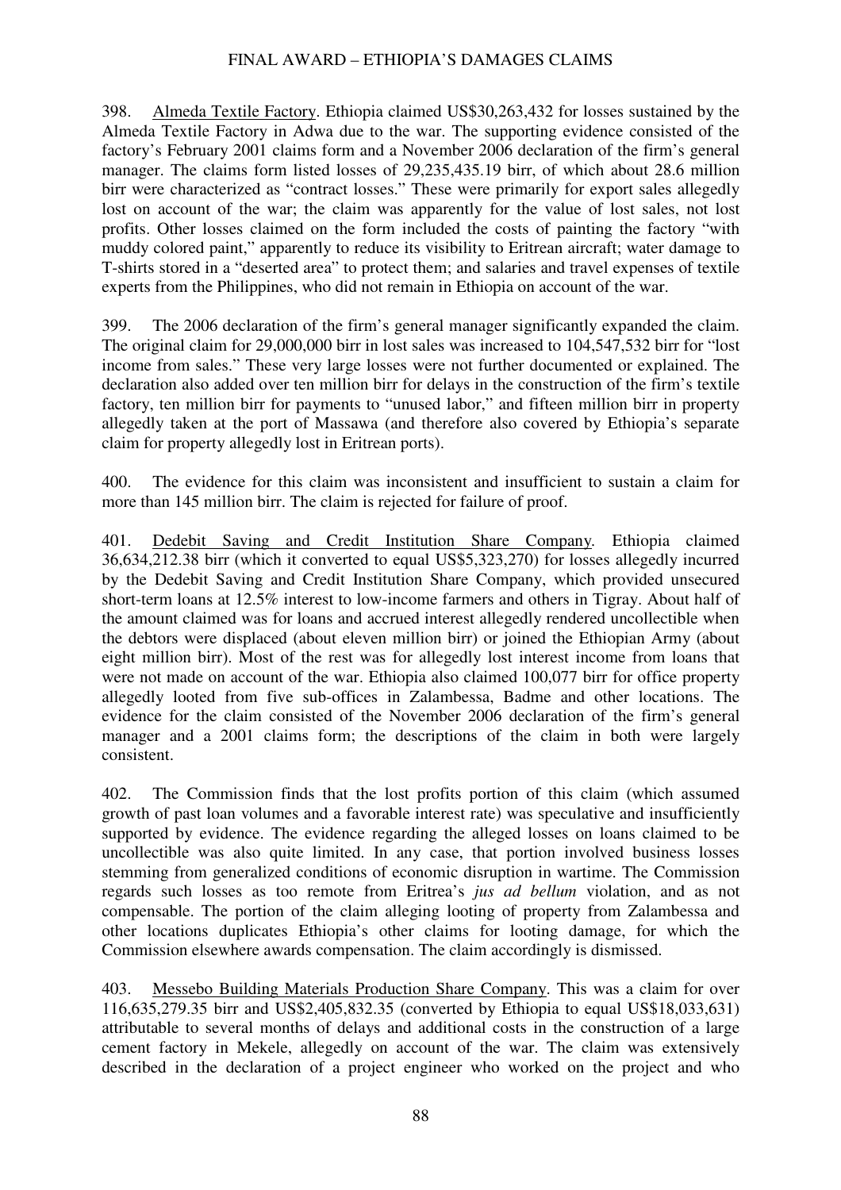398. Almeda Textile Factory. Ethiopia claimed US$30,263,432 for losses sustained by the Almeda Textile Factory in Adwa due to the war. The supporting evidence consisted of the factory's February 2001 claims form and a November 2006 declaration of the firm's general manager. The claims form listed losses of 29,235,435.19 birr, of which about 28.6 million birr were characterized as "contract losses." These were primarily for export sales allegedly lost on account of the war; the claim was apparently for the value of lost sales, not lost profits. Other losses claimed on the form included the costs of painting the factory "with muddy colored paint," apparently to reduce its visibility to Eritrean aircraft; water damage to T-shirts stored in a "deserted area" to protect them; and salaries and travel expenses of textile experts from the Philippines, who did not remain in Ethiopia on account of the war.

399. The 2006 declaration of the firm's general manager significantly expanded the claim. The original claim for 29,000,000 birr in lost sales was increased to 104,547,532 birr for "lost income from sales." These very large losses were not further documented or explained. The declaration also added over ten million birr for delays in the construction of the firm's textile factory, ten million birr for payments to "unused labor," and fifteen million birr in property allegedly taken at the port of Massawa (and therefore also covered by Ethiopia's separate claim for property allegedly lost in Eritrean ports).

400. The evidence for this claim was inconsistent and insufficient to sustain a claim for more than 145 million birr. The claim is rejected for failure of proof.

401. Dedebit Saving and Credit Institution Share Company. Ethiopia claimed 36,634,212.38 birr (which it converted to equal US$5,323,270) for losses allegedly incurred by the Dedebit Saving and Credit Institution Share Company, which provided unsecured short-term loans at 12.5% interest to low-income farmers and others in Tigray. About half of the amount claimed was for loans and accrued interest allegedly rendered uncollectible when the debtors were displaced (about eleven million birr) or joined the Ethiopian Army (about eight million birr). Most of the rest was for allegedly lost interest income from loans that were not made on account of the war. Ethiopia also claimed 100,077 birr for office property allegedly looted from five sub-offices in Zalambessa, Badme and other locations. The evidence for the claim consisted of the November 2006 declaration of the firm's general manager and a 2001 claims form; the descriptions of the claim in both were largely consistent.

402. The Commission finds that the lost profits portion of this claim (which assumed growth of past loan volumes and a favorable interest rate) was speculative and insufficiently supported by evidence. The evidence regarding the alleged losses on loans claimed to be uncollectible was also quite limited. In any case, that portion involved business losses stemming from generalized conditions of economic disruption in wartime. The Commission regards such losses as too remote from Eritrea's *jus ad bellum* violation, and as not compensable. The portion of the claim alleging looting of property from Zalambessa and other locations duplicates Ethiopia's other claims for looting damage, for which the Commission elsewhere awards compensation. The claim accordingly is dismissed.

403. Messebo Building Materials Production Share Company. This was a claim for over 116,635,279.35 birr and US$2,405,832.35 (converted by Ethiopia to equal US$18,033,631) attributable to several months of delays and additional costs in the construction of a large cement factory in Mekele, allegedly on account of the war. The claim was extensively described in the declaration of a project engineer who worked on the project and who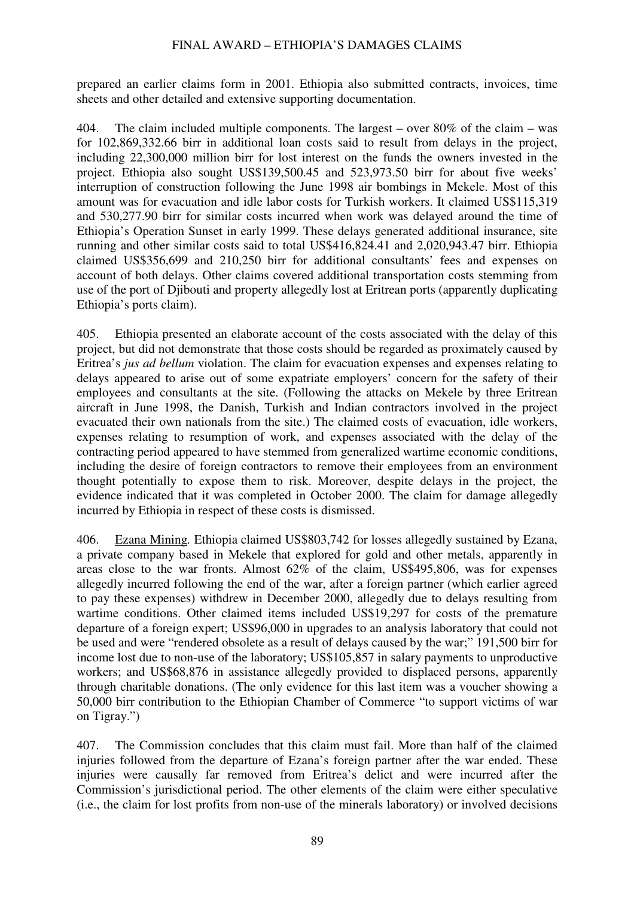prepared an earlier claims form in 2001. Ethiopia also submitted contracts, invoices, time sheets and other detailed and extensive supporting documentation.

404. The claim included multiple components. The largest – over 80% of the claim – was for 102,869,332.66 birr in additional loan costs said to result from delays in the project, including 22,300,000 million birr for lost interest on the funds the owners invested in the project. Ethiopia also sought US$139,500.45 and 523,973.50 birr for about five weeks' interruption of construction following the June 1998 air bombings in Mekele. Most of this amount was for evacuation and idle labor costs for Turkish workers. It claimed US$115,319 and 530,277.90 birr for similar costs incurred when work was delayed around the time of Ethiopia's Operation Sunset in early 1999. These delays generated additional insurance, site running and other similar costs said to total US$416,824.41 and 2,020,943.47 birr. Ethiopia claimed US$356,699 and 210,250 birr for additional consultants' fees and expenses on account of both delays. Other claims covered additional transportation costs stemming from use of the port of Djibouti and property allegedly lost at Eritrean ports (apparently duplicating Ethiopia's ports claim).

405. Ethiopia presented an elaborate account of the costs associated with the delay of this project, but did not demonstrate that those costs should be regarded as proximately caused by Eritrea's *jus ad bellum* violation. The claim for evacuation expenses and expenses relating to delays appeared to arise out of some expatriate employers' concern for the safety of their employees and consultants at the site. (Following the attacks on Mekele by three Eritrean aircraft in June 1998, the Danish, Turkish and Indian contractors involved in the project evacuated their own nationals from the site.) The claimed costs of evacuation, idle workers, expenses relating to resumption of work, and expenses associated with the delay of the contracting period appeared to have stemmed from generalized wartime economic conditions, including the desire of foreign contractors to remove their employees from an environment thought potentially to expose them to risk. Moreover, despite delays in the project, the evidence indicated that it was completed in October 2000. The claim for damage allegedly incurred by Ethiopia in respect of these costs is dismissed.

406. Ezana Mining. Ethiopia claimed US$803,742 for losses allegedly sustained by Ezana, a private company based in Mekele that explored for gold and other metals, apparently in areas close to the war fronts. Almost 62% of the claim, US$495,806, was for expenses allegedly incurred following the end of the war, after a foreign partner (which earlier agreed to pay these expenses) withdrew in December 2000, allegedly due to delays resulting from wartime conditions. Other claimed items included US$19,297 for costs of the premature departure of a foreign expert; US$96,000 in upgrades to an analysis laboratory that could not be used and were "rendered obsolete as a result of delays caused by the war;" 191,500 birr for income lost due to non-use of the laboratory; US$105,857 in salary payments to unproductive workers; and US$68,876 in assistance allegedly provided to displaced persons, apparently through charitable donations. (The only evidence for this last item was a voucher showing a 50,000 birr contribution to the Ethiopian Chamber of Commerce "to support victims of war on Tigray.")

407. The Commission concludes that this claim must fail. More than half of the claimed injuries followed from the departure of Ezana's foreign partner after the war ended. These injuries were causally far removed from Eritrea's delict and were incurred after the Commission's jurisdictional period. The other elements of the claim were either speculative (i.e., the claim for lost profits from non-use of the minerals laboratory) or involved decisions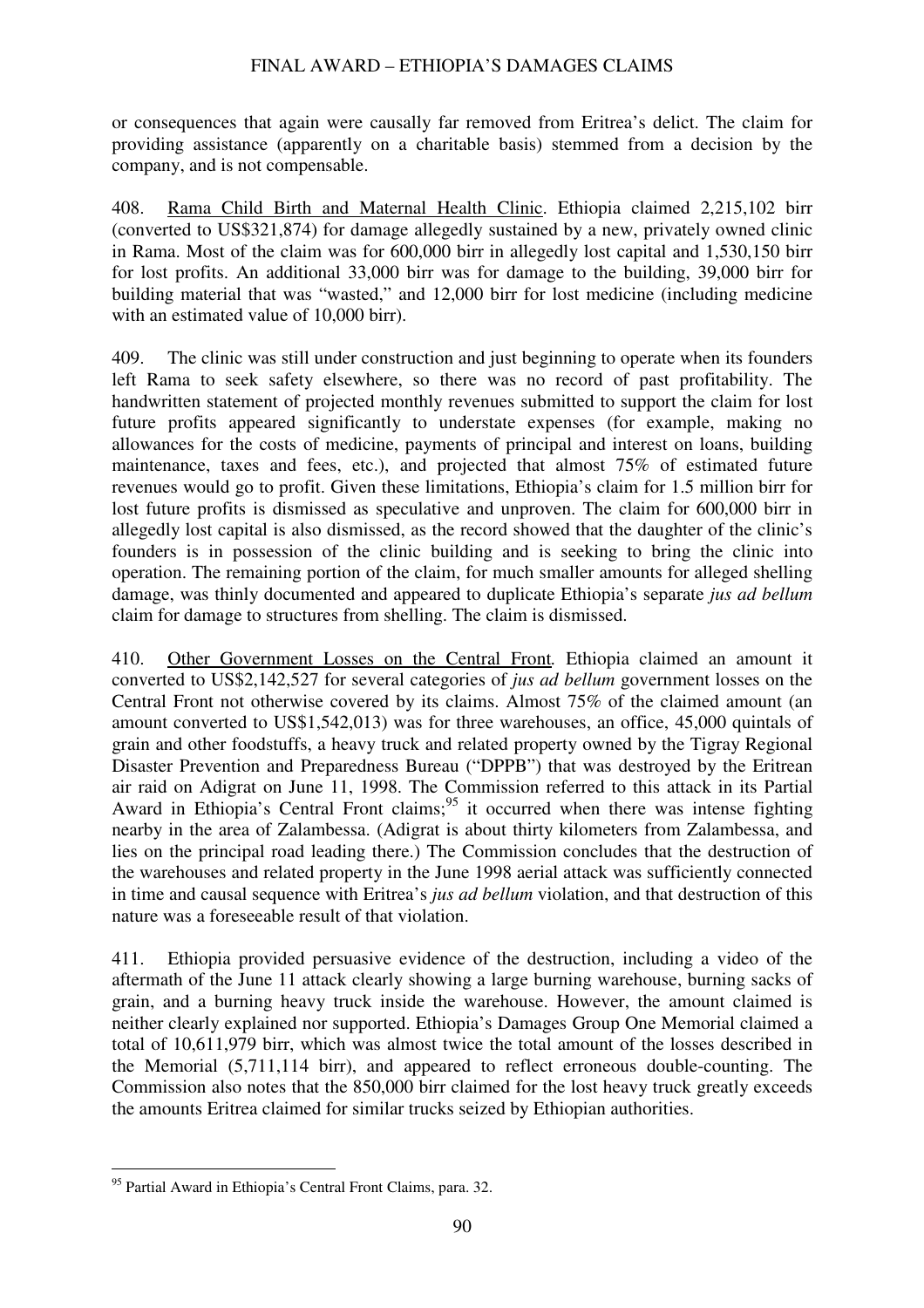or consequences that again were causally far removed from Eritrea's delict. The claim for providing assistance (apparently on a charitable basis) stemmed from a decision by the company, and is not compensable.

408. Rama Child Birth and Maternal Health Clinic. Ethiopia claimed 2,215,102 birr (converted to US$321,874) for damage allegedly sustained by a new, privately owned clinic in Rama. Most of the claim was for 600,000 birr in allegedly lost capital and 1,530,150 birr for lost profits. An additional 33,000 birr was for damage to the building, 39,000 birr for building material that was "wasted," and 12,000 birr for lost medicine (including medicine with an estimated value of 10,000 birr).

409. The clinic was still under construction and just beginning to operate when its founders left Rama to seek safety elsewhere, so there was no record of past profitability. The handwritten statement of projected monthly revenues submitted to support the claim for lost future profits appeared significantly to understate expenses (for example, making no allowances for the costs of medicine, payments of principal and interest on loans, building maintenance, taxes and fees, etc.), and projected that almost 75% of estimated future revenues would go to profit. Given these limitations, Ethiopia's claim for 1.5 million birr for lost future profits is dismissed as speculative and unproven. The claim for 600,000 birr in allegedly lost capital is also dismissed, as the record showed that the daughter of the clinic's founders is in possession of the clinic building and is seeking to bring the clinic into operation. The remaining portion of the claim, for much smaller amounts for alleged shelling damage, was thinly documented and appeared to duplicate Ethiopia's separate *jus ad bellum* claim for damage to structures from shelling. The claim is dismissed.

410. Other Government Losses on the Central Front. Ethiopia claimed an amount it converted to US$2,142,527 for several categories of *jus ad bellum* government losses on the Central Front not otherwise covered by its claims. Almost 75% of the claimed amount (an amount converted to US$1,542,013) was for three warehouses, an office, 45,000 quintals of grain and other foodstuffs, a heavy truck and related property owned by the Tigray Regional Disaster Prevention and Preparedness Bureau ("DPPB") that was destroyed by the Eritrean air raid on Adigrat on June 11, 1998. The Commission referred to this attack in its Partial Award in Ethiopia's Central Front claims;[95] it occurred when there was intense fighting nearby in the area of Zalambessa. (Adigrat is about thirty kilometers from Zalambessa, and lies on the principal road leading there.) The Commission concludes that the destruction of the warehouses and related property in the June 1998 aerial attack was sufficiently connected in time and causal sequence with Eritrea's *jus ad bellum* violation, and that destruction of this nature was a foreseeable result of that violation.

411. Ethiopia provided persuasive evidence of the destruction, including a video of the aftermath of the June 11 attack clearly showing a large burning warehouse, burning sacks of grain, and a burning heavy truck inside the warehouse. However, the amount claimed is neither clearly explained nor supported. Ethiopia's Damages Group One Memorial claimed a total of 10,611,979 birr, which was almost twice the total amount of the losses described in the Memorial (5,711,114 birr), and appeared to reflect erroneous double-counting. The Commission also notes that the 850,000 birr claimed for the lost heavy truck greatly exceeds the amounts Eritrea claimed for similar trucks seized by Ethiopian authorities.

---

[95] Partial Award in Ethiopia's Central Front Claims, para. 32.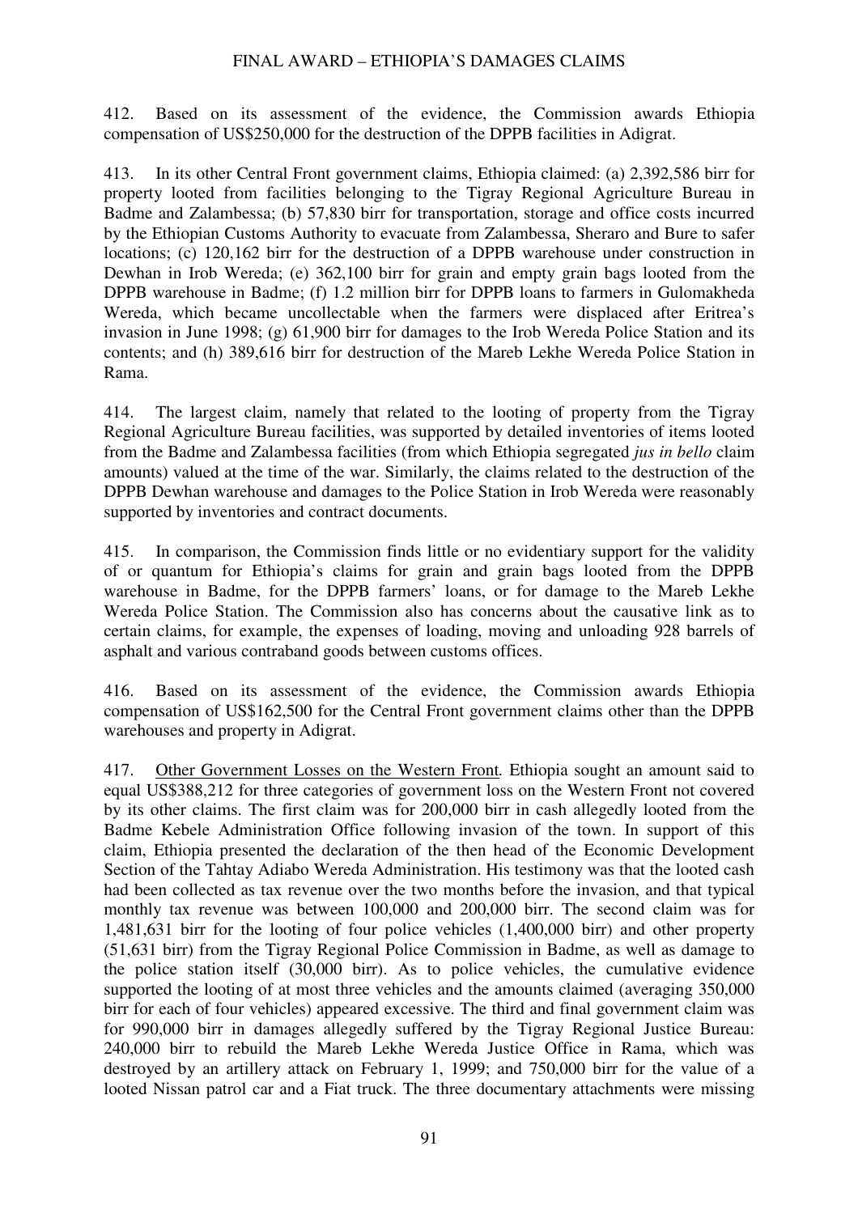412. Based on its assessment of the evidence, the Commission awards Ethiopia compensation of US$250,000 for the destruction of the DPPB facilities in Adigrat.

413. In its other Central Front government claims, Ethiopia claimed: (a) 2,392,586 birr for property looted from facilities belonging to the Tigray Regional Agriculture Bureau in Badme and Zalambessa; (b) 57,830 birr for transportation, storage and office costs incurred by the Ethiopian Customs Authority to evacuate from Zalambessa, Sheraro and Bure to safer locations; (c) 120,162 birr for the destruction of a DPPB warehouse under construction in Dewhan in Irob Wereda; (e) 362,100 birr for grain and empty grain bags looted from the DPPB warehouse in Badme; (f) 1.2 million birr for DPPB loans to farmers in Gulomakheda Wereda, which became uncollectable when the farmers were displaced after Eritrea's invasion in June 1998; (g) 61,900 birr for damages to the Irob Wereda Police Station and its contents; and (h) 389,616 birr for destruction of the Mareb Lekhe Wereda Police Station in Rama.

414. The largest claim, namely that related to the looting of property from the Tigray Regional Agriculture Bureau facilities, was supported by detailed inventories of items looted from the Badme and Zalambessa facilities (from which Ethiopia segregated *jus in bello* claim amounts) valued at the time of the war. Similarly, the claims related to the destruction of the DPPB Dewhan warehouse and damages to the Police Station in Irob Wereda were reasonably supported by inventories and contract documents.

415. In comparison, the Commission finds little or no evidentiary support for the validity of or quantum for Ethiopia's claims for grain and grain bags looted from the DPPB warehouse in Badme, for the DPPB farmers' loans, or for damage to the Mareb Lekhe Wereda Police Station. The Commission also has concerns about the causative link as to certain claims, for example, the expenses of loading, moving and unloading 928 barrels of asphalt and various contraband goods between customs offices.

416. Based on its assessment of the evidence, the Commission awards Ethiopia compensation of US$162,500 for the Central Front government claims other than the DPPB warehouses and property in Adigrat.

417. Other Government Losses on the Western Front*.* Ethiopia sought an amount said to equal US$388,212 for three categories of government loss on the Western Front not covered by its other claims. The first claim was for 200,000 birr in cash allegedly looted from the Badme Kebele Administration Office following invasion of the town. In support of this claim, Ethiopia presented the declaration of the then head of the Economic Development Section of the Tahtay Adiabo Wereda Administration. His testimony was that the looted cash had been collected as tax revenue over the two months before the invasion, and that typical monthly tax revenue was between 100,000 and 200,000 birr. The second claim was for 1,481,631 birr for the looting of four police vehicles (1,400,000 birr) and other property (51,631 birr) from the Tigray Regional Police Commission in Badme, as well as damage to the police station itself (30,000 birr). As to police vehicles, the cumulative evidence supported the looting of at most three vehicles and the amounts claimed (averaging 350,000 birr for each of four vehicles) appeared excessive. The third and final government claim was for 990,000 birr in damages allegedly suffered by the Tigray Regional Justice Bureau: 240,000 birr to rebuild the Mareb Lekhe Wereda Justice Office in Rama, which was destroyed by an artillery attack on February 1, 1999; and 750,000 birr for the value of a looted Nissan patrol car and a Fiat truck. The three documentary attachments were missing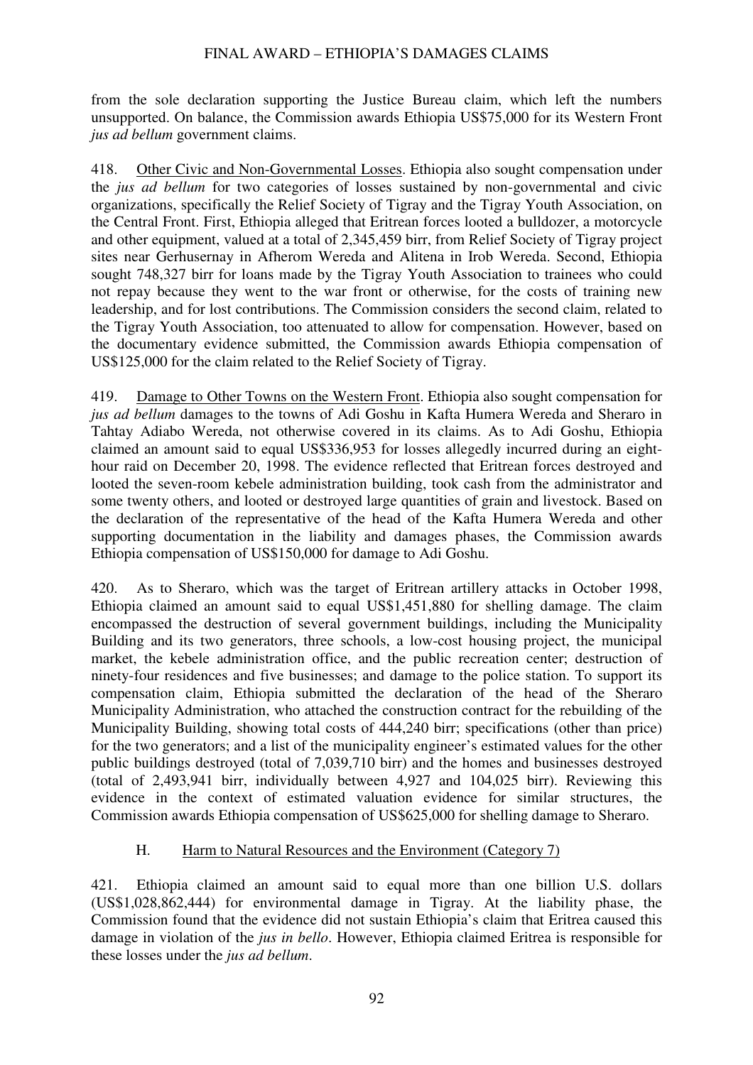from the sole declaration supporting the Justice Bureau claim, which left the numbers unsupported. On balance, the Commission awards Ethiopia US$75,000 for its Western Front *jus ad bellum* government claims.

418. Other Civic and Non-Governmental Losses. Ethiopia also sought compensation under the *jus ad bellum* for two categories of losses sustained by non-governmental and civic organizations, specifically the Relief Society of Tigray and the Tigray Youth Association, on the Central Front. First, Ethiopia alleged that Eritrean forces looted a bulldozer, a motorcycle and other equipment, valued at a total of 2,345,459 birr, from Relief Society of Tigray project sites near Gerhusernay in Afherom Wereda and Alitena in Irob Wereda. Second, Ethiopia sought 748,327 birr for loans made by the Tigray Youth Association to trainees who could not repay because they went to the war front or otherwise, for the costs of training new leadership, and for lost contributions. The Commission considers the second claim, related to the Tigray Youth Association, too attenuated to allow for compensation. However, based on the documentary evidence submitted, the Commission awards Ethiopia compensation of US$125,000 for the claim related to the Relief Society of Tigray.

419. Damage to Other Towns on the Western Front. Ethiopia also sought compensation for *jus ad bellum* damages to the towns of Adi Goshu in Kafta Humera Wereda and Sheraro in Tahtay Adiabo Wereda, not otherwise covered in its claims. As to Adi Goshu, Ethiopia claimed an amount said to equal US$336,953 for losses allegedly incurred during an eight-hour raid on December 20, 1998. The evidence reflected that Eritrean forces destroyed and looted the seven-room kebele administration building, took cash from the administrator and some twenty others, and looted or destroyed large quantities of grain and livestock. Based on the declaration of the representative of the head of the Kafta Humera Wereda and other supporting documentation in the liability and damages phases, the Commission awards Ethiopia compensation of US$150,000 for damage to Adi Goshu.

420. As to Sheraro, which was the target of Eritrean artillery attacks in October 1998, Ethiopia claimed an amount said to equal US$1,451,880 for shelling damage. The claim encompassed the destruction of several government buildings, including the Municipality Building and its two generators, three schools, a low-cost housing project, the municipal market, the kebele administration office, and the public recreation center; destruction of ninety-four residences and five businesses; and damage to the police station. To support its compensation claim, Ethiopia submitted the declaration of the head of the Sheraro Municipality Administration, who attached the construction contract for the rebuilding of the Municipality Building, showing total costs of 444,240 birr; specifications (other than price) for the two generators; and a list of the municipality engineer's estimated values for the other public buildings destroyed (total of 7,039,710 birr) and the homes and businesses destroyed (total of 2,493,941 birr, individually between 4,927 and 104,025 birr). Reviewing this evidence in the context of estimated valuation evidence for similar structures, the Commission awards Ethiopia compensation of US$625,000 for shelling damage to Sheraro.

### H. Harm to Natural Resources and the Environment (Category 7)

421. Ethiopia claimed an amount said to equal more than one billion U.S. dollars (US$1,028,862,444) for environmental damage in Tigray. At the liability phase, the Commission found that the evidence did not sustain Ethiopia's claim that Eritrea caused this damage in violation of the *jus in bello*. However, Ethiopia claimed Eritrea is responsible for these losses under the *jus ad bellum*.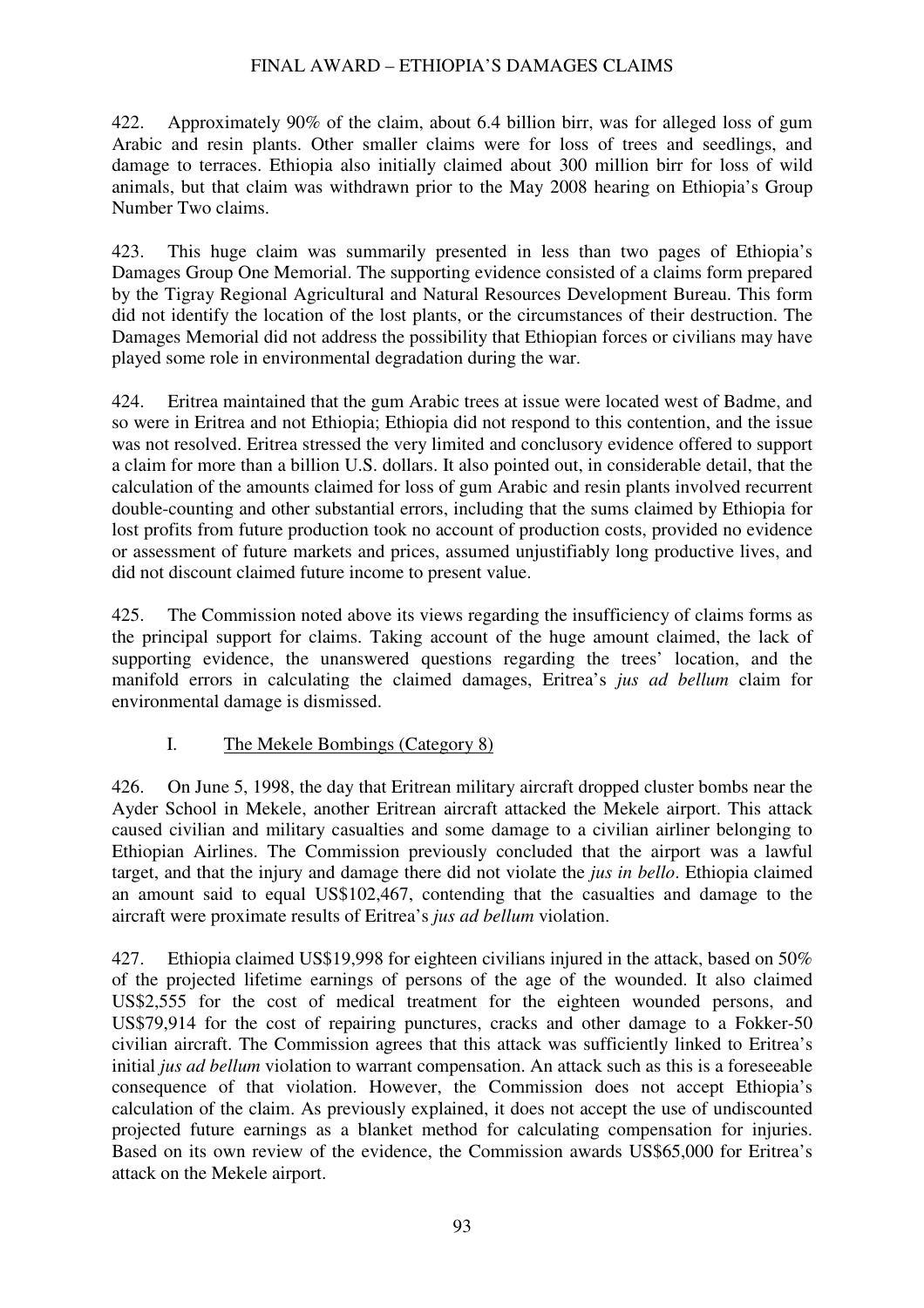422. Approximately 90% of the claim, about 6.4 billion birr, was for alleged loss of gum Arabic and resin plants. Other smaller claims were for loss of trees and seedlings, and damage to terraces. Ethiopia also initially claimed about 300 million birr for loss of wild animals, but that claim was withdrawn prior to the May 2008 hearing on Ethiopia's Group Number Two claims.

423. This huge claim was summarily presented in less than two pages of Ethiopia's Damages Group One Memorial. The supporting evidence consisted of a claims form prepared by the Tigray Regional Agricultural and Natural Resources Development Bureau. This form did not identify the location of the lost plants, or the circumstances of their destruction. The Damages Memorial did not address the possibility that Ethiopian forces or civilians may have played some role in environmental degradation during the war.

424. Eritrea maintained that the gum Arabic trees at issue were located west of Badme, and so were in Eritrea and not Ethiopia; Ethiopia did not respond to this contention, and the issue was not resolved. Eritrea stressed the very limited and conclusory evidence offered to support a claim for more than a billion U.S. dollars. It also pointed out, in considerable detail, that the calculation of the amounts claimed for loss of gum Arabic and resin plants involved recurrent double-counting and other substantial errors, including that the sums claimed by Ethiopia for lost profits from future production took no account of production costs, provided no evidence or assessment of future markets and prices, assumed unjustifiably long productive lives, and did not discount claimed future income to present value.

425. The Commission noted above its views regarding the insufficiency of claims forms as the principal support for claims. Taking account of the huge amount claimed, the lack of supporting evidence, the unanswered questions regarding the trees' location, and the manifold errors in calculating the claimed damages, Eritrea's *jus ad bellum* claim for environmental damage is dismissed.

### I. The Mekele Bombings (Category 8)

426. On June 5, 1998, the day that Eritrean military aircraft dropped cluster bombs near the Ayder School in Mekele, another Eritrean aircraft attacked the Mekele airport. This attack caused civilian and military casualties and some damage to a civilian airliner belonging to Ethiopian Airlines. The Commission previously concluded that the airport was a lawful target, and that the injury and damage there did not violate the *jus in bello*. Ethiopia claimed an amount said to equal US$102,467, contending that the casualties and damage to the aircraft were proximate results of Eritrea's *jus ad bellum* violation.

427. Ethiopia claimed US$19,998 for eighteen civilians injured in the attack, based on 50% of the projected lifetime earnings of persons of the age of the wounded. It also claimed US$2,555 for the cost of medical treatment for the eighteen wounded persons, and US$79,914 for the cost of repairing punctures, cracks and other damage to a Fokker-50 civilian aircraft. The Commission agrees that this attack was sufficiently linked to Eritrea's initial *jus ad bellum* violation to warrant compensation. An attack such as this is a foreseeable consequence of that violation. However, the Commission does not accept Ethiopia's calculation of the claim. As previously explained, it does not accept the use of undiscounted projected future earnings as a blanket method for calculating compensation for injuries. Based on its own review of the evidence, the Commission awards US$65,000 for Eritrea's attack on the Mekele airport.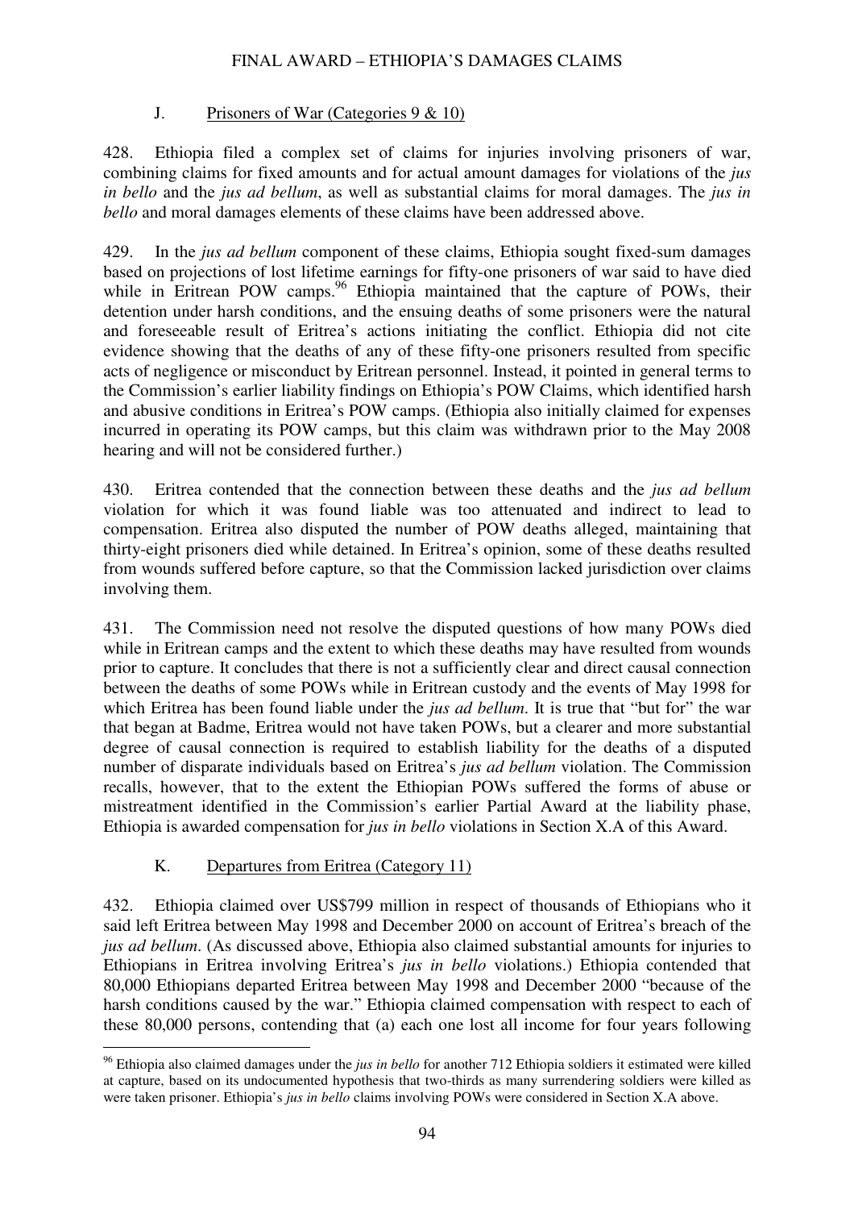### J. Prisoners of War (Categories 9 & 10)

428. Ethiopia filed a complex set of claims for injuries involving prisoners of war, combining claims for fixed amounts and for actual amount damages for violations of the *jus in bello* and the *jus ad bellum*, as well as substantial claims for moral damages. The *jus in bello* and moral damages elements of these claims have been addressed above.

429. In the *jus ad bellum* component of these claims, Ethiopia sought fixed-sum damages based on projections of lost lifetime earnings for fifty-one prisoners of war said to have died while in Eritrean POW camps.[96] Ethiopia maintained that the capture of POWs, their detention under harsh conditions, and the ensuing deaths of some prisoners were the natural and foreseeable result of Eritrea's actions initiating the conflict. Ethiopia did not cite evidence showing that the deaths of any of these fifty-one prisoners resulted from specific acts of negligence or misconduct by Eritrean personnel. Instead, it pointed in general terms to the Commission's earlier liability findings on Ethiopia's POW Claims, which identified harsh and abusive conditions in Eritrea's POW camps. (Ethiopia also initially claimed for expenses incurred in operating its POW camps, but this claim was withdrawn prior to the May 2008 hearing and will not be considered further.)

430. Eritrea contended that the connection between these deaths and the *jus ad bellum* violation for which it was found liable was too attenuated and indirect to lead to compensation. Eritrea also disputed the number of POW deaths alleged, maintaining that thirty-eight prisoners died while detained. In Eritrea's opinion, some of these deaths resulted from wounds suffered before capture, so that the Commission lacked jurisdiction over claims involving them.

431. The Commission need not resolve the disputed questions of how many POWs died while in Eritrean camps and the extent to which these deaths may have resulted from wounds prior to capture. It concludes that there is not a sufficiently clear and direct causal connection between the deaths of some POWs while in Eritrean custody and the events of May 1998 for which Eritrea has been found liable under the *jus ad bellum*. It is true that "but for" the war that began at Badme, Eritrea would not have taken POWs, but a clearer and more substantial degree of causal connection is required to establish liability for the deaths of a disputed number of disparate individuals based on Eritrea's *jus ad bellum* violation. The Commission recalls, however, that to the extent the Ethiopian POWs suffered the forms of abuse or mistreatment identified in the Commission's earlier Partial Award at the liability phase, Ethiopia is awarded compensation for *jus in bello* violations in Section X.A of this Award.

### K. Departures from Eritrea (Category 11)

432. Ethiopia claimed over US$799 million in respect of thousands of Ethiopians who it said left Eritrea between May 1998 and December 2000 on account of Eritrea's breach of the *jus ad bellum*. (As discussed above, Ethiopia also claimed substantial amounts for injuries to Ethiopians in Eritrea involving Eritrea's *jus in bello* violations.) Ethiopia contended that 80,000 Ethiopians departed Eritrea between May 1998 and December 2000 "because of the harsh conditions caused by the war." Ethiopia claimed compensation with respect to each of these 80,000 persons, contending that (a) each one lost all income for four years following

---

[96] Ethiopia also claimed damages under the *jus in bello* for another 712 Ethiopia soldiers it estimated were killed at capture, based on its undocumented hypothesis that two-thirds as many surrendering soldiers were killed as were taken prisoner. Ethiopia's *jus in bello* claims involving POWs were considered in Section X.A above.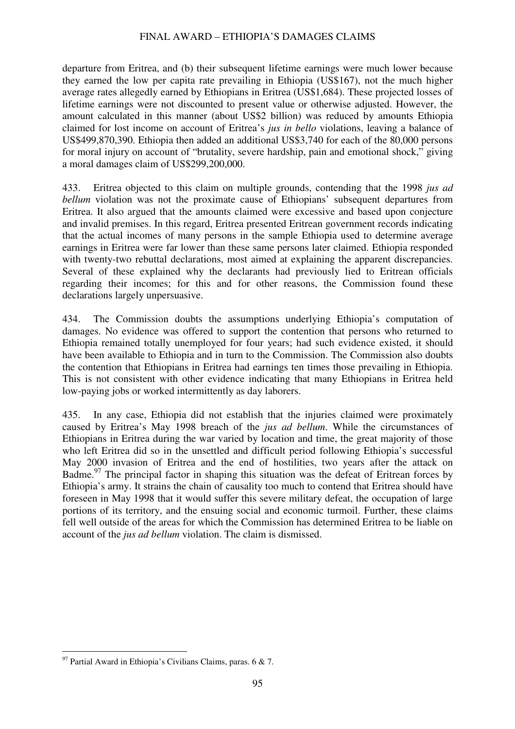departure from Eritrea, and (b) their subsequent lifetime earnings were much lower because they earned the low per capita rate prevailing in Ethiopia (US$167), not the much higher average rates allegedly earned by Ethiopians in Eritrea (US$1,684). These projected losses of lifetime earnings were not discounted to present value or otherwise adjusted. However, the amount calculated in this manner (about US$2 billion) was reduced by amounts Ethiopia claimed for lost income on account of Eritrea's *jus in bello* violations, leaving a balance of US$499,870,390. Ethiopia then added an additional US$3,740 for each of the 80,000 persons for moral injury on account of "brutality, severe hardship, pain and emotional shock," giving a moral damages claim of US$299,200,000.

433. Eritrea objected to this claim on multiple grounds, contending that the 1998 *jus ad bellum* violation was not the proximate cause of Ethiopians' subsequent departures from Eritrea. It also argued that the amounts claimed were excessive and based upon conjecture and invalid premises. In this regard, Eritrea presented Eritrean government records indicating that the actual incomes of many persons in the sample Ethiopia used to determine average earnings in Eritrea were far lower than these same persons later claimed. Ethiopia responded with twenty-two rebuttal declarations, most aimed at explaining the apparent discrepancies. Several of these explained why the declarants had previously lied to Eritrean officials regarding their incomes; for this and for other reasons, the Commission found these declarations largely unpersuasive.

434. The Commission doubts the assumptions underlying Ethiopia's computation of damages. No evidence was offered to support the contention that persons who returned to Ethiopia remained totally unemployed for four years; had such evidence existed, it should have been available to Ethiopia and in turn to the Commission. The Commission also doubts the contention that Ethiopians in Eritrea had earnings ten times those prevailing in Ethiopia. This is not consistent with other evidence indicating that many Ethiopians in Eritrea held low-paying jobs or worked intermittently as day laborers.

435. In any case, Ethiopia did not establish that the injuries claimed were proximately caused by Eritrea's May 1998 breach of the *jus ad bellum*. While the circumstances of Ethiopians in Eritrea during the war varied by location and time, the great majority of those who left Eritrea did so in the unsettled and difficult period following Ethiopia's successful May 2000 invasion of Eritrea and the end of hostilities, two years after the attack on Badme.[97] The principal factor in shaping this situation was the defeat of Eritrean forces by Ethiopia's army. It strains the chain of causality too much to contend that Eritrea should have foreseen in May 1998 that it would suffer this severe military defeat, the occupation of large portions of its territory, and the ensuing social and economic turmoil. Further, these claims fell well outside of the areas for which the Commission has determined Eritrea to be liable on account of the *jus ad bellum* violation. The claim is dismissed.

---

[97] Partial Award in Ethiopia's Civilians Claims, paras. 6 & 7.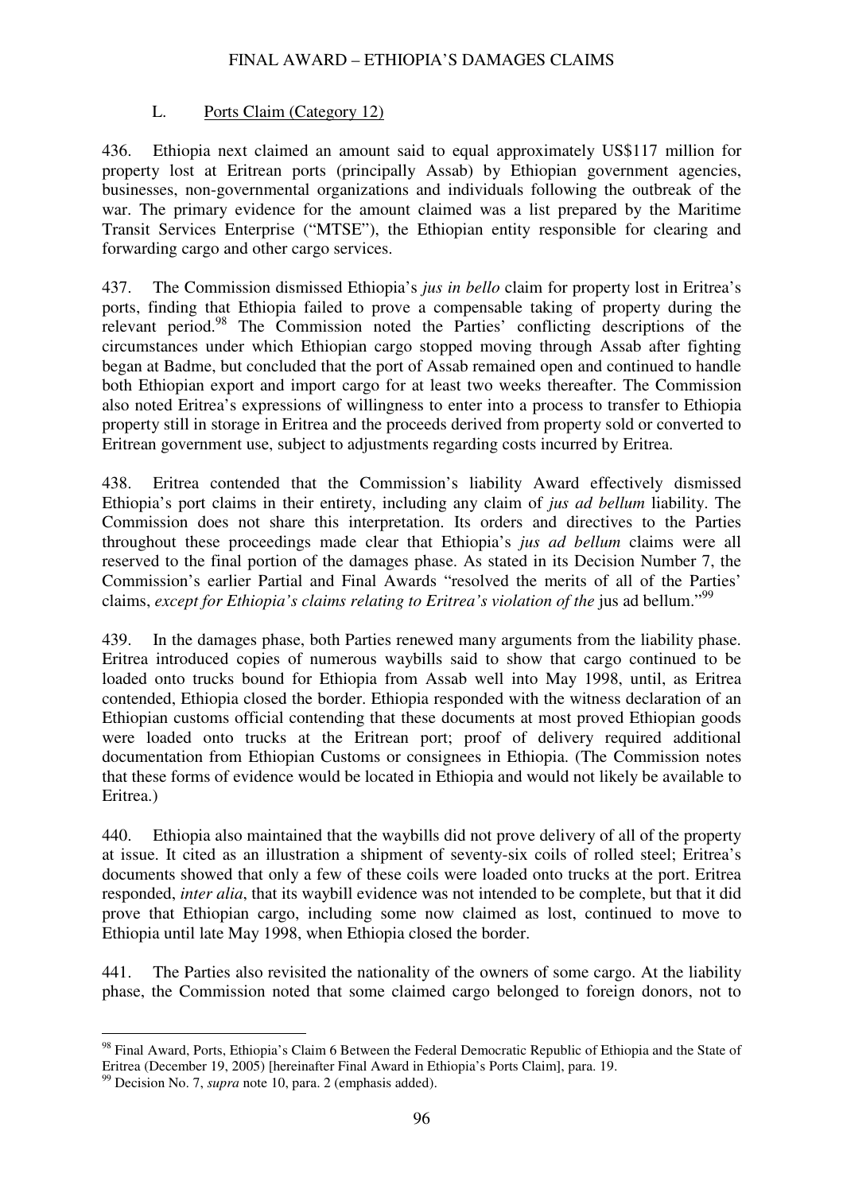### L. Ports Claim (Category 12)

436. Ethiopia next claimed an amount said to equal approximately US$117 million for property lost at Eritrean ports (principally Assab) by Ethiopian government agencies, businesses, non-governmental organizations and individuals following the outbreak of the war. The primary evidence for the amount claimed was a list prepared by the Maritime Transit Services Enterprise ("MTSE"), the Ethiopian entity responsible for clearing and forwarding cargo and other cargo services.

437. The Commission dismissed Ethiopia's *jus in bello* claim for property lost in Eritrea's ports, finding that Ethiopia failed to prove a compensable taking of property during the relevant period.[98] The Commission noted the Parties' conflicting descriptions of the circumstances under which Ethiopian cargo stopped moving through Assab after fighting began at Badme, but concluded that the port of Assab remained open and continued to handle both Ethiopian export and import cargo for at least two weeks thereafter. The Commission also noted Eritrea's expressions of willingness to enter into a process to transfer to Ethiopia property still in storage in Eritrea and the proceeds derived from property sold or converted to Eritrean government use, subject to adjustments regarding costs incurred by Eritrea.

438. Eritrea contended that the Commission's liability Award effectively dismissed Ethiopia's port claims in their entirety, including any claim of *jus ad bellum* liability. The Commission does not share this interpretation. Its orders and directives to the Parties throughout these proceedings made clear that Ethiopia's *jus ad bellum* claims were all reserved to the final portion of the damages phase. As stated in its Decision Number 7, the Commission's earlier Partial and Final Awards "resolved the merits of all of the Parties' claims, *except for Ethiopia's claims relating to Eritrea's violation of the* jus ad bellum."[99]

439. In the damages phase, both Parties renewed many arguments from the liability phase. Eritrea introduced copies of numerous waybills said to show that cargo continued to be loaded onto trucks bound for Ethiopia from Assab well into May 1998, until, as Eritrea contended, Ethiopia closed the border. Ethiopia responded with the witness declaration of an Ethiopian customs official contending that these documents at most proved Ethiopian goods were loaded onto trucks at the Eritrean port; proof of delivery required additional documentation from Ethiopian Customs or consignees in Ethiopia. (The Commission notes that these forms of evidence would be located in Ethiopia and would not likely be available to Eritrea.)

440. Ethiopia also maintained that the waybills did not prove delivery of all of the property at issue. It cited as an illustration a shipment of seventy-six coils of rolled steel; Eritrea's documents showed that only a few of these coils were loaded onto trucks at the port. Eritrea responded, *inter alia*, that its waybill evidence was not intended to be complete, but that it did prove that Ethiopian cargo, including some now claimed as lost, continued to move to Ethiopia until late May 1998, when Ethiopia closed the border.

441. The Parties also revisited the nationality of the owners of some cargo. At the liability phase, the Commission noted that some claimed cargo belonged to foreign donors, not to

---

[98] Final Award, Ports, Ethiopia's Claim 6 Between the Federal Democratic Republic of Ethiopia and the State of Eritrea (December 19, 2005) [hereinafter Final Award in Ethiopia's Ports Claim], para. 19.

[99] Decision No. 7, *supra* note 10, para. 2 (emphasis added).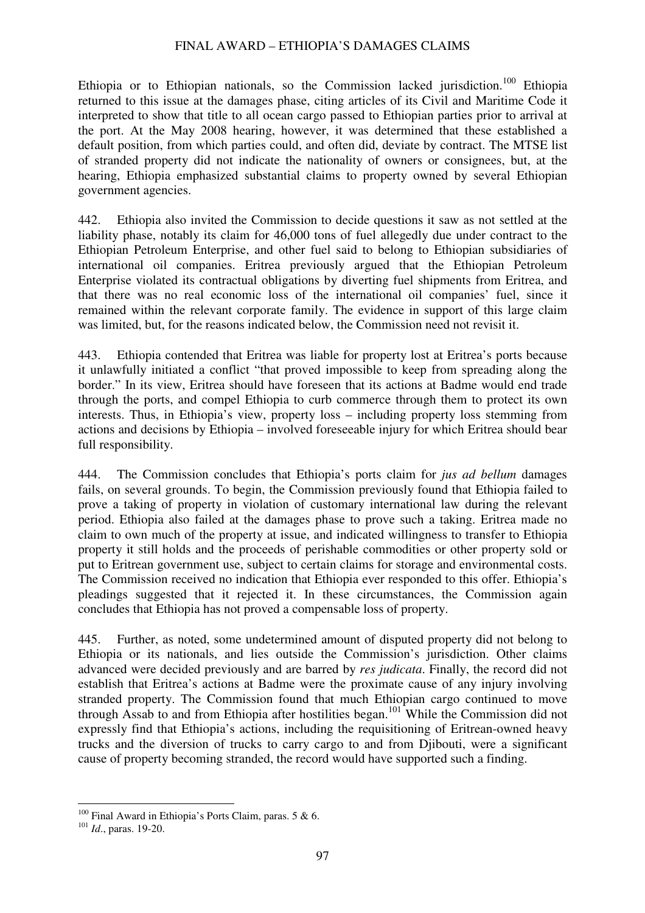Ethiopia or to Ethiopian nationals, so the Commission lacked jurisdiction.[100] Ethiopia returned to this issue at the damages phase, citing articles of its Civil and Maritime Code it interpreted to show that title to all ocean cargo passed to Ethiopian parties prior to arrival at the port. At the May 2008 hearing, however, it was determined that these established a default position, from which parties could, and often did, deviate by contract. The MTSE list of stranded property did not indicate the nationality of owners or consignees, but, at the hearing, Ethiopia emphasized substantial claims to property owned by several Ethiopian government agencies.

442. Ethiopia also invited the Commission to decide questions it saw as not settled at the liability phase, notably its claim for 46,000 tons of fuel allegedly due under contract to the Ethiopian Petroleum Enterprise, and other fuel said to belong to Ethiopian subsidiaries of international oil companies. Eritrea previously argued that the Ethiopian Petroleum Enterprise violated its contractual obligations by diverting fuel shipments from Eritrea, and that there was no real economic loss of the international oil companies' fuel, since it remained within the relevant corporate family. The evidence in support of this large claim was limited, but, for the reasons indicated below, the Commission need not revisit it.

443. Ethiopia contended that Eritrea was liable for property lost at Eritrea's ports because it unlawfully initiated a conflict "that proved impossible to keep from spreading along the border." In its view, Eritrea should have foreseen that its actions at Badme would end trade through the ports, and compel Ethiopia to curb commerce through them to protect its own interests. Thus, in Ethiopia's view, property loss – including property loss stemming from actions and decisions by Ethiopia – involved foreseeable injury for which Eritrea should bear full responsibility.

444. The Commission concludes that Ethiopia's ports claim for *jus ad bellum* damages fails, on several grounds. To begin, the Commission previously found that Ethiopia failed to prove a taking of property in violation of customary international law during the relevant period. Ethiopia also failed at the damages phase to prove such a taking. Eritrea made no claim to own much of the property at issue, and indicated willingness to transfer to Ethiopia property it still holds and the proceeds of perishable commodities or other property sold or put to Eritrean government use, subject to certain claims for storage and environmental costs. The Commission received no indication that Ethiopia ever responded to this offer. Ethiopia's pleadings suggested that it rejected it. In these circumstances, the Commission again concludes that Ethiopia has not proved a compensable loss of property.

445. Further, as noted, some undetermined amount of disputed property did not belong to Ethiopia or its nationals, and lies outside the Commission's jurisdiction. Other claims advanced were decided previously and are barred by *res judicata*. Finally, the record did not establish that Eritrea's actions at Badme were the proximate cause of any injury involving stranded property. The Commission found that much Ethiopian cargo continued to move through Assab to and from Ethiopia after hostilities began.[101] While the Commission did not expressly find that Ethiopia's actions, including the requisitioning of Eritrean-owned heavy trucks and the diversion of trucks to carry cargo to and from Djibouti, were a significant cause of property becoming stranded, the record would have supported such a finding.

---

[100] Final Award in Ethiopia's Ports Claim, paras. 5 & 6.

[101] *Id*., paras. 19-20.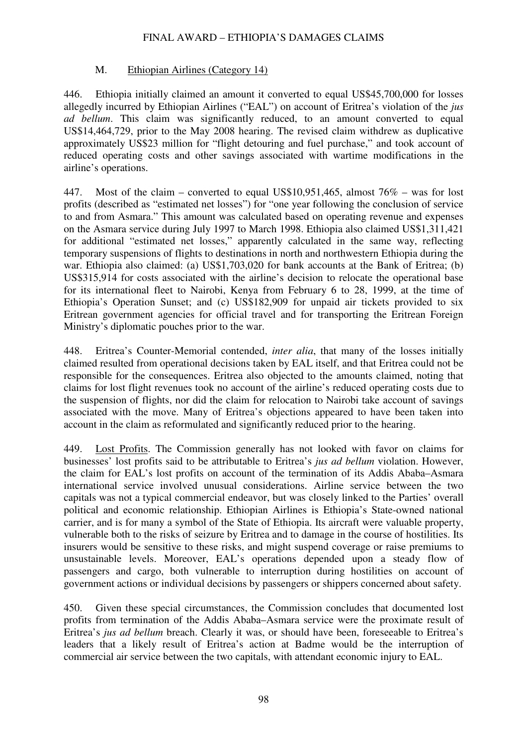## M. Ethiopian Airlines (Category 14)

446. Ethiopia initially claimed an amount it converted to equal US$45,700,000 for losses allegedly incurred by Ethiopian Airlines ("EAL") on account of Eritrea's violation of the *jus ad bellum*. This claim was significantly reduced, to an amount converted to equal US$14,464,729, prior to the May 2008 hearing. The revised claim withdrew as duplicative approximately US$23 million for "flight detouring and fuel purchase," and took account of reduced operating costs and other savings associated with wartime modifications in the airline's operations.

447. Most of the claim – converted to equal US$10,951,465, almost 76% – was for lost profits (described as "estimated net losses") for "one year following the conclusion of service to and from Asmara." This amount was calculated based on operating revenue and expenses on the Asmara service during July 1997 to March 1998. Ethiopia also claimed US$1,311,421 for additional "estimated net losses," apparently calculated in the same way, reflecting temporary suspensions of flights to destinations in north and northwestern Ethiopia during the war. Ethiopia also claimed: (a) US$1,703,020 for bank accounts at the Bank of Eritrea; (b) US$315,914 for costs associated with the airline's decision to relocate the operational base for its international fleet to Nairobi, Kenya from February 6 to 28, 1999, at the time of Ethiopia's Operation Sunset; and (c) US$182,909 for unpaid air tickets provided to six Eritrean government agencies for official travel and for transporting the Eritrean Foreign Ministry's diplomatic pouches prior to the war.

448. Eritrea's Counter-Memorial contended, *inter alia*, that many of the losses initially claimed resulted from operational decisions taken by EAL itself, and that Eritrea could not be responsible for the consequences. Eritrea also objected to the amounts claimed, noting that claims for lost flight revenues took no account of the airline's reduced operating costs due to the suspension of flights, nor did the claim for relocation to Nairobi take account of savings associated with the move. Many of Eritrea's objections appeared to have been taken into account in the claim as reformulated and significantly reduced prior to the hearing.

449. Lost Profits. The Commission generally has not looked with favor on claims for businesses' lost profits said to be attributable to Eritrea's *jus ad bellum* violation. However, the claim for EAL's lost profits on account of the termination of its Addis Ababa–Asmara international service involved unusual considerations. Airline service between the two capitals was not a typical commercial endeavor, but was closely linked to the Parties' overall political and economic relationship. Ethiopian Airlines is Ethiopia's State-owned national carrier, and is for many a symbol of the State of Ethiopia. Its aircraft were valuable property, vulnerable both to the risks of seizure by Eritrea and to damage in the course of hostilities. Its insurers would be sensitive to these risks, and might suspend coverage or raise premiums to unsustainable levels. Moreover, EAL's operations depended upon a steady flow of passengers and cargo, both vulnerable to interruption during hostilities on account of government actions or individual decisions by passengers or shippers concerned about safety.

450. Given these special circumstances, the Commission concludes that documented lost profits from termination of the Addis Ababa–Asmara service were the proximate result of Eritrea's *jus ad bellum* breach. Clearly it was, or should have been, foreseeable to Eritrea's leaders that a likely result of Eritrea's action at Badme would be the interruption of commercial air service between the two capitals, with attendant economic injury to EAL.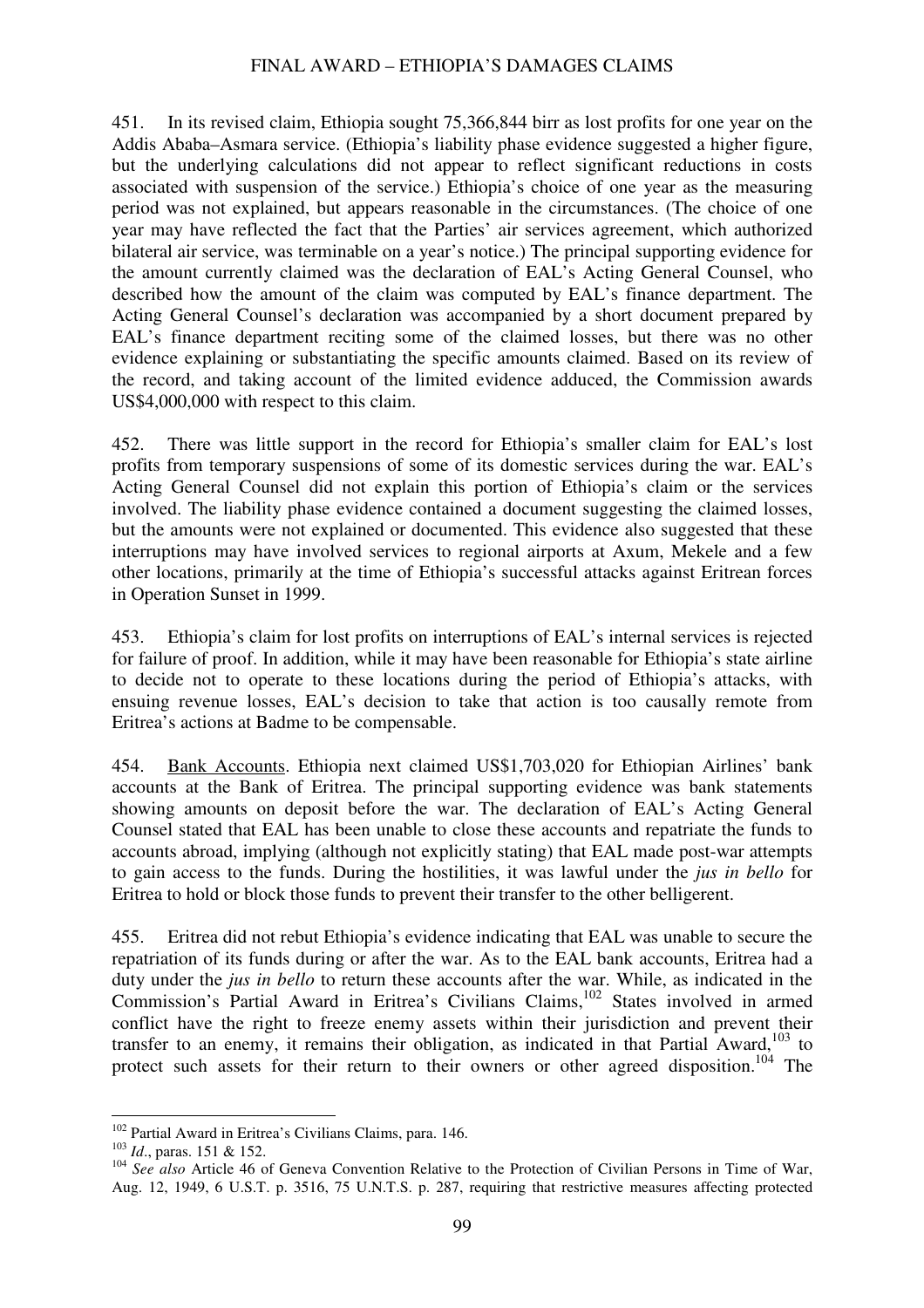451. In its revised claim, Ethiopia sought 75,366,844 birr as lost profits for one year on the Addis Ababa–Asmara service. (Ethiopia's liability phase evidence suggested a higher figure, but the underlying calculations did not appear to reflect significant reductions in costs associated with suspension of the service.) Ethiopia's choice of one year as the measuring period was not explained, but appears reasonable in the circumstances. (The choice of one year may have reflected the fact that the Parties' air services agreement, which authorized bilateral air service, was terminable on a year's notice.) The principal supporting evidence for the amount currently claimed was the declaration of EAL's Acting General Counsel, who described how the amount of the claim was computed by EAL's finance department. The Acting General Counsel's declaration was accompanied by a short document prepared by EAL's finance department reciting some of the claimed losses, but there was no other evidence explaining or substantiating the specific amounts claimed. Based on its review of the record, and taking account of the limited evidence adduced, the Commission awards US$4,000,000 with respect to this claim.

452. There was little support in the record for Ethiopia's smaller claim for EAL's lost profits from temporary suspensions of some of its domestic services during the war. EAL's Acting General Counsel did not explain this portion of Ethiopia's claim or the services involved. The liability phase evidence contained a document suggesting the claimed losses, but the amounts were not explained or documented. This evidence also suggested that these interruptions may have involved services to regional airports at Axum, Mekele and a few other locations, primarily at the time of Ethiopia's successful attacks against Eritrean forces in Operation Sunset in 1999.

453. Ethiopia's claim for lost profits on interruptions of EAL's internal services is rejected for failure of proof. In addition, while it may have been reasonable for Ethiopia's state airline to decide not to operate to these locations during the period of Ethiopia's attacks, with ensuing revenue losses, EAL's decision to take that action is too causally remote from Eritrea's actions at Badme to be compensable.

454. Bank Accounts. Ethiopia next claimed US$1,703,020 for Ethiopian Airlines' bank accounts at the Bank of Eritrea. The principal supporting evidence was bank statements showing amounts on deposit before the war. The declaration of EAL's Acting General Counsel stated that EAL has been unable to close these accounts and repatriate the funds to accounts abroad, implying (although not explicitly stating) that EAL made post-war attempts to gain access to the funds. During the hostilities, it was lawful under the *jus in bello* for Eritrea to hold or block those funds to prevent their transfer to the other belligerent.

455. Eritrea did not rebut Ethiopia's evidence indicating that EAL was unable to secure the repatriation of its funds during or after the war. As to the EAL bank accounts, Eritrea had a duty under the *jus in bello* to return these accounts after the war. While, as indicated in the Commission's Partial Award in Eritrea's Civilians Claims,[102] States involved in armed conflict have the right to freeze enemy assets within their jurisdiction and prevent their transfer to an enemy, it remains their obligation, as indicated in that Partial Award,[103] to protect such assets for their return to their owners or other agreed disposition.[104] The

---

[102] Partial Award in Eritrea's Civilians Claims, para. 146.

[103] *Id*., paras. 151 & 152.

[104] *See also* Article 46 of Geneva Convention Relative to the Protection of Civilian Persons in Time of War, Aug. 12, 1949, 6 U.S.T. p. 3516, 75 U.N.T.S. p. 287, requiring that restrictive measures affecting protected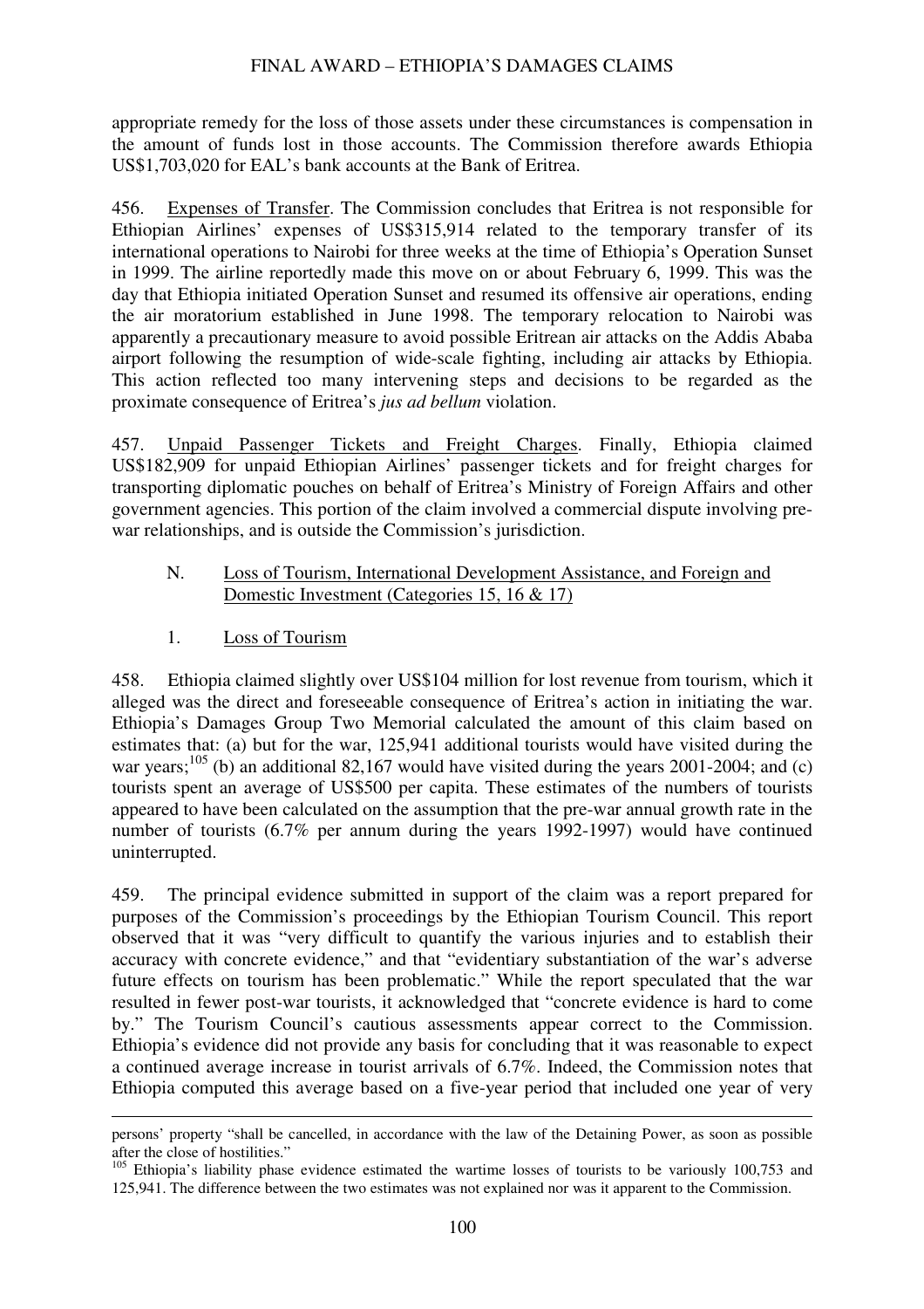appropriate remedy for the loss of those assets under these circumstances is compensation in the amount of funds lost in those accounts. The Commission therefore awards Ethiopia US$1,703,020 for EAL's bank accounts at the Bank of Eritrea.

456. Expenses of Transfer. The Commission concludes that Eritrea is not responsible for Ethiopian Airlines' expenses of US$315,914 related to the temporary transfer of its international operations to Nairobi for three weeks at the time of Ethiopia's Operation Sunset in 1999. The airline reportedly made this move on or about February 6, 1999. This was the day that Ethiopia initiated Operation Sunset and resumed its offensive air operations, ending the air moratorium established in June 1998. The temporary relocation to Nairobi was apparently a precautionary measure to avoid possible Eritrean air attacks on the Addis Ababa airport following the resumption of wide-scale fighting, including air attacks by Ethiopia. This action reflected too many intervening steps and decisions to be regarded as the proximate consequence of Eritrea's *jus ad bellum* violation.

457. Unpaid Passenger Tickets and Freight Charges. Finally, Ethiopia claimed US$182,909 for unpaid Ethiopian Airlines' passenger tickets and for freight charges for transporting diplomatic pouches on behalf of Eritrea's Ministry of Foreign Affairs and other government agencies. This portion of the claim involved a commercial dispute involving pre-war relationships, and is outside the Commission's jurisdiction.

### N. Loss of Tourism, International Development Assistance, and Foreign and Domestic Investment (Categories 15, 16 & 17)

#### 1. Loss of Tourism

458. Ethiopia claimed slightly over US$104 million for lost revenue from tourism, which it alleged was the direct and foreseeable consequence of Eritrea's action in initiating the war. Ethiopia's Damages Group Two Memorial calculated the amount of this claim based on estimates that: (a) but for the war, 125,941 additional tourists would have visited during the war years;[105] (b) an additional 82,167 would have visited during the years 2001-2004; and (c) tourists spent an average of US$500 per capita. These estimates of the numbers of tourists appeared to have been calculated on the assumption that the pre-war annual growth rate in the number of tourists (6.7% per annum during the years 1992-1997) would have continued uninterrupted.

459. The principal evidence submitted in support of the claim was a report prepared for purposes of the Commission's proceedings by the Ethiopian Tourism Council. This report observed that it was "very difficult to quantify the various injuries and to establish their accuracy with concrete evidence," and that "evidentiary substantiation of the war's adverse future effects on tourism has been problematic." While the report speculated that the war resulted in fewer post-war tourists, it acknowledged that "concrete evidence is hard to come by." The Tourism Council's cautious assessments appear correct to the Commission. Ethiopia's evidence did not provide any basis for concluding that it was reasonable to expect a continued average increase in tourist arrivals of 6.7%. Indeed, the Commission notes that Ethiopia computed this average based on a five-year period that included one year of very

---

persons' property "shall be cancelled, in accordance with the law of the Detaining Power, as soon as possible after the close of hostilities."

[105] Ethiopia's liability phase evidence estimated the wartime losses of tourists to be variously 100,753 and 125,941. The difference between the two estimates was not explained nor was it apparent to the Commission.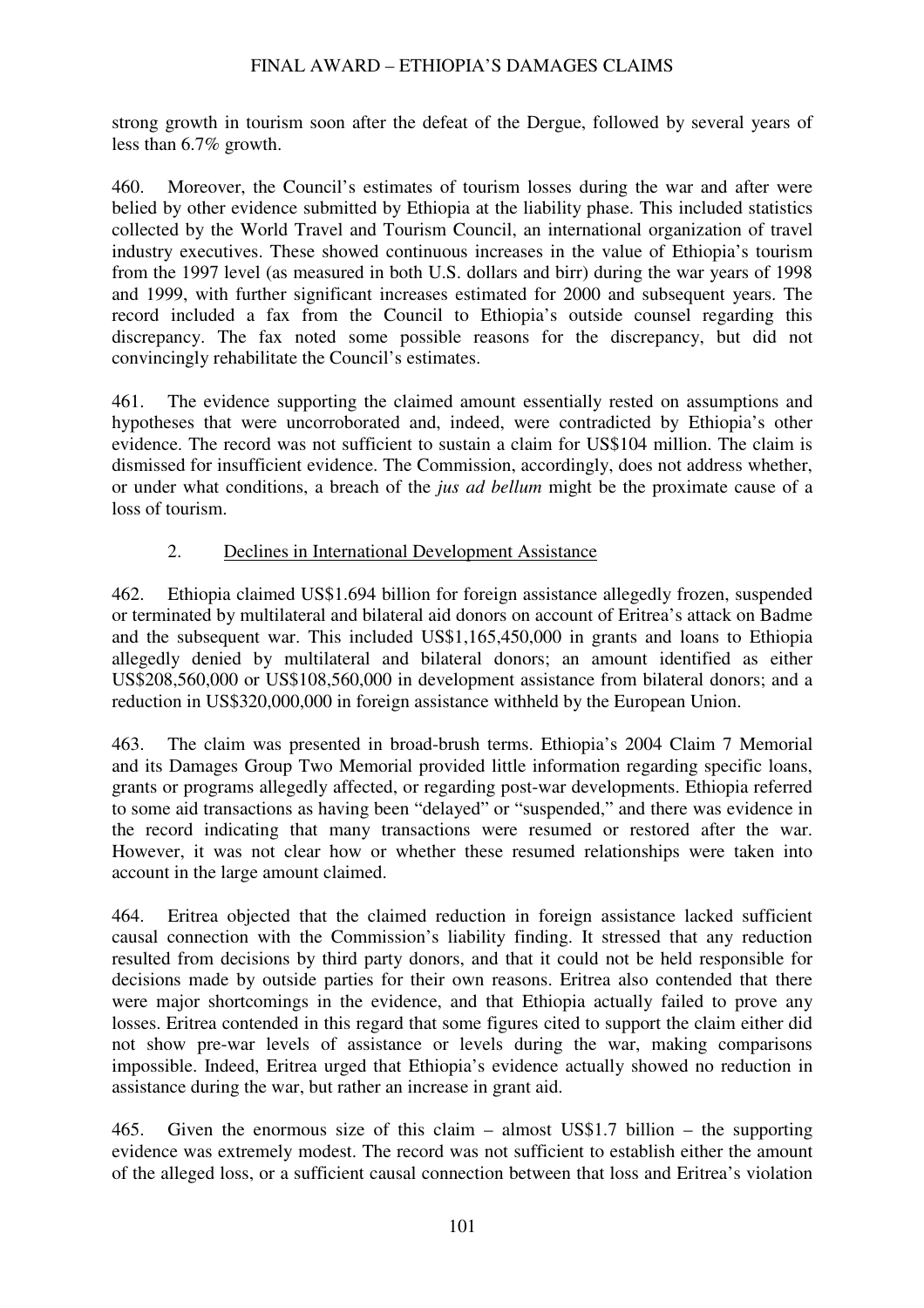strong growth in tourism soon after the defeat of the Dergue, followed by several years of less than 6.7% growth.

460. Moreover, the Council's estimates of tourism losses during the war and after were belied by other evidence submitted by Ethiopia at the liability phase. This included statistics collected by the World Travel and Tourism Council, an international organization of travel industry executives. These showed continuous increases in the value of Ethiopia's tourism from the 1997 level (as measured in both U.S. dollars and birr) during the war years of 1998 and 1999, with further significant increases estimated for 2000 and subsequent years. The record included a fax from the Council to Ethiopia's outside counsel regarding this discrepancy. The fax noted some possible reasons for the discrepancy, but did not convincingly rehabilitate the Council's estimates.

461. The evidence supporting the claimed amount essentially rested on assumptions and hypotheses that were uncorroborated and, indeed, were contradicted by Ethiopia's other evidence. The record was not sufficient to sustain a claim for US$104 million. The claim is dismissed for insufficient evidence. The Commission, accordingly, does not address whether, or under what conditions, a breach of the *jus ad bellum* might be the proximate cause of a loss of tourism.

### 2. Declines in International Development Assistance

462. Ethiopia claimed US$1.694 billion for foreign assistance allegedly frozen, suspended or terminated by multilateral and bilateral aid donors on account of Eritrea's attack on Badme and the subsequent war. This included US$1,165,450,000 in grants and loans to Ethiopia allegedly denied by multilateral and bilateral donors; an amount identified as either US$208,560,000 or US$108,560,000 in development assistance from bilateral donors; and a reduction in US$320,000,000 in foreign assistance withheld by the European Union.

463. The claim was presented in broad-brush terms. Ethiopia's 2004 Claim 7 Memorial and its Damages Group Two Memorial provided little information regarding specific loans, grants or programs allegedly affected, or regarding post-war developments. Ethiopia referred to some aid transactions as having been "delayed" or "suspended," and there was evidence in the record indicating that many transactions were resumed or restored after the war. However, it was not clear how or whether these resumed relationships were taken into account in the large amount claimed.

464. Eritrea objected that the claimed reduction in foreign assistance lacked sufficient causal connection with the Commission's liability finding. It stressed that any reduction resulted from decisions by third party donors, and that it could not be held responsible for decisions made by outside parties for their own reasons. Eritrea also contended that there were major shortcomings in the evidence, and that Ethiopia actually failed to prove any losses. Eritrea contended in this regard that some figures cited to support the claim either did not show pre-war levels of assistance or levels during the war, making comparisons impossible. Indeed, Eritrea urged that Ethiopia's evidence actually showed no reduction in assistance during the war, but rather an increase in grant aid.

465. Given the enormous size of this claim – almost US$1.7 billion – the supporting evidence was extremely modest. The record was not sufficient to establish either the amount of the alleged loss, or a sufficient causal connection between that loss and Eritrea's violation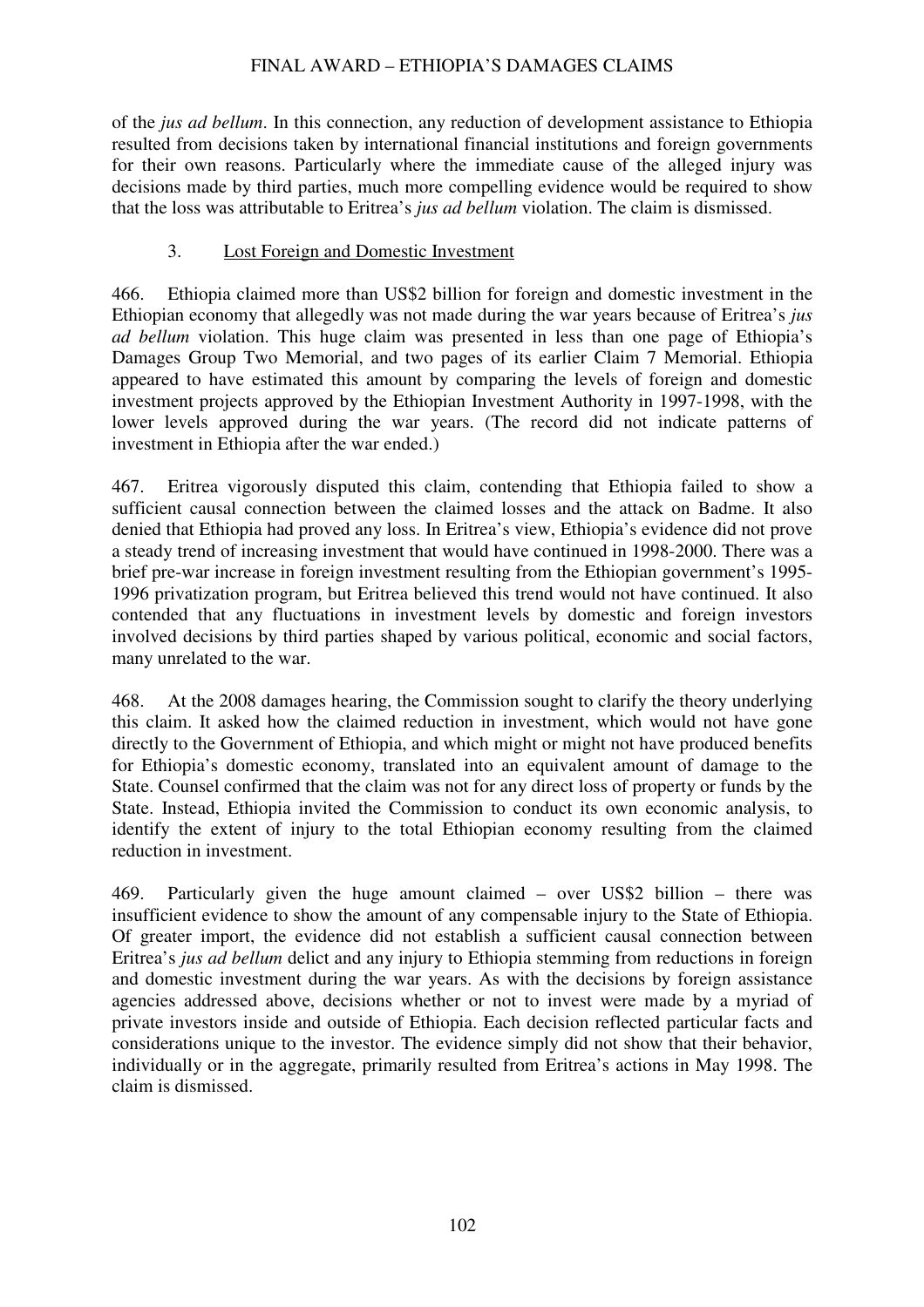of the *jus ad bellum*. In this connection, any reduction of development assistance to Ethiopia resulted from decisions taken by international financial institutions and foreign governments for their own reasons. Particularly where the immediate cause of the alleged injury was decisions made by third parties, much more compelling evidence would be required to show that the loss was attributable to Eritrea's *jus ad bellum* violation. The claim is dismissed.

### 3. Lost Foreign and Domestic Investment

466. Ethiopia claimed more than US$2 billion for foreign and domestic investment in the Ethiopian economy that allegedly was not made during the war years because of Eritrea's *jus ad bellum* violation. This huge claim was presented in less than one page of Ethiopia's Damages Group Two Memorial, and two pages of its earlier Claim 7 Memorial. Ethiopia appeared to have estimated this amount by comparing the levels of foreign and domestic investment projects approved by the Ethiopian Investment Authority in 1997-1998, with the lower levels approved during the war years. (The record did not indicate patterns of investment in Ethiopia after the war ended.)

467. Eritrea vigorously disputed this claim, contending that Ethiopia failed to show a sufficient causal connection between the claimed losses and the attack on Badme. It also denied that Ethiopia had proved any loss. In Eritrea's view, Ethiopia's evidence did not prove a steady trend of increasing investment that would have continued in 1998-2000. There was a brief pre-war increase in foreign investment resulting from the Ethiopian government's 1995-1996 privatization program, but Eritrea believed this trend would not have continued. It also contended that any fluctuations in investment levels by domestic and foreign investors involved decisions by third parties shaped by various political, economic and social factors, many unrelated to the war.

468. At the 2008 damages hearing, the Commission sought to clarify the theory underlying this claim. It asked how the claimed reduction in investment, which would not have gone directly to the Government of Ethiopia, and which might or might not have produced benefits for Ethiopia's domestic economy, translated into an equivalent amount of damage to the State. Counsel confirmed that the claim was not for any direct loss of property or funds by the State. Instead, Ethiopia invited the Commission to conduct its own economic analysis, to identify the extent of injury to the total Ethiopian economy resulting from the claimed reduction in investment.

469. Particularly given the huge amount claimed – over US$2 billion – there was insufficient evidence to show the amount of any compensable injury to the State of Ethiopia. Of greater import, the evidence did not establish a sufficient causal connection between Eritrea's *jus ad bellum* delict and any injury to Ethiopia stemming from reductions in foreign and domestic investment during the war years. As with the decisions by foreign assistance agencies addressed above, decisions whether or not to invest were made by a myriad of private investors inside and outside of Ethiopia. Each decision reflected particular facts and considerations unique to the investor. The evidence simply did not show that their behavior, individually or in the aggregate, primarily resulted from Eritrea's actions in May 1998. The claim is dismissed.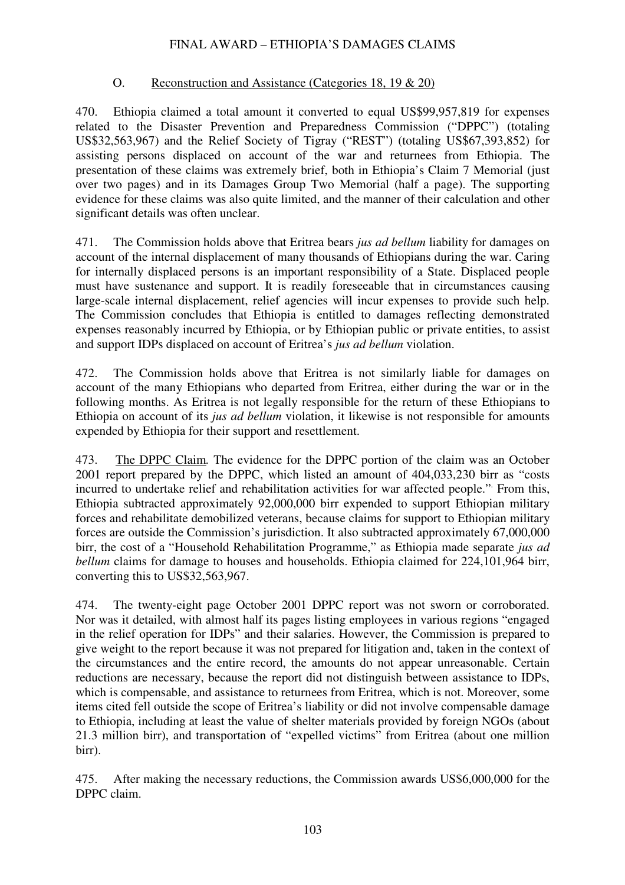## O. Reconstruction and Assistance (Categories 18, 19 & 20)

470. Ethiopia claimed a total amount it converted to equal US$99,957,819 for expenses related to the Disaster Prevention and Preparedness Commission ("DPPC") (totaling US$32,563,967) and the Relief Society of Tigray ("REST") (totaling US$67,393,852) for assisting persons displaced on account of the war and returnees from Ethiopia. The presentation of these claims was extremely brief, both in Ethiopia's Claim 7 Memorial (just over two pages) and in its Damages Group Two Memorial (half a page). The supporting evidence for these claims was also quite limited, and the manner of their calculation and other significant details was often unclear.

471. The Commission holds above that Eritrea bears *jus ad bellum* liability for damages on account of the internal displacement of many thousands of Ethiopians during the war. Caring for internally displaced persons is an important responsibility of a State. Displaced people must have sustenance and support. It is readily foreseeable that in circumstances causing large-scale internal displacement, relief agencies will incur expenses to provide such help. The Commission concludes that Ethiopia is entitled to damages reflecting demonstrated expenses reasonably incurred by Ethiopia, or by Ethiopian public or private entities, to assist and support IDPs displaced on account of Eritrea's *jus ad bellum* violation.

472. The Commission holds above that Eritrea is not similarly liable for damages on account of the many Ethiopians who departed from Eritrea, either during the war or in the following months. As Eritrea is not legally responsible for the return of these Ethiopians to Ethiopia on account of its *jus ad bellum* violation, it likewise is not responsible for amounts expended by Ethiopia for their support and resettlement.

473. The DPPC Claim. The evidence for the DPPC portion of the claim was an October 2001 report prepared by the DPPC, which listed an amount of 404,033,230 birr as "costs incurred to undertake relief and rehabilitation activities for war affected people.". From this, Ethiopia subtracted approximately 92,000,000 birr expended to support Ethiopian military forces and rehabilitate demobilized veterans, because claims for support to Ethiopian military forces are outside the Commission's jurisdiction. It also subtracted approximately 67,000,000 birr, the cost of a "Household Rehabilitation Programme," as Ethiopia made separate *jus ad bellum* claims for damage to houses and households. Ethiopia claimed for 224,101,964 birr, converting this to US$32,563,967.

474. The twenty-eight page October 2001 DPPC report was not sworn or corroborated. Nor was it detailed, with almost half its pages listing employees in various regions "engaged in the relief operation for IDPs" and their salaries. However, the Commission is prepared to give weight to the report because it was not prepared for litigation and, taken in the context of the circumstances and the entire record, the amounts do not appear unreasonable. Certain reductions are necessary, because the report did not distinguish between assistance to IDPs, which is compensable, and assistance to returnees from Eritrea, which is not. Moreover, some items cited fell outside the scope of Eritrea's liability or did not involve compensable damage to Ethiopia, including at least the value of shelter materials provided by foreign NGOs (about 21.3 million birr), and transportation of "expelled victims" from Eritrea (about one million birr).

475. After making the necessary reductions, the Commission awards US$6,000,000 for the DPPC claim.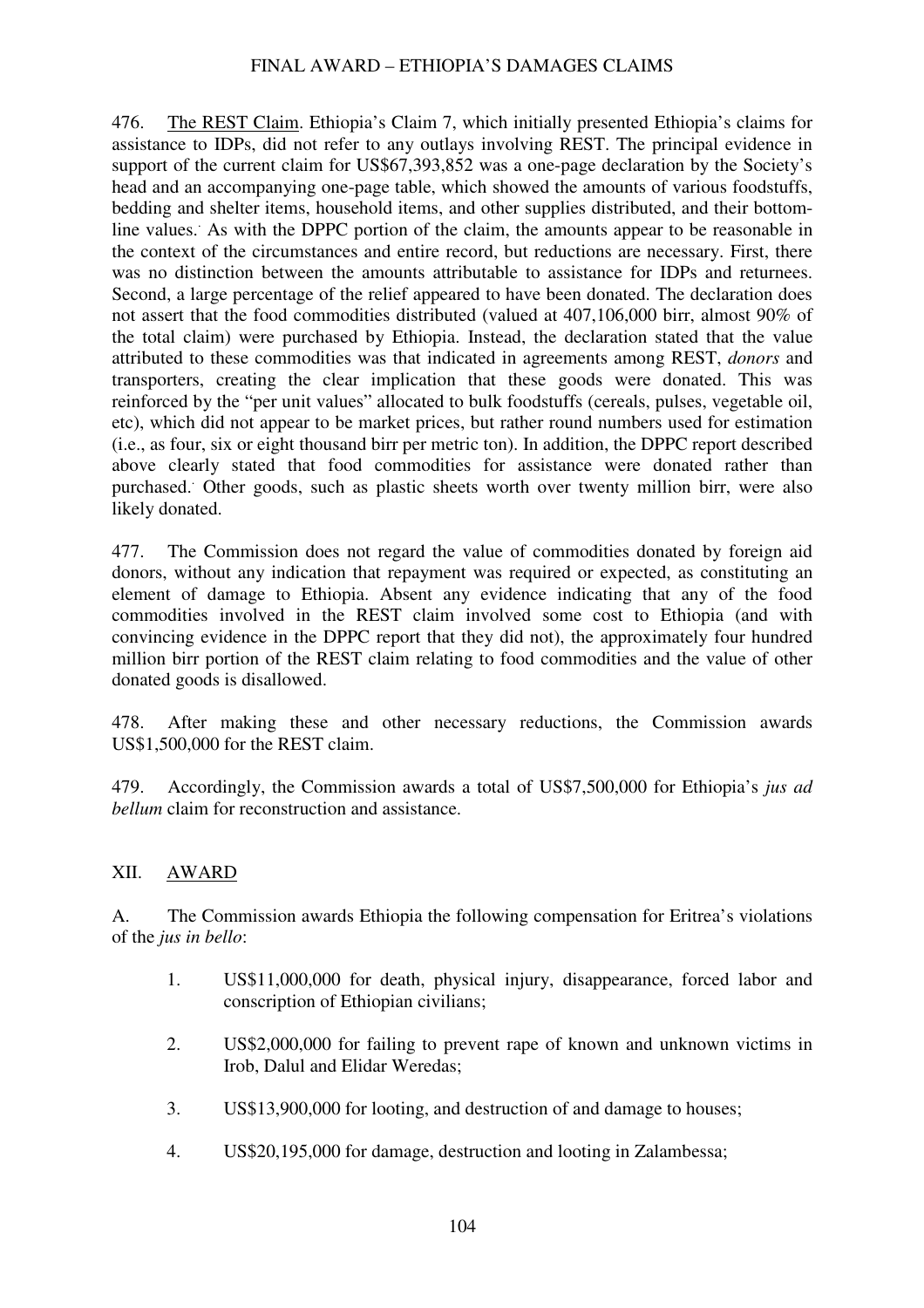476. The REST Claim. Ethiopia's Claim 7, which initially presented Ethiopia's claims for assistance to IDPs, did not refer to any outlays involving REST. The principal evidence in support of the current claim for US$67,393,852 was a one-page declaration by the Society's head and an accompanying one-page table, which showed the amounts of various foodstuffs, bedding and shelter items, household items, and other supplies distributed, and their bottom-line values. As with the DPPC portion of the claim, the amounts appear to be reasonable in the context of the circumstances and entire record, but reductions are necessary. First, there was no distinction between the amounts attributable to assistance for IDPs and returnees. Second, a large percentage of the relief appeared to have been donated. The declaration does not assert that the food commodities distributed (valued at 407,106,000 birr, almost 90% of the total claim) were purchased by Ethiopia. Instead, the declaration stated that the value attributed to these commodities was that indicated in agreements among REST, *donors* and transporters, creating the clear implication that these goods were donated. This was reinforced by the "per unit values" allocated to bulk foodstuffs (cereals, pulses, vegetable oil, etc), which did not appear to be market prices, but rather round numbers used for estimation (i.e., as four, six or eight thousand birr per metric ton). In addition, the DPPC report described above clearly stated that food commodities for assistance were donated rather than purchased. Other goods, such as plastic sheets worth over twenty million birr, were also likely donated.

477. The Commission does not regard the value of commodities donated by foreign aid donors, without any indication that repayment was required or expected, as constituting an element of damage to Ethiopia. Absent any evidence indicating that any of the food commodities involved in the REST claim involved some cost to Ethiopia (and with convincing evidence in the DPPC report that they did not), the approximately four hundred million birr portion of the REST claim relating to food commodities and the value of other donated goods is disallowed.

478. After making these and other necessary reductions, the Commission awards US$1,500,000 for the REST claim.

479. Accordingly, the Commission awards a total of US$7,500,000 for Ethiopia's *jus ad bellum* claim for reconstruction and assistance.

## XII. AWARD

A. The Commission awards Ethiopia the following compensation for Eritrea's violations of the *jus in bello*:

1. US$11,000,000 for death, physical injury, disappearance, forced labor and conscription of Ethiopian civilians;

2. US$2,000,000 for failing to prevent rape of known and unknown victims in Irob, Dalul and Elidar Weredas;

3. US$13,900,000 for looting, and destruction of and damage to houses;

4. US$20,195,000 for damage, destruction and looting in Zalambessa;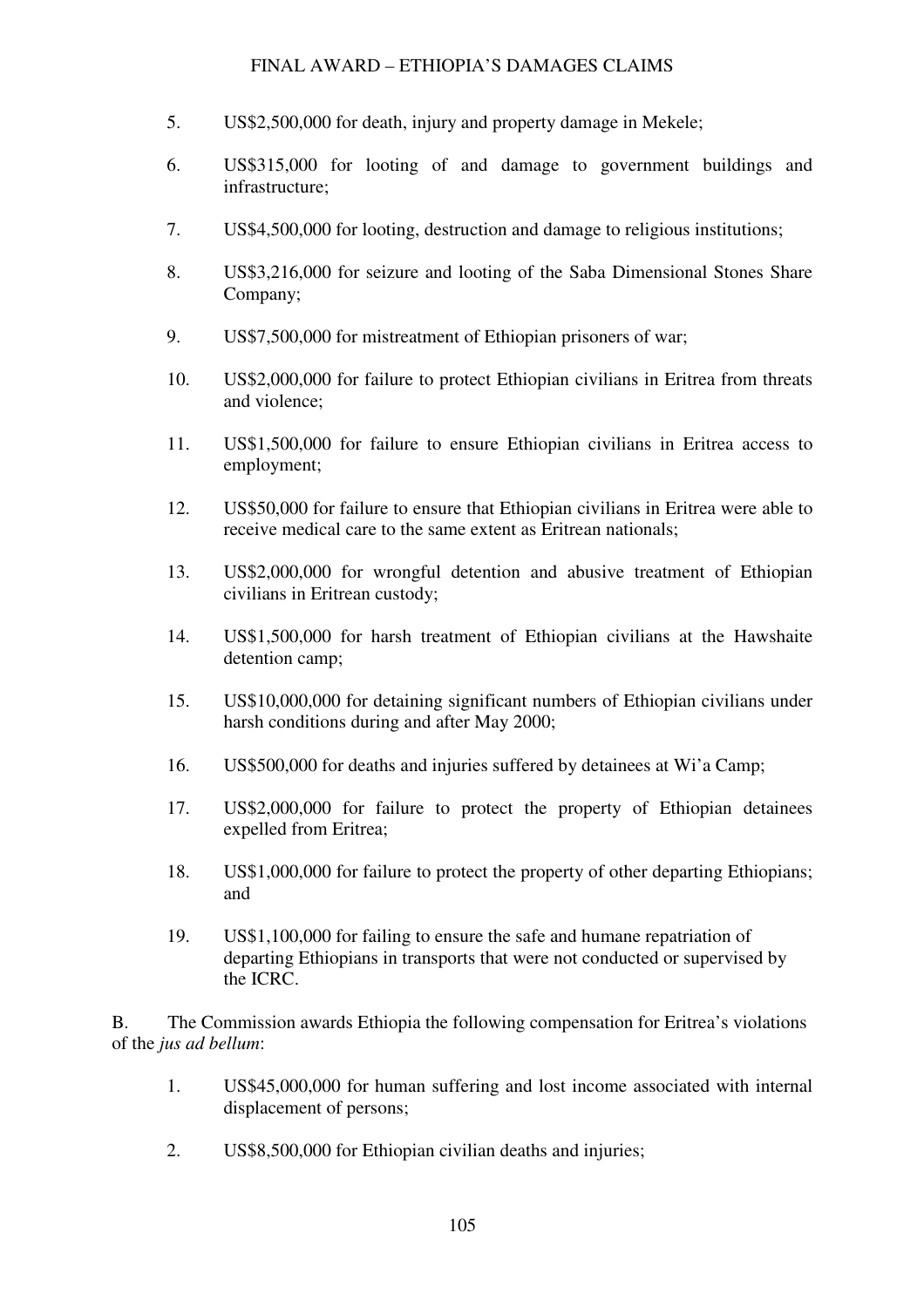5. US$2,500,000 for death, injury and property damage in Mekele;

6. US$315,000 for looting of and damage to government buildings and infrastructure;

7. US$4,500,000 for looting, destruction and damage to religious institutions;

8. US$3,216,000 for seizure and looting of the Saba Dimensional Stones Share Company;

9. US$7,500,000 for mistreatment of Ethiopian prisoners of war;

10. US$2,000,000 for failure to protect Ethiopian civilians in Eritrea from threats and violence;

11. US$1,500,000 for failure to ensure Ethiopian civilians in Eritrea access to employment;

12. US$50,000 for failure to ensure that Ethiopian civilians in Eritrea were able to receive medical care to the same extent as Eritrean nationals;

13. US$2,000,000 for wrongful detention and abusive treatment of Ethiopian civilians in Eritrean custody;

14. US$1,500,000 for harsh treatment of Ethiopian civilians at the Hawshaite detention camp;

15. US$10,000,000 for detaining significant numbers of Ethiopian civilians under harsh conditions during and after May 2000;

16. US$500,000 for deaths and injuries suffered by detainees at Wi'a Camp;

17. US$2,000,000 for failure to protect the property of Ethiopian detainees expelled from Eritrea;

18. US$1,000,000 for failure to protect the property of other departing Ethiopians; and

19. US$1,100,000 for failing to ensure the safe and humane repatriation of departing Ethiopians in transports that were not conducted or supervised by the ICRC.

B. The Commission awards Ethiopia the following compensation for Eritrea's violations of the *jus ad bellum*:

1. US$45,000,000 for human suffering and lost income associated with internal displacement of persons;

2. US$8,500,000 for Ethiopian civilian deaths and injuries;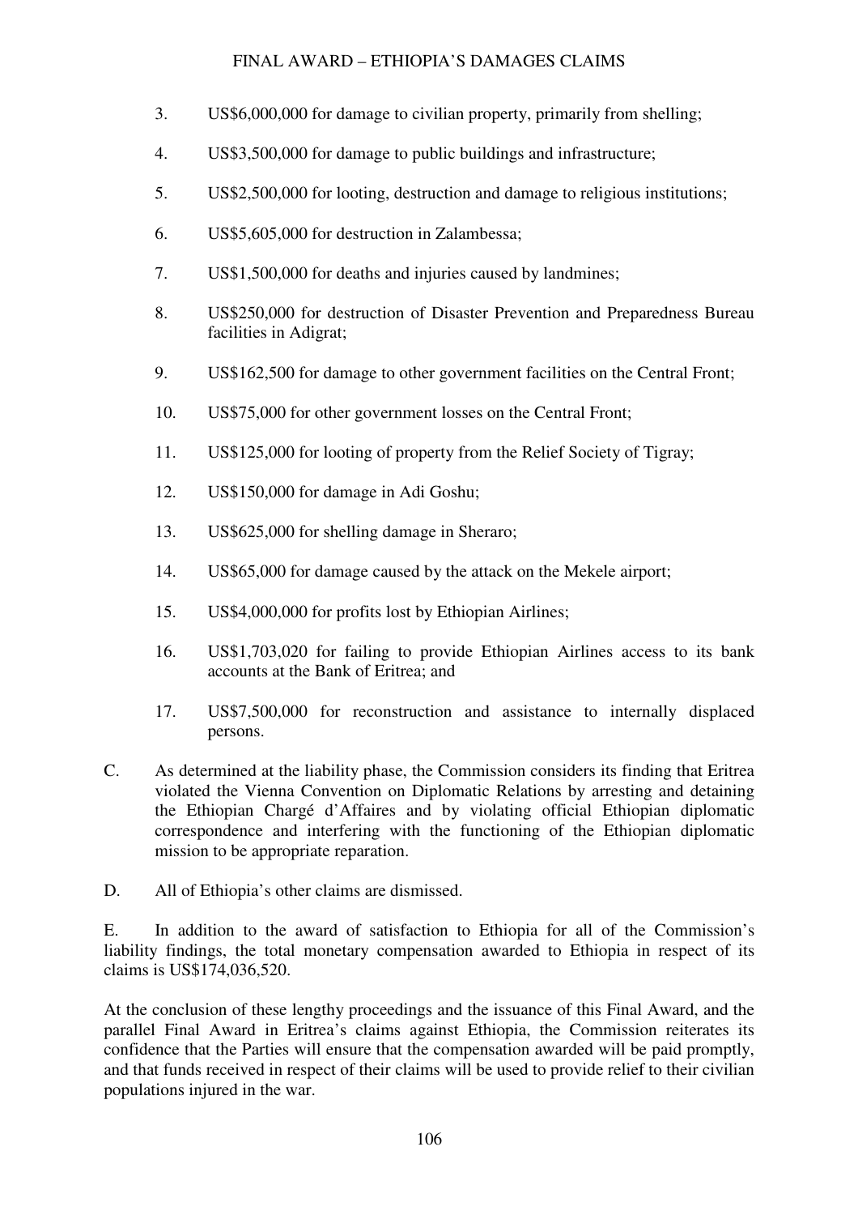3. US$6,000,000 for damage to civilian property, primarily from shelling;

4. US$3,500,000 for damage to public buildings and infrastructure;

5. US$2,500,000 for looting, destruction and damage to religious institutions;

6. US$5,605,000 for destruction in Zalambessa;

7. US$1,500,000 for deaths and injuries caused by landmines;

8. US$250,000 for destruction of Disaster Prevention and Preparedness Bureau facilities in Adigrat;

9. US$162,500 for damage to other government facilities on the Central Front;

10. US$75,000 for other government losses on the Central Front;

11. US$125,000 for looting of property from the Relief Society of Tigray;

12. US$150,000 for damage in Adi Goshu;

13. US$625,000 for shelling damage in Sheraro;

14. US$65,000 for damage caused by the attack on the Mekele airport;

15. US$4,000,000 for profits lost by Ethiopian Airlines;

16. US$1,703,020 for failing to provide Ethiopian Airlines access to its bank accounts at the Bank of Eritrea; and

17. US$7,500,000 for reconstruction and assistance to internally displaced persons.

C. As determined at the liability phase, the Commission considers its finding that Eritrea violated the Vienna Convention on Diplomatic Relations by arresting and detaining the Ethiopian Chargé d'Affaires and by violating official Ethiopian diplomatic correspondence and interfering with the functioning of the Ethiopian diplomatic mission to be appropriate reparation.

D. All of Ethiopia's other claims are dismissed.

E. In addition to the award of satisfaction to Ethiopia for all of the Commission's liability findings, the total monetary compensation awarded to Ethiopia in respect of its claims is US$174,036,520.

At the conclusion of these lengthy proceedings and the issuance of this Final Award, and the parallel Final Award in Eritrea's claims against Ethiopia, the Commission reiterates its confidence that the Parties will ensure that the compensation awarded will be paid promptly, and that funds received in respect of their claims will be used to provide relief to their civilian populations injured in the war.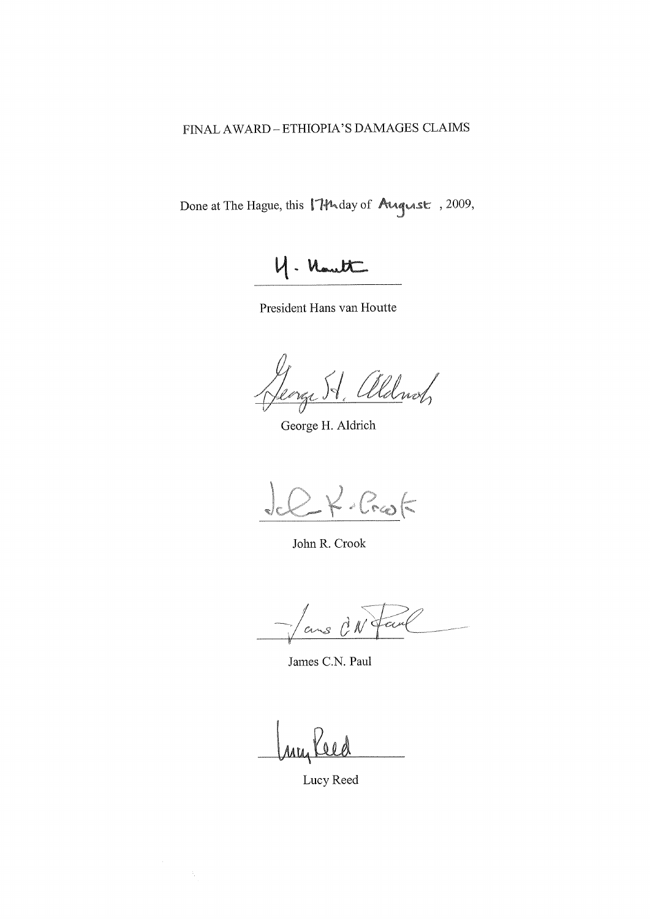FINAL AWARD – ETHIOPIA'S DAMAGES CLAIMS

Done at The Hague, this 17th day of August, 2009,

President Hans van Houtte

George H. Aldrich

John R. Crook

James C.N. Paul

Lucy Reed